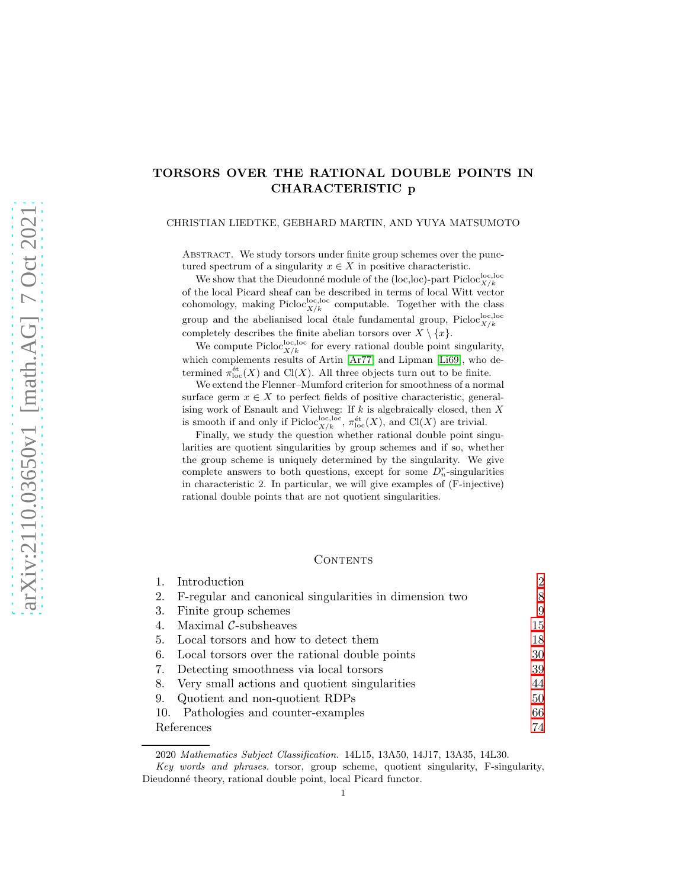# TORSORS OVER THE RATIONAL DOUBLE POINTS IN CHARACTERISTIC p

CHRISTIAN LIEDTKE, GEBHARD MARTIN, AND YUYA MATSUMOTO

Abstract. We study torsors under finite group schemes over the punctured spectrum of a singularity $x \in X$ in positive characteristic.

We show that the Dieudonné module of the (loc,loc)-part $\mathrm{Picloc}^{\mathrm{loc,loc}}_{X/k}$ of the local Picard sheaf can be described in terms of local Witt vector cohomology, making $\mathrm{Picloc}^{\mathrm{loc,loc}}_{X/k}$ computable. Together with the class group and the abelianised local étale fundamental group, $\mathrm{Picloc}^{\mathrm{loc,loc}}_{X/k}$ completely describes the finite abelian torsors over $X \setminus \{x\}$.

We compute $\mathrm{Picloc}^{\mathrm{loc,loc}}_{X/k}$ for every rational double point singularity, which complements results of Artin [Ar77] and Lipman [Li69], who determined $\pi^{\text{ét}}_{\mathrm{loc}}(X)$ and $\mathrm{Cl}(X)$. All three objects turn out to be finite.

We extend the Flenner–Mumford criterion for smoothness of a normal surface germ $x \in X$ to perfect fields of positive characteristic, generalising work of Esnault and Viehweg: If $k$ is algebraically closed, then $X$ is smooth if and only if $\mathrm{Picloc}^{\mathrm{loc,loc}}_{X/k}$, $\pi^{\text{ét}}_{\mathrm{loc}}(X)$, and $\mathrm{Cl}(X)$ are trivial.

Finally, we study the question whether rational double point singularities are quotient singularities by group schemes and if so, whether the group scheme is uniquely determined by the singularity. We give complete answers to both questions, except for some $D_n^r$-singularities in characteristic 2. In particular, we will give examples of (F-injective) rational double points that are not quotient singularities.

## Contents

1. Introduction — 2
2. F-regular and canonical singularities in dimension two — 8
3. Finite group schemes — 9
4. Maximal $\mathcal{C}$-subsheaves — 15
5. Local torsors and how to detect them — 18
6. Local torsors over the rational double points — 30
7. Detecting smoothness via local torsors — 39
8. Very small actions and quotient singularities — 44
9. Quotient and non-quotient RDPs — 50
10. Pathologies and counter-examples — 66

References — 74

2020 *Mathematics Subject Classification.* 14L15, 13A50, 14J17, 13A35, 14L30.

*Key words and phrases.* torsor, group scheme, quotient singularity, F-singularity, Dieudonné theory, rational double point, local Picard functor.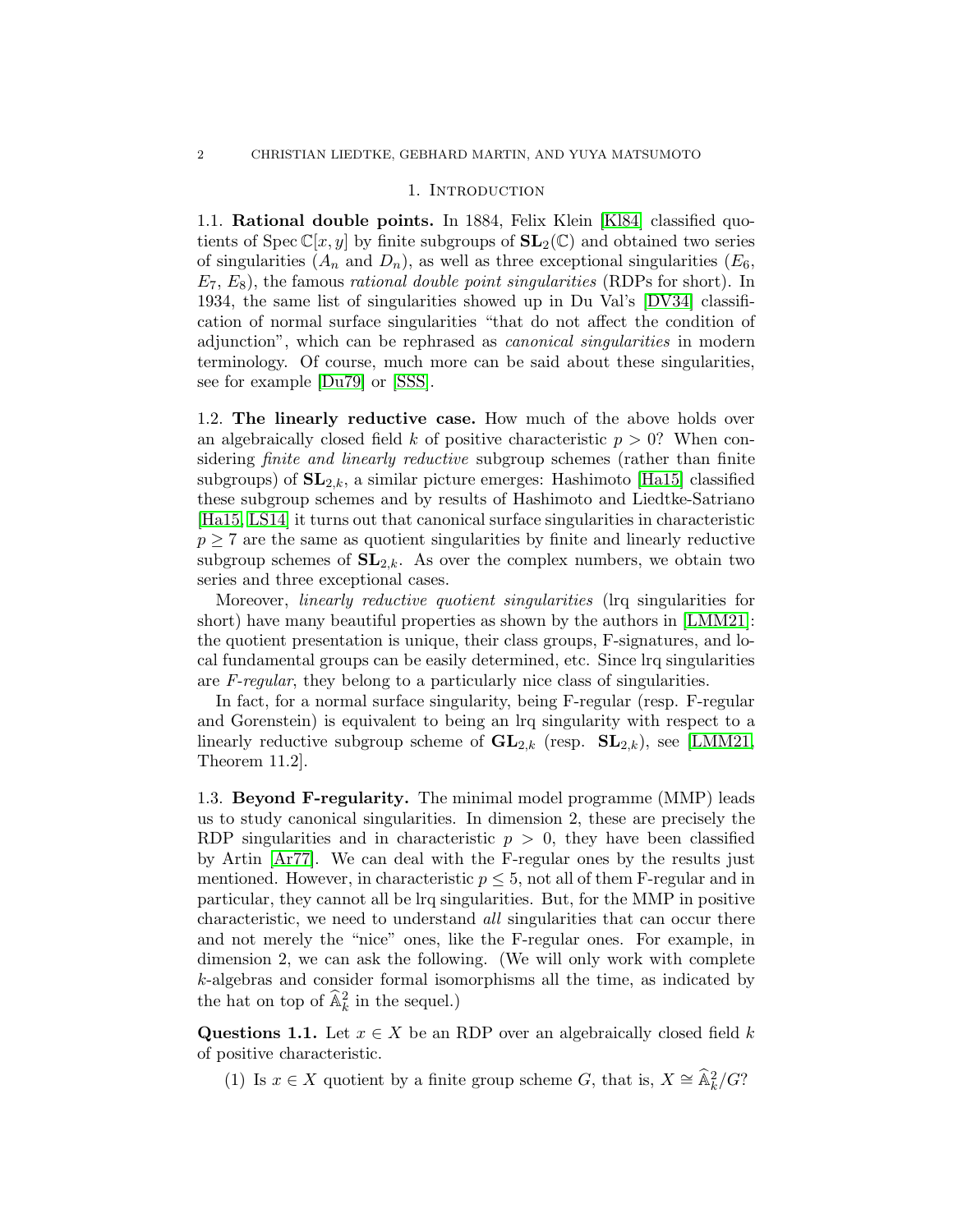## 1. Introduction

**1.1. Rational double points.** In 1884, Felix Klein [Kl84] classified quotients of $\operatorname{Spec} \mathbb{C}[x,y]$ by finite subgroups of $\mathbf{SL}_2(\mathbb{C})$ and obtained two series of singularities ($A_n$ and $D_n$), as well as three exceptional singularities ($E_6$, $E_7$, $E_8$), the famous *rational double point singularities* (RDPs for short). In 1934, the same list of singularities showed up in Du Val's [DV34] classification of normal surface singularities "that do not affect the condition of adjunction", which can be rephrased as *canonical singularities* in modern terminology. Of course, much more can be said about these singularities, see for example [Du79] or [SSS].

**1.2. The linearly reductive case.** How much of the above holds over an algebraically closed field $k$ of positive characteristic $p > 0$? When considering *finite and linearly reductive* subgroup schemes (rather than finite subgroups) of $\mathbf{SL}_{2,k}$, a similar picture emerges: Hashimoto [Ha15] classified these subgroup schemes and by results of Hashimoto and Liedtke-Satriano [Ha15, LS14] it turns out that canonical surface singularities in characteristic $p \geq 7$ are the same as quotient singularities by finite and linearly reductive subgroup schemes of $\mathbf{SL}_{2,k}$. As over the complex numbers, we obtain two series and three exceptional cases.

Moreover, *linearly reductive quotient singularities* (lrq singularities for short) have many beautiful properties as shown by the authors in [LMM21]: the quotient presentation is unique, their class groups, F-signatures, and local fundamental groups can be easily determined, etc. Since lrq singularities are *F-regular*, they belong to a particularly nice class of singularities.

In fact, for a normal surface singularity, being F-regular (resp. F-regular and Gorenstein) is equivalent to being an lrq singularity with respect to a linearly reductive subgroup scheme of $\mathbf{GL}_{2,k}$ (resp. $\mathbf{SL}_{2,k}$), see [LMM21, Theorem 11.2].

**1.3. Beyond F-regularity.** The minimal model programme (MMP) leads us to study canonical singularities. In dimension 2, these are precisely the RDP singularities and in characteristic $p > 0$, they have been classified by Artin [Ar77]. We can deal with the F-regular ones by the results just mentioned. However, in characteristic $p \leq 5$, not all of them F-regular and in particular, they cannot all be lrq singularities. But, for the MMP in positive characteristic, we need to understand *all* singularities that can occur there and not merely the "nice" ones, like the F-regular ones. For example, in dimension 2, we can ask the following. (We will only work with complete $k$-algebras and consider formal isomorphisms all the time, as indicated by the hat on top of $\widehat{\mathbb{A}}^2_k$ in the sequel.)

**Questions 1.1.** Let $x \in X$ be an RDP over an algebraically closed field $k$ of positive characteristic.

(1) Is $x \in X$ quotient by a finite group scheme $G$, that is, $X \cong \widehat{\mathbb{A}}^2_k/G$?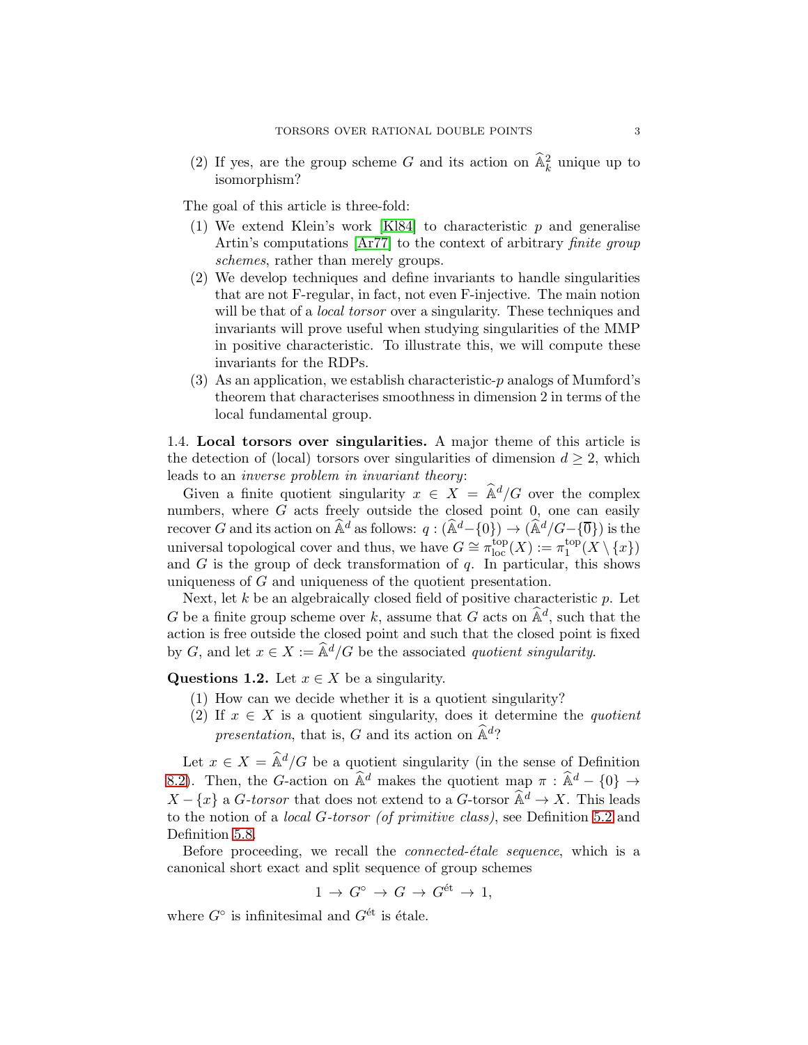(2) If yes, are the group scheme $G$ and its action on $\widehat{\mathbb{A}}^2_k$ unique up to isomorphism?

The goal of this article is three-fold:

1. We extend Klein's work [Kl84] to characteristic $p$ and generalise Artin's computations [Ar77] to the context of arbitrary *finite group schemes*, rather than merely groups.
2. We develop techniques and define invariants to handle singularities that are not F-regular, in fact, not even F-injective. The main notion will be that of a *local torsor* over a singularity. These techniques and invariants will prove useful when studying singularities of the MMP in positive characteristic. To illustrate this, we will compute these invariants for the RDPs.
3. As an application, we establish characteristic-$p$ analogs of Mumford's theorem that characterises smoothness in dimension 2 in terms of the local fundamental group.

1.4. **Local torsors over singularities.** A major theme of this article is the detection of (local) torsors over singularities of dimension $d \geq 2$, which leads to an *inverse problem in invariant theory*:

Given a finite quotient singularity $x \in X = \widehat{\mathbb{A}}^d/G$ over the complex numbers, where $G$ acts freely outside the closed point 0, one can easily recover $G$ and its action on $\widehat{\mathbb{A}}^d$ as follows: $q : (\widehat{\mathbb{A}}^d - \{0\}) \to (\widehat{\mathbb{A}}^d/G - \{\overline{0}\})$ is the universal topological cover and thus, we have $G \cong \pi_{\mathrm{loc}}^{\mathrm{top}}(X) := \pi_1^{\mathrm{top}}(X \setminus \{x\})$ and $G$ is the group of deck transformation of $q$. In particular, this shows uniqueness of $G$ and uniqueness of the quotient presentation.

Next, let $k$ be an algebraically closed field of positive characteristic $p$. Let $G$ be a finite group scheme over $k$, assume that $G$ acts on $\widehat{\mathbb{A}}^d$, such that the action is free outside the closed point and such that the closed point is fixed by $G$, and let $x \in X := \widehat{\mathbb{A}}^d/G$ be the associated *quotient singularity*.

**Questions 1.2.** Let $x \in X$ be a singularity.

1. How can we decide whether it is a quotient singularity?
2. If $x \in X$ is a quotient singularity, does it determine the *quotient presentation*, that is, $G$ and its action on $\widehat{\mathbb{A}}^d$?

Let $x \in X = \widehat{\mathbb{A}}^d/G$ be a quotient singularity (in the sense of Definition 8.2). Then, the $G$-action on $\widehat{\mathbb{A}}^d$ makes the quotient map $\pi : \widehat{\mathbb{A}}^d - \{0\} \to X - \{x\}$ a *$G$-torsor* that does not extend to a $G$-torsor $\widehat{\mathbb{A}}^d \to X$. This leads to the notion of a *local $G$-torsor (of primitive class)*, see Definition 5.2 and Definition 5.8.

Before proceeding, we recall the *connected-étale sequence*, which is a canonical short exact and split sequence of group schemes

$$1 \to G^\circ \to G \to G^{\text{ét}} \to 1,$$

where $G^\circ$ is infinitesimal and $G^{\text{ét}}$ is étale.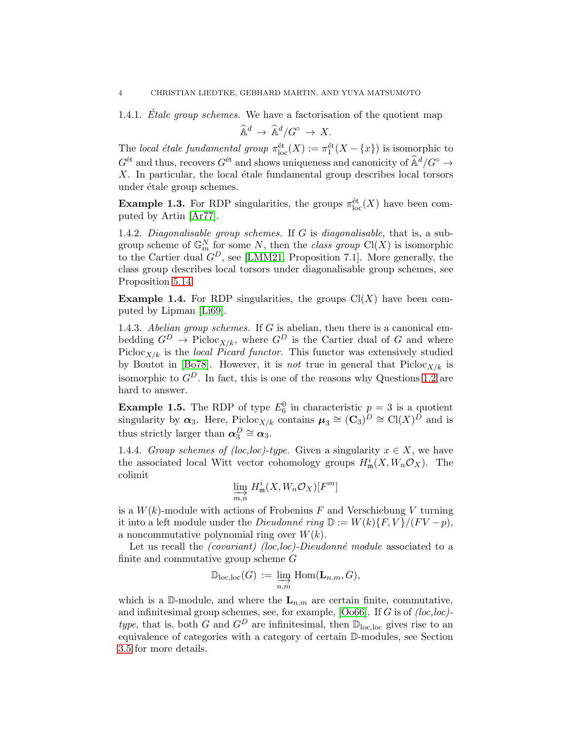1.4.1. *Étale group schemes.* We have a factorisation of the quotient map

$$\widehat{\mathbb{A}}^d \to \widehat{\mathbb{A}}^d/G^\circ \to X.$$

The *local étale fundamental group* $\pi_{\mathrm{loc}}^{\text{ét}}(X) := \pi_1^{\text{ét}}(X - \{x\})$ is isomorphic to $G^{\text{ét}}$ and thus, recovers $G^{\text{ét}}$ and shows uniqueness and canonicity of $\widehat{\mathbb{A}}^d/G^\circ \to X$. In particular, the local étale fundamental group describes local torsors under étale group schemes.

**Example 1.3.** For RDP singularities, the groups $\pi_{\mathrm{loc}}^{\text{ét}}(X)$ have been computed by Artin [Ar77].

1.4.2. *Diagonalisable group schemes.* If $G$ is *diagonalisable*, that is, a subgroup scheme of $\mathbb{G}_m^N$ for some $N$, then the *class group* $\mathrm{Cl}(X)$ is isomorphic to the Cartier dual $G^D$, see [LMM21, Proposition 7.1]. More generally, the class group describes local torsors under diagonalisable group schemes, see Proposition 5.14.

**Example 1.4.** For RDP singularities, the groups $\mathrm{Cl}(X)$ have been computed by Lipman [Li69].

1.4.3. *Abelian group schemes.* If $G$ is abelian, then there is a canonical embedding $G^D \to \mathrm{Picloc}_{X/k}$, where $G^D$ is the Cartier dual of $G$ and where $\mathrm{Picloc}_{X/k}$ is the *local Picard functor*. This functor was extensively studied by Boutot in [Bo78]. However, it is *not* true in general that $\mathrm{Picloc}_{X/k}$ is isomorphic to $G^D$. In fact, this is one of the reasons why Questions 1.2 are hard to answer.

**Example 1.5.** The RDP of type $E_6^0$ in characteristic $p = 3$ is a quotient singularity by $\boldsymbol{\alpha}_3$. Here, $\mathrm{Picloc}_{X/k}$ contains $\boldsymbol{\mu}_3 \cong (\mathbf{C}_3)^D \cong \mathrm{Cl}(X)^D$ and is thus strictly larger than $\boldsymbol{\alpha}_3^D \cong \boldsymbol{\alpha}_3$.

1.4.4. *Group schemes of (loc,loc)-type.* Given a singularity $x \in X$, we have the associated local Witt vector cohomology groups $H^i_{\mathfrak{m}}(X, W_n\mathcal{O}_X)$. The colimit

$$\varinjlim_{m,n} H^i_{\mathfrak{m}}(X, W_n\mathcal{O}_X)[F^m]$$

is a $W(k)$-module with actions of Frobenius $F$ and Verschiebung $V$ turning it into a left module under the *Dieudonné ring* $\mathbb{D} := W(k)\{F, V\}/(FV - p)$, a noncommutative polynomial ring over $W(k)$.

Let us recall the *(covariant) (loc,loc)-Dieudonné module* associated to a finite and commutative group scheme $G$

$$\mathbb{D}_{\mathrm{loc,loc}}(G) := \varinjlim_{n,m} \mathrm{Hom}(\mathbf{L}_{n,m}, G),$$

which is a $\mathbb{D}$-module, and where the $\mathbf{L}_{n,m}$ are certain finite, commutative, and infinitesimal group schemes, see, for example, [Oo66]. If $G$ is of *(loc,loc)-type*, that is, both $G$ and $G^D$ are infinitesimal, then $\mathbb{D}_{\mathrm{loc,loc}}$ gives rise to an equivalence of categories with a category of certain $\mathbb{D}$-modules, see Section 3.5 for more details.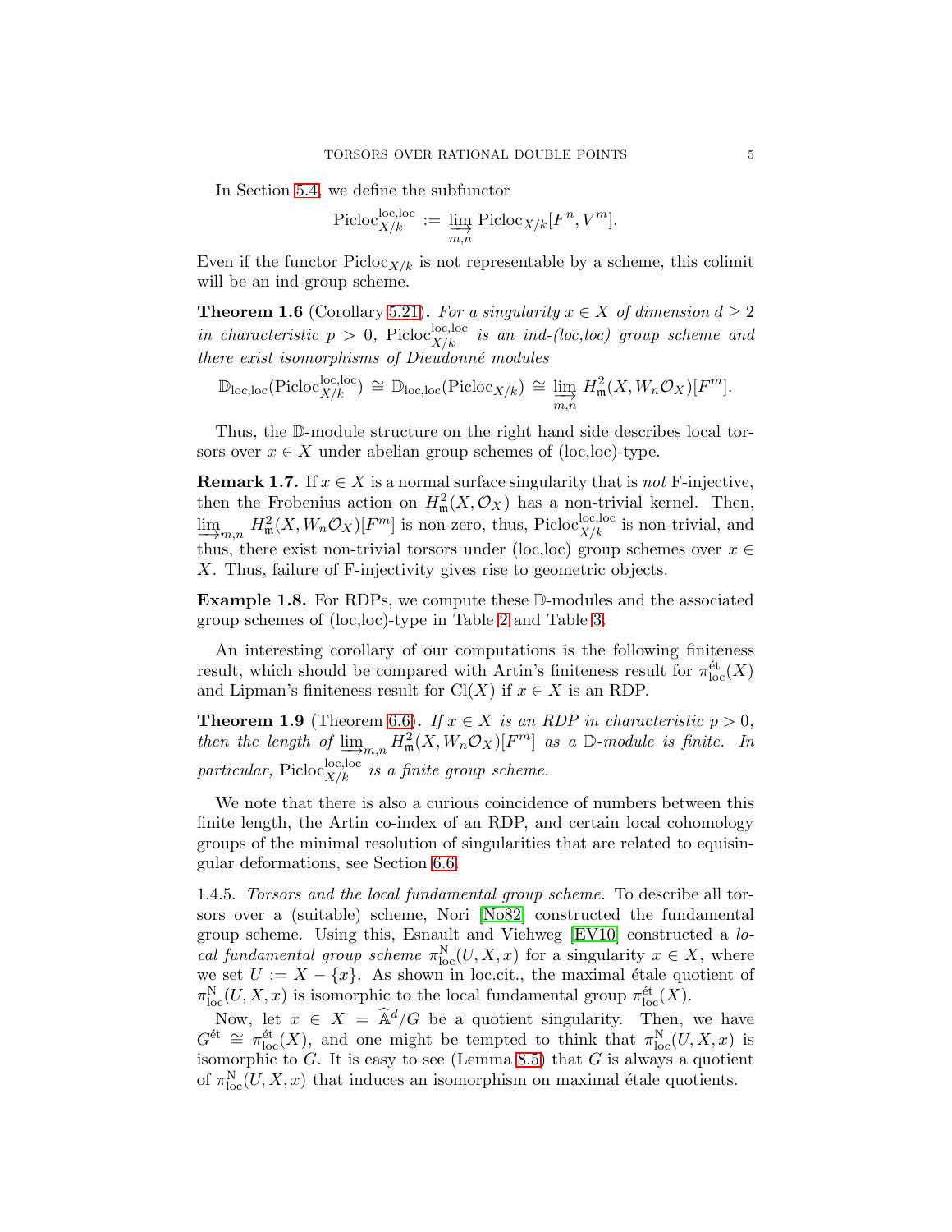In Section 5.4, we define the subfunctor

$$\mathrm{Picloc}^{\mathrm{loc,loc}}_{X/k} := \varinjlim_{m,n} \mathrm{Picloc}_{X/k}[F^n, V^m].$$

Even if the functor $\mathrm{Picloc}_{X/k}$ is not representable by a scheme, this colimit will be an ind-group scheme.

**Theorem 1.6** (Corollary 5.21)**.** *For a singularity $x \in X$ of dimension $d \geq 2$ in characteristic $p > 0$, $\mathrm{Picloc}^{\mathrm{loc,loc}}_{X/k}$ is an ind-(loc,loc) group scheme and there exist isomorphisms of Dieudonné modules*

$$\mathbb{D}_{\mathrm{loc,loc}}(\mathrm{Picloc}^{\mathrm{loc,loc}}_{X/k}) \cong \mathbb{D}_{\mathrm{loc,loc}}(\mathrm{Picloc}_{X/k}) \cong \varinjlim_{m,n} H^2_{\mathfrak{m}}(X, W_n\mathcal{O}_X)[F^m].$$

Thus, the $\mathbb{D}$-module structure on the right hand side describes local torsors over $x \in X$ under abelian group schemes of (loc,loc)-type.

**Remark 1.7.** If $x \in X$ is a normal surface singularity that is *not* F-injective, then the Frobenius action on $H^2_{\mathfrak{m}}(X, \mathcal{O}_X)$ has a non-trivial kernel. Then, $\varinjlim_{m,n} H^2_{\mathfrak{m}}(X, W_n\mathcal{O}_X)[F^m]$ is non-zero, thus, $\mathrm{Picloc}^{\mathrm{loc,loc}}_{X/k}$ is non-trivial, and thus, there exist non-trivial torsors under (loc,loc) group schemes over $x \in X$. Thus, failure of F-injectivity gives rise to geometric objects.

**Example 1.8.** For RDPs, we compute these $\mathbb{D}$-modules and the associated group schemes of (loc,loc)-type in Table 2 and Table 3.

An interesting corollary of our computations is the following finiteness result, which should be compared with Artin's finiteness result for $\pi^{\text{ét}}_{\mathrm{loc}}(X)$ and Lipman's finiteness result for $\mathrm{Cl}(X)$ if $x \in X$ is an RDP.

**Theorem 1.9** (Theorem 6.6)**.** *If $x \in X$ is an RDP in characteristic $p > 0$, then the length of $\varinjlim_{m,n} H^2_{\mathfrak{m}}(X, W_n\mathcal{O}_X)[F^m]$ as a $\mathbb{D}$-module is finite. In particular, $\mathrm{Picloc}^{\mathrm{loc,loc}}_{X/k}$ is a finite group scheme.*

We note that there is also a curious coincidence of numbers between this finite length, the Artin co-index of an RDP, and certain local cohomology groups of the minimal resolution of singularities that are related to equisingular deformations, see Section 6.6.

1.4.5. *Torsors and the local fundamental group scheme.* To describe all torsors over a (suitable) scheme, Nori [No82] constructed the fundamental group scheme. Using this, Esnault and Viehweg [EV10] constructed a *local fundamental group scheme* $\pi^{\mathrm{N}}_{\mathrm{loc}}(U, X, x)$ for a singularity $x \in X$, where we set $U := X - \{x\}$. As shown in loc.cit., the maximal étale quotient of $\pi^{\mathrm{N}}_{\mathrm{loc}}(U, X, x)$ is isomorphic to the local fundamental group $\pi^{\text{ét}}_{\mathrm{loc}}(X)$.

Now, let $x \in X = \widehat{\mathbb{A}}^d/G$ be a quotient singularity. Then, we have $G^{\text{ét}} \cong \pi^{\text{ét}}_{\mathrm{loc}}(X)$, and one might be tempted to think that $\pi^{\mathrm{N}}_{\mathrm{loc}}(U, X, x)$ is isomorphic to $G$. It is easy to see (Lemma 8.5) that $G$ is always a quotient of $\pi^{\mathrm{N}}_{\mathrm{loc}}(U, X, x)$ that induces an isomorphism on maximal étale quotients.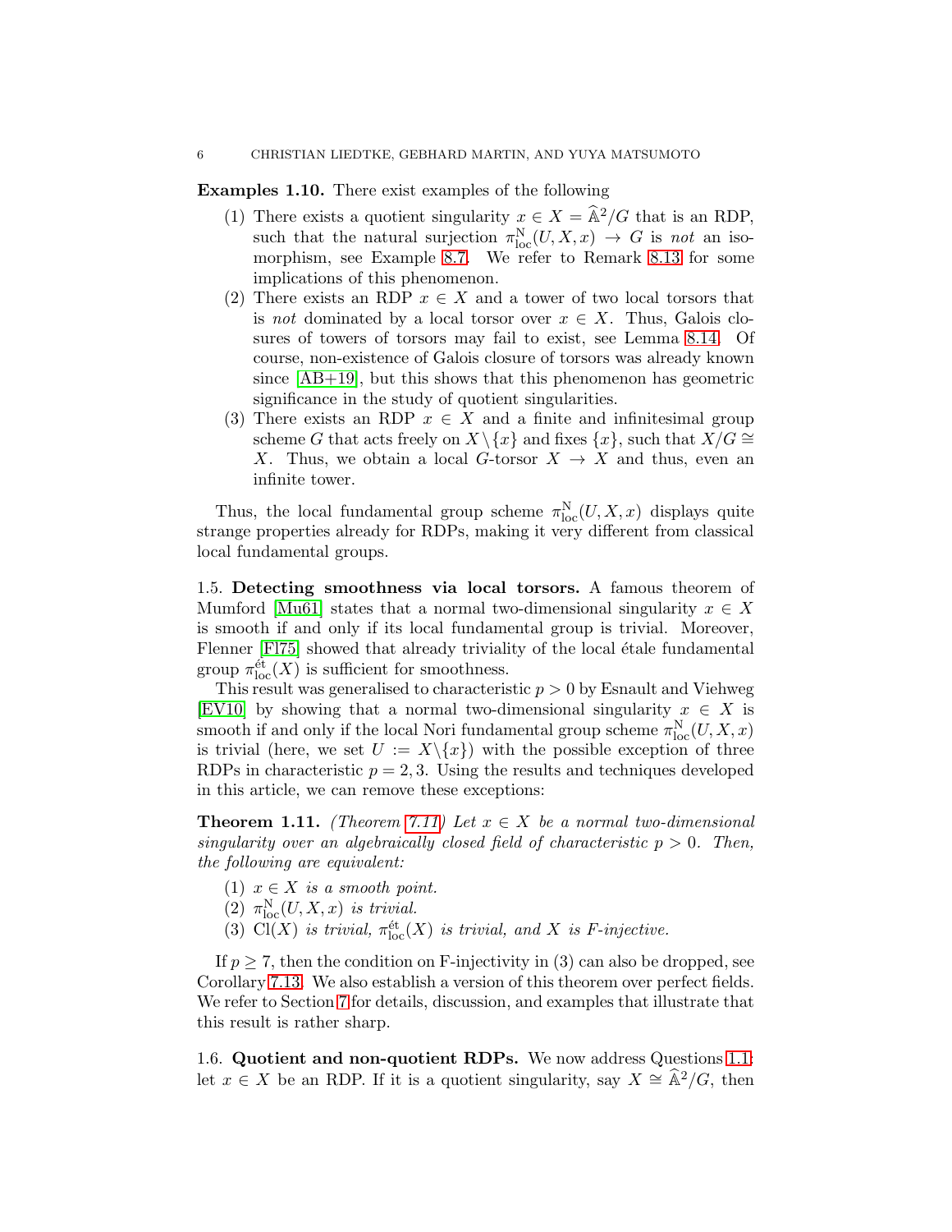**Examples 1.10.** There exist examples of the following

1. There exists a quotient singularity $x \in X = \widehat{\mathbb{A}}^2/G$ that is an RDP, such that the natural surjection $\pi_{\mathrm{loc}}^{\mathrm{N}}(U, X, x) \to G$ is *not* an isomorphism, see Example 8.7. We refer to Remark 8.13 for some implications of this phenomenon.
2. There exists an RDP $x \in X$ and a tower of two local torsors that is *not* dominated by a local torsor over $x \in X$. Thus, Galois closures of towers of torsors may fail to exist, see Lemma 8.14. Of course, non-existence of Galois closure of torsors was already known since [AB+19], but this shows that this phenomenon has geometric significance in the study of quotient singularities.
3. There exists an RDP $x \in X$ and a finite and infinitesimal group scheme $G$ that acts freely on $X \setminus \{x\}$ and fixes $\{x\}$, such that $X/G \cong X$. Thus, we obtain a local $G$-torsor $X \to X$ and thus, even an infinite tower.

Thus, the local fundamental group scheme $\pi_{\mathrm{loc}}^{\mathrm{N}}(U, X, x)$ displays quite strange properties already for RDPs, making it very different from classical local fundamental groups.

1.5. **Detecting smoothness via local torsors.** A famous theorem of Mumford [Mu61] states that a normal two-dimensional singularity $x \in X$ is smooth if and only if its local fundamental group is trivial. Moreover, Flenner [Fl75] showed that already triviality of the local étale fundamental group $\pi_{\mathrm{loc}}^{\text{ét}}(X)$ is sufficient for smoothness.

This result was generalised to characteristic $p > 0$ by Esnault and Viehweg [EV10] by showing that a normal two-dimensional singularity $x \in X$ is smooth if and only if the local Nori fundamental group scheme $\pi_{\mathrm{loc}}^{\mathrm{N}}(U, X, x)$ is trivial (here, we set $U := X \setminus \{x\}$) with the possible exception of three RDPs in characteristic $p = 2, 3$. Using the results and techniques developed in this article, we can remove these exceptions:

**Theorem 1.11.** *(Theorem 7.11) Let $x \in X$ be a normal two-dimensional singularity over an algebraically closed field of characteristic $p > 0$. Then, the following are equivalent:*

1. *$x \in X$ is a smooth point.*
2. *$\pi_{\mathrm{loc}}^{\mathrm{N}}(U, X, x)$ is trivial.*
3. *$\mathrm{Cl}(X)$ is trivial, $\pi_{\mathrm{loc}}^{\text{ét}}(X)$ is trivial, and $X$ is F-injective.*

If $p \geq 7$, then the condition on F-injectivity in (3) can also be dropped, see Corollary 7.13. We also establish a version of this theorem over perfect fields. We refer to Section 7 for details, discussion, and examples that illustrate that this result is rather sharp.

1.6. **Quotient and non-quotient RDPs.** We now address Questions 1.1: let $x \in X$ be an RDP. If it is a quotient singularity, say $X \cong \widehat{\mathbb{A}}^2/G$, then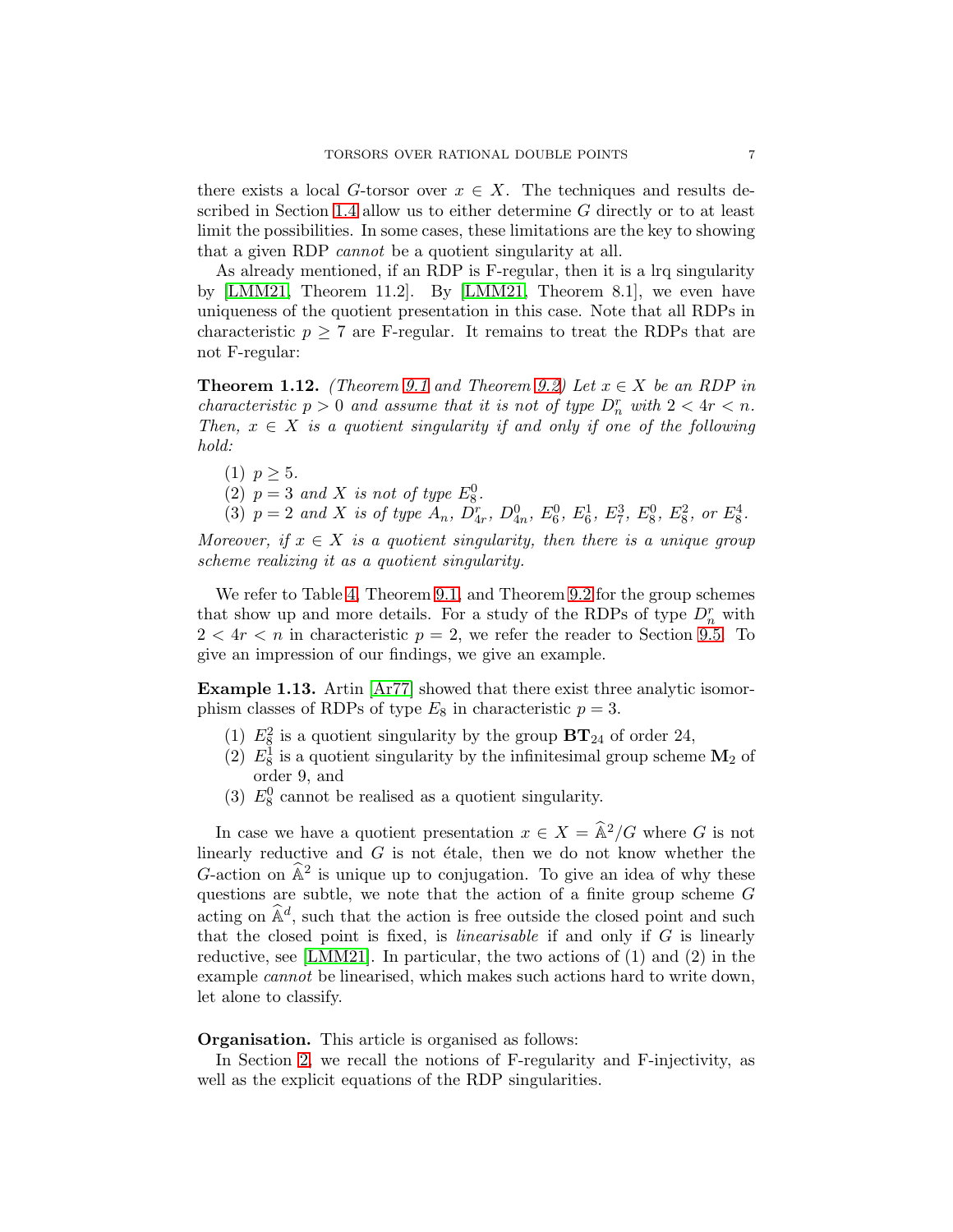there exists a local $G$-torsor over $x \in X$. The techniques and results described in Section 1.4 allow us to either determine $G$ directly or to at least limit the possibilities. In some cases, these limitations are the key to showing that a given RDP *cannot* be a quotient singularity at all.

As already mentioned, if an RDP is F-regular, then it is a lrq singularity by [LMM21, Theorem 11.2]. By [LMM21, Theorem 8.1], we even have uniqueness of the quotient presentation in this case. Note that all RDPs in characteristic $p \geq 7$ are F-regular. It remains to treat the RDPs that are not F-regular:

**Theorem 1.12.** *(Theorem 9.1 and Theorem 9.2) Let $x \in X$ be an RDP in characteristic $p > 0$ and assume that it is not of type $D_n^r$ with $2 < 4r < n$. Then, $x \in X$ is a quotient singularity if and only if one of the following hold:*

1. *$p \geq 5$.*
2. *$p = 3$ and $X$ is not of type $E_8^0$.*
3. *$p = 2$ and $X$ is of type $A_n$, $D_{4r}^r$, $D_{4n}^0$, $E_6^0$, $E_6^1$, $E_7^3$, $E_8^0$, $E_8^2$, or $E_8^4$.*

*Moreover, if $x \in X$ is a quotient singularity, then there is a unique group scheme realizing it as a quotient singularity.*

We refer to Table 4, Theorem 9.1, and Theorem 9.2 for the group schemes that show up and more details. For a study of the RDPs of type $D_n^r$ with $2 < 4r < n$ in characteristic $p = 2$, we refer the reader to Section 9.5. To give an impression of our findings, we give an example.

**Example 1.13.** Artin [Ar77] showed that there exist three analytic isomorphism classes of RDPs of type $E_8$ in characteristic $p = 3$.

1. $E_8^2$ is a quotient singularity by the group $\mathbf{BT}_{24}$ of order 24,
2. $E_8^1$ is a quotient singularity by the infinitesimal group scheme $\mathbf{M}_2$ of order 9, and
3. $E_8^0$ cannot be realised as a quotient singularity.

In case we have a quotient presentation $x \in X = \widehat{\mathbb{A}}^2/G$ where $G$ is not linearly reductive and $G$ is not étale, then we do not know whether the $G$-action on $\widehat{\mathbb{A}}^2$ is unique up to conjugation. To give an idea of why these questions are subtle, we note that the action of a finite group scheme $G$ acting on $\widehat{\mathbb{A}}^d$, such that the action is free outside the closed point and such that the closed point is fixed, is *linearisable* if and only if $G$ is linearly reductive, see [LMM21]. In particular, the two actions of (1) and (2) in the example *cannot* be linearised, which makes such actions hard to write down, let alone to classify.

**Organisation.** This article is organised as follows:

In Section 2, we recall the notions of F-regularity and F-injectivity, as well as the explicit equations of the RDP singularities.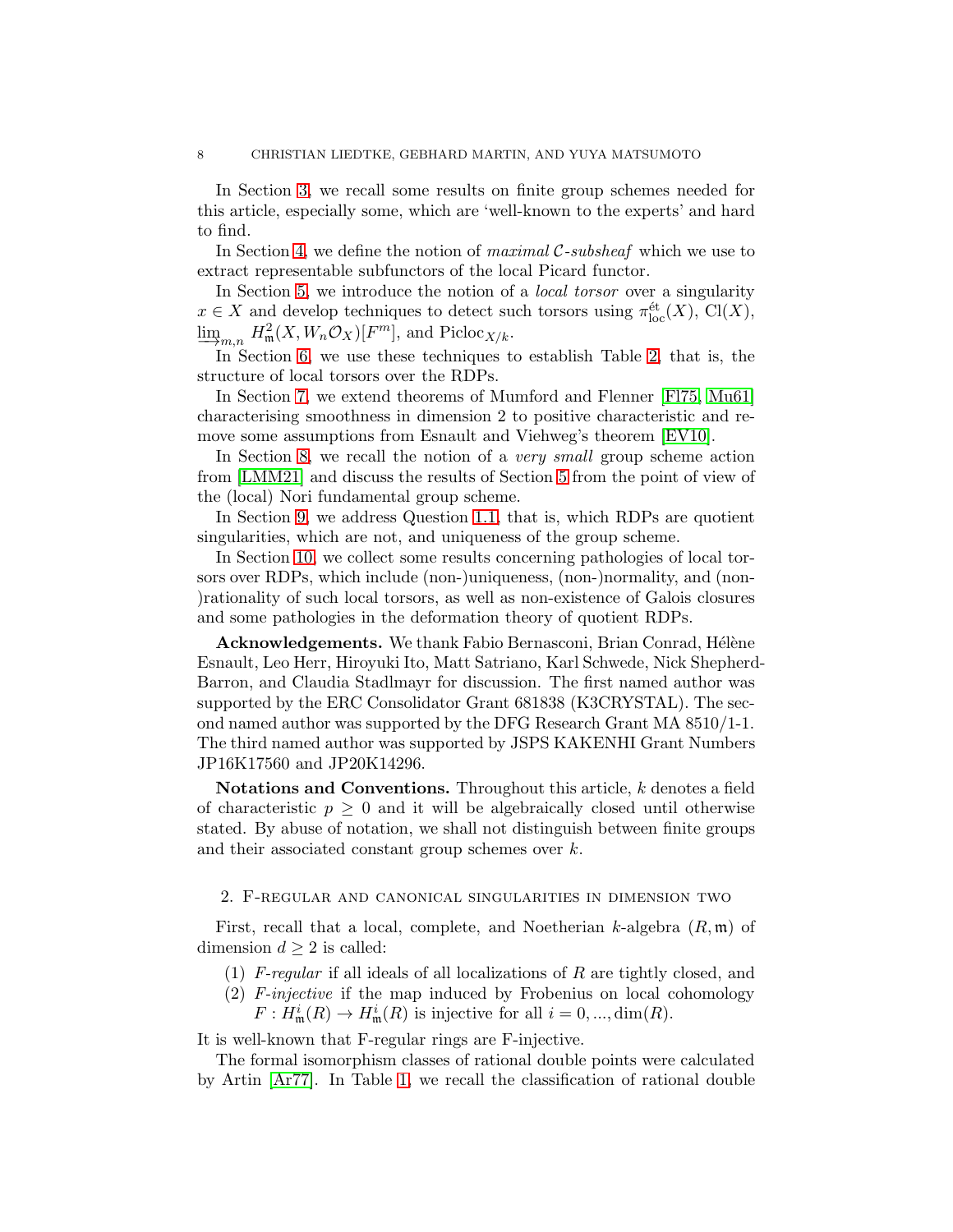In Section 3, we recall some results on finite group schemes needed for this article, especially some, which are 'well-known to the experts' and hard to find.

In Section 4, we define the notion of *maximal $\mathcal{C}$-subsheaf* which we use to extract representable subfunctors of the local Picard functor.

In Section 5, we introduce the notion of a *local torsor* over a singularity $x \in X$ and develop techniques to detect such torsors using $\pi_{\mathrm{loc}}^{\text{ét}}(X)$, $\mathrm{Cl}(X)$, $\varinjlim_{m,n} H^2_{\mathfrak{m}}(X, W_n\mathcal{O}_X)[F^m]$, and $\mathrm{Picloc}_{X/k}$.

In Section 6, we use these techniques to establish Table 2, that is, the structure of local torsors over the RDPs.

In Section 7, we extend theorems of Mumford and Flenner [Fl75, Mu61] characterising smoothness in dimension 2 to positive characteristic and remove some assumptions from Esnault and Viehweg's theorem [EV10].

In Section 8, we recall the notion of a *very small* group scheme action from [LMM21] and discuss the results of Section 5 from the point of view of the (local) Nori fundamental group scheme.

In Section 9, we address Question 1.1, that is, which RDPs are quotient singularities, which are not, and uniqueness of the group scheme.

In Section 10, we collect some results concerning pathologies of local torsors over RDPs, which include (non-)uniqueness, (non-)normality, and (non-)rationality of such local torsors, as well as non-existence of Galois closures and some pathologies in the deformation theory of quotient RDPs.

**Acknowledgements.** We thank Fabio Bernasconi, Brian Conrad, Hélène Esnault, Leo Herr, Hiroyuki Ito, Matt Satriano, Karl Schwede, Nick Shepherd-Barron, and Claudia Stadlmayr for discussion. The first named author was supported by the ERC Consolidator Grant 681838 (K3CRYSTAL). The second named author was supported by the DFG Research Grant MA 8510/1-1. The third named author was supported by JSPS KAKENHI Grant Numbers JP16K17560 and JP20K14296.

**Notations and Conventions.** Throughout this article, $k$ denotes a field of characteristic $p \geq 0$ and it will be algebraically closed until otherwise stated. By abuse of notation, we shall not distinguish between finite groups and their associated constant group schemes over $k$.

## 2. F-regular and canonical singularities in dimension two

First, recall that a local, complete, and Noetherian $k$-algebra $(R, \mathfrak{m})$ of dimension $d \geq 2$ is called:

1. *F-regular* if all ideals of all localizations of $R$ are tightly closed, and
2. *F-injective* if the map induced by Frobenius on local cohomology $F : H^i_{\mathfrak{m}}(R) \to H^i_{\mathfrak{m}}(R)$ is injective for all $i = 0, ..., \dim(R)$.

It is well-known that F-regular rings are F-injective.

The formal isomorphism classes of rational double points were calculated by Artin [Ar77]. In Table 1, we recall the classification of rational double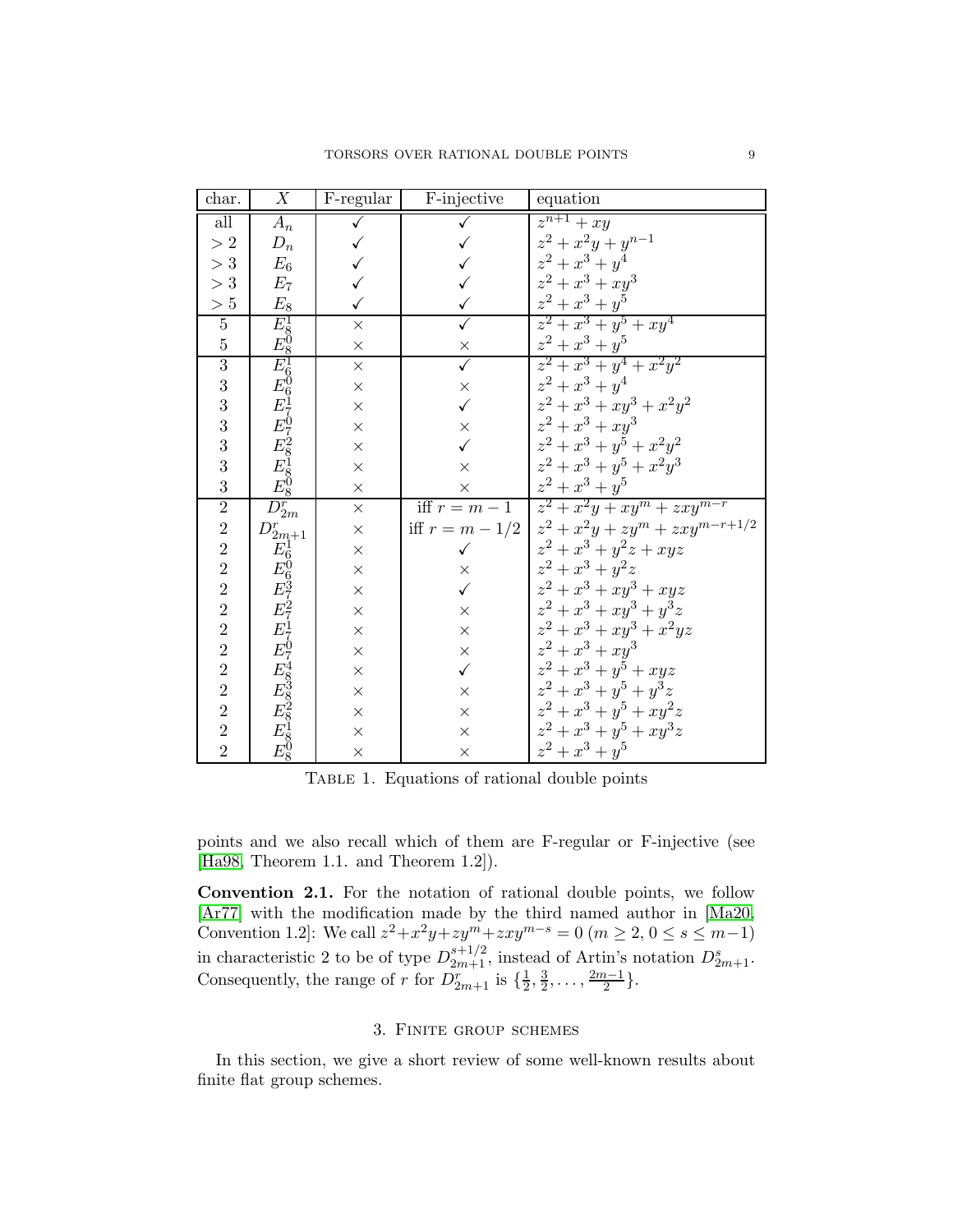| char. | $X$ | F-regular | F-injective | equation |
|---|---|---|---|---|
| all | $A_n$ | ✓ | ✓ | $z^{n+1} + xy$ |
| $> 2$ | $D_n$ | ✓ | ✓ | $z^2 + x^2y + y^{n-1}$ |
| $> 3$ | $E_6$ | ✓ | ✓ | $z^2 + x^3 + y^4$ |
| $> 3$ | $E_7$ | ✓ | ✓ | $z^2 + x^3 + xy^3$ |
| $> 5$ | $E_8$ | ✓ | ✓ | $z^2 + x^3 + y^5$ |
| 5 | $E_8^1$ | × | ✓ | $z^2 + x^3 + y^5 + xy^4$ |
| 5 | $E_8^0$ | × | × | $z^2 + x^3 + y^5$ |
| 3 | $E_6^1$ | × | ✓ | $z^2 + x^3 + y^4 + x^2y^2$ |
| 3 | $E_6^0$ | × | × | $z^2 + x^3 + y^4$ |
| 3 | $E_7^1$ | × | ✓ | $z^2 + x^3 + xy^3 + x^2y^2$ |
| 3 | $E_7^0$ | × | × | $z^2 + x^3 + xy^3$ |
| 3 | $E_8^2$ | × | ✓ | $z^2 + x^3 + y^5 + x^2y^2$ |
| 3 | $E_8^1$ | × | × | $z^2 + x^3 + y^5 + x^2y^3$ |
| 3 | $E_8^0$ | × | × | $z^2 + x^3 + y^5$ |
| 2 | $D_{2m}^r$ | × | iff $r = m-1$ | $z^2 + x^2y + xy^m + zxy^{m-r}$ |
| 2 | $D_{2m+1}^r$ | × | iff $r = m-1/2$ | $z^2 + x^2y + zy^m + zxy^{m-r+1/2}$ |
| 2 | $E_6^1$ | × | ✓ | $z^2 + x^3 + y^2z + xyz$ |
| 2 | $E_6^0$ | × | × | $z^2 + x^3 + y^2z$ |
| 2 | $E_7^3$ | × | ✓ | $z^2 + x^3 + xy^3 + xyz$ |
| 2 | $E_7^2$ | × | × | $z^2 + x^3 + xy^3 + y^3z$ |
| 2 | $E_7^1$ | × | × | $z^2 + x^3 + xy^3 + x^2yz$ |
| 2 | $E_7^0$ | × | × | $z^2 + x^3 + xy^3$ |
| 2 | $E_8^4$ | × | ✓ | $z^2 + x^3 + y^5 + xyz$ |
| 2 | $E_8^3$ | × | × | $z^2 + x^3 + y^5 + y^3z$ |
| 2 | $E_8^2$ | × | × | $z^2 + x^3 + y^5 + xy^2z$ |
| 2 | $E_8^1$ | × | × | $z^2 + x^3 + y^5 + xy^3z$ |
| 2 | $E_8^0$ | × | × | $z^2 + x^3 + y^5$ |

Table 1. Equations of rational double points

points and we also recall which of them are F-regular or F-injective (see [Ha98, Theorem 1.1. and Theorem 1.2]).

**Convention 2.1.** For the notation of rational double points, we follow [Ar77] with the modification made by the third named author in [Ma20, Convention 1.2]: We call $z^2+x^2y+zy^m+zxy^{m-s} = 0$ ($m \geq 2$, $0 \leq s \leq m-1$) in characteristic 2 to be of type $D_{2m+1}^{s+1/2}$, instead of Artin's notation $D_{2m+1}^s$. Consequently, the range of $r$ for $D_{2m+1}^r$ is $\{\frac{1}{2}, \frac{3}{2}, \ldots, \frac{2m-1}{2}\}$.

## 3. Finite group schemes

In this section, we give a short review of some well-known results about finite flat group schemes.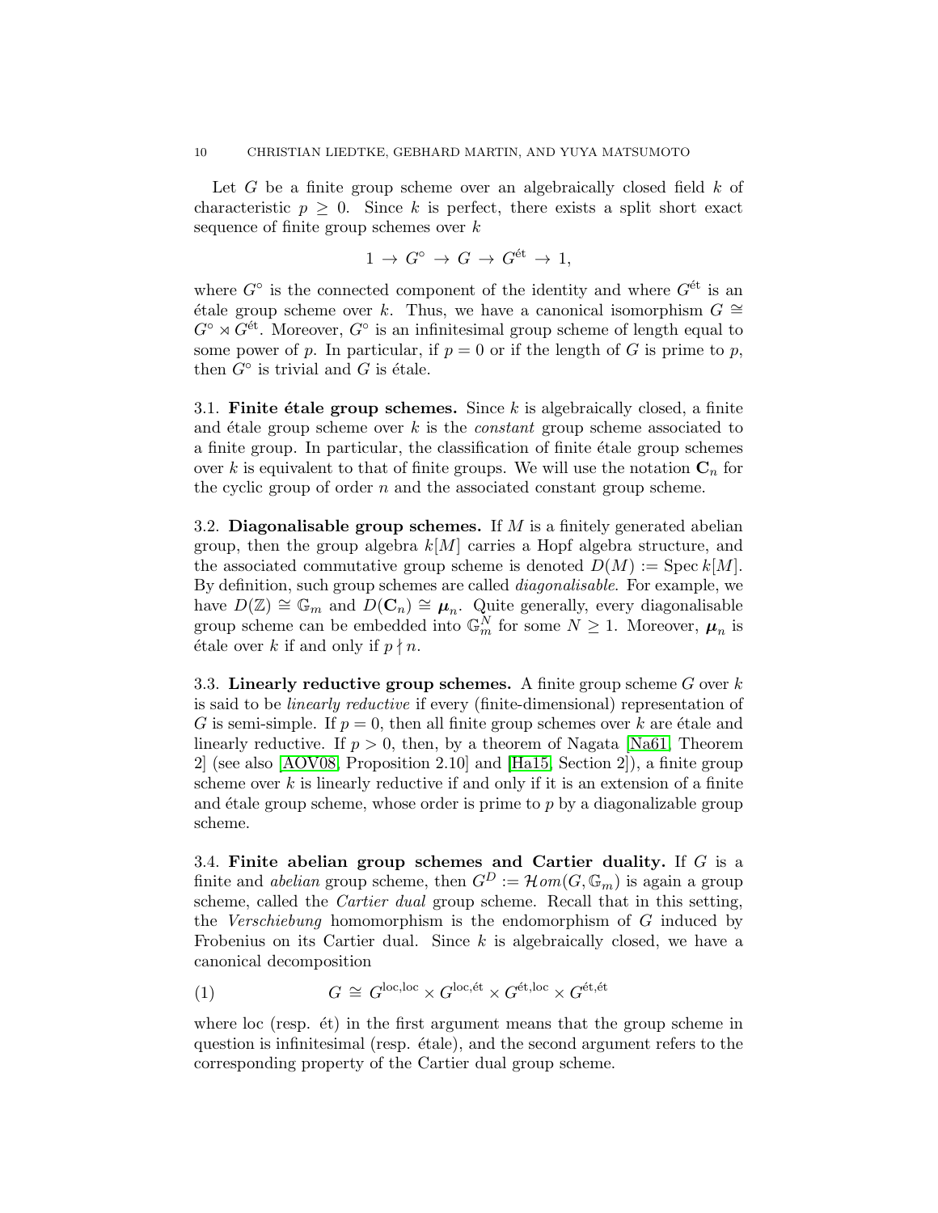Let $G$ be a finite group scheme over an algebraically closed field $k$ of characteristic $p \geq 0$. Since $k$ is perfect, there exists a split short exact sequence of finite group schemes over $k$

$$1 \to G^\circ \to G \to G^{\text{ét}} \to 1,$$

where $G^\circ$ is the connected component of the identity and where $G^{\text{ét}}$ is an étale group scheme over $k$. Thus, we have a canonical isomorphism $G \cong G^\circ \rtimes G^{\text{ét}}$. Moreover, $G^\circ$ is an infinitesimal group scheme of length equal to some power of $p$. In particular, if $p = 0$ or if the length of $G$ is prime to $p$, then $G^\circ$ is trivial and $G$ is étale.

3.1. **Finite étale group schemes.** Since $k$ is algebraically closed, a finite and étale group scheme over $k$ is the *constant* group scheme associated to a finite group. In particular, the classification of finite étale group schemes over $k$ is equivalent to that of finite groups. We will use the notation $\mathbf{C}_n$ for the cyclic group of order $n$ and the associated constant group scheme.

3.2. **Diagonalisable group schemes.** If $M$ is a finitely generated abelian group, then the group algebra $k[M]$ carries a Hopf algebra structure, and the associated commutative group scheme is denoted $D(M) := \operatorname{Spec} k[M]$. By definition, such group schemes are called *diagonalisable*. For example, we have $D(\mathbb{Z}) \cong \mathbb{G}_m$ and $D(\mathbf{C}_n) \cong \boldsymbol{\mu}_n$. Quite generally, every diagonalisable group scheme can be embedded into $\mathbb{G}_m^N$ for some $N \geq 1$. Moreover, $\boldsymbol{\mu}_n$ is étale over $k$ if and only if $p \nmid n$.

3.3. **Linearly reductive group schemes.** A finite group scheme $G$ over $k$ is said to be *linearly reductive* if every (finite-dimensional) representation of $G$ is semi-simple. If $p = 0$, then all finite group schemes over $k$ are étale and linearly reductive. If $p > 0$, then, by a theorem of Nagata [Na61, Theorem 2] (see also [AOV08, Proposition 2.10] and [Ha15, Section 2]), a finite group scheme over $k$ is linearly reductive if and only if it is an extension of a finite and étale group scheme, whose order is prime to $p$ by a diagonalizable group scheme.

3.4. **Finite abelian group schemes and Cartier duality.** If $G$ is a finite and *abelian* group scheme, then $G^D := \mathcal{H}om(G, \mathbb{G}_m)$ is again a group scheme, called the *Cartier dual* group scheme. Recall that in this setting, the *Verschiebung* homomorphism is the endomorphism of $G$ induced by Frobenius on its Cartier dual. Since $k$ is algebraically closed, we have a canonical decomposition

$$G \cong G^{\text{loc,loc}} \times G^{\text{loc,ét}} \times G^{\text{ét,loc}} \times G^{\text{ét,ét}} \tag{1}$$

where loc (resp. ét) in the first argument means that the group scheme in question is infinitesimal (resp. étale), and the second argument refers to the corresponding property of the Cartier dual group scheme.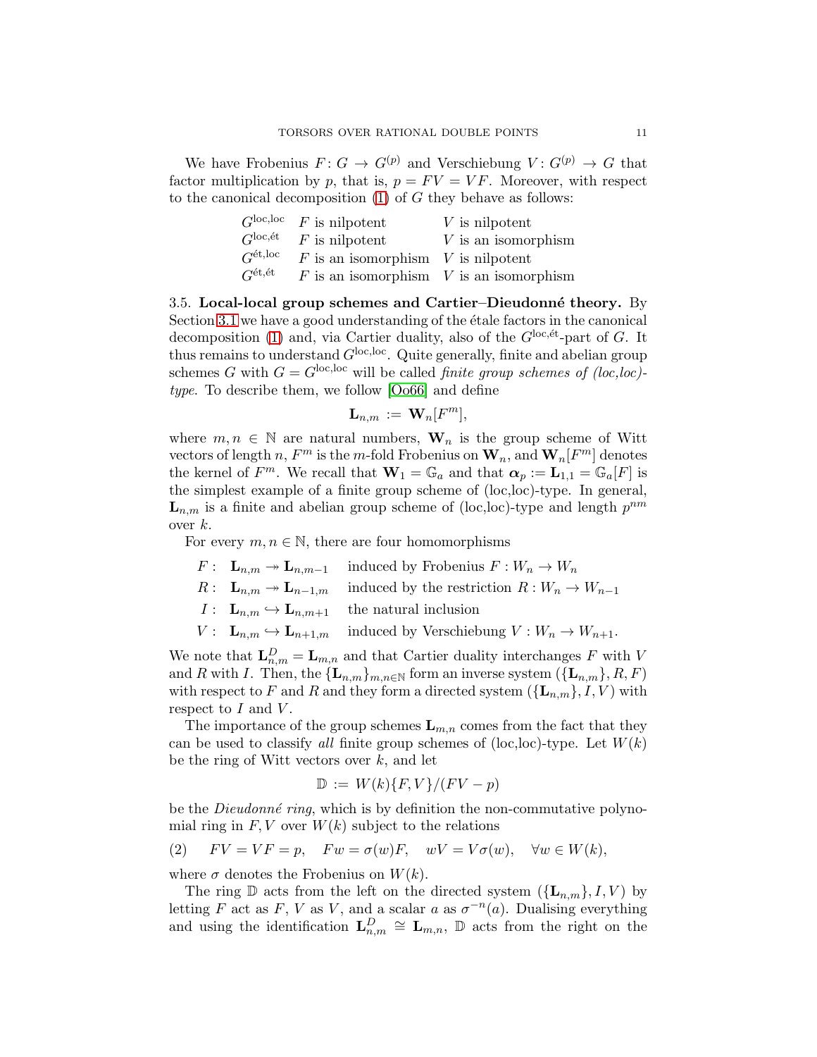We have Frobenius $F\colon G \to G^{(p)}$ and Verschiebung $V\colon G^{(p)} \to G$ that factor multiplication by $p$, that is, $p = FV = VF$. Moreover, with respect to the canonical decomposition (1) of $G$ they behave as follows:

| | | |
|---|---|---|
| $G^{\text{loc,loc}}$ | $F$ is nilpotent | $V$ is nilpotent |
| $G^{\text{loc,ét}}$ | $F$ is nilpotent | $V$ is an isomorphism |
| $G^{\text{ét,loc}}$ | $F$ is an isomorphism | $V$ is nilpotent |
| $G^{\text{ét,ét}}$ | $F$ is an isomorphism | $V$ is an isomorphism |

3.5. **Local-local group schemes and Cartier–Dieudonné theory.** By Section 3.1 we have a good understanding of the étale factors in the canonical decomposition (1) and, via Cartier duality, also of the $G^{\text{loc,ét}}$-part of $G$. It thus remains to understand $G^{\text{loc,loc}}$. Quite generally, finite and abelian group schemes $G$ with $G = G^{\text{loc,loc}}$ will be called *finite group schemes of (loc,loc)-type*. To describe them, we follow [Oo66] and define

$$\mathbf{L}_{n,m} \;:=\; \mathbf{W}_n[F^m],$$

where $m, n \in \mathbb{N}$ are natural numbers, $\mathbf{W}_n$ is the group scheme of Witt vectors of length $n$, $F^m$ is the $m$-fold Frobenius on $\mathbf{W}_n$, and $\mathbf{W}_n[F^m]$ denotes the kernel of $F^m$. We recall that $\mathbf{W}_1 = \mathbb{G}_a$ and that $\boldsymbol{\alpha}_p := \mathbf{L}_{1,1} = \mathbb{G}_a[F]$ is the simplest example of a finite group scheme of (loc,loc)-type. In general, $\mathbf{L}_{n,m}$ is a finite and abelian group scheme of (loc,loc)-type and length $p^{nm}$ over $k$.

For every $m, n \in \mathbb{N}$, there are four homomorphisms

| | |
|---|---|
| $F\colon\ \mathbf{L}_{n,m} \twoheadrightarrow \mathbf{L}_{n,m-1}$ | induced by Frobenius $F : W_n \to W_n$ |
| $R\colon\ \mathbf{L}_{n,m} \twoheadrightarrow \mathbf{L}_{n-1,m}$ | induced by the restriction $R : W_n \to W_{n-1}$ |
| $I\colon\ \mathbf{L}_{n,m} \hookrightarrow \mathbf{L}_{n,m+1}$ | the natural inclusion |
| $V\colon\ \mathbf{L}_{n,m} \hookrightarrow \mathbf{L}_{n+1,m}$ | induced by Verschiebung $V : W_n \to W_{n+1}$. |

We note that $\mathbf{L}_{n,m}^D = \mathbf{L}_{m,n}$ and that Cartier duality interchanges $F$ with $V$ and $R$ with $I$. Then, the $\{\mathbf{L}_{n,m}\}_{m,n\in\mathbb{N}}$ form an inverse system $(\{\mathbf{L}_{n,m}\}, R, F)$ with respect to $F$ and $R$ and they form a directed system $(\{\mathbf{L}_{n,m}\}, I, V)$ with respect to $I$ and $V$.

The importance of the group schemes $\mathbf{L}_{m,n}$ comes from the fact that they can be used to classify *all* finite group schemes of (loc,loc)-type. Let $W(k)$ be the ring of Witt vectors over $k$, and let

$$\mathbb{D} \;:=\; W(k)\{F, V\}/(FV - p)$$

be the *Dieudonné ring*, which is by definition the non-commutative polynomial ring in $F, V$ over $W(k)$ subject to the relations

$$FV = VF = p, \quad Fw = \sigma(w)F, \quad wV = V\sigma(w), \quad \forall w \in W(k), \tag{2}$$

where $\sigma$ denotes the Frobenius on $W(k)$.

The ring $\mathbb{D}$ acts from the left on the directed system $(\{\mathbf{L}_{n,m}\}, I, V)$ by letting $F$ act as $F$, $V$ as $V$, and a scalar $a$ as $\sigma^{-n}(a)$. Dualising everything and using the identification $\mathbf{L}_{n,m}^D \cong \mathbf{L}_{m,n}$, $\mathbb{D}$ acts from the right on the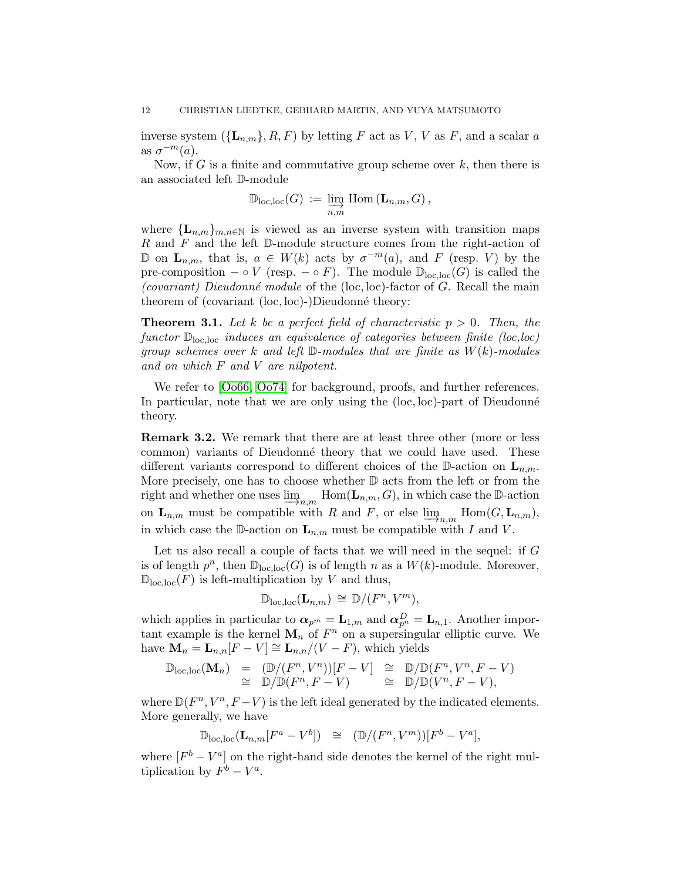inverse system $(\{\mathbf{L}_{n,m}\}, R, F)$ by letting $F$ act as $V$, $V$ as $F$, and a scalar $a$ as $\sigma^{-m}(a)$.

Now, if $G$ is a finite and commutative group scheme over $k$, then there is an associated left $\mathbb{D}$-module

$$\mathbb{D}_{\mathrm{loc,loc}}(G) := \varinjlim_{n,m} \operatorname{Hom}(\mathbf{L}_{n,m}, G),$$

where $\{\mathbf{L}_{n,m}\}_{m,n\in\mathbb{N}}$ is viewed as an inverse system with transition maps $R$ and $F$ and the left $\mathbb{D}$-module structure comes from the right-action of $\mathbb{D}$ on $\mathbf{L}_{n,m}$, that is, $a \in W(k)$ acts by $\sigma^{-m}(a)$, and $F$ (resp. $V$) by the pre-composition $-\circ V$ (resp. $-\circ F$). The module $\mathbb{D}_{\mathrm{loc,loc}}(G)$ is called the *(covariant) Dieudonné module* of the $(\mathrm{loc},\mathrm{loc})$-factor of $G$. Recall the main theorem of (covariant $(\mathrm{loc},\mathrm{loc})$-)Dieudonné theory:

**Theorem 3.1.** *Let $k$ be a perfect field of characteristic $p > 0$. Then, the functor $\mathbb{D}_{\mathrm{loc,loc}}$ induces an equivalence of categories between finite (loc,loc) group schemes over $k$ and left $\mathbb{D}$-modules that are finite as $W(k)$-modules and on which $F$ and $V$ are nilpotent.*

We refer to [Oo66, Oo74] for background, proofs, and further references. In particular, note that we are only using the $(\mathrm{loc},\mathrm{loc})$-part of Dieudonné theory.

**Remark 3.2.** We remark that there are at least three other (more or less common) variants of Dieudonné theory that we could have used. These different variants correspond to different choices of the $\mathbb{D}$-action on $\mathbf{L}_{n,m}$. More precisely, one has to choose whether $\mathbb{D}$ acts from the left or from the right and whether one uses $\varinjlim_{n,m} \operatorname{Hom}(\mathbf{L}_{n,m}, G)$, in which case the $\mathbb{D}$-action on $\mathbf{L}_{n,m}$ must be compatible with $R$ and $F$, or else $\varinjlim_{n,m} \operatorname{Hom}(G, \mathbf{L}_{n,m})$, in which case the $\mathbb{D}$-action on $\mathbf{L}_{n,m}$ must be compatible with $I$ and $V$.

Let us also recall a couple of facts that we will need in the sequel: if $G$ is of length $p^n$, then $\mathbb{D}_{\mathrm{loc,loc}}(G)$ is of length $n$ as a $W(k)$-module. Moreover, $\mathbb{D}_{\mathrm{loc,loc}}(F)$ is left-multiplication by $V$ and thus,

$$\mathbb{D}_{\mathrm{loc,loc}}(\mathbf{L}_{n,m}) \cong \mathbb{D}/(F^n, V^m),$$

which applies in particular to $\boldsymbol{\alpha}_{p^m} = \mathbf{L}_{1,m}$ and $\boldsymbol{\alpha}_{p^n}^D = \mathbf{L}_{n,1}$. Another important example is the kernel $\mathbf{M}_n$ of $F^n$ on a supersingular elliptic curve. We have $\mathbf{M}_n = \mathbf{L}_{n,n}[F - V] \cong \mathbf{L}_{n,n}/(V - F)$, which yields

$$\begin{array}{rcccl} \mathbb{D}_{\mathrm{loc,loc}}(\mathbf{M}_n) & = & (\mathbb{D}/(F^n, V^n))[F - V] & \cong & \mathbb{D}/\mathbb{D}(F^n, V^n, F - V) \\ & \cong & \mathbb{D}/\mathbb{D}(F^n, F - V) & \cong & \mathbb{D}/\mathbb{D}(V^n, F - V), \end{array}$$

where $\mathbb{D}(F^n, V^n, F-V)$ is the left ideal generated by the indicated elements. More generally, we have

$$\mathbb{D}_{\mathrm{loc,loc}}(\mathbf{L}_{n,m}[F^a - V^b]) \;\cong\; (\mathbb{D}/(F^n, V^m))[F^b - V^a],$$

where $[F^b - V^a]$ on the right-hand side denotes the kernel of the right multiplication by $F^b - V^a$.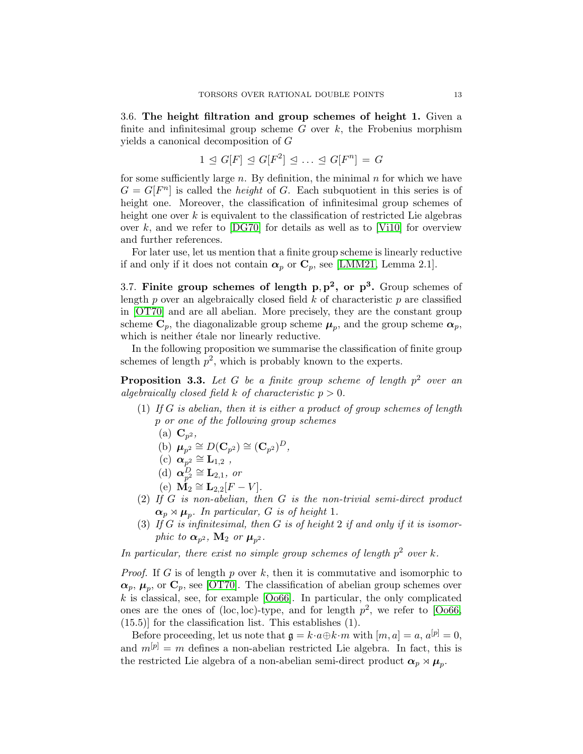3.6. **The height filtration and group schemes of height 1.** Given a finite and infinitesimal group scheme $G$ over $k$, the Frobenius morphism yields a canonical decomposition of $G$

$$1 \trianglelefteq G[F] \trianglelefteq G[F^2] \trianglelefteq \ldots \trianglelefteq G[F^n] = G$$

for some sufficiently large $n$. By definition, the minimal $n$ for which we have $G = G[F^n]$ is called the *height* of $G$. Each subquotient in this series is of height one. Moreover, the classification of infinitesimal group schemes of height one over $k$ is equivalent to the classification of restricted Lie algebras over $k$, and we refer to [DG70] for details as well as to [Vi10] for overview and further references.

For later use, let us mention that a finite group scheme is linearly reductive if and only if it does not contain $\boldsymbol{\alpha}_p$ or $\mathbf{C}_p$, see [LMM21, Lemma 2.1].

3.7. **Finite group schemes of length $\mathbf{p}, \mathbf{p^2}$, or $\mathbf{p^3}$.** Group schemes of length $p$ over an algebraically closed field $k$ of characteristic $p$ are classified in [OT70] and are all abelian. More precisely, they are the constant group scheme $\mathbf{C}_p$, the diagonalizable group scheme $\boldsymbol{\mu}_p$, and the group scheme $\boldsymbol{\alpha}_p$, which is neither étale nor linearly reductive.

In the following proposition we summarise the classification of finite group schemes of length $p^2$, which is probably known to the experts.

**Proposition 3.3.** *Let $G$ be a finite group scheme of length $p^2$ over an algebraically closed field $k$ of characteristic $p > 0$.*

1. *If $G$ is abelian, then it is either a product of group schemes of length $p$ or one of the following group schemes*
   (a) $\mathbf{C}_{p^2}$,
   (b) $\boldsymbol{\mu}_{p^2} \cong D(\mathbf{C}_{p^2}) \cong (\mathbf{C}_{p^2})^D$,
   (c) $\boldsymbol{\alpha}_{p^2} \cong \mathbf{L}_{1,2}$ ,
   (d) $\boldsymbol{\alpha}_{p^2}^D \cong \mathbf{L}_{2,1}$, *or*
   (e) $\mathbf{M}_2 \cong \mathbf{L}_{2,2}[F - V]$.
2. *If $G$ is non-abelian, then $G$ is the non-trivial semi-direct product $\boldsymbol{\alpha}_p \rtimes \boldsymbol{\mu}_p$. In particular, $G$ is of height 1.*
3. *If $G$ is infinitesimal, then $G$ is of height 2 if and only if it is isomorphic to $\boldsymbol{\alpha}_{p^2}$, $\mathbf{M}_2$ or $\boldsymbol{\mu}_{p^2}$.*

*In particular, there exist no simple group schemes of length $p^2$ over $k$.*

*Proof.* If $G$ is of length $p$ over $k$, then it is commutative and isomorphic to $\boldsymbol{\alpha}_p$, $\boldsymbol{\mu}_p$, or $\mathbf{C}_p$, see [OT70]. The classification of abelian group schemes over $k$ is classical, see, for example [Oo66]. In particular, the only complicated ones are the ones of (loc, loc)-type, and for length $p^2$, we refer to [Oo66, (15.5)] for the classification list. This establishes (1).

Before proceeding, let us note that $\mathfrak{g} = k{\cdot}a \oplus k{\cdot}m$ with $[m, a] = a$, $a^{[p]} = 0$, and $m^{[p]} = m$ defines a non-abelian restricted Lie algebra. In fact, this is the restricted Lie algebra of a non-abelian semi-direct product $\boldsymbol{\alpha}_p \rtimes \boldsymbol{\mu}_p$.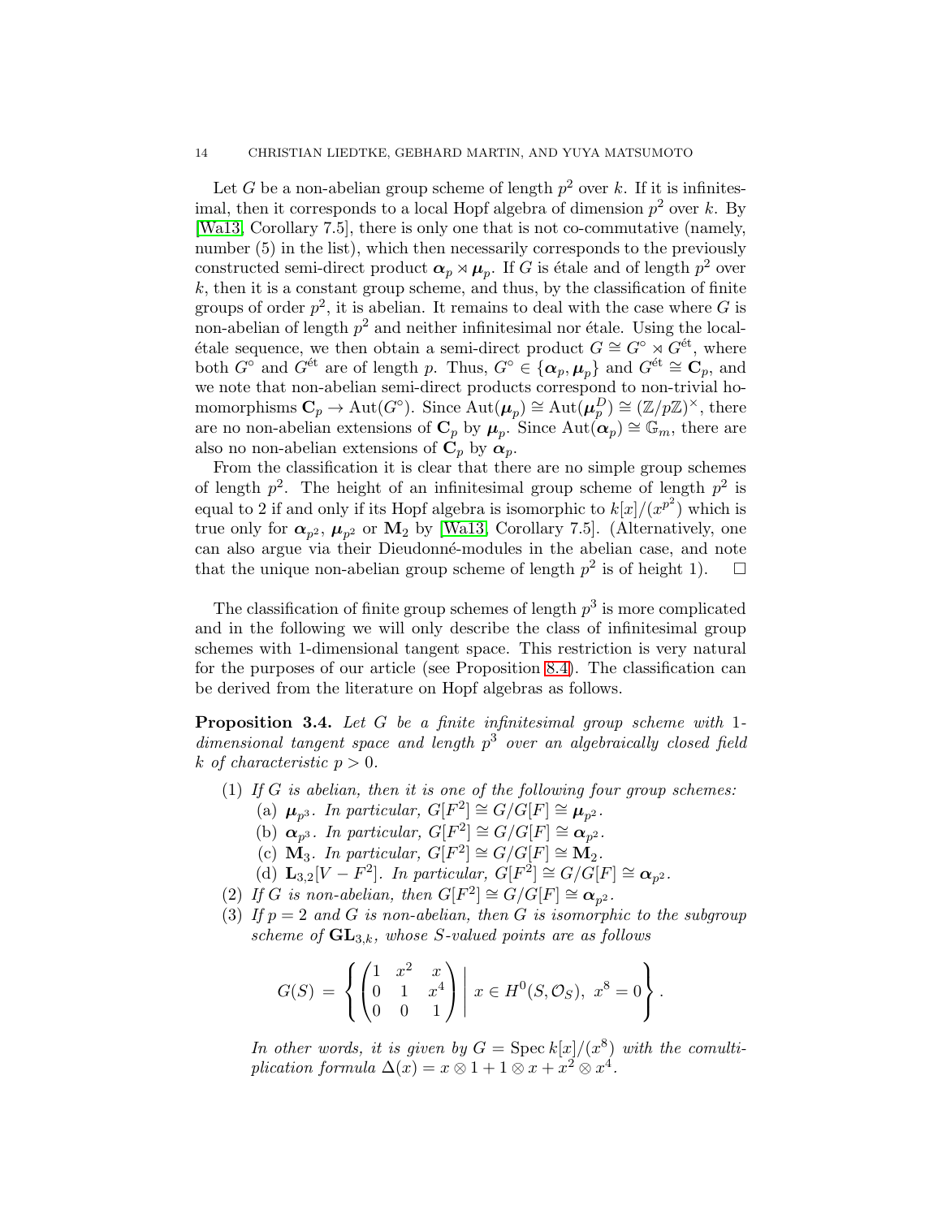Let $G$ be a non-abelian group scheme of length $p^2$ over $k$. If it is infinitesimal, then it corresponds to a local Hopf algebra of dimension $p^2$ over $k$. By [Wa13, Corollary 7.5], there is only one that is not co-commutative (namely, number (5) in the list), which then necessarily corresponds to the previously constructed semi-direct product $\boldsymbol{\alpha}_p \rtimes \boldsymbol{\mu}_p$. If $G$ is étale and of length $p^2$ over $k$, then it is a constant group scheme, and thus, by the classification of finite groups of order $p^2$, it is abelian. It remains to deal with the case where $G$ is non-abelian of length $p^2$ and neither infinitesimal nor étale. Using the local-étale sequence, we then obtain a semi-direct product $G \cong G^\circ \rtimes G^{\text{ét}}$, where both $G^\circ$ and $G^{\text{ét}}$ are of length $p$. Thus, $G^\circ \in \{\boldsymbol{\alpha}_p, \boldsymbol{\mu}_p\}$ and $G^{\text{ét}} \cong \mathbf{C}_p$, and we note that non-abelian semi-direct products correspond to non-trivial homomorphisms $\mathbf{C}_p \to \operatorname{Aut}(G^\circ)$. Since $\operatorname{Aut}(\boldsymbol{\mu}_p) \cong \operatorname{Aut}(\boldsymbol{\mu}_p^D) \cong (\mathbb{Z}/p\mathbb{Z})^\times$, there are no non-abelian extensions of $\mathbf{C}_p$ by $\boldsymbol{\mu}_p$. Since $\operatorname{Aut}(\boldsymbol{\alpha}_p) \cong \mathbb{G}_m$, there are also no non-abelian extensions of $\mathbf{C}_p$ by $\boldsymbol{\alpha}_p$.

From the classification it is clear that there are no simple group schemes of length $p^2$. The height of an infinitesimal group scheme of length $p^2$ is equal to 2 if and only if its Hopf algebra is isomorphic to $k[x]/(x^{p^2})$ which is true only for $\boldsymbol{\alpha}_{p^2}$, $\boldsymbol{\mu}_{p^2}$ or $\mathbf{M}_2$ by [Wa13, Corollary 7.5]. (Alternatively, one can also argue via their Dieudonné-modules in the abelian case, and note that the unique non-abelian group scheme of length $p^2$ is of height 1). $\square$

The classification of finite group schemes of length $p^3$ is more complicated and in the following we will only describe the class of infinitesimal group schemes with 1-dimensional tangent space. This restriction is very natural for the purposes of our article (see Proposition 8.4). The classification can be derived from the literature on Hopf algebras as follows.

**Proposition 3.4.** *Let $G$ be a finite infinitesimal group scheme with 1-dimensional tangent space and length $p^3$ over an algebraically closed field $k$ of characteristic $p > 0$.*

1. *If $G$ is abelian, then it is one of the following four group schemes:*
   - (a) *$\boldsymbol{\mu}_{p^3}$. In particular, $G[F^2] \cong G/G[F] \cong \boldsymbol{\mu}_{p^2}$.*
   - (b) *$\boldsymbol{\alpha}_{p^3}$. In particular, $G[F^2] \cong G/G[F] \cong \boldsymbol{\alpha}_{p^2}$.*
   - (c) *$\mathbf{M}_3$. In particular, $G[F^2] \cong G/G[F] \cong \mathbf{M}_2$.*
   - (d) *$\mathbf{L}_{3,2}[V - F^2]$. In particular, $G[F^2] \cong G/G[F] \cong \boldsymbol{\alpha}_{p^2}$.*
2. *If $G$ is non-abelian, then $G[F^2] \cong G/G[F] \cong \boldsymbol{\alpha}_{p^2}$.*
3. *If $p = 2$ and $G$ is non-abelian, then $G$ is isomorphic to the subgroup scheme of $\mathbf{GL}_{3,k}$, whose $S$-valued points are as follows*

$$G(S) \;=\; \left\{ \begin{pmatrix} 1 & x^2 & x \\ 0 & 1 & x^4 \\ 0 & 0 & 1 \end{pmatrix} \;\middle|\; x \in H^0(S, \mathcal{O}_S),\ x^8 = 0 \right\}.$$

*In other words, it is given by $G = \operatorname{Spec} k[x]/(x^8)$ with the comultiplication formula $\Delta(x) = x \otimes 1 + 1 \otimes x + x^2 \otimes x^4$.*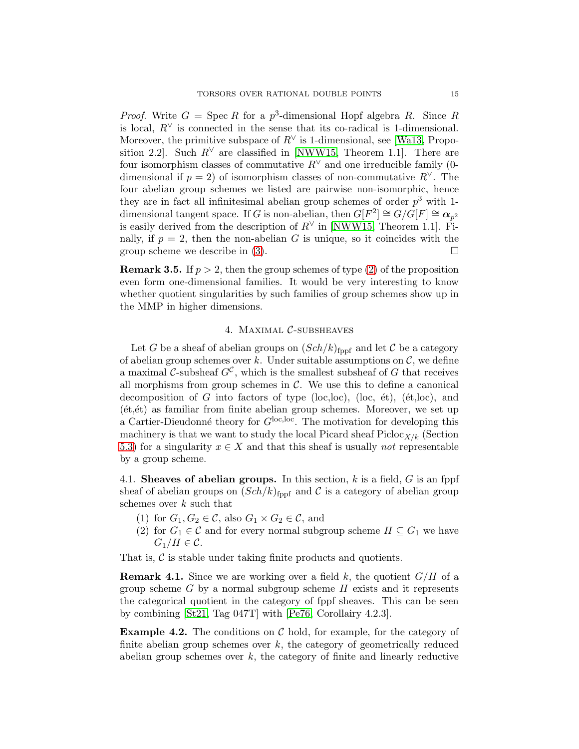*Proof.* Write $G = \operatorname{Spec} R$ for a $p^3$-dimensional Hopf algebra $R$. Since $R$ is local, $R^\vee$ is connected in the sense that its co-radical is 1-dimensional. Moreover, the primitive subspace of $R^\vee$ is 1-dimensional, see [Wa13, Proposition 2.2]. Such $R^\vee$ are classified in [NWW15, Theorem 1.1]. There are four isomorphism classes of commutative $R^\vee$ and one irreducible family (0-dimensional if $p = 2$) of isomorphism classes of non-commutative $R^\vee$. The four abelian group schemes we listed are pairwise non-isomorphic, hence they are in fact all infinitesimal abelian group schemes of order $p^3$ with 1-dimensional tangent space. If $G$ is non-abelian, then $G[F^2] \cong G/G[F] \cong \boldsymbol{\alpha}_{p^2}$ is easily derived from the description of $R^\vee$ in [NWW15, Theorem 1.1]. Finally, if $p = 2$, then the non-abelian $G$ is unique, so it coincides with the group scheme we describe in (3). $\square$

**Remark 3.5.** If $p > 2$, then the group schemes of type (2) of the proposition even form one-dimensional families. It would be very interesting to know whether quotient singularities by such families of group schemes show up in the MMP in higher dimensions.

## 4. Maximal $\mathcal{C}$-subsheaves

Let $G$ be a sheaf of abelian groups on $(Sch/k)_{\text{fppf}}$ and let $\mathcal{C}$ be a category of abelian group schemes over $k$. Under suitable assumptions on $\mathcal{C}$, we define a maximal $\mathcal{C}$-subsheaf $G^{\mathcal{C}}$, which is the smallest subsheaf of $G$ that receives all morphisms from group schemes in $\mathcal{C}$. We use this to define a canonical decomposition of $G$ into factors of type (loc,loc), (loc, ét), (ét,loc), and (ét,ét) as familiar from finite abelian group schemes. Moreover, we set up a Cartier-Dieudonné theory for $G^{\text{loc,loc}}$. The motivation for developing this machinery is that we want to study the local Picard sheaf $\operatorname{Picloc}_{X/k}$ (Section 5.3) for a singularity $x \in X$ and that this sheaf is usually *not* representable by a group scheme.

### 4.1. Sheaves of abelian groups.

In this section, $k$ is a field, $G$ is an fppf sheaf of abelian groups on $(Sch/k)_{\text{fppf}}$ and $\mathcal{C}$ is a category of abelian group schemes over $k$ such that

1. for $G_1, G_2 \in \mathcal{C}$, also $G_1 \times G_2 \in \mathcal{C}$, and
2. for $G_1 \in \mathcal{C}$ and for every normal subgroup scheme $H \subseteq G_1$ we have $G_1/H \in \mathcal{C}$.

That is, $\mathcal{C}$ is stable under taking finite products and quotients.

**Remark 4.1.** Since we are working over a field $k$, the quotient $G/H$ of a group scheme $G$ by a normal subgroup scheme $H$ exists and it represents the categorical quotient in the category of fppf sheaves. This can be seen by combining [St21, Tag 047T] with [Pe76, Corollairy 4.2.3].

**Example 4.2.** The conditions on $\mathcal{C}$ hold, for example, for the category of finite abelian group schemes over $k$, the category of geometrically reduced abelian group schemes over $k$, the category of finite and linearly reductive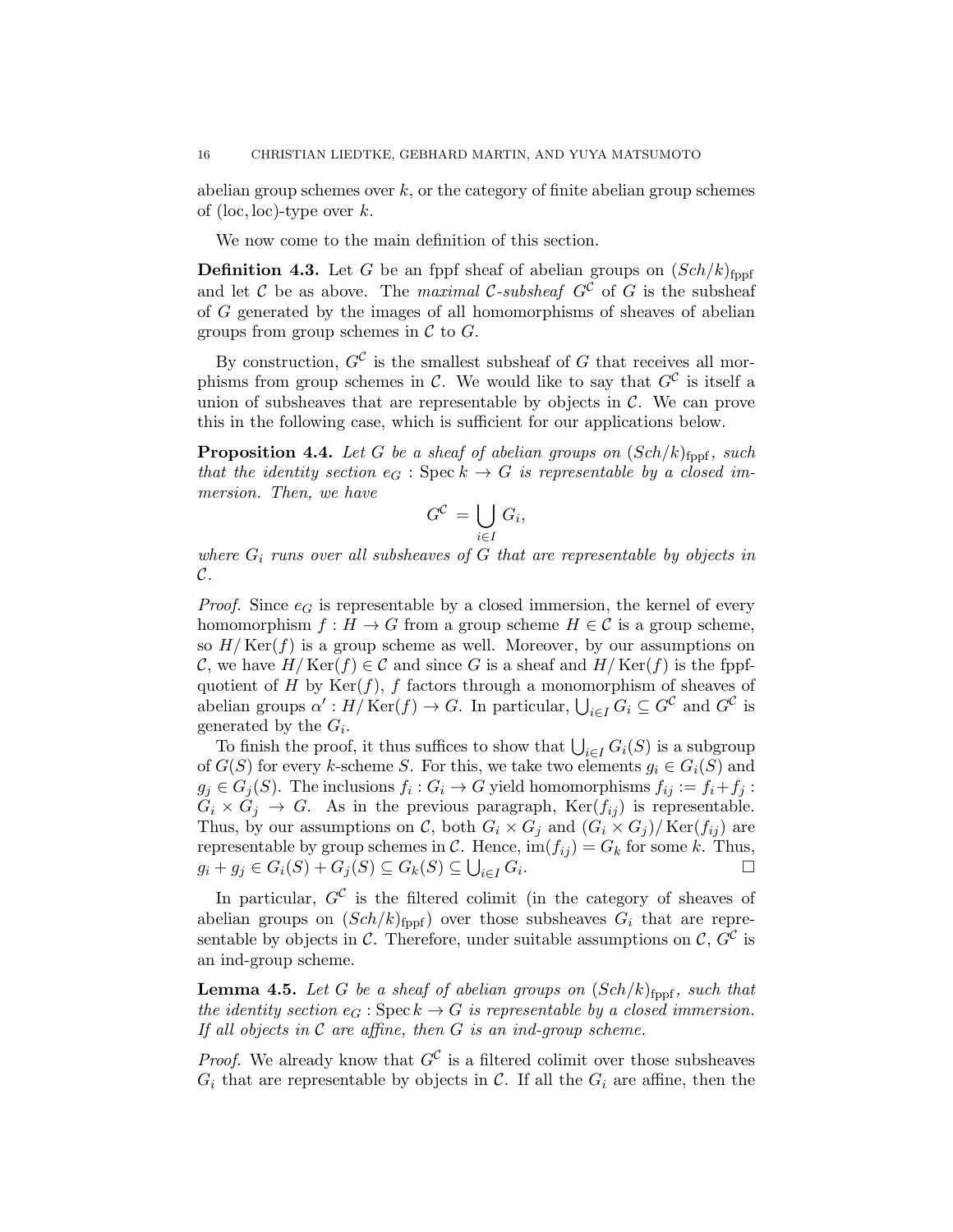abelian group schemes over $k$, or the category of finite abelian group schemes of (loc, loc)-type over $k$.

We now come to the main definition of this section.

**Definition 4.3.** Let $G$ be an fppf sheaf of abelian groups on $(Sch/k)_{\mathrm{fppf}}$ and let $\mathcal{C}$ be as above. The *maximal $\mathcal{C}$-subsheaf* $G^{\mathcal{C}}$ of $G$ is the subsheaf of $G$ generated by the images of all homomorphisms of sheaves of abelian groups from group schemes in $\mathcal{C}$ to $G$.

By construction, $G^{\mathcal{C}}$ is the smallest subsheaf of $G$ that receives all morphisms from group schemes in $\mathcal{C}$. We would like to say that $G^{\mathcal{C}}$ is itself a union of subsheaves that are representable by objects in $\mathcal{C}$. We can prove this in the following case, which is sufficient for our applications below.

**Proposition 4.4.** *Let $G$ be a sheaf of abelian groups on $(Sch/k)_{\mathrm{fppf}}$, such that the identity section $e_G : \operatorname{Spec} k \to G$ is representable by a closed immersion. Then, we have*

$$G^{\mathcal{C}} = \bigcup_{i \in I} G_i,$$

*where $G_i$ runs over all subsheaves of $G$ that are representable by objects in $\mathcal{C}$.*

*Proof.* Since $e_G$ is representable by a closed immersion, the kernel of every homomorphism $f : H \to G$ from a group scheme $H \in \mathcal{C}$ is a group scheme, so $H/\operatorname{Ker}(f)$ is a group scheme as well. Moreover, by our assumptions on $\mathcal{C}$, we have $H/\operatorname{Ker}(f) \in \mathcal{C}$ and since $G$ is a sheaf and $H/\operatorname{Ker}(f)$ is the fppf-quotient of $H$ by $\operatorname{Ker}(f)$, $f$ factors through a monomorphism of sheaves of abelian groups $\alpha' : H/\operatorname{Ker}(f) \to G$. In particular, $\bigcup_{i \in I} G_i \subseteq G^{\mathcal{C}}$ and $G^{\mathcal{C}}$ is generated by the $G_i$.

To finish the proof, it thus suffices to show that $\bigcup_{i \in I} G_i(S)$ is a subgroup of $G(S)$ for every $k$-scheme $S$. For this, we take two elements $g_i \in G_i(S)$ and $g_j \in G_j(S)$. The inclusions $f_i : G_i \to G$ yield homomorphisms $f_{ij} := f_i + f_j : G_i \times G_j \to G$. As in the previous paragraph, $\operatorname{Ker}(f_{ij})$ is representable. Thus, by our assumptions on $\mathcal{C}$, both $G_i \times G_j$ and $(G_i \times G_j)/\operatorname{Ker}(f_{ij})$ are representable by group schemes in $\mathcal{C}$. Hence, $\operatorname{im}(f_{ij}) = G_k$ for some $k$. Thus, $g_i + g_j \in G_i(S) + G_j(S) \subseteq G_k(S) \subseteq \bigcup_{i \in I} G_i$. $\square$

In particular, $G^{\mathcal{C}}$ is the filtered colimit (in the category of sheaves of abelian groups on $(Sch/k)_{\mathrm{fppf}}$) over those subsheaves $G_i$ that are representable by objects in $\mathcal{C}$. Therefore, under suitable assumptions on $\mathcal{C}$, $G^{\mathcal{C}}$ is an ind-group scheme.

**Lemma 4.5.** *Let $G$ be a sheaf of abelian groups on $(Sch/k)_{\mathrm{fppf}}$, such that the identity section $e_G : \operatorname{Spec} k \to G$ is representable by a closed immersion. If all objects in $\mathcal{C}$ are affine, then $G$ is an ind-group scheme.*

*Proof.* We already know that $G^{\mathcal{C}}$ is a filtered colimit over those subsheaves $G_i$ that are representable by objects in $\mathcal{C}$. If all the $G_i$ are affine, then the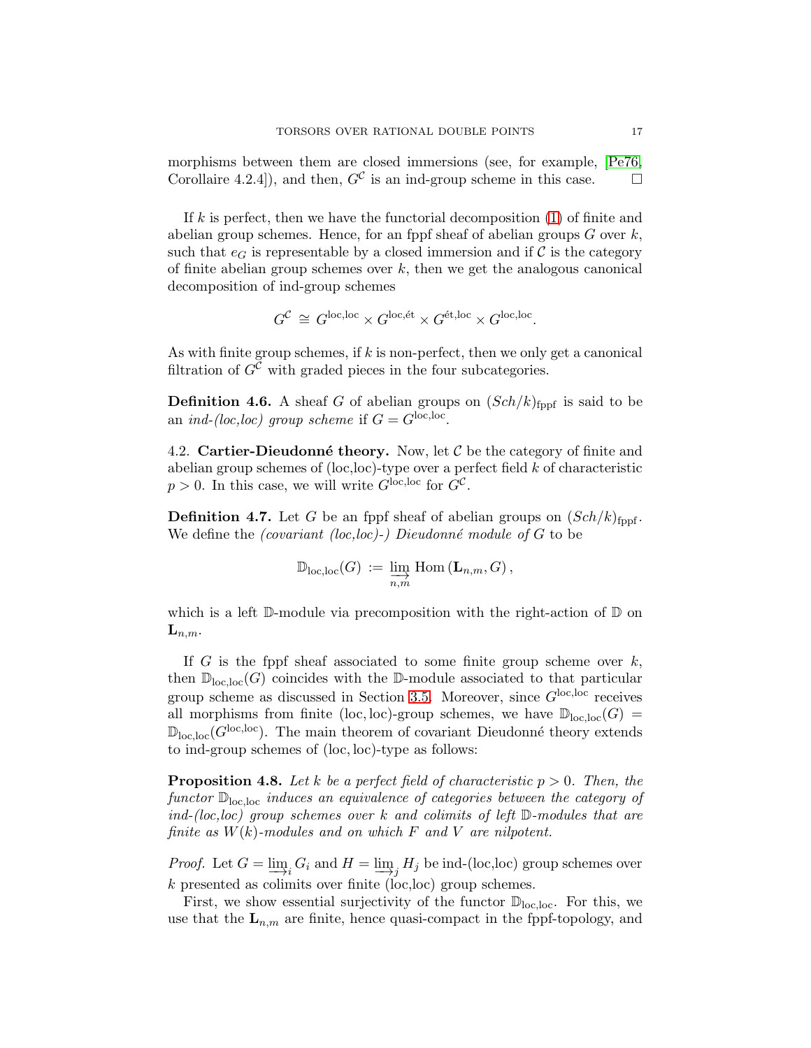morphisms between them are closed immersions (see, for example, [Pe76, Corollaire 4.2.4]), and then, $G^{\mathcal{C}}$ is an ind-group scheme in this case. $\square$

If $k$ is perfect, then we have the functorial decomposition (1) of finite and abelian group schemes. Hence, for an fppf sheaf of abelian groups $G$ over $k$, such that $e_G$ is representable by a closed immersion and if $\mathcal{C}$ is the category of finite abelian group schemes over $k$, then we get the analogous canonical decomposition of ind-group schemes

$$G^{\mathcal{C}} \;\cong\; G^{\mathrm{loc,loc}} \times G^{\mathrm{loc,ét}} \times G^{\mathrm{ét,loc}} \times G^{\mathrm{loc,loc}}.$$

As with finite group schemes, if $k$ is non-perfect, then we only get a canonical filtration of $G^{\mathcal{C}}$ with graded pieces in the four subcategories.

**Definition 4.6.** A sheaf $G$ of abelian groups on $(Sch/k)_{\mathrm{fppf}}$ is said to be an *ind-(loc,loc) group scheme* if $G = G^{\mathrm{loc,loc}}$.

4.2. **Cartier-Dieudonné theory.** Now, let $\mathcal{C}$ be the category of finite and abelian group schemes of (loc,loc)-type over a perfect field $k$ of characteristic $p > 0$. In this case, we will write $G^{\mathrm{loc,loc}}$ for $G^{\mathcal{C}}$.

**Definition 4.7.** Let $G$ be an fppf sheaf of abelian groups on $(Sch/k)_{\mathrm{fppf}}$. We define the *(covariant (loc,loc)-) Dieudonné module of $G$* to be

$$\mathbb{D}_{\mathrm{loc,loc}}(G) \;:=\; \varinjlim_{n,m} \mathrm{Hom}\left(\mathbf{L}_{n,m}, G\right),$$

which is a left $\mathbb{D}$-module via precomposition with the right-action of $\mathbb{D}$ on $\mathbf{L}_{n,m}$.

If $G$ is the fppf sheaf associated to some finite group scheme over $k$, then $\mathbb{D}_{\mathrm{loc,loc}}(G)$ coincides with the $\mathbb{D}$-module associated to that particular group scheme as discussed in Section 3.5. Moreover, since $G^{\mathrm{loc,loc}}$ receives all morphisms from finite (loc, loc)-group schemes, we have $\mathbb{D}_{\mathrm{loc,loc}}(G) = \mathbb{D}_{\mathrm{loc,loc}}(G^{\mathrm{loc,loc}})$. The main theorem of covariant Dieudonné theory extends to ind-group schemes of (loc, loc)-type as follows:

**Proposition 4.8.** *Let $k$ be a perfect field of characteristic $p > 0$. Then, the functor $\mathbb{D}_{\mathrm{loc,loc}}$ induces an equivalence of categories between the category of ind-(loc,loc) group schemes over $k$ and colimits of left $\mathbb{D}$-modules that are finite as $W(k)$-modules and on which $F$ and $V$ are nilpotent.*

*Proof.* Let $G = \varinjlim_i G_i$ and $H = \varinjlim_j H_j$ be ind-(loc,loc) group schemes over $k$ presented as colimits over finite (loc,loc) group schemes.

First, we show essential surjectivity of the functor $\mathbb{D}_{\mathrm{loc,loc}}$. For this, we use that the $\mathbf{L}_{n,m}$ are finite, hence quasi-compact in the fppf-topology, and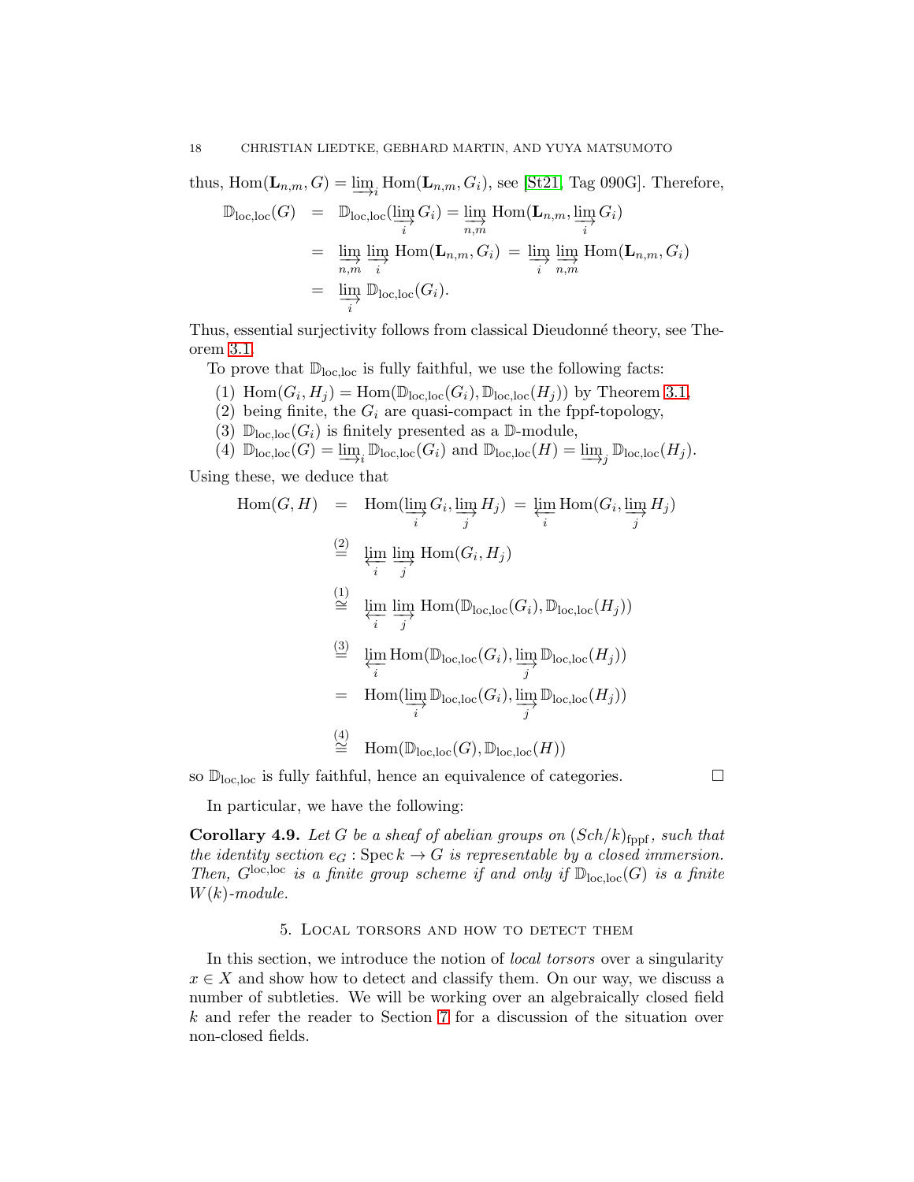thus, $\mathrm{Hom}(\mathbf{L}_{n,m}, G) = \varinjlim_i \mathrm{Hom}(\mathbf{L}_{n,m}, G_i)$, see [St21, Tag 090G]. Therefore,

$$\begin{aligned}
\mathbb{D}_{\mathrm{loc,loc}}(G) &= \mathbb{D}_{\mathrm{loc,loc}}(\varinjlim_i G_i) = \varinjlim_{n,m} \mathrm{Hom}(\mathbf{L}_{n,m}, \varinjlim_i G_i) \\
&= \varinjlim_{n,m} \varinjlim_i \mathrm{Hom}(\mathbf{L}_{n,m}, G_i) = \varinjlim_i \varinjlim_{n,m} \mathrm{Hom}(\mathbf{L}_{n,m}, G_i) \\
&= \varinjlim_i \mathbb{D}_{\mathrm{loc,loc}}(G_i).
\end{aligned}$$

Thus, essential surjectivity follows from classical Dieudonné theory, see Theorem 3.1.

To prove that $\mathbb{D}_{\mathrm{loc,loc}}$ is fully faithful, we use the following facts:

(1) $\mathrm{Hom}(G_i, H_j) = \mathrm{Hom}(\mathbb{D}_{\mathrm{loc,loc}}(G_i), \mathbb{D}_{\mathrm{loc,loc}}(H_j))$ by Theorem 3.1,
(2) being finite, the $G_i$ are quasi-compact in the fppf-topology,
(3) $\mathbb{D}_{\mathrm{loc,loc}}(G_i)$ is finitely presented as a $\mathbb{D}$-module,
(4) $\mathbb{D}_{\mathrm{loc,loc}}(G) = \varinjlim_i \mathbb{D}_{\mathrm{loc,loc}}(G_i)$ and $\mathbb{D}_{\mathrm{loc,loc}}(H) = \varinjlim_j \mathbb{D}_{\mathrm{loc,loc}}(H_j)$.

Using these, we deduce that

$$\begin{aligned}
\mathrm{Hom}(G,H) &= \mathrm{Hom}(\varinjlim_i G_i, \varinjlim_j H_j) = \varprojlim_i \mathrm{Hom}(G_i, \varinjlim_j H_j) \\
&\overset{(2)}{=} \varprojlim_i \varinjlim_j \mathrm{Hom}(G_i, H_j) \\
&\overset{(1)}{\cong} \varprojlim_i \varinjlim_j \mathrm{Hom}(\mathbb{D}_{\mathrm{loc,loc}}(G_i), \mathbb{D}_{\mathrm{loc,loc}}(H_j)) \\
&\overset{(3)}{=} \varprojlim_i \mathrm{Hom}(\mathbb{D}_{\mathrm{loc,loc}}(G_i), \varinjlim_j \mathbb{D}_{\mathrm{loc,loc}}(H_j)) \\
&= \mathrm{Hom}(\varinjlim_i \mathbb{D}_{\mathrm{loc,loc}}(G_i), \varinjlim_j \mathbb{D}_{\mathrm{loc,loc}}(H_j)) \\
&\overset{(4)}{\cong} \mathrm{Hom}(\mathbb{D}_{\mathrm{loc,loc}}(G), \mathbb{D}_{\mathrm{loc,loc}}(H))
\end{aligned}$$

so $\mathbb{D}_{\mathrm{loc,loc}}$ is fully faithful, hence an equivalence of categories. □

In particular, we have the following:

**Corollary 4.9.** *Let $G$ be a sheaf of abelian groups on $(Sch/k)_{\mathrm{fppf}}$, such that the identity section $e_G : \mathrm{Spec}\, k \to G$ is representable by a closed immersion. Then, $G^{\mathrm{loc,loc}}$ is a finite group scheme if and only if $\mathbb{D}_{\mathrm{loc,loc}}(G)$ is a finite $W(k)$-module.*

## 5. Local torsors and how to detect them

In this section, we introduce the notion of *local torsors* over a singularity $x \in X$ and show how to detect and classify them. On our way, we discuss a number of subtleties. We will be working over an algebraically closed field $k$ and refer the reader to Section 7 for a discussion of the situation over non-closed fields.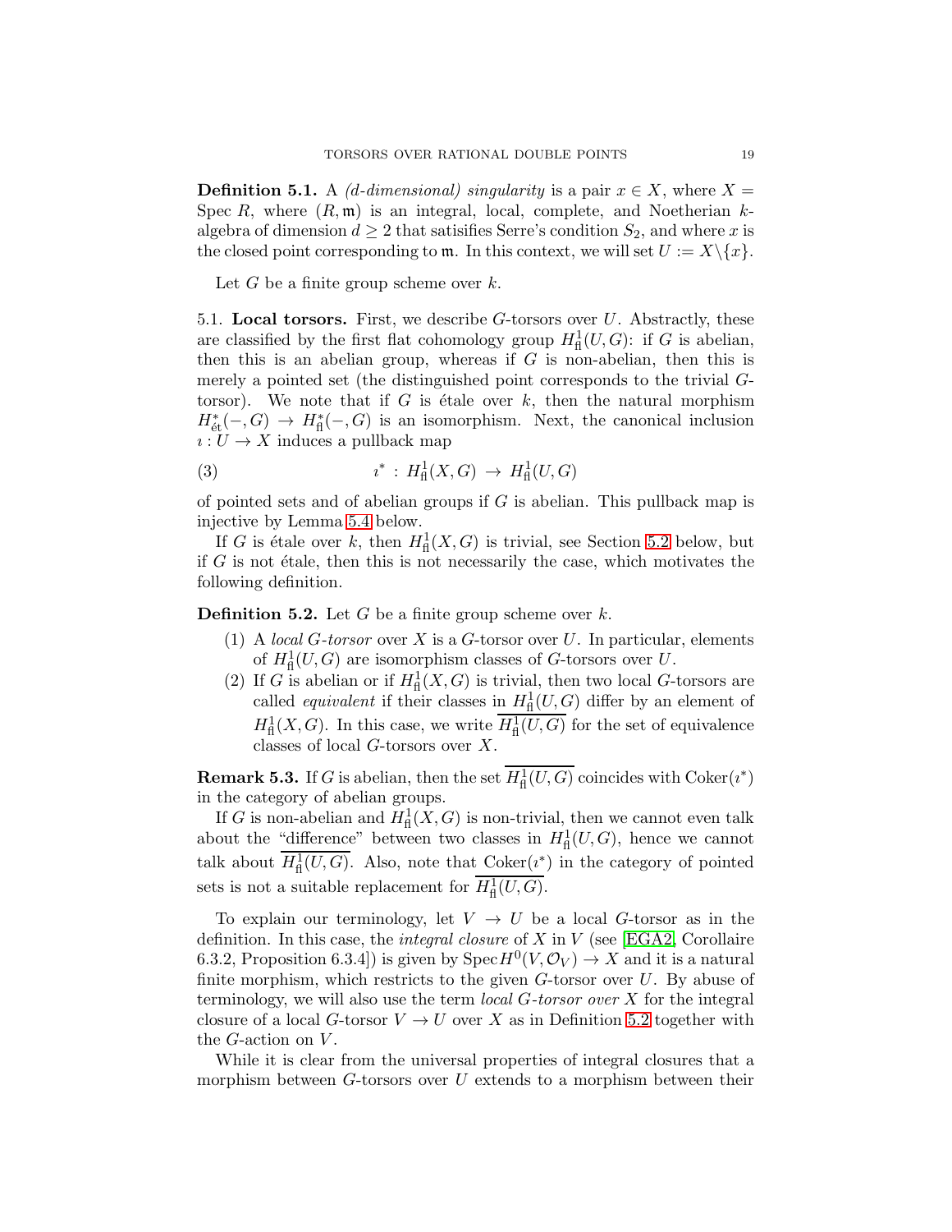**Definition 5.1.** A *(d-dimensional) singularity* is a pair $x \in X$, where $X = \operatorname{Spec} R$, where $(R, \mathfrak{m})$ is an integral, local, complete, and Noetherian $k$-algebra of dimension $d \geq 2$ that satisifies Serre's condition $S_2$, and where $x$ is the closed point corresponding to $\mathfrak{m}$. In this context, we will set $U := X \backslash \{x\}$.

Let $G$ be a finite group scheme over $k$.

5.1. **Local torsors.** First, we describe $G$-torsors over $U$. Abstractly, these are classified by the first flat cohomology group $H^1_{\mathrm{fl}}(U, G)$: if $G$ is abelian, then this is an abelian group, whereas if $G$ is non-abelian, then this is merely a pointed set (the distinguished point corresponds to the trivial $G$-torsor). We note that if $G$ is étale over $k$, then the natural morphism $H^*_{\text{ét}}(-, G) \to H^*_{\mathrm{fl}}(-, G)$ is an isomorphism. Next, the canonical inclusion $\imath : U \to X$ induces a pullback map

$$\imath^* \,:\, H^1_{\mathrm{fl}}(X, G) \,\to\, H^1_{\mathrm{fl}}(U, G) \tag{3}$$

of pointed sets and of abelian groups if $G$ is abelian. This pullback map is injective by Lemma 5.4 below.

If $G$ is étale over $k$, then $H^1_{\mathrm{fl}}(X, G)$ is trivial, see Section 5.2 below, but if $G$ is not étale, then this is not necessarily the case, which motivates the following definition.

**Definition 5.2.** Let $G$ be a finite group scheme over $k$.

1. A *local $G$-torsor* over $X$ is a $G$-torsor over $U$. In particular, elements of $H^1_{\mathrm{fl}}(U, G)$ are isomorphism classes of $G$-torsors over $U$.
2. If $G$ is abelian or if $H^1_{\mathrm{fl}}(X, G)$ is trivial, then two local $G$-torsors are called *equivalent* if their classes in $H^1_{\mathrm{fl}}(U, G)$ differ by an element of $H^1_{\mathrm{fl}}(X, G)$. In this case, we write $\overline{H^1_{\mathrm{fl}}(U, G)}$ for the set of equivalence classes of local $G$-torsors over $X$.

**Remark 5.3.** If $G$ is abelian, then the set $\overline{H^1_{\mathrm{fl}}(U, G)}$ coincides with $\operatorname{Coker}(\imath^*)$ in the category of abelian groups.

If $G$ is non-abelian and $H^1_{\mathrm{fl}}(X, G)$ is non-trivial, then we cannot even talk about the "difference" between two classes in $H^1_{\mathrm{fl}}(U, G)$, hence we cannot talk about $\overline{H^1_{\mathrm{fl}}(U, G)}$. Also, note that $\operatorname{Coker}(\imath^*)$ in the category of pointed sets is not a suitable replacement for $\overline{H^1_{\mathrm{fl}}(U, G)}$.

To explain our terminology, let $V \to U$ be a local $G$-torsor as in the definition. In this case, the *integral closure* of $X$ in $V$ (see [EGA2, Corollaire 6.3.2, Proposition 6.3.4]) is given by $\operatorname{Spec} H^0(V, \mathcal{O}_V) \to X$ and it is a natural finite morphism, which restricts to the given $G$-torsor over $U$. By abuse of terminology, we will also use the term *local $G$-torsor over $X$* for the integral closure of a local $G$-torsor $V \to U$ over $X$ as in Definition 5.2 together with the $G$-action on $V$.

While it is clear from the universal properties of integral closures that a morphism between $G$-torsors over $U$ extends to a morphism between their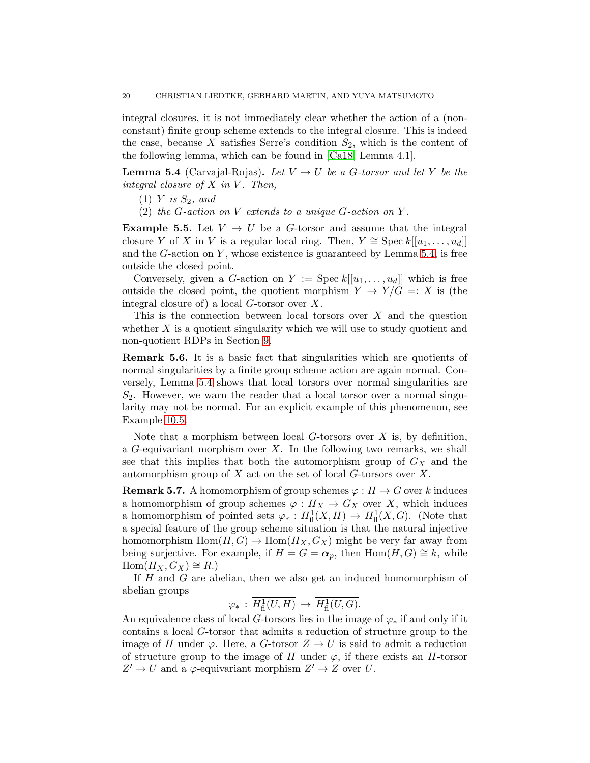integral closures, it is not immediately clear whether the action of a (non-constant) finite group scheme extends to the integral closure. This is indeed the case, because $X$ satisfies Serre's condition $S_2$, which is the content of the following lemma, which can be found in [Ca18, Lemma 4.1].

**Lemma 5.4** (Carvajal-Rojas)**.** *Let $V \to U$ be a $G$-torsor and let $Y$ be the integral closure of $X$ in $V$. Then,*

1. *$Y$ is $S_2$, and*
2. *the $G$-action on $V$ extends to a unique $G$-action on $Y$.*

**Example 5.5.** Let $V \to U$ be a $G$-torsor and assume that the integral closure $Y$ of $X$ in $V$ is a regular local ring. Then, $Y \cong \operatorname{Spec} k[[u_1, \ldots, u_d]]$ and the $G$-action on $Y$, whose existence is guaranteed by Lemma 5.4, is free outside the closed point.

Conversely, given a $G$-action on $Y := \operatorname{Spec} k[[u_1, \ldots, u_d]]$ which is free outside the closed point, the quotient morphism $Y \to Y/G =: X$ is (the integral closure of) a local $G$-torsor over $X$.

This is the connection between local torsors over $X$ and the question whether $X$ is a quotient singularity which we will use to study quotient and non-quotient RDPs in Section 9.

**Remark 5.6.** It is a basic fact that singularities which are quotients of normal singularities by a finite group scheme action are again normal. Conversely, Lemma 5.4 shows that local torsors over normal singularities are $S_2$. However, we warn the reader that a local torsor over a normal singularity may not be normal. For an explicit example of this phenomenon, see Example 10.5.

Note that a morphism between local $G$-torsors over $X$ is, by definition, a $G$-equivariant morphism over $X$. In the following two remarks, we shall see that this implies that both the automorphism group of $G_X$ and the automorphism group of $X$ act on the set of local $G$-torsors over $X$.

**Remark 5.7.** A homomorphism of group schemes $\varphi : H \to G$ over $k$ induces a homomorphism of group schemes $\varphi : H_X \to G_X$ over $X$, which induces a homomorphism of pointed sets $\varphi_* : H^1_{\mathrm{fl}}(X, H) \to H^1_{\mathrm{fl}}(X, G)$. (Note that a special feature of the group scheme situation is that the natural injective homomorphism $\operatorname{Hom}(H, G) \to \operatorname{Hom}(H_X, G_X)$ might be very far away from being surjective. For example, if $H = G = \boldsymbol{\alpha}_p$, then $\operatorname{Hom}(H, G) \cong k$, while $\operatorname{Hom}(H_X, G_X) \cong R$.)

If $H$ and $G$ are abelian, then we also get an induced homomorphism of abelian groups

$$\varphi_* : \overline{H^1_{\mathrm{fl}}(U, H)} \to \overline{H^1_{\mathrm{fl}}(U, G)}.$$

An equivalence class of local $G$-torsors lies in the image of $\varphi_*$ if and only if it contains a local $G$-torsor that admits a reduction of structure group to the image of $H$ under $\varphi$. Here, a $G$-torsor $Z \to U$ is said to admit a reduction of structure group to the image of $H$ under $\varphi$, if there exists an $H$-torsor $Z' \to U$ and a $\varphi$-equivariant morphism $Z' \to Z$ over $U$.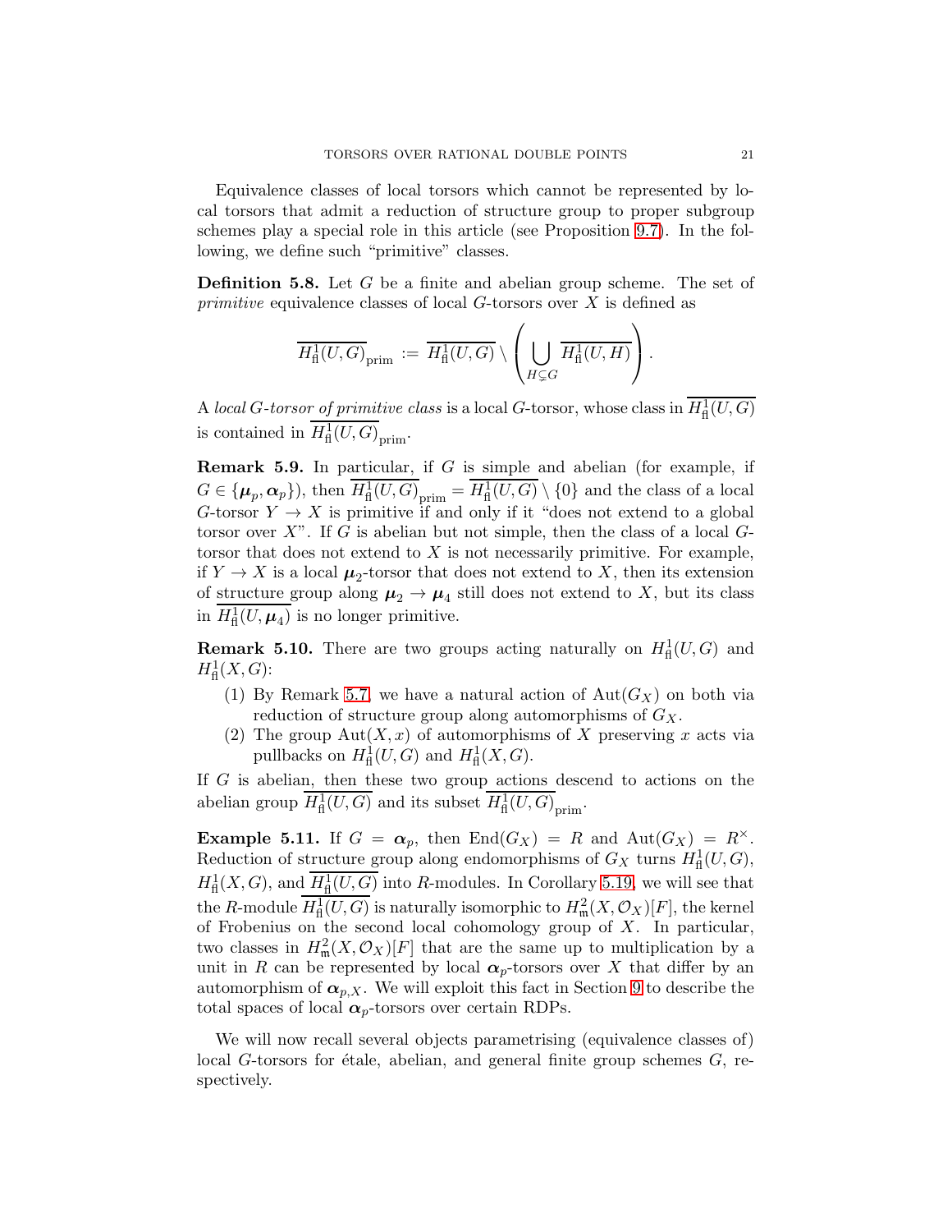Equivalence classes of local torsors which cannot be represented by local torsors that admit a reduction of structure group to proper subgroup schemes play a special role in this article (see Proposition 9.7). In the following, we define such "primitive" classes.

**Definition 5.8.** Let $G$ be a finite and abelian group scheme. The set of *primitive* equivalence classes of local $G$-torsors over $X$ is defined as

$$\overline{H^1_{\mathrm{fl}}(U,G)}_{\mathrm{prim}} := \overline{H^1_{\mathrm{fl}}(U,G)} \setminus \left( \bigcup_{H \subsetneq G} \overline{H^1_{\mathrm{fl}}(U,H)} \right).$$

A *local $G$-torsor of primitive class* is a local $G$-torsor, whose class in $\overline{H^1_{\mathrm{fl}}(U,G)}$ is contained in $\overline{H^1_{\mathrm{fl}}(U,G)}_{\mathrm{prim}}$.

**Remark 5.9.** In particular, if $G$ is simple and abelian (for example, if $G \in \{\boldsymbol{\mu}_p, \boldsymbol{\alpha}_p\}$), then $\overline{H^1_{\mathrm{fl}}(U,G)}_{\mathrm{prim}} = \overline{H^1_{\mathrm{fl}}(U,G)} \setminus \{0\}$ and the class of a local $G$-torsor $Y \to X$ is primitive if and only if it "does not extend to a global torsor over $X$". If $G$ is abelian but not simple, then the class of a local $G$-torsor that does not extend to $X$ is not necessarily primitive. For example, if $Y \to X$ is a local $\boldsymbol{\mu}_2$-torsor that does not extend to $X$, then its extension of structure group along $\boldsymbol{\mu}_2 \to \boldsymbol{\mu}_4$ still does not extend to $X$, but its class in $\overline{H^1_{\mathrm{fl}}(U,\boldsymbol{\mu}_4)}$ is no longer primitive.

**Remark 5.10.** There are two groups acting naturally on $H^1_{\mathrm{fl}}(U,G)$ and $H^1_{\mathrm{fl}}(X,G)$:

1. By Remark 5.7, we have a natural action of $\mathrm{Aut}(G_X)$ on both via reduction of structure group along automorphisms of $G_X$.
2. The group $\mathrm{Aut}(X,x)$ of automorphisms of $X$ preserving $x$ acts via pullbacks on $H^1_{\mathrm{fl}}(U,G)$ and $H^1_{\mathrm{fl}}(X,G)$.

If $G$ is abelian, then these two group actions descend to actions on the abelian group $\overline{H^1_{\mathrm{fl}}(U,G)}$ and its subset $\overline{H^1_{\mathrm{fl}}(U,G)}_{\mathrm{prim}}$.

**Example 5.11.** If $G = \boldsymbol{\alpha}_p$, then $\mathrm{End}(G_X) = R$ and $\mathrm{Aut}(G_X) = R^\times$. Reduction of structure group along endomorphisms of $G_X$ turns $H^1_{\mathrm{fl}}(U,G)$, $H^1_{\mathrm{fl}}(X,G)$, and $\overline{H^1_{\mathrm{fl}}(U,G)}$ into $R$-modules. In Corollary 5.19, we will see that the $R$-module $\overline{H^1_{\mathrm{fl}}(U,G)}$ is naturally isomorphic to $H^2_{\mathfrak{m}}(X,\mathcal{O}_X)[F]$, the kernel of Frobenius on the second local cohomology group of $X$. In particular, two classes in $H^2_{\mathfrak{m}}(X,\mathcal{O}_X)[F]$ that are the same up to multiplication by a unit in $R$ can be represented by local $\boldsymbol{\alpha}_p$-torsors over $X$ that differ by an automorphism of $\boldsymbol{\alpha}_{p,X}$. We will exploit this fact in Section 9 to describe the total spaces of local $\boldsymbol{\alpha}_p$-torsors over certain RDPs.

We will now recall several objects parametrising (equivalence classes of) local $G$-torsors for étale, abelian, and general finite group schemes $G$, respectively.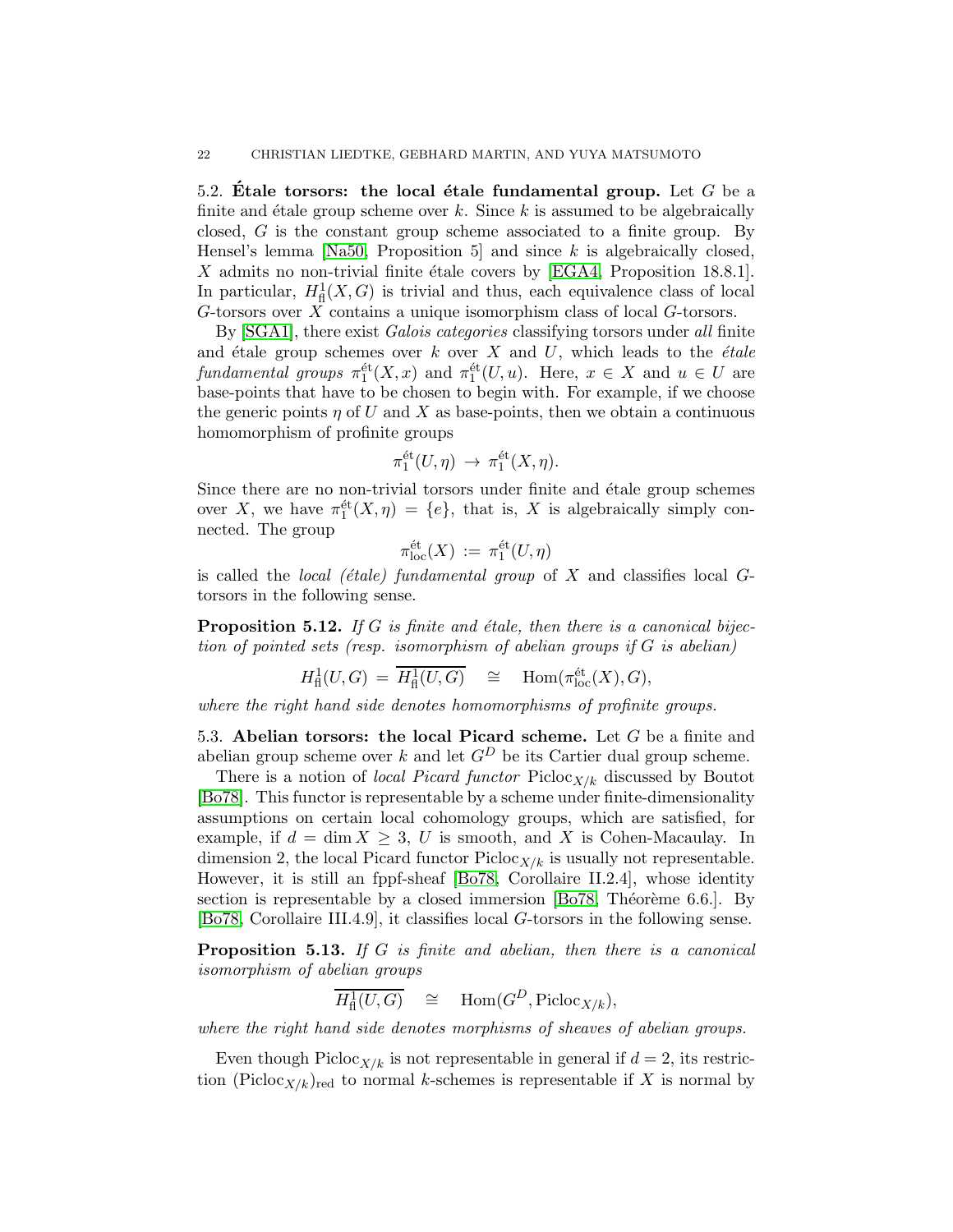### 5.2. Étale torsors: the local étale fundamental group.

Let $G$ be a finite and étale group scheme over $k$. Since $k$ is assumed to be algebraically closed, $G$ is the constant group scheme associated to a finite group. By Hensel's lemma [Na50, Proposition 5] and since $k$ is algebraically closed, $X$ admits no non-trivial finite étale covers by [EGA4, Proposition 18.8.1]. In particular, $H^1_{\text{fl}}(X, G)$ is trivial and thus, each equivalence class of local $G$-torsors over $X$ contains a unique isomorphism class of local $G$-torsors.

By [SGA1], there exist *Galois categories* classifying torsors under *all* finite and étale group schemes over $k$ over $X$ and $U$, which leads to the *étale fundamental groups* $\pi_1^{\text{ét}}(X, x)$ and $\pi_1^{\text{ét}}(U, u)$. Here, $x \in X$ and $u \in U$ are base-points that have to be chosen to begin with. For example, if we choose the generic points $\eta$ of $U$ and $X$ as base-points, then we obtain a continuous homomorphism of profinite groups

$$\pi_1^{\text{ét}}(U, \eta) \to \pi_1^{\text{ét}}(X, \eta).$$

Since there are no non-trivial torsors under finite and étale group schemes over $X$, we have $\pi_1^{\text{ét}}(X, \eta) = \{e\}$, that is, $X$ is algebraically simply connected. The group

$$\pi_{\text{loc}}^{\text{ét}}(X) := \pi_1^{\text{ét}}(U, \eta)$$

is called the *local (étale) fundamental group* of $X$ and classifies local $G$-torsors in the following sense.

**Proposition 5.12.** *If $G$ is finite and étale, then there is a canonical bijection of pointed sets (resp. isomorphism of abelian groups if $G$ is abelian)*

$$H^1_{\text{fl}}(U, G) = \overline{H^1_{\text{fl}}(U, G)} \quad \cong \quad \operatorname{Hom}(\pi_{\text{loc}}^{\text{ét}}(X), G),$$

*where the right hand side denotes homomorphisms of profinite groups.*

### 5.3. Abelian torsors: the local Picard scheme.

Let $G$ be a finite and abelian group scheme over $k$ and let $G^D$ be its Cartier dual group scheme.

There is a notion of *local Picard functor* $\operatorname{Picloc}_{X/k}$ discussed by Boutot [Bo78]. This functor is representable by a scheme under finite-dimensionality assumptions on certain local cohomology groups, which are satisfied, for example, if $d = \dim X \geq 3$, $U$ is smooth, and $X$ is Cohen-Macaulay. In dimension 2, the local Picard functor $\operatorname{Picloc}_{X/k}$ is usually not representable. However, it is still an fppf-sheaf [Bo78, Corollaire II.2.4], whose identity section is representable by a closed immersion [Bo78, Théorème 6.6.]. By [Bo78, Corollaire III.4.9], it classifies local $G$-torsors in the following sense.

**Proposition 5.13.** *If $G$ is finite and abelian, then there is a canonical isomorphism of abelian groups*

$$\overline{H^1_{\text{fl}}(U, G)} \quad \cong \quad \operatorname{Hom}(G^D, \operatorname{Picloc}_{X/k}),$$

*where the right hand side denotes morphisms of sheaves of abelian groups.*

Even though $\operatorname{Picloc}_{X/k}$ is not representable in general if $d = 2$, its restriction $(\operatorname{Picloc}_{X/k})_{\text{red}}$ to normal $k$-schemes is representable if $X$ is normal by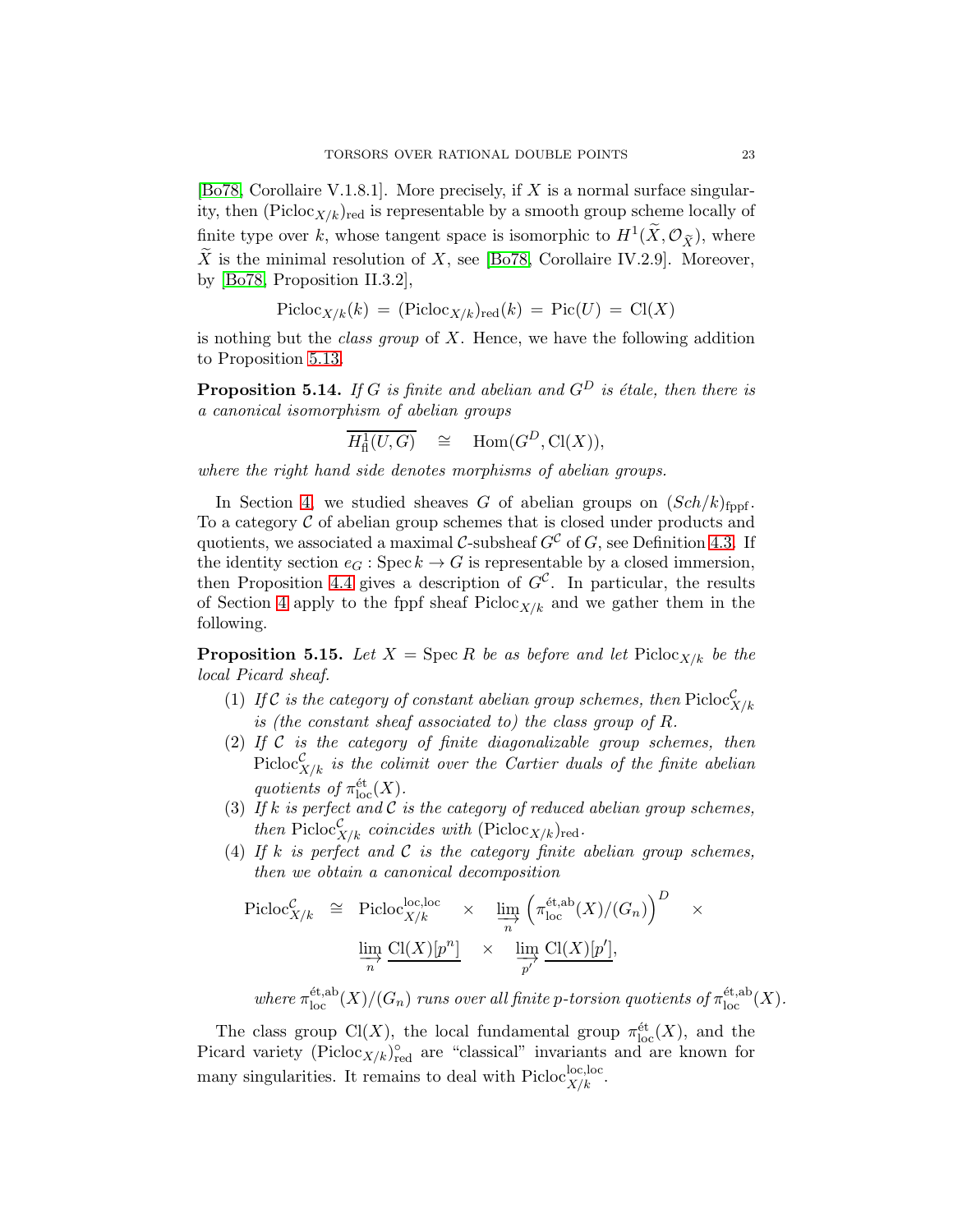[Bo78, Corollaire V.1.8.1]. More precisely, if $X$ is a normal surface singularity, then $(\mathrm{Picloc}_{X/k})_{\mathrm{red}}$ is representable by a smooth group scheme locally of finite type over $k$, whose tangent space is isomorphic to $H^1(\widetilde{X}, \mathcal{O}_{\widetilde{X}})$, where $\widetilde{X}$ is the minimal resolution of $X$, see [Bo78, Corollaire IV.2.9]. Moreover, by [Bo78, Proposition II.3.2],

$$\mathrm{Picloc}_{X/k}(k) \;=\; (\mathrm{Picloc}_{X/k})_{\mathrm{red}}(k) \;=\; \mathrm{Pic}(U) \;=\; \mathrm{Cl}(X)$$

is nothing but the *class group* of $X$. Hence, we have the following addition to Proposition 5.13.

**Proposition 5.14.** *If $G$ is finite and abelian and $G^D$ is étale, then there is a canonical isomorphism of abelian groups*

$$\overline{H^1_{\mathrm{fl}}(U,G)} \quad\cong\quad \mathrm{Hom}(G^D, \mathrm{Cl}(X)),$$

*where the right hand side denotes morphisms of abelian groups.*

In Section 4, we studied sheaves $G$ of abelian groups on $(Sch/k)_{\mathrm{fppf}}$. To a category $\mathcal{C}$ of abelian group schemes that is closed under products and quotients, we associated a maximal $\mathcal{C}$-subsheaf $G^{\mathcal{C}}$ of $G$, see Definition 4.3. If the identity section $e_G : \mathrm{Spec}\, k \to G$ is representable by a closed immersion, then Proposition 4.4 gives a description of $G^{\mathcal{C}}$. In particular, the results of Section 4 apply to the fppf sheaf $\mathrm{Picloc}_{X/k}$ and we gather them in the following.

**Proposition 5.15.** *Let $X = \mathrm{Spec}\, R$ be as before and let $\mathrm{Picloc}_{X/k}$ be the local Picard sheaf.*

1. *If $\mathcal{C}$ is the category of constant abelian group schemes, then $\mathrm{Picloc}^{\mathcal{C}}_{X/k}$ is (the constant sheaf associated to) the class group of $R$.*
2. *If $\mathcal{C}$ is the category of finite diagonalizable group schemes, then $\mathrm{Picloc}^{\mathcal{C}}_{X/k}$ is the colimit over the Cartier duals of the finite abelian quotients of $\pi^{\mathrm{\acute{e}t}}_{\mathrm{loc}}(X)$.*
3. *If $k$ is perfect and $\mathcal{C}$ is the category of reduced abelian group schemes, then $\mathrm{Picloc}^{\mathcal{C}}_{X/k}$ coincides with $(\mathrm{Picloc}_{X/k})_{\mathrm{red}}$.*
4. *If $k$ is perfect and $\mathcal{C}$ is the category finite abelian group schemes, then we obtain a canonical decomposition*

$$\mathrm{Picloc}^{\mathcal{C}}_{X/k} \;\cong\; \mathrm{Picloc}^{\mathrm{loc,loc}}_{X/k} \quad\times\quad \varinjlim_{n} \left(\pi^{\mathrm{\acute{e}t,ab}}_{\mathrm{loc}}(X)/(G_n)\right)^D \quad\times$$
$$\varinjlim_{n} \underline{\mathrm{Cl}(X)[p^n]} \quad\times\quad \varinjlim_{p'} \underline{\mathrm{Cl}(X)[p']},$$

*where $\pi^{\mathrm{\acute{e}t,ab}}_{\mathrm{loc}}(X)/(G_n)$ runs over all finite $p$-torsion quotients of $\pi^{\mathrm{\acute{e}t,ab}}_{\mathrm{loc}}(X)$.*

The class group $\mathrm{Cl}(X)$, the local fundamental group $\pi^{\mathrm{\acute{e}t}}_{\mathrm{loc}}(X)$, and the Picard variety $(\mathrm{Picloc}_{X/k})^{\circ}_{\mathrm{red}}$ are "classical" invariants and are known for many singularities. It remains to deal with $\mathrm{Picloc}^{\mathrm{loc,loc}}_{X/k}$.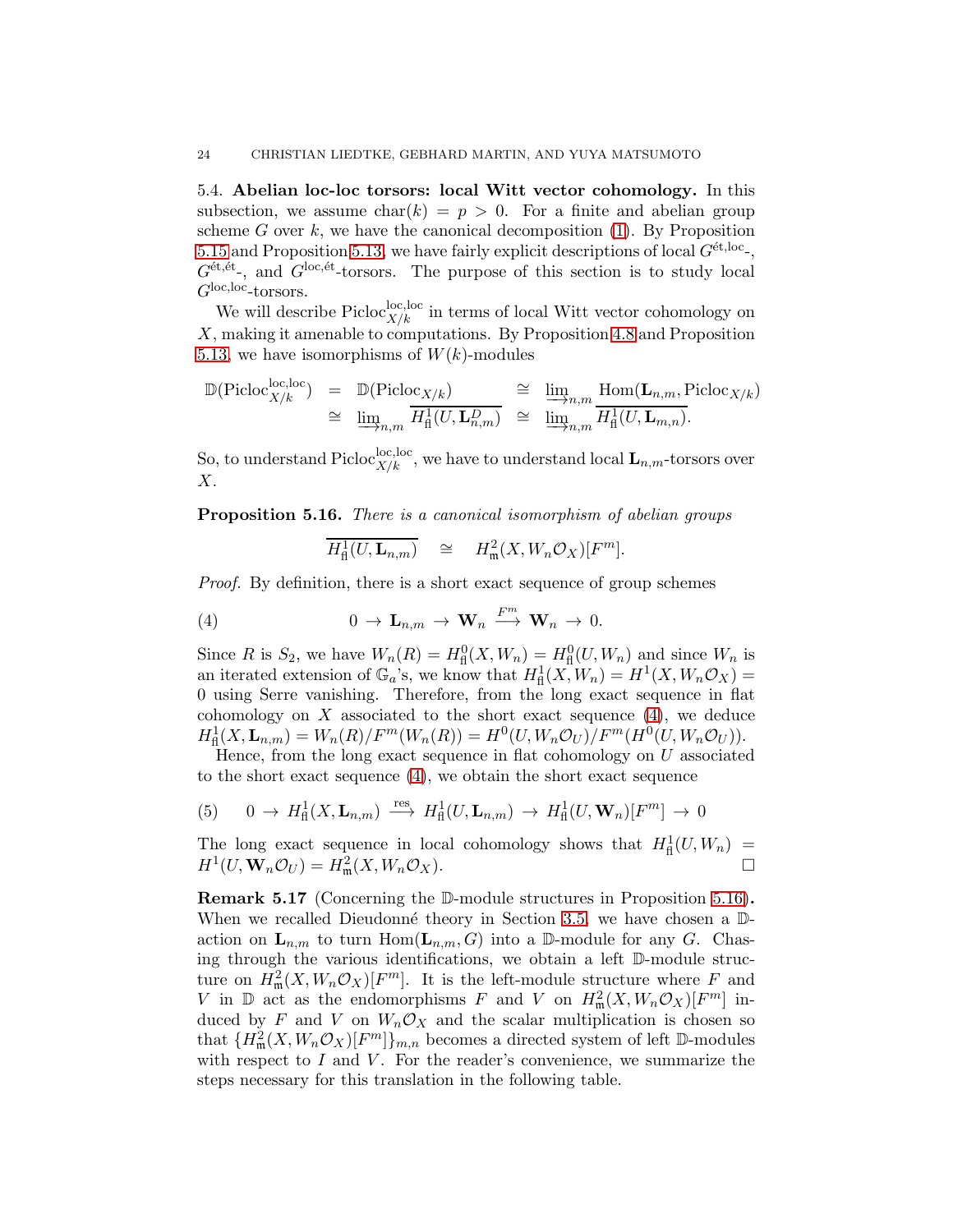5.4. **Abelian loc-loc torsors: local Witt vector cohomology.** In this subsection, we assume $\mathrm{char}(k) = p > 0$. For a finite and abelian group scheme $G$ over $k$, we have the canonical decomposition (1). By Proposition 5.15 and Proposition 5.13, we have fairly explicit descriptions of local $G^{\text{ét,loc}}$-, $G^{\text{ét,ét}}$-, and $G^{\text{loc,ét}}$-torsors. The purpose of this section is to study local $G^{\text{loc,loc}}$-torsors.

We will describe $\mathrm{Picloc}^{\mathrm{loc,loc}}_{X/k}$ in terms of local Witt vector cohomology on $X$, making it amenable to computations. By Proposition 4.8 and Proposition 5.13, we have isomorphisms of $W(k)$-modules

$$
\begin{array}{rcl}
\mathbb{D}(\mathrm{Picloc}^{\mathrm{loc,loc}}_{X/k}) & = & \mathbb{D}(\mathrm{Picloc}_{X/k}) \quad \cong \quad \varinjlim_{n,m} \mathrm{Hom}(\mathbf{L}_{n,m}, \mathrm{Picloc}_{X/k}) \\
& \cong & \varinjlim_{n,m} \overline{H^1_{\mathrm{fl}}(U, \mathbf{L}_{n,m}^D)} \quad \cong \quad \varinjlim_{n,m} \overline{H^1_{\mathrm{fl}}(U, \mathbf{L}_{m,n})}.
\end{array}
$$

So, to understand $\mathrm{Picloc}^{\mathrm{loc,loc}}_{X/k}$, we have to understand local $\mathbf{L}_{n,m}$-torsors over $X$.

**Proposition 5.16.** *There is a canonical isomorphism of abelian groups*

$$
\overline{H^1_{\mathrm{fl}}(U, \mathbf{L}_{n,m})} \quad \cong \quad H^2_{\mathfrak{m}}(X, W_n\mathcal{O}_X)[F^m].
$$

*Proof.* By definition, there is a short exact sequence of group schemes

$$
0 \to \mathbf{L}_{n,m} \to \mathbf{W}_n \xrightarrow{F^m} \mathbf{W}_n \to 0. \tag{4}
$$

Since $R$ is $S_2$, we have $W_n(R) = H^0_{\mathrm{fl}}(X, W_n) = H^0_{\mathrm{fl}}(U, W_n)$ and since $W_n$ is an iterated extension of $\mathbb{G}_a$'s, we know that $H^1_{\mathrm{fl}}(X, W_n) = H^1(X, W_n\mathcal{O}_X) = 0$ using Serre vanishing. Therefore, from the long exact sequence in flat cohomology on $X$ associated to the short exact sequence (4), we deduce $H^1_{\mathrm{fl}}(X, \mathbf{L}_{n,m}) = W_n(R)/F^m(W_n(R)) = H^0(U, W_n\mathcal{O}_U)/F^m(H^0(U, W_n\mathcal{O}_U))$.

Hence, from the long exact sequence in flat cohomology on $U$ associated to the short exact sequence (4), we obtain the short exact sequence

$$
0 \to H^1_{\mathrm{fl}}(X, \mathbf{L}_{n,m}) \xrightarrow{\mathrm{res}} H^1_{\mathrm{fl}}(U, \mathbf{L}_{n,m}) \to H^1_{\mathrm{fl}}(U, \mathbf{W}_n)[F^m] \to 0 \tag{5}
$$

The long exact sequence in local cohomology shows that $H^1_{\mathrm{fl}}(U, W_n) = H^1(U, \mathbf{W}_n\mathcal{O}_U) = H^2_{\mathfrak{m}}(X, W_n\mathcal{O}_X)$. □

**Remark 5.17** (Concerning the $\mathbb{D}$-module structures in Proposition 5.16)**.** When we recalled Dieudonné theory in Section 3.5, we have chosen a $\mathbb{D}$-action on $\mathbf{L}_{n,m}$ to turn $\mathrm{Hom}(\mathbf{L}_{n,m}, G)$ into a $\mathbb{D}$-module for any $G$. Chasing through the various identifications, we obtain a left $\mathbb{D}$-module structure on $H^2_{\mathfrak{m}}(X, W_n\mathcal{O}_X)[F^m]$. It is the left-module structure where $F$ and $V$ in $\mathbb{D}$ act as the endomorphisms $F$ and $V$ on $H^2_{\mathfrak{m}}(X, W_n\mathcal{O}_X)[F^m]$ induced by $F$ and $V$ on $W_n\mathcal{O}_X$ and the scalar multiplication is chosen so that $\{H^2_{\mathfrak{m}}(X, W_n\mathcal{O}_X)[F^m]\}_{m,n}$ becomes a directed system of left $\mathbb{D}$-modules with respect to $I$ and $V$. For the reader's convenience, we summarize the steps necessary for this translation in the following table.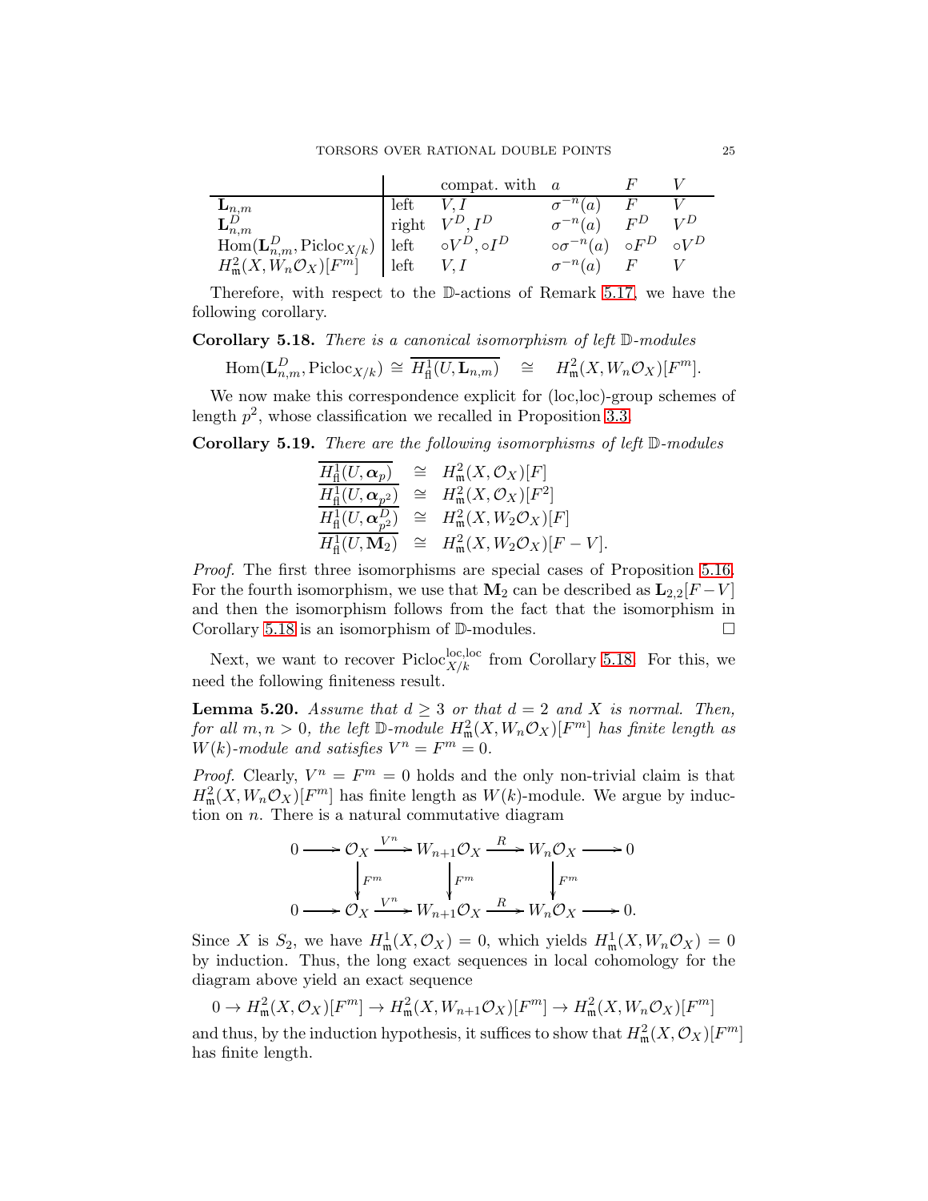|  |  | compat. with | $a$ | $F$ | $V$ |
|---|---|---|---|---|---|
| $\mathbf{L}_{n,m}$ | left | $V, I$ | $\sigma^{-n}(a)$ | $F$ | $V$ |
| $\mathbf{L}_{n,m}^D$ | right | $V^D, I^D$ | $\sigma^{-n}(a)$ | $F^D$ | $V^D$ |
| $\mathrm{Hom}(\mathbf{L}_{n,m}^D, \mathrm{Picloc}_{X/k})$ | left | $\circ V^D, \circ I^D$ | $\circ\sigma^{-n}(a)$ | $\circ F^D$ | $\circ V^D$ |
| $H^2_{\mathfrak{m}}(X, W_n\mathcal{O}_X)[F^m]$ | left | $V, I$ | $\sigma^{-n}(a)$ | $F$ | $V$ |

Therefore, with respect to the $\mathbb{D}$-actions of Remark 5.17, we have the following corollary.

**Corollary 5.18.** *There is a canonical isomorphism of left $\mathbb{D}$-modules*

$$\mathrm{Hom}(\mathbf{L}_{n,m}^D, \mathrm{Picloc}_{X/k}) \cong \overline{H^1_{\mathrm{fl}}(U, \mathbf{L}_{n,m})} \quad \cong \quad H^2_{\mathfrak{m}}(X, W_n\mathcal{O}_X)[F^m].$$

We now make this correspondence explicit for (loc,loc)-group schemes of length $p^2$, whose classification we recalled in Proposition 3.3.

**Corollary 5.19.** *There are the following isomorphisms of left $\mathbb{D}$-modules*

$$\begin{aligned}
\overline{H^1_{\mathrm{fl}}(U, \boldsymbol{\alpha}_p)} &\cong H^2_{\mathfrak{m}}(X, \mathcal{O}_X)[F] \\
\overline{H^1_{\mathrm{fl}}(U, \boldsymbol{\alpha}_{p^2})} &\cong H^2_{\mathfrak{m}}(X, \mathcal{O}_X)[F^2] \\
\overline{H^1_{\mathrm{fl}}(U, \boldsymbol{\alpha}_{p^2}^D)} &\cong H^2_{\mathfrak{m}}(X, W_2\mathcal{O}_X)[F] \\
\overline{H^1_{\mathrm{fl}}(U, \mathbf{M}_2)} &\cong H^2_{\mathfrak{m}}(X, W_2\mathcal{O}_X)[F - V].
\end{aligned}$$

*Proof.* The first three isomorphisms are special cases of Proposition 5.16. For the fourth isomorphism, we use that $\mathbf{M}_2$ can be described as $\mathbf{L}_{2,2}[F-V]$ and then the isomorphism follows from the fact that the isomorphism in Corollary 5.18 is an isomorphism of $\mathbb{D}$-modules. $\square$

Next, we want to recover $\mathrm{Picloc}^{\mathrm{loc,loc}}_{X/k}$ from Corollary 5.18. For this, we need the following finiteness result.

**Lemma 5.20.** *Assume that $d \geq 3$ or that $d = 2$ and $X$ is normal. Then, for all $m, n > 0$, the left $\mathbb{D}$-module $H^2_{\mathfrak{m}}(X, W_n\mathcal{O}_X)[F^m]$ has finite length as $W(k)$-module and satisfies $V^n = F^m = 0$.*

*Proof.* Clearly, $V^n = F^m = 0$ holds and the only non-trivial claim is that $H^2_{\mathfrak{m}}(X, W_n\mathcal{O}_X)[F^m]$ has finite length as $W(k)$-module. We argue by induction on $n$. There is a natural commutative diagram

$$\begin{array}{ccccccccc}
0 & \longrightarrow & \mathcal{O}_X & \xrightarrow{V^n} & W_{n+1}\mathcal{O}_X & \xrightarrow{R} & W_n\mathcal{O}_X & \longrightarrow & 0 \\
 & & \downarrow{\scriptstyle F^m} & & \downarrow{\scriptstyle F^m} & & \downarrow{\scriptstyle F^m} & & \\
0 & \longrightarrow & \mathcal{O}_X & \xrightarrow{V^n} & W_{n+1}\mathcal{O}_X & \xrightarrow{R} & W_n\mathcal{O}_X & \longrightarrow & 0.
\end{array}$$

Since $X$ is $S_2$, we have $H^1_{\mathfrak{m}}(X, \mathcal{O}_X) = 0$, which yields $H^1_{\mathfrak{m}}(X, W_n\mathcal{O}_X) = 0$ by induction. Thus, the long exact sequences in local cohomology for the diagram above yield an exact sequence

$$0 \to H^2_{\mathfrak{m}}(X, \mathcal{O}_X)[F^m] \to H^2_{\mathfrak{m}}(X, W_{n+1}\mathcal{O}_X)[F^m] \to H^2_{\mathfrak{m}}(X, W_n\mathcal{O}_X)[F^m]$$

and thus, by the induction hypothesis, it suffices to show that $H^2_{\mathfrak{m}}(X, \mathcal{O}_X)[F^m]$ has finite length.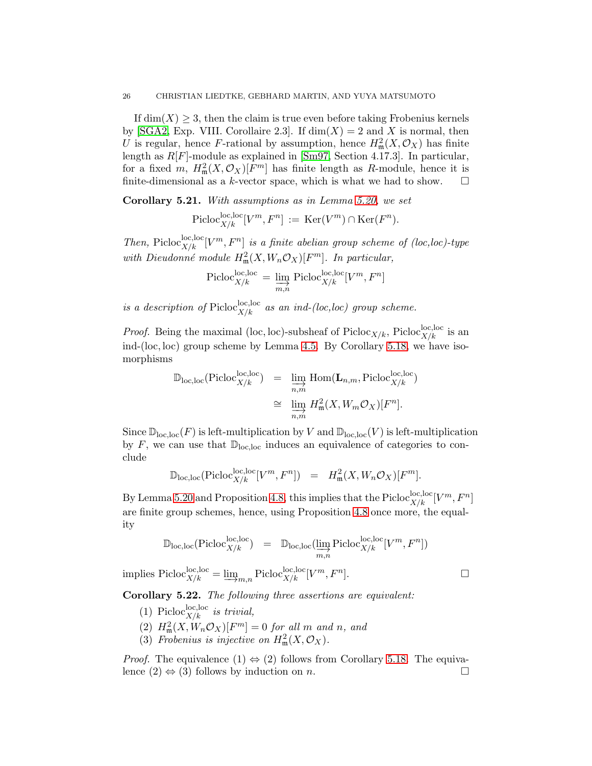If $\dim(X) \geq 3$, then the claim is true even before taking Frobenius kernels by [SGA2, Exp. VIII. Corollaire 2.3]. If $\dim(X) = 2$ and $X$ is normal, then $U$ is regular, hence $F$-rational by assumption, hence $H^2_{\mathfrak{m}}(X, \mathcal{O}_X)$ has finite length as $R[F]$-module as explained in [Sm97, Section 4.17.3]. In particular, for a fixed $m$, $H^2_{\mathfrak{m}}(X, \mathcal{O}_X)[F^m]$ has finite length as $R$-module, hence it is finite-dimensional as a $k$-vector space, which is what we had to show. □

**Corollary 5.21.** *With assumptions as in Lemma 5.20, we set*

$$\mathrm{Picloc}^{\mathrm{loc,loc}}_{X/k}[V^m, F^n] := \mathrm{Ker}(V^m) \cap \mathrm{Ker}(F^n).$$

*Then,* $\mathrm{Picloc}^{\mathrm{loc,loc}}_{X/k}[V^m, F^n]$ *is a finite abelian group scheme of (loc,loc)-type with Dieudonné module* $H^2_{\mathfrak{m}}(X, W_n\mathcal{O}_X)[F^m]$*. In particular,*

$$\mathrm{Picloc}^{\mathrm{loc,loc}}_{X/k} = \varinjlim_{m,n} \mathrm{Picloc}^{\mathrm{loc,loc}}_{X/k}[V^m, F^n]$$

*is a description of* $\mathrm{Picloc}^{\mathrm{loc,loc}}_{X/k}$ *as an ind-(loc,loc) group scheme.*

*Proof.* Being the maximal $(\mathrm{loc}, \mathrm{loc})$-subsheaf of $\mathrm{Picloc}_{X/k}$, $\mathrm{Picloc}^{\mathrm{loc,loc}}_{X/k}$ is an ind-$(\mathrm{loc}, \mathrm{loc})$ group scheme by Lemma 4.5. By Corollary 5.18, we have isomorphisms

$$\begin{aligned}
\mathbb{D}_{\mathrm{loc,loc}}(\mathrm{Picloc}^{\mathrm{loc,loc}}_{X/k}) &= \varinjlim_{n,m} \mathrm{Hom}(\mathbf{L}_{n,m}, \mathrm{Picloc}^{\mathrm{loc,loc}}_{X/k}) \\
&\cong \varinjlim_{n,m} H^2_{\mathfrak{m}}(X, W_m\mathcal{O}_X)[F^n].
\end{aligned}$$

Since $\mathbb{D}_{\mathrm{loc,loc}}(F)$ is left-multiplication by $V$ and $\mathbb{D}_{\mathrm{loc,loc}}(V)$ is left-multiplication by $F$, we can use that $\mathbb{D}_{\mathrm{loc,loc}}$ induces an equivalence of categories to conclude

$$\mathbb{D}_{\mathrm{loc,loc}}(\mathrm{Picloc}^{\mathrm{loc,loc}}_{X/k}[V^m, F^n]) = H^2_{\mathfrak{m}}(X, W_n\mathcal{O}_X)[F^m].$$

By Lemma 5.20 and Proposition 4.8, this implies that the $\mathrm{Picloc}^{\mathrm{loc,loc}}_{X/k}[V^m, F^n]$ are finite group schemes, hence, using Proposition 4.8 once more, the equality

$$\mathbb{D}_{\mathrm{loc,loc}}(\mathrm{Picloc}^{\mathrm{loc,loc}}_{X/k}) = \mathbb{D}_{\mathrm{loc,loc}}(\varinjlim_{m,n} \mathrm{Picloc}^{\mathrm{loc,loc}}_{X/k}[V^m, F^n])$$

implies $\mathrm{Picloc}^{\mathrm{loc,loc}}_{X/k} = \varinjlim_{m,n} \mathrm{Picloc}^{\mathrm{loc,loc}}_{X/k}[V^m, F^n]$. □

**Corollary 5.22.** *The following three assertions are equivalent:*

1. $\mathrm{Picloc}^{\mathrm{loc,loc}}_{X/k}$ *is trivial,*
2. $H^2_{\mathfrak{m}}(X, W_n\mathcal{O}_X)[F^m] = 0$ *for all* $m$ *and* $n$*, and*
3. *Frobenius is injective on* $H^2_{\mathfrak{m}}(X, \mathcal{O}_X)$*.*

*Proof.* The equivalence (1) ⇔ (2) follows from Corollary 5.18. The equivalence (2) ⇔ (3) follows by induction on $n$. □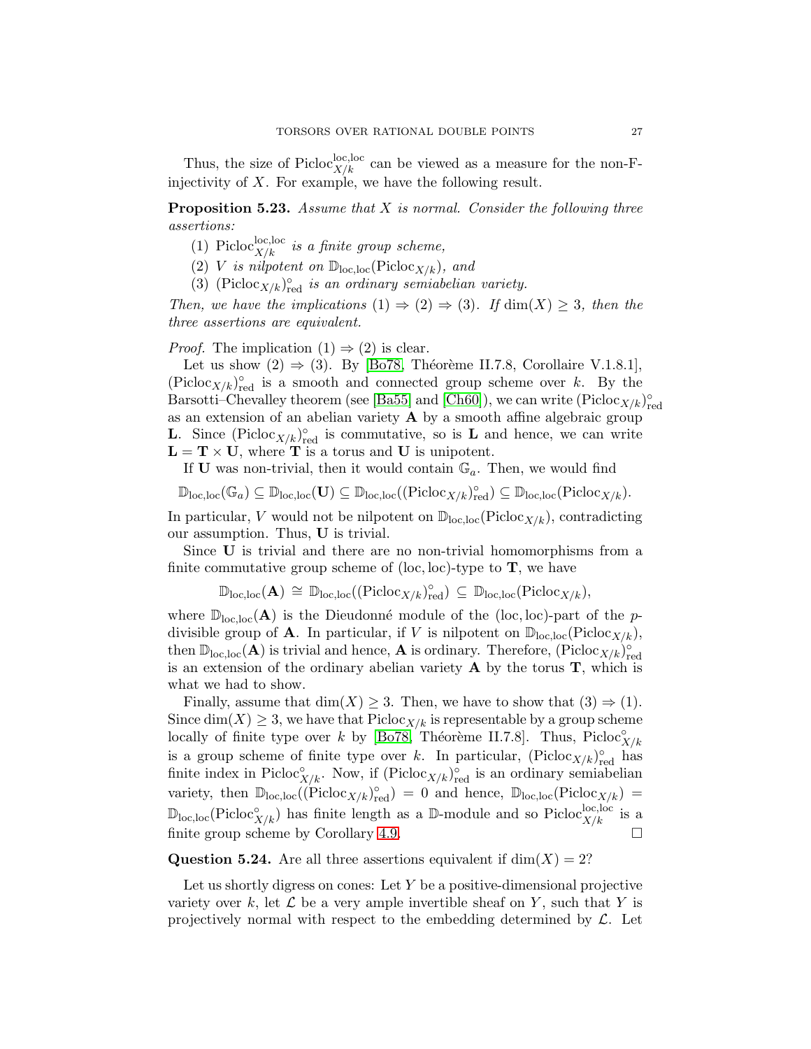Thus, the size of $\mathrm{Picloc}^{\mathrm{loc,loc}}_{X/k}$ can be viewed as a measure for the non-F-injectivity of $X$. For example, we have the following result.

**Proposition 5.23.** *Assume that $X$ is normal. Consider the following three assertions:*

1. *$\mathrm{Picloc}^{\mathrm{loc,loc}}_{X/k}$ is a finite group scheme,*
2. *$V$ is nilpotent on $\mathbb{D}_{\mathrm{loc,loc}}(\mathrm{Picloc}_{X/k})$, and*
3. *$(\mathrm{Picloc}_{X/k})^{\circ}_{\mathrm{red}}$ is an ordinary semiabelian variety.*

*Then, we have the implications (1) $\Rightarrow$ (2) $\Rightarrow$ (3). If $\dim(X) \geq 3$, then the three assertions are equivalent.*

*Proof.* The implication (1) $\Rightarrow$ (2) is clear.

Let us show (2) $\Rightarrow$ (3). By [Bo78, Théorème II.7.8, Corollaire V.1.8.1], $(\mathrm{Picloc}_{X/k})^{\circ}_{\mathrm{red}}$ is a smooth and connected group scheme over $k$. By the Barsotti–Chevalley theorem (see [Ba55] and [Ch60]), we can write $(\mathrm{Picloc}_{X/k})^{\circ}_{\mathrm{red}}$ as an extension of an abelian variety $\mathbf{A}$ by a smooth affine algebraic group $\mathbf{L}$. Since $(\mathrm{Picloc}_{X/k})^{\circ}_{\mathrm{red}}$ is commutative, so is $\mathbf{L}$ and hence, we can write $\mathbf{L} = \mathbf{T} \times \mathbf{U}$, where $\mathbf{T}$ is a torus and $\mathbf{U}$ is unipotent.

If $\mathbf{U}$ was non-trivial, then it would contain $\mathbb{G}_a$. Then, we would find

$$\mathbb{D}_{\mathrm{loc,loc}}(\mathbb{G}_a) \subseteq \mathbb{D}_{\mathrm{loc,loc}}(\mathbf{U}) \subseteq \mathbb{D}_{\mathrm{loc,loc}}((\mathrm{Picloc}_{X/k})^{\circ}_{\mathrm{red}}) \subseteq \mathbb{D}_{\mathrm{loc,loc}}(\mathrm{Picloc}_{X/k}).$$

In particular, $V$ would not be nilpotent on $\mathbb{D}_{\mathrm{loc,loc}}(\mathrm{Picloc}_{X/k})$, contradicting our assumption. Thus, $\mathbf{U}$ is trivial.

Since $\mathbf{U}$ is trivial and there are no non-trivial homomorphisms from a finite commutative group scheme of $(\mathrm{loc},\mathrm{loc})$-type to $\mathbf{T}$, we have

$$\mathbb{D}_{\mathrm{loc,loc}}(\mathbf{A}) \cong \mathbb{D}_{\mathrm{loc,loc}}((\mathrm{Picloc}_{X/k})^{\circ}_{\mathrm{red}}) \subseteq \mathbb{D}_{\mathrm{loc,loc}}(\mathrm{Picloc}_{X/k}),$$

where $\mathbb{D}_{\mathrm{loc,loc}}(\mathbf{A})$ is the Dieudonné module of the $(\mathrm{loc},\mathrm{loc})$-part of the $p$-divisible group of $\mathbf{A}$. In particular, if $V$ is nilpotent on $\mathbb{D}_{\mathrm{loc,loc}}(\mathrm{Picloc}_{X/k})$, then $\mathbb{D}_{\mathrm{loc,loc}}(\mathbf{A})$ is trivial and hence, $\mathbf{A}$ is ordinary. Therefore, $(\mathrm{Picloc}_{X/k})^{\circ}_{\mathrm{red}}$ is an extension of the ordinary abelian variety $\mathbf{A}$ by the torus $\mathbf{T}$, which is what we had to show.

Finally, assume that $\dim(X) \geq 3$. Then, we have to show that (3) $\Rightarrow$ (1). Since $\dim(X) \geq 3$, we have that $\mathrm{Picloc}_{X/k}$ is representable by a group scheme locally of finite type over $k$ by [Bo78, Théorème II.7.8]. Thus, $\mathrm{Picloc}^{\circ}_{X/k}$ is a group scheme of finite type over $k$. In particular, $(\mathrm{Picloc}_{X/k})^{\circ}_{\mathrm{red}}$ has finite index in $\mathrm{Picloc}^{\circ}_{X/k}$. Now, if $(\mathrm{Picloc}_{X/k})^{\circ}_{\mathrm{red}}$ is an ordinary semiabelian variety, then $\mathbb{D}_{\mathrm{loc,loc}}((\mathrm{Picloc}_{X/k})^{\circ}_{\mathrm{red}}) = 0$ and hence, $\mathbb{D}_{\mathrm{loc,loc}}(\mathrm{Picloc}_{X/k}) = \mathbb{D}_{\mathrm{loc,loc}}(\mathrm{Picloc}^{\circ}_{X/k})$ has finite length as a $\mathbb{D}$-module and so $\mathrm{Picloc}^{\mathrm{loc,loc}}_{X/k}$ is a finite group scheme by Corollary 4.9. $\square$

**Question 5.24.** Are all three assertions equivalent if $\dim(X) = 2$?

Let us shortly digress on cones: Let $Y$ be a positive-dimensional projective variety over $k$, let $\mathcal{L}$ be a very ample invertible sheaf on $Y$, such that $Y$ is projectively normal with respect to the embedding determined by $\mathcal{L}$. Let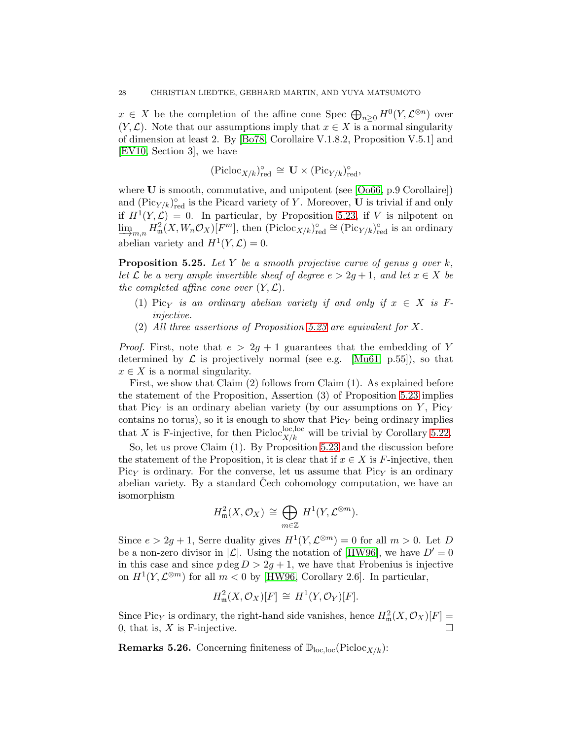$x \in X$ be the completion of the affine cone $\operatorname{Spec} \bigoplus_{n\geq 0} H^0(Y, \mathcal{L}^{\otimes n})$ over $(Y, \mathcal{L})$. Note that our assumptions imply that $x \in X$ is a normal singularity of dimension at least 2. By [Bo78, Corollaire V.1.8.2, Proposition V.5.1] and [EV10, Section 3], we have

$$(\mathrm{Picloc}_{X/k})^{\circ}_{\mathrm{red}} \cong \mathbf{U} \times (\mathrm{Pic}_{Y/k})^{\circ}_{\mathrm{red}},$$

where $\mathbf{U}$ is smooth, commutative, and unipotent (see [Oo66, p.9 Corollaire]) and $(\mathrm{Pic}_{Y/k})^{\circ}_{\mathrm{red}}$ is the Picard variety of $Y$. Moreover, $\mathbf{U}$ is trivial if and only if $H^1(Y, \mathcal{L}) = 0$. In particular, by Proposition 5.23, if $V$ is nilpotent on $\varinjlim_{m,n} H^2_{\mathfrak{m}}(X, W_n\mathcal{O}_X)[F^m]$, then $(\mathrm{Picloc}_{X/k})^{\circ}_{\mathrm{red}} \cong (\mathrm{Pic}_{Y/k})^{\circ}_{\mathrm{red}}$ is an ordinary abelian variety and $H^1(Y, \mathcal{L}) = 0$.

**Proposition 5.25.** *Let $Y$ be a smooth projective curve of genus $g$ over $k$, let $\mathcal{L}$ be a very ample invertible sheaf of degree $e > 2g+1$, and let $x \in X$ be the completed affine cone over $(Y, \mathcal{L})$.*

1. *$\mathrm{Pic}_Y$ is an ordinary abelian variety if and only if $x \in X$ is F-injective.*
2. *All three assertions of Proposition 5.23 are equivalent for $X$.*

*Proof.* First, note that $e > 2g+1$ guarantees that the embedding of $Y$ determined by $\mathcal{L}$ is projectively normal (see e.g. [Mu61, p.55]), so that $x \in X$ is a normal singularity.

First, we show that Claim (2) follows from Claim (1). As explained before the statement of the Proposition, Assertion (3) of Proposition 5.23 implies that $\mathrm{Pic}_Y$ is an ordinary abelian variety (by our assumptions on $Y$, $\mathrm{Pic}_Y$ contains no torus), so it is enough to show that $\mathrm{Pic}_Y$ being ordinary implies that $X$ is F-injective, for then $\mathrm{Picloc}^{\mathrm{loc,loc}}_{X/k}$ will be trivial by Corollary 5.22.

So, let us prove Claim (1). By Proposition 5.23 and the discussion before the statement of the Proposition, it is clear that if $x \in X$ is $F$-injective, then $\mathrm{Pic}_Y$ is ordinary. For the converse, let us assume that $\mathrm{Pic}_Y$ is an ordinary abelian variety. By a standard Čech cohomology computation, we have an isomorphism

$$H^2_{\mathfrak{m}}(X, \mathcal{O}_X) \cong \bigoplus_{m \in \mathbb{Z}} H^1(Y, \mathcal{L}^{\otimes m}).$$

Since $e > 2g+1$, Serre duality gives $H^1(Y, \mathcal{L}^{\otimes m}) = 0$ for all $m > 0$. Let $D$ be a non-zero divisor in $|\mathcal{L}|$. Using the notation of [HW96], we have $D' = 0$ in this case and since $p \deg D > 2g+1$, we have that Frobenius is injective on $H^1(Y, \mathcal{L}^{\otimes m})$ for all $m < 0$ by [HW96, Corollary 2.6]. In particular,

$$H^2_{\mathfrak{m}}(X, \mathcal{O}_X)[F] \cong H^1(Y, \mathcal{O}_Y)[F].$$

Since $\mathrm{Pic}_Y$ is ordinary, the right-hand side vanishes, hence $H^2_{\mathfrak{m}}(X, \mathcal{O}_X)[F] = 0$, that is, $X$ is F-injective. $\square$

**Remarks 5.26.** Concerning finiteness of $\mathbb{D}_{\mathrm{loc,loc}}(\mathrm{Picloc}_{X/k})$: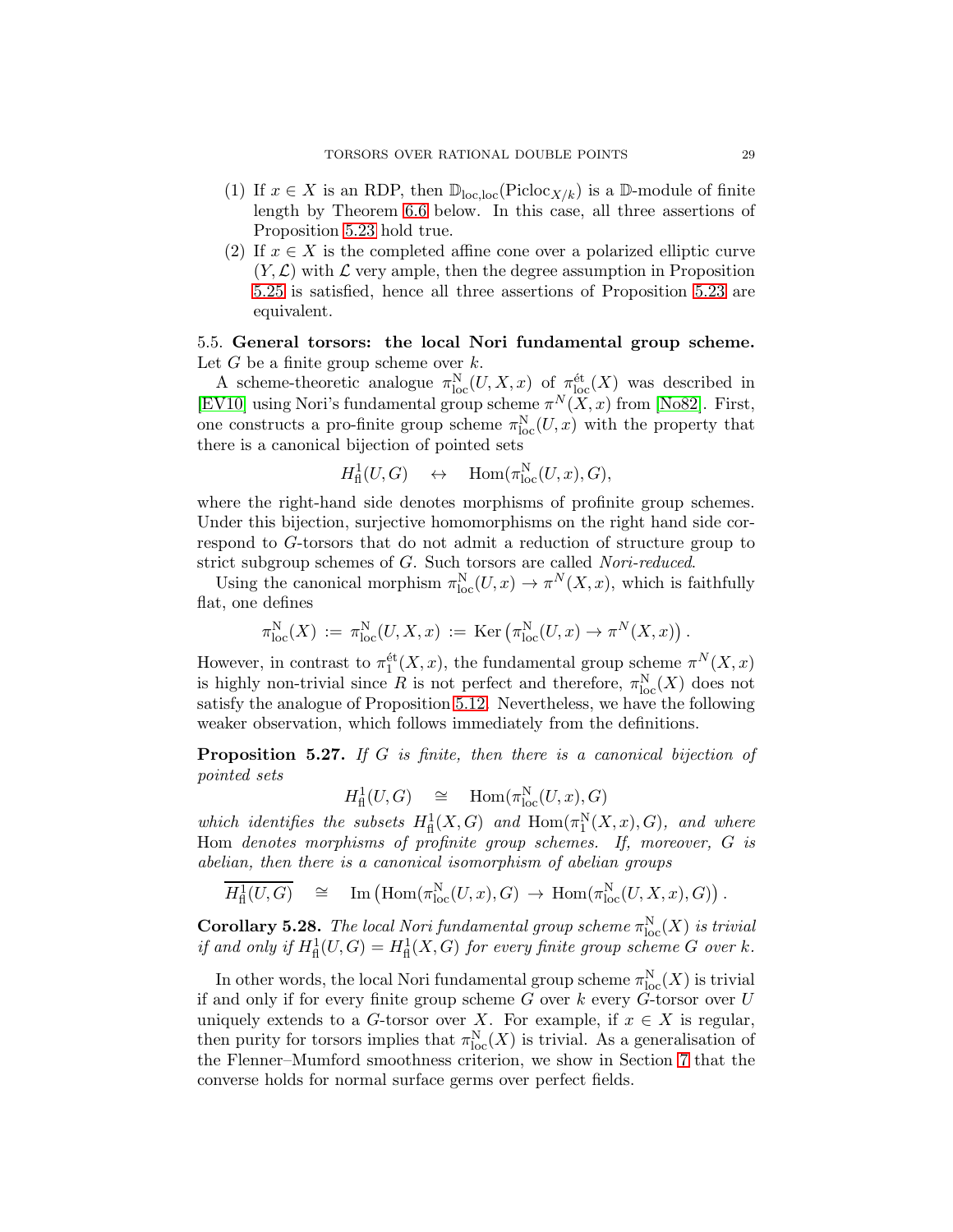(1) If $x \in X$ is an RDP, then $\mathbb{D}_{\mathrm{loc,loc}}(\mathrm{Picloc}_{X/k})$ is a $\mathbb{D}$-module of finite length by Theorem 6.6 below. In this case, all three assertions of Proposition 5.23 hold true.

(2) If $x \in X$ is the completed affine cone over a polarized elliptic curve $(Y, \mathcal{L})$ with $\mathcal{L}$ very ample, then the degree assumption in Proposition 5.25 is satisfied, hence all three assertions of Proposition 5.23 are equivalent.

5.5. **General torsors: the local Nori fundamental group scheme.** Let $G$ be a finite group scheme over $k$.

A scheme-theoretic analogue $\pi_{\mathrm{loc}}^{\mathrm{N}}(U, X, x)$ of $\pi_{\mathrm{loc}}^{\mathrm{\acute{e}t}}(X)$ was described in [EV10] using Nori's fundamental group scheme $\pi^N(X, x)$ from [No82]. First, one constructs a pro-finite group scheme $\pi_{\mathrm{loc}}^{\mathrm{N}}(U, x)$ with the property that there is a canonical bijection of pointed sets

$$H^1_{\mathrm{fl}}(U, G) \quad \leftrightarrow \quad \mathrm{Hom}(\pi_{\mathrm{loc}}^{\mathrm{N}}(U, x), G),$$

where the right-hand side denotes morphisms of profinite group schemes. Under this bijection, surjective homomorphisms on the right hand side correspond to $G$-torsors that do not admit a reduction of structure group to strict subgroup schemes of $G$. Such torsors are called *Nori-reduced*.

Using the canonical morphism $\pi_{\mathrm{loc}}^{\mathrm{N}}(U, x) \to \pi^N(X, x)$, which is faithfully flat, one defines

$$\pi_{\mathrm{loc}}^{\mathrm{N}}(X) \;:=\; \pi_{\mathrm{loc}}^{\mathrm{N}}(U, X, x) \;:=\; \mathrm{Ker}\left(\pi_{\mathrm{loc}}^{\mathrm{N}}(U, x) \to \pi^N(X, x)\right).$$

However, in contrast to $\pi_1^{\mathrm{\acute{e}t}}(X, x)$, the fundamental group scheme $\pi^N(X, x)$ is highly non-trivial since $R$ is not perfect and therefore, $\pi_{\mathrm{loc}}^{\mathrm{N}}(X)$ does not satisfy the analogue of Proposition 5.12. Nevertheless, we have the following weaker observation, which follows immediately from the definitions.

**Proposition 5.27.** *If $G$ is finite, then there is a canonical bijection of pointed sets*

$$H^1_{\mathrm{fl}}(U, G) \quad \cong \quad \mathrm{Hom}(\pi_{\mathrm{loc}}^{\mathrm{N}}(U, x), G)$$

*which identifies the subsets $H^1_{\mathrm{fl}}(X, G)$ and $\mathrm{Hom}(\pi_1^{\mathrm{N}}(X, x), G)$, and where* Hom *denotes morphisms of profinite group schemes. If, moreover, $G$ is abelian, then there is a canonical isomorphism of abelian groups*

$$\overline{H^1_{\mathrm{fl}}(U, G)} \quad \cong \quad \mathrm{Im}\left(\mathrm{Hom}(\pi_{\mathrm{loc}}^{\mathrm{N}}(U, x), G) \;\to\; \mathrm{Hom}(\pi_{\mathrm{loc}}^{\mathrm{N}}(U, X, x), G)\right).$$

**Corollary 5.28.** *The local Nori fundamental group scheme $\pi_{\mathrm{loc}}^{\mathrm{N}}(X)$ is trivial if and only if $H^1_{\mathrm{fl}}(U, G) = H^1_{\mathrm{fl}}(X, G)$ for every finite group scheme $G$ over $k$.*

In other words, the local Nori fundamental group scheme $\pi_{\mathrm{loc}}^{\mathrm{N}}(X)$ is trivial if and only if for every finite group scheme $G$ over $k$ every $G$-torsor over $U$ uniquely extends to a $G$-torsor over $X$. For example, if $x \in X$ is regular, then purity for torsors implies that $\pi_{\mathrm{loc}}^{\mathrm{N}}(X)$ is trivial. As a generalisation of the Flenner–Mumford smoothness criterion, we show in Section 7 that the converse holds for normal surface germs over perfect fields.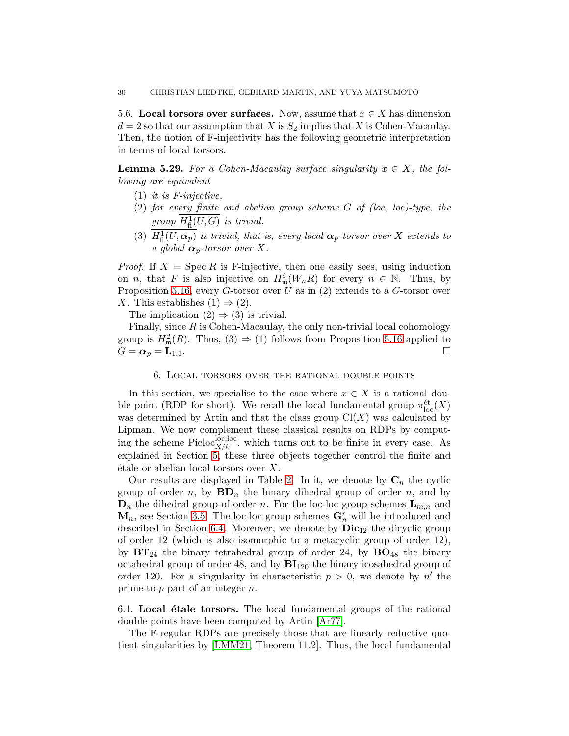5.6. **Local torsors over surfaces.** Now, assume that $x \in X$ has dimension $d = 2$ so that our assumption that $X$ is $S_2$ implies that $X$ is Cohen-Macaulay. Then, the notion of F-injectivity has the following geometric interpretation in terms of local torsors.

**Lemma 5.29.** *For a Cohen-Macaulay surface singularity $x \in X$, the following are equivalent*

1. *it is F-injective,*
2. *for every finite and abelian group scheme $G$ of (loc, loc)-type, the group $\overline{H^1_{\mathrm{fl}}(U, G)}$ is trivial.*
3. *$\overline{H^1_{\mathrm{fl}}(U, \boldsymbol{\alpha}_p)}$ is trivial, that is, every local $\boldsymbol{\alpha}_p$-torsor over $X$ extends to a global $\boldsymbol{\alpha}_p$-torsor over $X$.*

*Proof.* If $X = \operatorname{Spec} R$ is F-injective, then one easily sees, using induction on $n$, that $F$ is also injective on $H^i_{\mathfrak{m}}(W_n R)$ for every $n \in \mathbb{N}$. Thus, by Proposition 5.16, every $G$-torsor over $U$ as in (2) extends to a $G$-torsor over $X$. This establishes (1) $\Rightarrow$ (2).

The implication (2) $\Rightarrow$ (3) is trivial.

Finally, since $R$ is Cohen-Macaulay, the only non-trivial local cohomology group is $H^2_{\mathfrak{m}}(R)$. Thus, (3) $\Rightarrow$ (1) follows from Proposition 5.16 applied to $G = \boldsymbol{\alpha}_p = \mathbf{L}_{1,1}$. □

## 6. Local torsors over the rational double points

In this section, we specialise to the case where $x \in X$ is a rational double point (RDP for short). We recall the local fundamental group $\pi^{\text{ét}}_{\text{loc}}(X)$ was determined by Artin and that the class group $\operatorname{Cl}(X)$ was calculated by Lipman. We now complement these classical results on RDPs by computing the scheme $\operatorname{Picloc}^{\text{loc,loc}}_{X/k}$, which turns out to be finite in every case. As explained in Section 5, these three objects together control the finite and étale or abelian local torsors over $X$.

Our results are displayed in Table 2. In it, we denote by $\mathbf{C}_n$ the cyclic group of order $n$, by $\mathbf{BD}_n$ the binary dihedral group of order $n$, and by $\mathbf{D}_n$ the dihedral group of order $n$. For the loc-loc group schemes $\mathbf{L}_{m,n}$ and $\mathbf{M}_n$, see Section 3.5. The loc-loc group schemes $\mathbf{G}^r_n$ will be introduced and described in Section 6.4. Moreover, we denote by $\mathbf{Dic}_{12}$ the dicyclic group of order 12 (which is also isomorphic to a metacyclic group of order 12), by $\mathbf{BT}_{24}$ the binary tetrahedral group of order 24, by $\mathbf{BO}_{48}$ the binary octahedral group of order 48, and by $\mathbf{BI}_{120}$ the binary icosahedral group of order 120. For a singularity in characteristic $p > 0$, we denote by $n'$ the prime-to-$p$ part of an integer $n$.

6.1. **Local étale torsors.** The local fundamental groups of the rational double points have been computed by Artin [Ar77].

The F-regular RDPs are precisely those that are linearly reductive quotient singularities by [LMM21, Theorem 11.2]. Thus, the local fundamental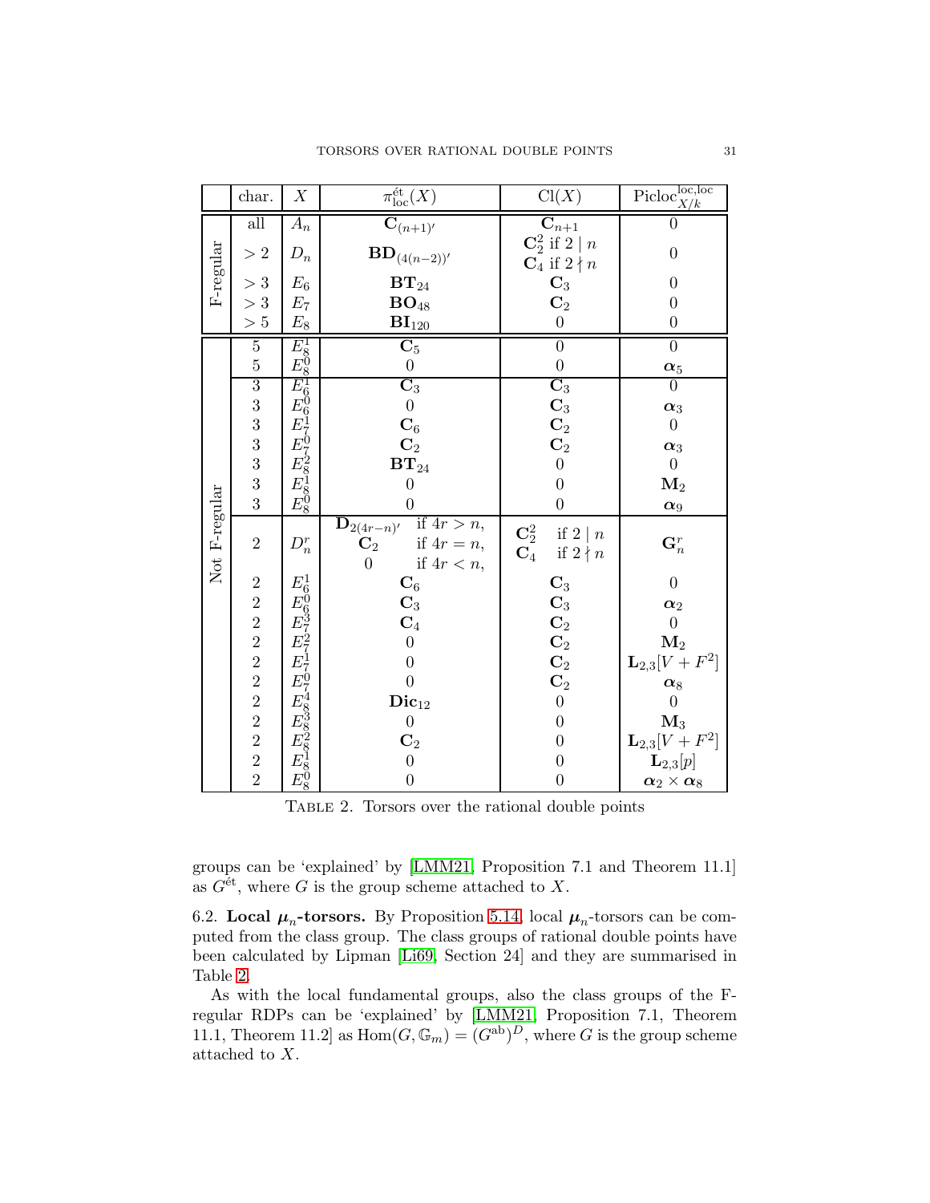|  | char. | $X$ | $\pi_{\mathrm{loc}}^{\text{ét}}(X)$ | $\mathrm{Cl}(X)$ | $\mathrm{Picloc}_{X/k}^{\mathrm{loc,loc}}$ |
|---|---|---|---|---|---|
| F-regular | all | $A_n$ | $\mathbf{C}_{(n+1)'}$ | $\mathbf{C}_{n+1}$ | $0$ |
|  | $>2$ | $D_n$ | $\mathbf{BD}_{(4(n-2))'}$ | $\mathbf{C}_2^2$ if $2 \mid n$, $\mathbf{C}_4$ if $2 \nmid n$ | $0$ |
|  | $>3$ | $E_6$ | $\mathbf{BT}_{24}$ | $\mathbf{C}_3$ | $0$ |
|  | $>3$ | $E_7$ | $\mathbf{BO}_{48}$ | $\mathbf{C}_2$ | $0$ |
|  | $>5$ | $E_8$ | $\mathbf{BI}_{120}$ | $0$ | $0$ |
| Not F-regular | 5 | $E_8^1$ | $\mathbf{C}_5$ | $0$ | $0$ |
|  | 5 | $E_8^0$ | $0$ | $0$ | $\boldsymbol{\alpha}_5$ |
|  | 3 | $E_6^1$ | $\mathbf{C}_3$ | $\mathbf{C}_3$ | $0$ |
|  | 3 | $E_6^0$ | $0$ | $\mathbf{C}_3$ | $\boldsymbol{\alpha}_3$ |
|  | 3 | $E_7^1$ | $\mathbf{C}_6$ | $\mathbf{C}_2$ | $0$ |
|  | 3 | $E_7^0$ | $\mathbf{C}_2$ | $\mathbf{C}_2$ | $\boldsymbol{\alpha}_3$ |
|  | 3 | $E_8^2$ | $\mathbf{BT}_{24}$ | $0$ | $0$ |
|  | 3 | $E_8^1$ | $0$ | $0$ | $\mathbf{M}_2$ |
|  | 3 | $E_8^0$ | $0$ | $0$ | $\boldsymbol{\alpha}_9$ |
|  | 2 | $D_n^r$ | $\mathbf{D}_{2(4r-n)'}$ if $4r > n$, $\mathbf{C}_2$ if $4r = n$, $0$ if $4r < n$, | $\mathbf{C}_2^2$ if $2 \mid n$, $\mathbf{C}_4$ if $2 \nmid n$ | $\mathbf{G}_n^r$ |
|  | 2 | $E_6^1$ | $\mathbf{C}_6$ | $\mathbf{C}_3$ | $0$ |
|  | 2 | $E_6^0$ | $\mathbf{C}_3$ | $\mathbf{C}_3$ | $\boldsymbol{\alpha}_2$ |
|  | 2 | $E_7^3$ | $\mathbf{C}_4$ | $\mathbf{C}_2$ | $0$ |
|  | 2 | $E_7^2$ | $0$ | $\mathbf{C}_2$ | $\mathbf{M}_2$ |
|  | 2 | $E_7^1$ | $0$ | $\mathbf{C}_2$ | $\mathbf{L}_{2,3}[V+F^2]$ |
|  | 2 | $E_7^0$ | $0$ | $\mathbf{C}_2$ | $\boldsymbol{\alpha}_8$ |
|  | 2 | $E_8^4$ | $\mathbf{Dic}_{12}$ | $0$ | $0$ |
|  | 2 | $E_8^3$ | $0$ | $0$ | $\mathbf{M}_3$ |
|  | 2 | $E_8^2$ | $\mathbf{C}_2$ | $0$ | $\mathbf{L}_{2,3}[V+F^2]$ |
|  | 2 | $E_8^1$ | $0$ | $0$ | $\mathbf{L}_{2,3}[p]$ |
|  | 2 | $E_8^0$ | $0$ | $0$ | $\boldsymbol{\alpha}_2 \times \boldsymbol{\alpha}_8$ |

Table 2. Torsors over the rational double points

groups can be 'explained' by [LMM21, Proposition 7.1 and Theorem 11.1] as $G^{\text{ét}}$, where $G$ is the group scheme attached to $X$.

6.2. **Local $\boldsymbol{\mu}_n$-torsors.** By Proposition 5.14, local $\boldsymbol{\mu}_n$-torsors can be computed from the class group. The class groups of rational double points have been calculated by Lipman [Li69, Section 24] and they are summarised in Table 2.

As with the local fundamental groups, also the class groups of the F-regular RDPs can be 'explained' by [LMM21, Proposition 7.1, Theorem 11.1, Theorem 11.2] as $\mathrm{Hom}(G, \mathbb{G}_m) = (G^{\mathrm{ab}})^D$, where $G$ is the group scheme attached to $X$.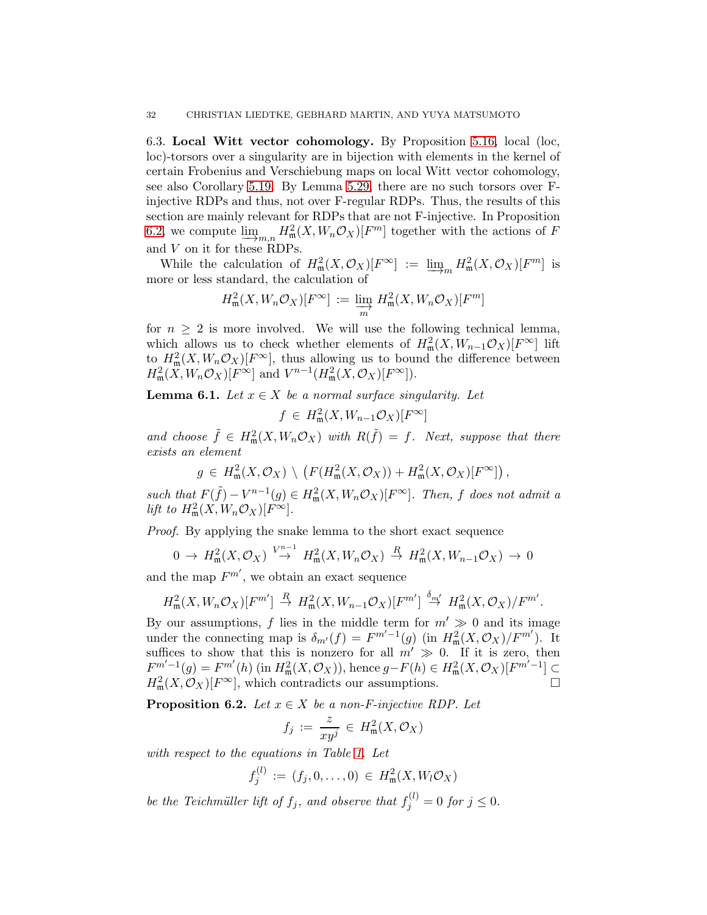6.3. **Local Witt vector cohomology.** By Proposition 5.16, local (loc, loc)-torsors over a singularity are in bijection with elements in the kernel of certain Frobenius and Verschiebung maps on local Witt vector cohomology, see also Corollary 5.19. By Lemma 5.29, there are no such torsors over F-injective RDPs and thus, not over F-regular RDPs. Thus, the results of this section are mainly relevant for RDPs that are not F-injective. In Proposition 6.2, we compute $\varinjlim_{m,n} H^2_{\mathfrak{m}}(X, W_n\mathcal{O}_X)[F^m]$ together with the actions of $F$ and $V$ on it for these RDPs.

While the calculation of $H^2_{\mathfrak{m}}(X,\mathcal{O}_X)[F^\infty] := \varinjlim_m H^2_{\mathfrak{m}}(X,\mathcal{O}_X)[F^m]$ is more or less standard, the calculation of

$$H^2_{\mathfrak{m}}(X, W_n\mathcal{O}_X)[F^\infty] := \varinjlim_m H^2_{\mathfrak{m}}(X, W_n\mathcal{O}_X)[F^m]$$

for $n \geq 2$ is more involved. We will use the following technical lemma, which allows us to check whether elements of $H^2_{\mathfrak{m}}(X, W_{n-1}\mathcal{O}_X)[F^\infty]$ lift to $H^2_{\mathfrak{m}}(X, W_n\mathcal{O}_X)[F^\infty]$, thus allowing us to bound the difference between $H^2_{\mathfrak{m}}(X, W_n\mathcal{O}_X)[F^\infty]$ and $V^{n-1}(H^2_{\mathfrak{m}}(X,\mathcal{O}_X)[F^\infty])$.

**Lemma 6.1.** *Let $x \in X$ be a normal surface singularity. Let*

$$f \in H^2_{\mathfrak{m}}(X, W_{n-1}\mathcal{O}_X)[F^\infty]$$

*and choose $\tilde{f} \in H^2_{\mathfrak{m}}(X, W_n\mathcal{O}_X)$ with $R(\tilde{f}) = f$. Next, suppose that there exists an element*

$$g \in H^2_{\mathfrak{m}}(X,\mathcal{O}_X) \setminus \left(F(H^2_{\mathfrak{m}}(X,\mathcal{O}_X)) + H^2_{\mathfrak{m}}(X,\mathcal{O}_X)[F^\infty]\right),$$

*such that $F(\tilde{f}) - V^{n-1}(g) \in H^2_{\mathfrak{m}}(X, W_n\mathcal{O}_X)[F^\infty]$. Then, $f$ does not admit a lift to $H^2_{\mathfrak{m}}(X, W_n\mathcal{O}_X)[F^\infty]$.*

*Proof.* By applying the snake lemma to the short exact sequence

$$0 \to H^2_{\mathfrak{m}}(X,\mathcal{O}_X) \overset{V^{n-1}}{\to} H^2_{\mathfrak{m}}(X, W_n\mathcal{O}_X) \overset{R}{\to} H^2_{\mathfrak{m}}(X, W_{n-1}\mathcal{O}_X) \to 0$$

and the map $F^{m'}$, we obtain an exact sequence

$$H^2_{\mathfrak{m}}(X, W_n\mathcal{O}_X)[F^{m'}] \overset{R}{\to} H^2_{\mathfrak{m}}(X, W_{n-1}\mathcal{O}_X)[F^{m'}] \overset{\delta_{m'}}{\to} H^2_{\mathfrak{m}}(X,\mathcal{O}_X)/F^{m'}.$$

By our assumptions, $f$ lies in the middle term for $m' \gg 0$ and its image under the connecting map is $\delta_{m'}(f) = F^{m'-1}(g)$ (in $H^2_{\mathfrak{m}}(X,\mathcal{O}_X)/F^{m'}$). It suffices to show that this is nonzero for all $m' \gg 0$. If it is zero, then $F^{m'-1}(g) = F^{m'}(h)$ (in $H^2_{\mathfrak{m}}(X,\mathcal{O}_X)$), hence $g - F(h) \in H^2_{\mathfrak{m}}(X,\mathcal{O}_X)[F^{m'-1}] \subset H^2_{\mathfrak{m}}(X,\mathcal{O}_X)[F^\infty]$, which contradicts our assumptions. $\square$

**Proposition 6.2.** *Let $x \in X$ be a non-F-injective RDP. Let*

$$f_j := \frac{z}{xy^j} \in H^2_{\mathfrak{m}}(X,\mathcal{O}_X)$$

*with respect to the equations in Table 1. Let*

$$f_j^{(l)} := (f_j, 0, \ldots, 0) \in H^2_{\mathfrak{m}}(X, W_l\mathcal{O}_X)$$

*be the Teichmüller lift of $f_j$, and observe that $f_j^{(l)} = 0$ for $j \leq 0$.*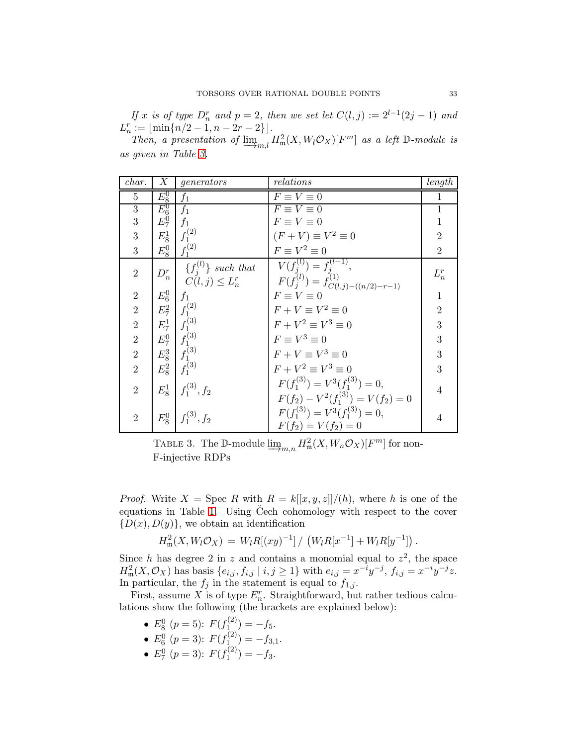*If $x$ is of type $D_n^r$ and $p = 2$, then we set let $C(l,j) := 2^{l-1}(2j-1)$ and $L_n^r := \lfloor \min\{n/2 - 1, n - 2r - 2\} \rfloor$.*

*Then, a presentation of $\varinjlim_{m,l} H^2_{\mathfrak{m}}(X, W_l\mathcal{O}_X)[F^m]$ as a left $\mathbb{D}$-module is as given in Table 3.*

| *char.* | $X$ | *generators* | *relations* | *length* |
|---|---|---|---|---|
| 5 | $E_8^0$ | $f_1$ | $F \equiv V \equiv 0$ | 1 |
| 3 | $E_6^0$ | $f_1$ | $F \equiv V \equiv 0$ | 1 |
| 3 | $E_7^0$ | $f_1$ | $F \equiv V \equiv 0$ | 1 |
| 3 | $E_8^1$ | $f_1^{(2)}$ | $(F + V) \equiv V^2 \equiv 0$ | 2 |
| 3 | $E_8^0$ | $f_1^{(2)}$ | $F \equiv V^2 \equiv 0$ | 2 |
| 2 | $D_n^r$ | $\{f_j^{(l)}\}$ *such that* $C(l,j) \leq L_n^r$ | $V(f_j^{(l)}) = f_j^{(l-1)}$, $F(f_j^{(l)}) = f^{(1)}_{C(l,j)-((n/2)-r-1)}$ | $L_n^r$ |
| 2 | $E_6^0$ | $f_1$ | $F \equiv V \equiv 0$ | 1 |
| 2 | $E_7^2$ | $f_1^{(2)}$ | $F + V \equiv V^2 \equiv 0$ | 2 |
| 2 | $E_7^1$ | $f_1^{(3)}$ | $F + V^2 \equiv V^3 \equiv 0$ | 3 |
| 2 | $E_7^0$ | $f_1^{(3)}$ | $F \equiv V^3 \equiv 0$ | 3 |
| 2 | $E_8^3$ | $f_1^{(3)}$ | $F + V \equiv V^3 \equiv 0$ | 3 |
| 2 | $E_8^2$ | $f_1^{(3)}$ | $F + V^2 \equiv V^3 \equiv 0$ | 3 |
| 2 | $E_8^1$ | $f_1^{(3)}, f_2$ | $F(f_1^{(3)}) = V^3(f_1^{(3)}) = 0$, $F(f_2) - V^2(f_1^{(3)}) = V(f_2) = 0$ | 4 |
| 2 | $E_8^0$ | $f_1^{(3)}, f_2$ | $F(f_1^{(3)}) = V^3(f_1^{(3)}) = 0$, $F(f_2) = V(f_2) = 0$ | 4 |

TABLE 3. The $\mathbb{D}$-module $\varinjlim_{m,n} H^2_{\mathfrak{m}}(X, W_n\mathcal{O}_X)[F^m]$ for non-F-injective RDPs

*Proof.* Write $X = \operatorname{Spec} R$ with $R = k[[x,y,z]]/(h)$, where $h$ is one of the equations in Table 1. Using Čech cohomology with respect to the cover $\{D(x), D(y)\}$, we obtain an identification

$$H^2_{\mathfrak{m}}(X, W_l\mathcal{O}_X) = W_lR[(xy)^{-1}] \,/\, \left(W_lR[x^{-1}] + W_lR[y^{-1}]\right).$$

Since $h$ has degree 2 in $z$ and contains a monomial equal to $z^2$, the space $H^2_{\mathfrak{m}}(X, \mathcal{O}_X)$ has basis $\{e_{i,j}, f_{i,j} \mid i,j \geq 1\}$ with $e_{i,j} = x^{-i}y^{-j}$, $f_{i,j} = x^{-i}y^{-j}z$. In particular, the $f_j$ in the statement is equal to $f_{1,j}$.

First, assume $X$ is of type $E_n^r$. Straightforward, but rather tedious calculations show the following (the brackets are explained below):

- $E_8^0$ ($p = 5$): $F(f_1^{(2)}) = -f_5$.
- $E_6^0$ ($p = 3$): $F(f_1^{(2)}) = -f_{3,1}$.
- $E_7^0$ ($p = 3$): $F(f_1^{(2)}) = -f_3$.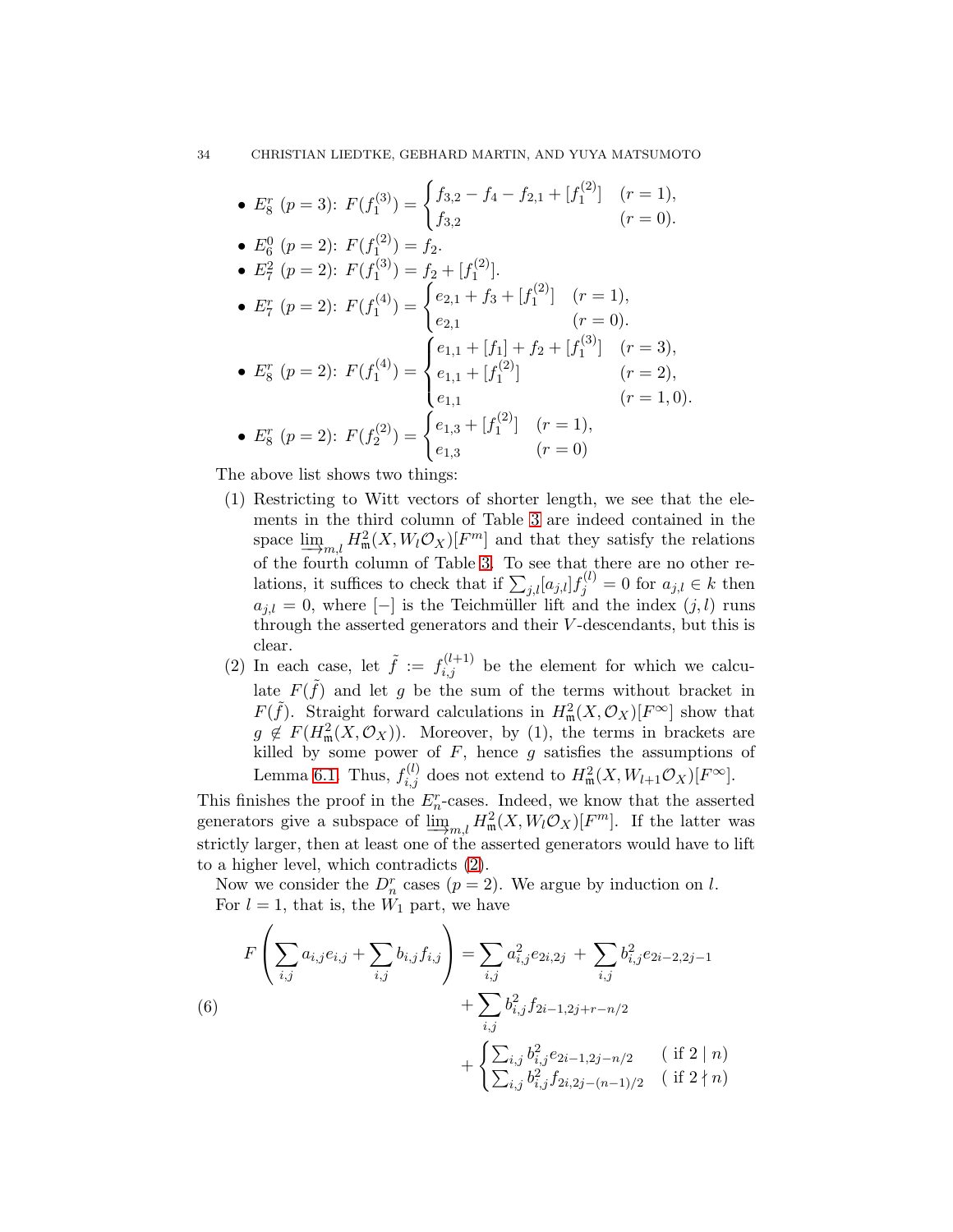- $E_8^r$ ($p=3$): $F(f_1^{(3)}) = \begin{cases} f_{3,2} - f_4 - f_{2,1} + [f_1^{(2)}] & (r=1), \\ f_{3,2} & (r=0). \end{cases}$
- $E_6^0$ ($p=2$): $F(f_1^{(2)}) = f_2$.
- $E_7^2$ ($p=2$): $F(f_1^{(3)}) = f_2 + [f_1^{(2)}]$.
- $E_7^r$ ($p=2$): $F(f_1^{(4)}) = \begin{cases} e_{2,1} + f_3 + [f_1^{(2)}] & (r=1), \\ e_{2,1} & (r=0). \end{cases}$
- $E_8^r$ ($p=2$): $F(f_1^{(4)}) = \begin{cases} e_{1,1} + [f_1] + f_2 + [f_1^{(3)}] & (r=3), \\ e_{1,1} + [f_1^{(2)}] & (r=2), \\ e_{1,1} & (r=1,0). \end{cases}$
- $E_8^r$ ($p=2$): $F(f_2^{(2)}) = \begin{cases} e_{1,3} + [f_1^{(2)}] & (r=1), \\ e_{1,3} & (r=0) \end{cases}$

The above list shows two things:

1. Restricting to Witt vectors of shorter length, we see that the elements in the third column of Table 3 are indeed contained in the space $\varinjlim_{m,l} H^2_{\mathfrak{m}}(X, W_l\mathcal{O}_X)[F^m]$ and that they satisfy the relations of the fourth column of Table 3. To see that there are no other relations, it suffices to check that if $\sum_{j,l}[a_{j,l}]f_j^{(l)} = 0$ for $a_{j,l} \in k$ then $a_{j,l} = 0$, where $[-]$ is the Teichmüller lift and the index $(j,l)$ runs through the asserted generators and their $V$-descendants, but this is clear.
2. In each case, let $\tilde{f} := f_{i,j}^{(l+1)}$ be the element for which we calculate $F(\tilde{f})$ and let $g$ be the sum of the terms without bracket in $F(\tilde{f})$. Straight forward calculations in $H^2_{\mathfrak{m}}(X, \mathcal{O}_X)[F^\infty]$ show that $g \notin F(H^2_{\mathfrak{m}}(X, \mathcal{O}_X))$. Moreover, by (1), the terms in brackets are killed by some power of $F$, hence $g$ satisfies the assumptions of Lemma 6.1. Thus, $f_{i,j}^{(l)}$ does not extend to $H^2_{\mathfrak{m}}(X, W_{l+1}\mathcal{O}_X)[F^\infty]$.

This finishes the proof in the $E_n^r$-cases. Indeed, we know that the asserted generators give a subspace of $\varinjlim_{m,l} H^2_{\mathfrak{m}}(X, W_l\mathcal{O}_X)[F^m]$. If the latter was strictly larger, then at least one of the asserted generators would have to lift to a higher level, which contradicts (2).

Now we consider the $D_n^r$ cases ($p=2$). We argue by induction on $l$.

For $l=1$, that is, the $W_1$ part, we have

$$
\begin{aligned}
F\left(\sum_{i,j} a_{i,j} e_{i,j} + \sum_{i,j} b_{i,j} f_{i,j}\right) &= \sum_{i,j} a_{i,j}^2 e_{2i,2j} + \sum_{i,j} b_{i,j}^2 e_{2i-2,2j-1} \\
&\quad + \sum_{i,j} b_{i,j}^2 f_{2i-1,2j+r-n/2} \\
&\quad + \begin{cases} \sum_{i,j} b_{i,j}^2 e_{2i-1,2j-n/2} & (\text{ if } 2 \mid n) \\ \sum_{i,j} b_{i,j}^2 f_{2i,2j-(n-1)/2} & (\text{ if } 2 \nmid n) \end{cases}
\end{aligned} \tag{6}
$$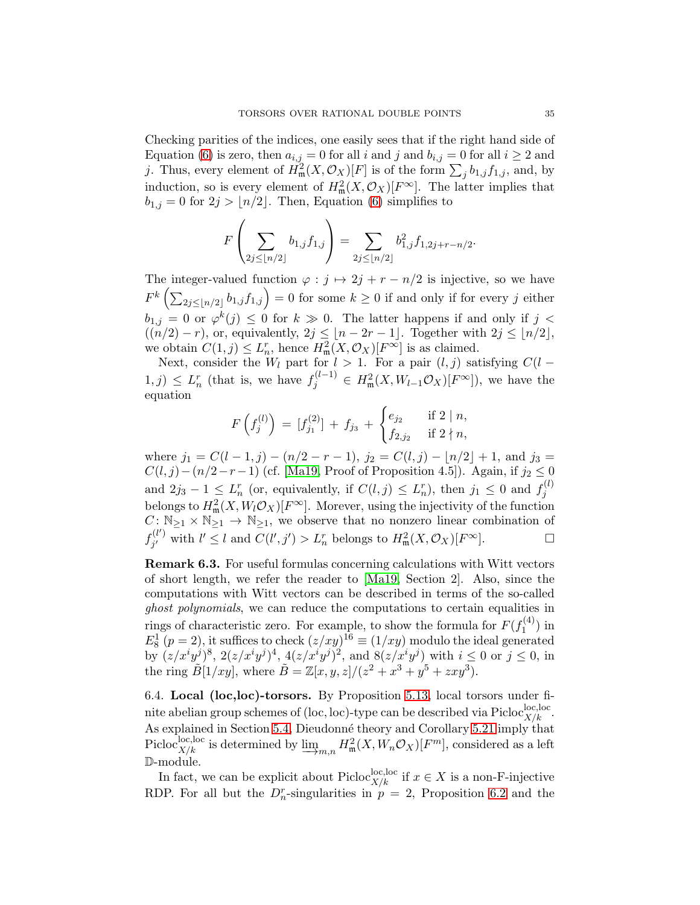Checking parities of the indices, one easily sees that if the right hand side of Equation (6) is zero, then $a_{i,j} = 0$ for all $i$ and $j$ and $b_{i,j} = 0$ for all $i \geq 2$ and $j$. Thus, every element of $H^2_{\mathfrak{m}}(X, \mathcal{O}_X)[F]$ is of the form $\sum_j b_{1,j} f_{1,j}$, and, by induction, so is every element of $H^2_{\mathfrak{m}}(X, \mathcal{O}_X)[F^\infty]$. The latter implies that $b_{1,j} = 0$ for $2j > \lfloor n/2 \rfloor$. Then, Equation (6) simplifies to

$$F\left(\sum_{2j \leq \lfloor n/2 \rfloor} b_{1,j} f_{1,j}\right) = \sum_{2j \leq \lfloor n/2 \rfloor} b_{1,j}^2 f_{1,2j+r-n/2}.$$

The integer-valued function $\varphi : j \mapsto 2j + r - n/2$ is injective, so we have $F^k\left(\sum_{2j \leq \lfloor n/2 \rfloor} b_{1,j} f_{1,j}\right) = 0$ for some $k \geq 0$ if and only if for every $j$ either $b_{1,j} = 0$ or $\varphi^k(j) \leq 0$ for $k \gg 0$. The latter happens if and only if $j < ((n/2) - r)$, or, equivalently, $2j \leq \lfloor n - 2r - 1 \rfloor$. Together with $2j \leq \lfloor n/2 \rfloor$, we obtain $C(1, j) \leq L^r_n$, hence $H^2_{\mathfrak{m}}(X, \mathcal{O}_X)[F^\infty]$ is as claimed.

Next, consider the $W_l$ part for $l > 1$. For a pair $(l, j)$ satisfying $C(l - 1, j) \leq L^r_n$ (that is, we have $f^{(l-1)}_j \in H^2_{\mathfrak{m}}(X, W_{l-1}\mathcal{O}_X)[F^\infty]$), we have the equation

$$F\left(f^{(l)}_j\right) = [f^{(2)}_{j_1}] + f_{j_3} + \begin{cases} e_{j_2} & \text{if } 2 \mid n, \\ f_{2,j_2} & \text{if } 2 \nmid n, \end{cases}$$

where $j_1 = C(l-1, j) - (n/2 - r - 1)$, $j_2 = C(l, j) - \lfloor n/2 \rfloor + 1$, and $j_3 = C(l, j) - (n/2 - r - 1)$ (cf. [Ma19, Proof of Proposition 4.5]). Again, if $j_2 \leq 0$ and $2j_3 - 1 \leq L^r_n$ (or, equivalently, if $C(l, j) \leq L^r_n$), then $j_1 \leq 0$ and $f^{(l)}_j$ belongs to $H^2_{\mathfrak{m}}(X, W_l\mathcal{O}_X)[F^\infty]$. Morever, using the injectivity of the function $C \colon \mathbb{N}_{\geq 1} \times \mathbb{N}_{\geq 1} \to \mathbb{N}_{\geq 1}$, we observe that no nonzero linear combination of $f^{(l')}_{j'}$ with $l' \leq l$ and $C(l', j') > L^r_n$ belongs to $H^2_{\mathfrak{m}}(X, \mathcal{O}_X)[F^\infty]$. □

**Remark 6.3.** For useful formulas concerning calculations with Witt vectors of short length, we refer the reader to [Ma19, Section 2]. Also, since the computations with Witt vectors can be described in terms of the so-called *ghost polynomials*, we can reduce the computations to certain equalities in rings of characteristic zero. For example, to show the formula for $F(f^{(4)}_1)$ in $E^1_8$ ($p = 2$), it suffices to check $(z/xy)^{16} \equiv (1/xy)$ modulo the ideal generated by $(z/x^iy^j)^8$, $2(z/x^iy^j)^4$, $4(z/x^iy^j)^2$, and $8(z/x^iy^j)$ with $i \leq 0$ or $j \leq 0$, in the ring $\tilde{B}[1/xy]$, where $\tilde{B} = \mathbb{Z}[x, y, z]/(z^2 + x^3 + y^5 + zxy^3)$.

6.4. **Local (loc,loc)-torsors.** By Proposition 5.13, local torsors under finite abelian group schemes of (loc, loc)-type can be described via $\mathrm{Picloc}^{\mathrm{loc,loc}}_{X/k}$. As explained in Section 5.4, Dieudonné theory and Corollary 5.21 imply that $\mathrm{Picloc}^{\mathrm{loc,loc}}_{X/k}$ is determined by $\varinjlim_{m,n} H^2_{\mathfrak{m}}(X, W_n\mathcal{O}_X)[F^m]$, considered as a left $\mathbb{D}$-module.

In fact, we can be explicit about $\mathrm{Picloc}^{\mathrm{loc,loc}}_{X/k}$ if $x \in X$ is a non-F-injective RDP. For all but the $D^r_n$-singularities in $p = 2$, Proposition 6.2 and the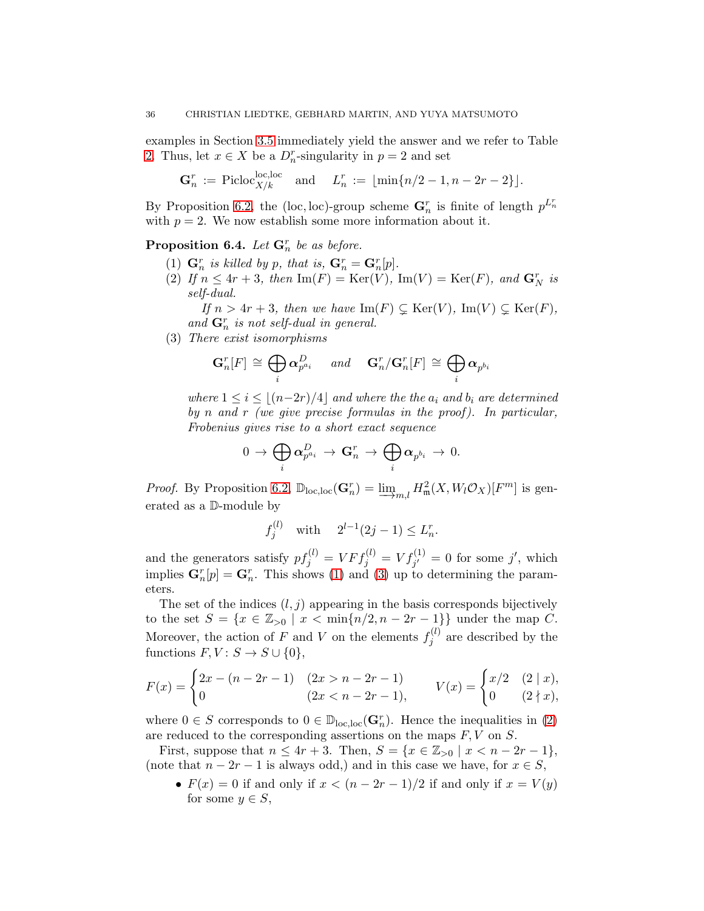examples in Section 3.5 immediately yield the answer and we refer to Table 2. Thus, let $x \in X$ be a $D_n^r$-singularity in $p = 2$ and set

$$\mathbf{G}_n^r := \mathrm{Picloc}_{X/k}^{\mathrm{loc,loc}} \quad \text{and} \quad L_n^r := \lfloor \min\{n/2 - 1, n - 2r - 2\} \rfloor.$$

By Proposition 6.2, the (loc, loc)-group scheme $\mathbf{G}_n^r$ is finite of length $p^{L_n^r}$ with $p = 2$. We now establish some more information about it.

**Proposition 6.4.** *Let $\mathbf{G}_n^r$ be as before.*

1. *$\mathbf{G}_n^r$ is killed by $p$, that is, $\mathbf{G}_n^r = \mathbf{G}_n^r[p]$.*
2. *If $n \leq 4r + 3$, then $\mathrm{Im}(F) = \mathrm{Ker}(V)$, $\mathrm{Im}(V) = \mathrm{Ker}(F)$, and $\mathbf{G}_N^r$ is self-dual.*

   *If $n > 4r + 3$, then we have $\mathrm{Im}(F) \subsetneq \mathrm{Ker}(V)$, $\mathrm{Im}(V) \subsetneq \mathrm{Ker}(F)$, and $\mathbf{G}_n^r$ is not self-dual in general.*
3. *There exist isomorphisms*

$$\mathbf{G}_n^r[F] \cong \bigoplus_i \boldsymbol{\alpha}_{p^{a_i}}^D \quad \text{and} \quad \mathbf{G}_n^r/\mathbf{G}_n^r[F] \cong \bigoplus_i \boldsymbol{\alpha}_{p^{b_i}}$$

*where $1 \leq i \leq \lfloor (n-2r)/4 \rfloor$ and where the the $a_i$ and $b_i$ are determined by $n$ and $r$ (we give precise formulas in the proof). In particular, Frobenius gives rise to a short exact sequence*

$$0 \to \bigoplus_i \boldsymbol{\alpha}_{p^{a_i}}^D \to \mathbf{G}_n^r \to \bigoplus_i \boldsymbol{\alpha}_{p^{b_i}} \to 0.$$

*Proof.* By Proposition 6.2, $\mathbb{D}_{\mathrm{loc,loc}}(\mathbf{G}_n^r) = \varinjlim_{m,l} H^2_{\mathfrak{m}}(X, W_l\mathcal{O}_X)[F^m]$ is generated as a $\mathbb{D}$-module by

$$f_j^{(l)} \quad \text{with} \quad 2^{l-1}(2j-1) \leq L_n^r.$$

and the generators satisfy $pf_j^{(l)} = VFf_j^{(l)} = Vf_{j'}^{(1)} = 0$ for some $j'$, which implies $\mathbf{G}_n^r[p] = \mathbf{G}_n^r$. This shows (1) and (3) up to determining the parameters.

The set of the indices $(l, j)$ appearing in the basis corresponds bijectively to the set $S = \{x \in \mathbb{Z}_{>0} \mid x < \min\{n/2, n - 2r - 1\}\}$ under the map $C$. Moreover, the action of $F$ and $V$ on the elements $f_j^{(l)}$ are described by the functions $F, V \colon S \to S \cup \{0\}$,

$$F(x) = \begin{cases} 2x - (n - 2r - 1) & (2x > n - 2r - 1) \\ 0 & (2x < n - 2r - 1), \end{cases} \qquad V(x) = \begin{cases} x/2 & (2 \mid x), \\ 0 & (2 \nmid x), \end{cases}$$

where $0 \in S$ corresponds to $0 \in \mathbb{D}_{\mathrm{loc,loc}}(\mathbf{G}_n^r)$. Hence the inequalities in (2) are reduced to the corresponding assertions on the maps $F, V$ on $S$.

First, suppose that $n \leq 4r + 3$. Then, $S = \{x \in \mathbb{Z}_{>0} \mid x < n - 2r - 1\}$, (note that $n - 2r - 1$ is always odd,) and in this case we have, for $x \in S$,

- $F(x) = 0$ if and only if $x < (n - 2r - 1)/2$ if and only if $x = V(y)$ for some $y \in S$,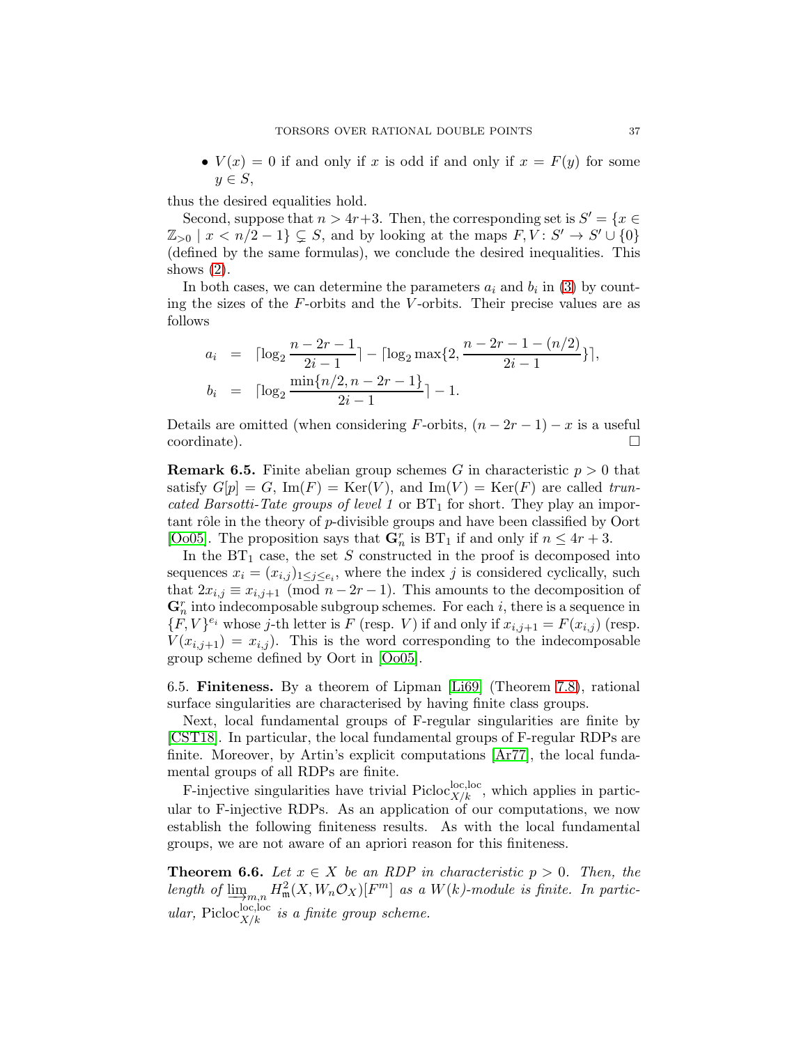- $V(x) = 0$ if and only if $x$ is odd if and only if $x = F(y)$ for some $y \in S$,

thus the desired equalities hold.

Second, suppose that $n > 4r+3$. Then, the corresponding set is $S' = \{x \in \mathbb{Z}_{>0} \mid x < n/2 - 1\} \subsetneq S$, and by looking at the maps $F, V\colon S' \to S' \cup \{0\}$ (defined by the same formulas), we conclude the desired inequalities. This shows (2).

In both cases, we can determine the parameters $a_i$ and $b_i$ in (3) by counting the sizes of the $F$-orbits and the $V$-orbits. Their precise values are as follows

$$
\begin{aligned}
a_i &= \lceil \log_2 \frac{n-2r-1}{2i-1} \rceil - \lceil \log_2 \max\{2, \frac{n-2r-1-(n/2)}{2i-1}\} \rceil, \\
b_i &= \lceil \log_2 \frac{\min\{n/2, n-2r-1\}}{2i-1} \rceil - 1.
\end{aligned}
$$

Details are omitted (when considering $F$-orbits, $(n-2r-1) - x$ is a useful coordinate). $\square$

**Remark 6.5.** Finite abelian group schemes $G$ in characteristic $p > 0$ that satisfy $G[p] = G$, $\mathrm{Im}(F) = \mathrm{Ker}(V)$, and $\mathrm{Im}(V) = \mathrm{Ker}(F)$ are called *truncated Barsotti-Tate groups of level 1* or $\mathrm{BT}_1$ for short. They play an important rôle in the theory of $p$-divisible groups and have been classified by Oort [Oo05]. The proposition says that $\mathbf{G}_n^r$ is $\mathrm{BT}_1$ if and only if $n \leq 4r+3$.

In the $\mathrm{BT}_1$ case, the set $S$ constructed in the proof is decomposed into sequences $x_i = (x_{i,j})_{1 \leq j \leq e_i}$, where the index $j$ is considered cyclically, such that $2x_{i,j} \equiv x_{i,j+1} \pmod{n-2r-1}$. This amounts to the decomposition of $\mathbf{G}_n^r$ into indecomposable subgroup schemes. For each $i$, there is a sequence in $\{F, V\}^{e_i}$ whose $j$-th letter is $F$ (resp. $V$) if and only if $x_{i,j+1} = F(x_{i,j})$ (resp. $V(x_{i,j+1}) = x_{i,j}$). This is the word corresponding to the indecomposable group scheme defined by Oort in [Oo05].

6.5. **Finiteness.** By a theorem of Lipman [Li69] (Theorem 7.8), rational surface singularities are characterised by having finite class groups.

Next, local fundamental groups of F-regular singularities are finite by [CST18]. In particular, the local fundamental groups of F-regular RDPs are finite. Moreover, by Artin's explicit computations [Ar77], the local fundamental groups of all RDPs are finite.

F-injective singularities have trivial $\mathrm{Picloc}_{X/k}^{\mathrm{loc,loc}}$, which applies in particular to F-injective RDPs. As an application of our computations, we now establish the following finiteness results. As with the local fundamental groups, we are not aware of an apriori reason for this finiteness.

**Theorem 6.6.** *Let $x \in X$ be an RDP in characteristic $p > 0$. Then, the length of $\varinjlim_{m,n} H^2_{\mathfrak{m}}(X, W_n\mathcal{O}_X)[F^m]$ as a $W(k)$-module is finite. In particular, $\mathrm{Picloc}_{X/k}^{\mathrm{loc,loc}}$ is a finite group scheme.*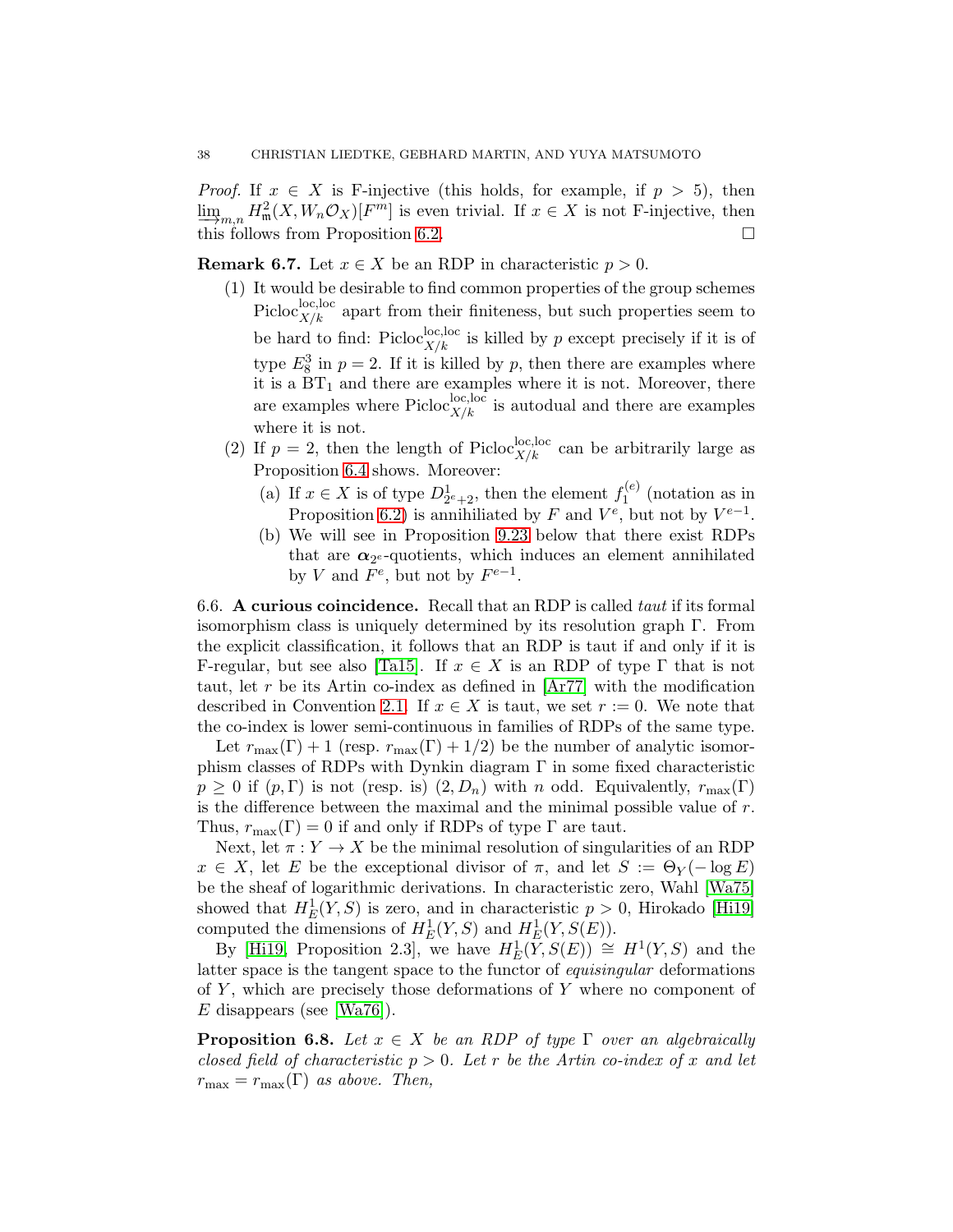*Proof.* If $x \in X$ is F-injective (this holds, for example, if $p > 5$), then $\varinjlim_{m,n} H^2_{\mathfrak{m}}(X, W_n\mathcal{O}_X)[F^m]$ is even trivial. If $x \in X$ is not F-injective, then this follows from Proposition 6.2. □

**Remark 6.7.** Let $x \in X$ be an RDP in characteristic $p > 0$.

1. It would be desirable to find common properties of the group schemes $\mathrm{Picloc}^{\mathrm{loc,loc}}_{X/k}$ apart from their finiteness, but such properties seem to be hard to find: $\mathrm{Picloc}^{\mathrm{loc,loc}}_{X/k}$ is killed by $p$ except precisely if it is of type $E_8^3$ in $p = 2$. If it is killed by $p$, then there are examples where it is a $\mathrm{BT}_1$ and there are examples where it is not. Moreover, there are examples where $\mathrm{Picloc}^{\mathrm{loc,loc}}_{X/k}$ is autodual and there are examples where it is not.
2. If $p = 2$, then the length of $\mathrm{Picloc}^{\mathrm{loc,loc}}_{X/k}$ can be arbitrarily large as Proposition 6.4 shows. Moreover:
   - (a) If $x \in X$ is of type $D^1_{2^e+2}$, then the element $f_1^{(e)}$ (notation as in Proposition 6.2) is annihiliated by $F$ and $V^e$, but not by $V^{e-1}$.
   - (b) We will see in Proposition 9.23 below that there exist RDPs that are $\boldsymbol{\alpha}_{2^e}$-quotients, which induces an element annihilated by $V$ and $F^e$, but not by $F^{e-1}$.

6.6. **A curious coincidence.** Recall that an RDP is called *taut* if its formal isomorphism class is uniquely determined by its resolution graph $\Gamma$. From the explicit classification, it follows that an RDP is taut if and only if it is F-regular, but see also [Ta15]. If $x \in X$ is an RDP of type $\Gamma$ that is not taut, let $r$ be its Artin co-index as defined in [Ar77] with the modification described in Convention 2.1. If $x \in X$ is taut, we set $r := 0$. We note that the co-index is lower semi-continuous in families of RDPs of the same type.

Let $r_{\max}(\Gamma) + 1$ (resp. $r_{\max}(\Gamma) + 1/2$) be the number of analytic isomorphism classes of RDPs with Dynkin diagram $\Gamma$ in some fixed characteristic $p \geq 0$ if $(p, \Gamma)$ is not (resp. is) $(2, D_n)$ with $n$ odd. Equivalently, $r_{\max}(\Gamma)$ is the difference between the maximal and the minimal possible value of $r$. Thus, $r_{\max}(\Gamma) = 0$ if and only if RDPs of type $\Gamma$ are taut.

Next, let $\pi : Y \to X$ be the minimal resolution of singularities of an RDP $x \in X$, let $E$ be the exceptional divisor of $\pi$, and let $S := \Theta_Y(-\log E)$ be the sheaf of logarithmic derivations. In characteristic zero, Wahl [Wa75] showed that $H^1_E(Y, S)$ is zero, and in characteristic $p > 0$, Hirokado [Hi19] computed the dimensions of $H^1_E(Y, S)$ and $H^1_E(Y, S(E))$.

By [Hi19, Proposition 2.3], we have $H^1_E(Y, S(E)) \cong H^1(Y, S)$ and the latter space is the tangent space to the functor of *equisingular* deformations of $Y$, which are precisely those deformations of $Y$ where no component of $E$ disappears (see [Wa76]).

**Proposition 6.8.** *Let $x \in X$ be an RDP of type $\Gamma$ over an algebraically closed field of characteristic $p > 0$. Let $r$ be the Artin co-index of $x$ and let $r_{\max} = r_{\max}(\Gamma)$ as above. Then,*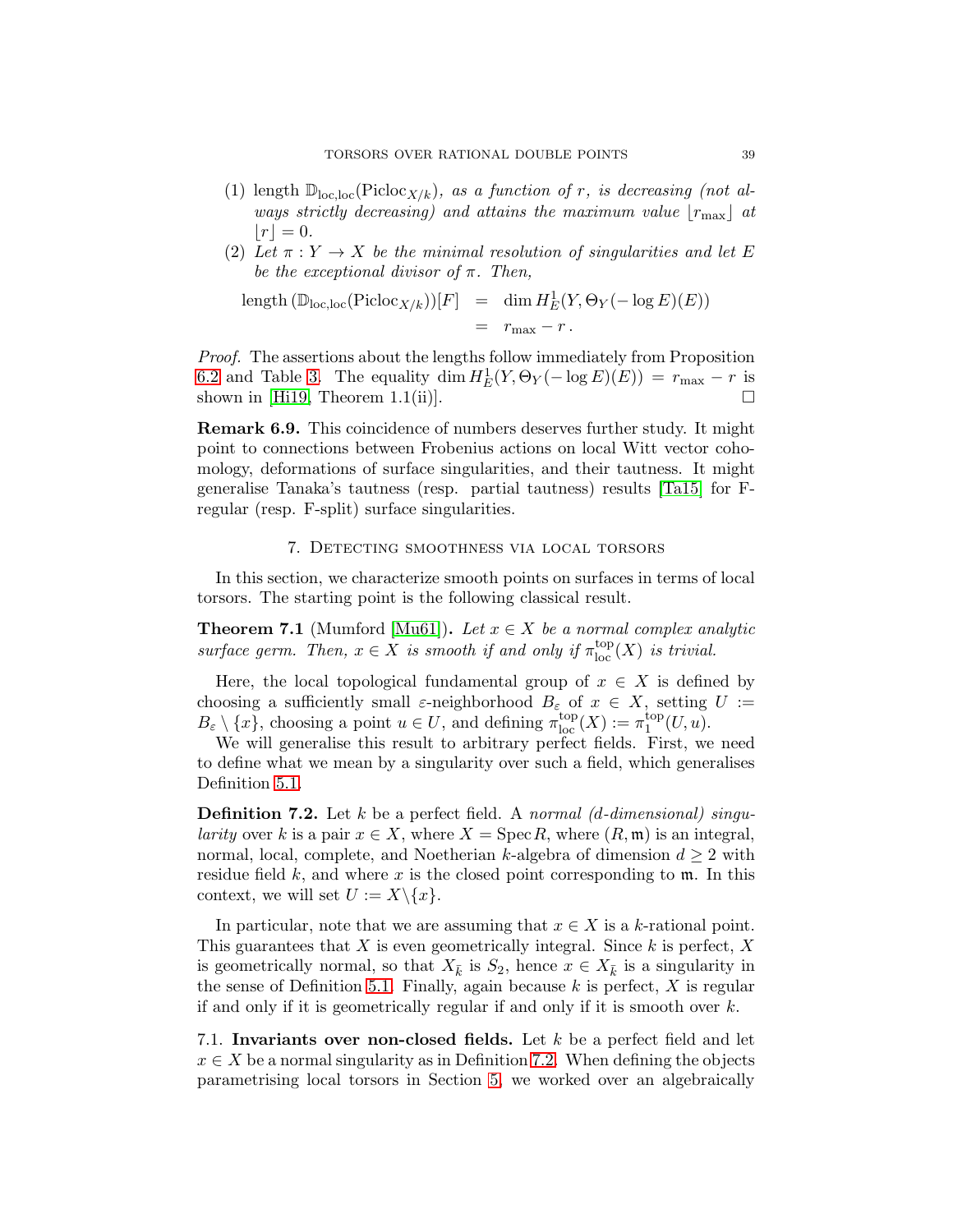(1) length $\mathbb{D}_{\mathrm{loc,loc}}(\mathrm{Picloc}_{X/k})$, *as a function of* $r$, *is decreasing (not always strictly decreasing) and attains the maximum value* $\lfloor r_{\max}\rfloor$ *at* $\lfloor r\rfloor = 0$.

(2) *Let* $\pi : Y \to X$ *be the minimal resolution of singularities and let* $E$ *be the exceptional divisor of* $\pi$. *Then,*

$$\begin{aligned}\text{length}\,(\mathbb{D}_{\mathrm{loc,loc}}(\mathrm{Picloc}_{X/k}))[F] &= \dim H^1_E(Y, \Theta_Y(-\log E)(E)) \\ &= r_{\max} - r\,.\end{aligned}$$

*Proof.* The assertions about the lengths follow immediately from Proposition 6.2 and Table 3. The equality $\dim H^1_E(Y, \Theta_Y(-\log E)(E)) = r_{\max} - r$ is shown in [Hi19, Theorem 1.1(ii)]. □

**Remark 6.9.** This coincidence of numbers deserves further study. It might point to connections between Frobenius actions on local Witt vector cohomology, deformations of surface singularities, and their tautness. It might generalise Tanaka's tautness (resp. partial tautness) results [Ta15] for F-regular (resp. F-split) surface singularities.

## 7. Detecting smoothness via local torsors

In this section, we characterize smooth points on surfaces in terms of local torsors. The starting point is the following classical result.

**Theorem 7.1** (Mumford [Mu61]). *Let* $x \in X$ *be a normal complex analytic surface germ. Then,* $x \in X$ *is smooth if and only if* $\pi_{\mathrm{loc}}^{\mathrm{top}}(X)$ *is trivial.*

Here, the local topological fundamental group of $x \in X$ is defined by choosing a sufficiently small $\varepsilon$-neighborhood $B_\varepsilon$ of $x \in X$, setting $U := B_\varepsilon \setminus \{x\}$, choosing a point $u \in U$, and defining $\pi_{\mathrm{loc}}^{\mathrm{top}}(X) := \pi_1^{\mathrm{top}}(U, u)$.

We will generalise this result to arbitrary perfect fields. First, we need to define what we mean by a singularity over such a field, which generalises Definition 5.1.

**Definition 7.2.** Let $k$ be a perfect field. A *normal (d-dimensional) singularity* over $k$ is a pair $x \in X$, where $X = \operatorname{Spec} R$, where $(R, \mathfrak{m})$ is an integral, normal, local, complete, and Noetherian $k$-algebra of dimension $d \geq 2$ with residue field $k$, and where $x$ is the closed point corresponding to $\mathfrak{m}$. In this context, we will set $U := X \backslash \{x\}$.

In particular, note that we are assuming that $x \in X$ is a $k$-rational point. This guarantees that $X$ is even geometrically integral. Since $k$ is perfect, $X$ is geometrically normal, so that $X_{\bar{k}}$ is $S_2$, hence $x \in X_{\bar{k}}$ is a singularity in the sense of Definition 5.1. Finally, again because $k$ is perfect, $X$ is regular if and only if it is geometrically regular if and only if it is smooth over $k$.

### 7.1. Invariants over non-closed fields.

Let $k$ be a perfect field and let $x \in X$ be a normal singularity as in Definition 7.2. When defining the objects parametrising local torsors in Section 5, we worked over an algebraically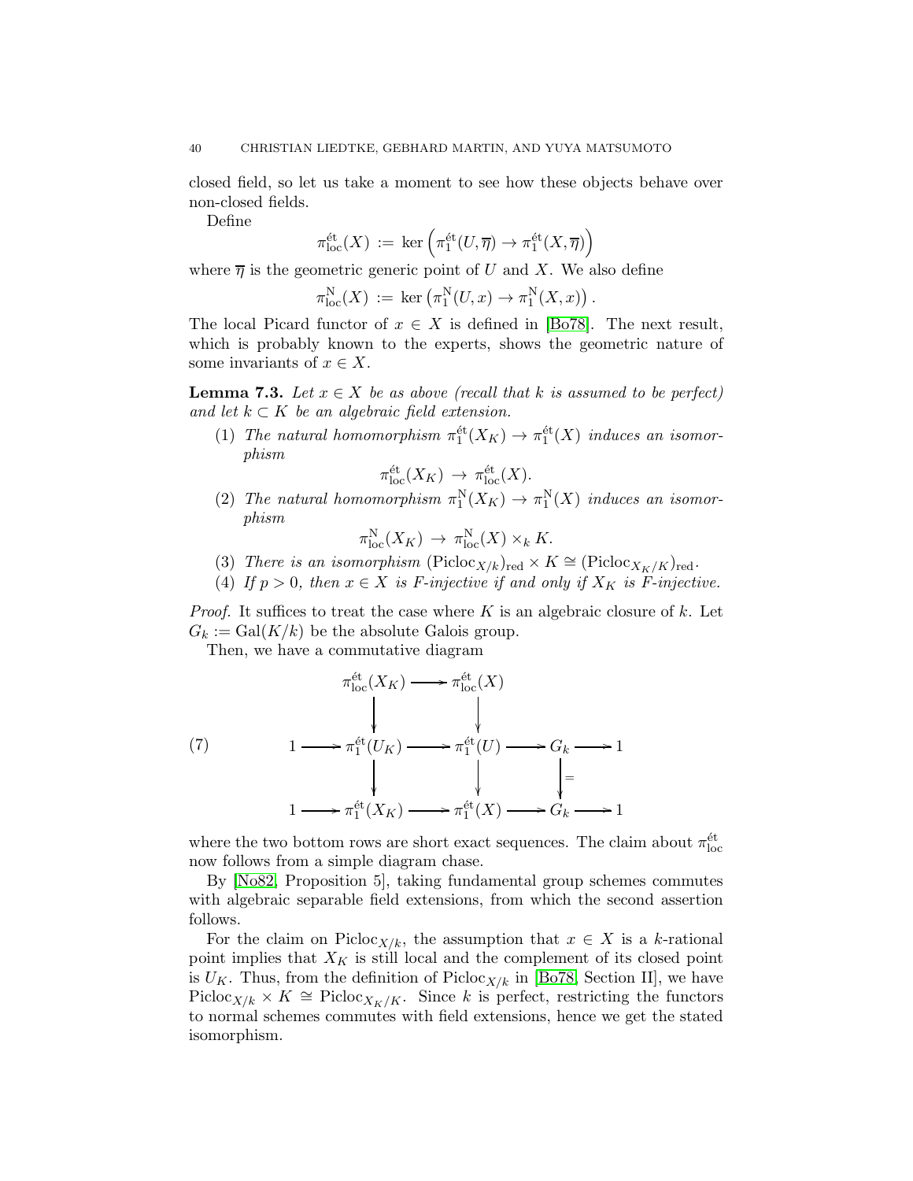closed field, so let us take a moment to see how these objects behave over non-closed fields.

Define

$$\pi_{\mathrm{loc}}^{\text{ét}}(X) := \ker\left(\pi_1^{\text{ét}}(U,\overline{\eta}) \to \pi_1^{\text{ét}}(X,\overline{\eta})\right)$$

where $\overline{\eta}$ is the geometric generic point of $U$ and $X$. We also define

$$\pi_{\mathrm{loc}}^{\mathrm{N}}(X) := \ker\left(\pi_1^{\mathrm{N}}(U,x) \to \pi_1^{\mathrm{N}}(X,x)\right).$$

The local Picard functor of $x \in X$ is defined in [Bo78]. The next result, which is probably known to the experts, shows the geometric nature of some invariants of $x \in X$.

**Lemma 7.3.** *Let $x \in X$ be as above (recall that $k$ is assumed to be perfect) and let $k \subset K$ be an algebraic field extension.*

(1) *The natural homomorphism $\pi_1^{\text{ét}}(X_K) \to \pi_1^{\text{ét}}(X)$ induces an isomorphism*
$$\pi_{\mathrm{loc}}^{\text{ét}}(X_K) \to \pi_{\mathrm{loc}}^{\text{ét}}(X).$$
(2) *The natural homomorphism $\pi_1^{\mathrm{N}}(X_K) \to \pi_1^{\mathrm{N}}(X)$ induces an isomorphism*
$$\pi_{\mathrm{loc}}^{\mathrm{N}}(X_K) \to \pi_{\mathrm{loc}}^{\mathrm{N}}(X) \times_k K.$$
(3) *There is an isomorphism $(\mathrm{Picloc}_{X/k})_{\mathrm{red}} \times K \cong (\mathrm{Picloc}_{X_K/K})_{\mathrm{red}}$.*
(4) *If $p > 0$, then $x \in X$ is $F$-injective if and only if $X_K$ is $F$-injective.*

*Proof.* It suffices to treat the case where $K$ is an algebraic closure of $k$. Let $G_k := \mathrm{Gal}(K/k)$ be the absolute Galois group.

Then, we have a commutative diagram

$$\begin{array}{ccccccccc}
 & & \pi_{\mathrm{loc}}^{\text{ét}}(X_K) & \longrightarrow & \pi_{\mathrm{loc}}^{\text{ét}}(X) & & & & \\
 & & \downarrow & & \downarrow & & & & \\
1 & \longrightarrow & \pi_1^{\text{ét}}(U_K) & \longrightarrow & \pi_1^{\text{ét}}(U) & \longrightarrow & G_k & \longrightarrow & 1 \\
 & & \downarrow & & \downarrow & & \| & & \\
1 & \longrightarrow & \pi_1^{\text{ét}}(X_K) & \longrightarrow & \pi_1^{\text{ét}}(X) & \longrightarrow & G_k & \longrightarrow & 1
\end{array} \tag{7}$$

where the two bottom rows are short exact sequences. The claim about $\pi_{\mathrm{loc}}^{\text{ét}}$ now follows from a simple diagram chase.

By [No82, Proposition 5], taking fundamental group schemes commutes with algebraic separable field extensions, from which the second assertion follows.

For the claim on $\mathrm{Picloc}_{X/k}$, the assumption that $x \in X$ is a $k$-rational point implies that $X_K$ is still local and the complement of its closed point is $U_K$. Thus, from the definition of $\mathrm{Picloc}_{X/k}$ in [Bo78, Section II], we have $\mathrm{Picloc}_{X/k} \times K \cong \mathrm{Picloc}_{X_K/K}$. Since $k$ is perfect, restricting the functors to normal schemes commutes with field extensions, hence we get the stated isomorphism.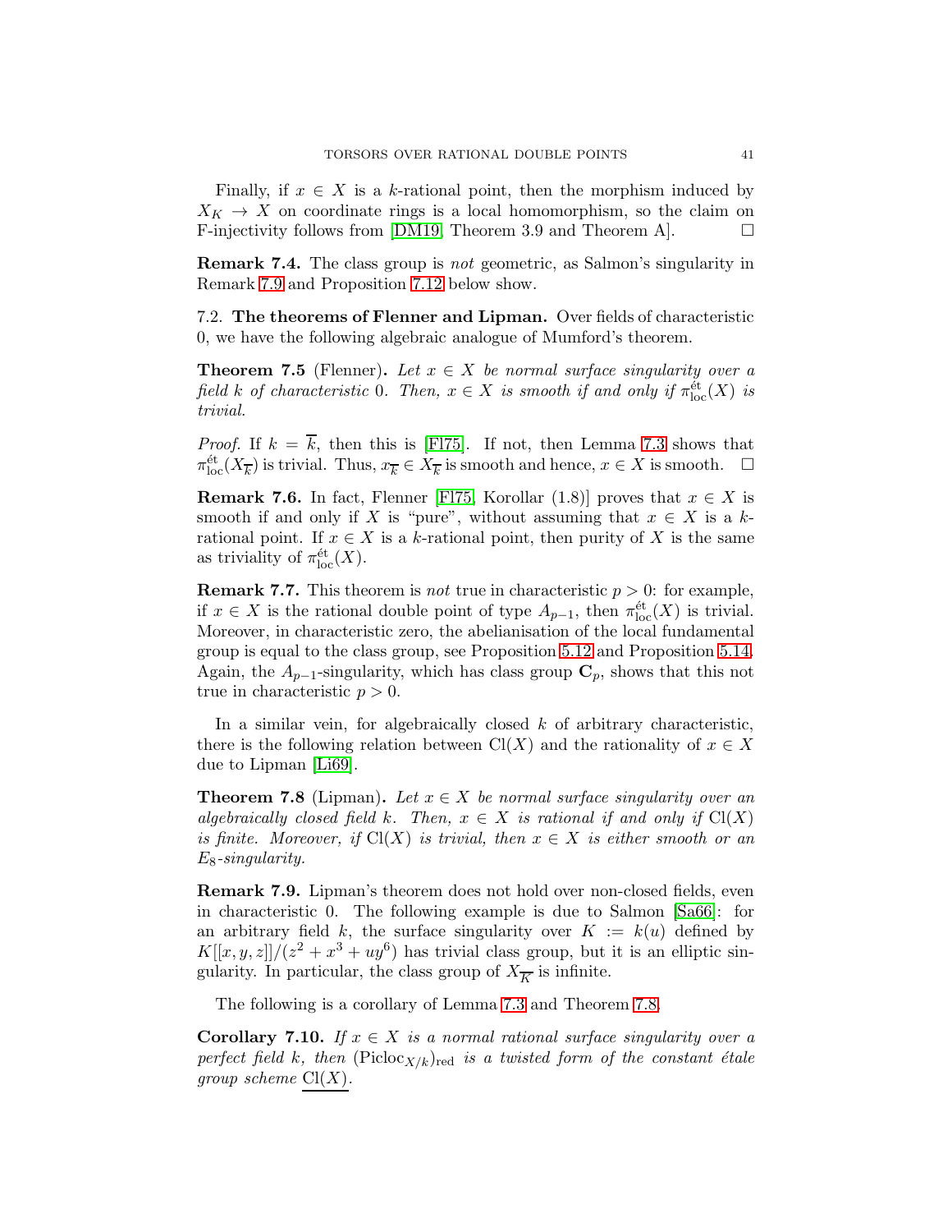Finally, if $x \in X$ is a $k$-rational point, then the morphism induced by $X_K \to X$ on coordinate rings is a local homomorphism, so the claim on F-injectivity follows from [DM19, Theorem 3.9 and Theorem A]. $\square$

**Remark 7.4.** The class group is *not* geometric, as Salmon's singularity in Remark 7.9 and Proposition 7.12 below show.

7.2. **The theorems of Flenner and Lipman.** Over fields of characteristic 0, we have the following algebraic analogue of Mumford's theorem.

**Theorem 7.5** (Flenner)**.** *Let $x \in X$ be normal surface singularity over a field $k$ of characteristic 0. Then, $x \in X$ is smooth if and only if $\pi_{\mathrm{loc}}^{\text{ét}}(X)$ is trivial.*

*Proof.* If $k = \overline{k}$, then this is [Fl75]. If not, then Lemma 7.3 shows that $\pi_{\mathrm{loc}}^{\text{ét}}(X_{\overline{k}})$ is trivial. Thus, $x_{\overline{k}} \in X_{\overline{k}}$ is smooth and hence, $x \in X$ is smooth. $\square$

**Remark 7.6.** In fact, Flenner [Fl75, Korollar (1.8)] proves that $x \in X$ is smooth if and only if $X$ is "pure", without assuming that $x \in X$ is a $k$-rational point. If $x \in X$ is a $k$-rational point, then purity of $X$ is the same as triviality of $\pi_{\mathrm{loc}}^{\text{ét}}(X)$.

**Remark 7.7.** This theorem is *not* true in characteristic $p > 0$: for example, if $x \in X$ is the rational double point of type $A_{p-1}$, then $\pi_{\mathrm{loc}}^{\text{ét}}(X)$ is trivial. Moreover, in characteristic zero, the abelianisation of the local fundamental group is equal to the class group, see Proposition 5.12 and Proposition 5.14. Again, the $A_{p-1}$-singularity, which has class group $\mathbf{C}_p$, shows that this not true in characteristic $p > 0$.

In a similar vein, for algebraically closed $k$ of arbitrary characteristic, there is the following relation between $\mathrm{Cl}(X)$ and the rationality of $x \in X$ due to Lipman [Li69].

**Theorem 7.8** (Lipman)**.** *Let $x \in X$ be normal surface singularity over an algebraically closed field $k$. Then, $x \in X$ is rational if and only if $\mathrm{Cl}(X)$ is finite. Moreover, if $\mathrm{Cl}(X)$ is trivial, then $x \in X$ is either smooth or an $E_8$-singularity.*

**Remark 7.9.** Lipman's theorem does not hold over non-closed fields, even in characteristic 0. The following example is due to Salmon [Sa66]: for an arbitrary field $k$, the surface singularity over $K := k(u)$ defined by $K[[x,y,z]]/(z^2 + x^3 + uy^6)$ has trivial class group, but it is an elliptic singularity. In particular, the class group of $X_{\overline{K}}$ is infinite.

The following is a corollary of Lemma 7.3 and Theorem 7.8.

**Corollary 7.10.** *If $x \in X$ is a normal rational surface singularity over a perfect field $k$, then $(\mathrm{Picloc}_{X/k})_{\mathrm{red}}$ is a twisted form of the constant étale group scheme $\underline{\mathrm{Cl}(X)}$.*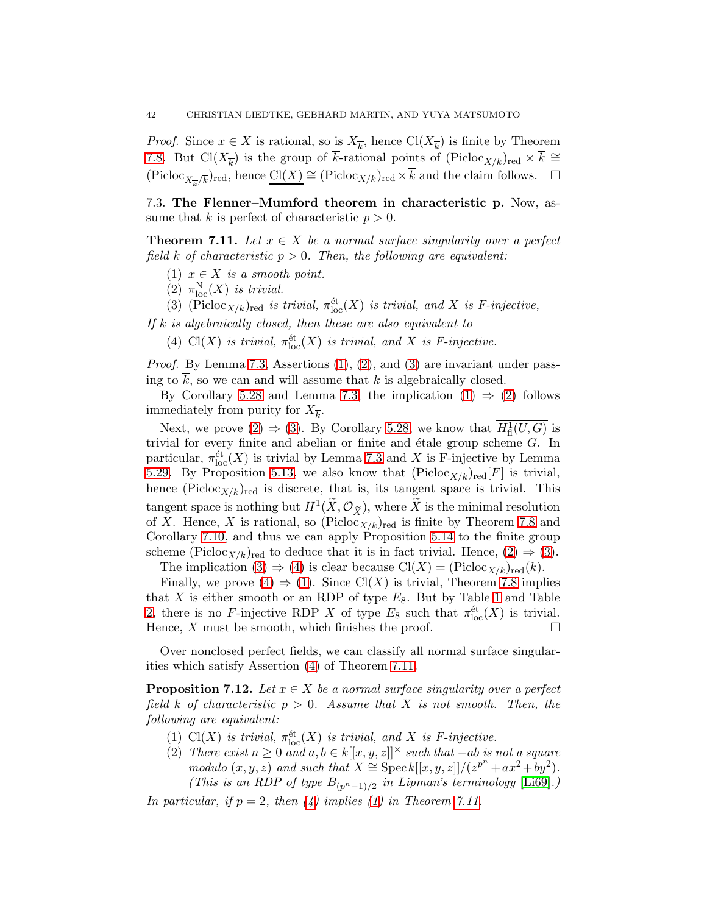*Proof.* Since $x \in X$ is rational, so is $X_{\overline{k}}$, hence $\mathrm{Cl}(X_{\overline{k}})$ is finite by Theorem 7.8. But $\mathrm{Cl}(X_{\overline{k}})$ is the group of $\overline{k}$-rational points of $(\mathrm{Picloc}_{X/k})_{\mathrm{red}} \times \overline{k} \cong (\mathrm{Picloc}_{X_{\overline{k}}/\overline{k}})_{\mathrm{red}}$, hence $\underline{\mathrm{Cl}(X)} \cong (\mathrm{Picloc}_{X/k})_{\mathrm{red}} \times \overline{k}$ and the claim follows. $\square$

### 7.3. The Flenner–Mumford theorem in characteristic p.

Now, assume that $k$ is perfect of characteristic $p > 0$.

**Theorem 7.11.** *Let $x \in X$ be a normal surface singularity over a perfect field $k$ of characteristic $p > 0$. Then, the following are equivalent:*

1. *$x \in X$ is a smooth point.*
2. *$\pi_{\mathrm{loc}}^{\mathrm{N}}(X)$ is trivial.*
3. *$(\mathrm{Picloc}_{X/k})_{\mathrm{red}}$ is trivial, $\pi_{\mathrm{loc}}^{\mathrm{\acute{e}t}}(X)$ is trivial, and $X$ is F-injective,*

*If $k$ is algebraically closed, then these are also equivalent to*

4. *$\mathrm{Cl}(X)$ is trivial, $\pi_{\mathrm{loc}}^{\mathrm{\acute{e}t}}(X)$ is trivial, and $X$ is F-injective.*

*Proof.* By Lemma 7.3, Assertions (1), (2), and (3) are invariant under passing to $\overline{k}$, so we can and will assume that $k$ is algebraically closed.

By Corollary 5.28 and Lemma 7.3, the implication (1) $\Rightarrow$ (2) follows immediately from purity for $X_{\overline{k}}$.

Next, we prove (2) $\Rightarrow$ (3). By Corollary 5.28, we know that $\overline{H^1_{\mathrm{fl}}(U, G)}$ is trivial for every finite and abelian or finite and étale group scheme $G$. In particular, $\pi_{\mathrm{loc}}^{\mathrm{\acute{e}t}}(X)$ is trivial by Lemma 7.3 and $X$ is F-injective by Lemma 5.29. By Proposition 5.13, we also know that $(\mathrm{Picloc}_{X/k})_{\mathrm{red}}[F]$ is trivial, hence $(\mathrm{Picloc}_{X/k})_{\mathrm{red}}$ is discrete, that is, its tangent space is trivial. This tangent space is nothing but $H^1(\widetilde{X}, \mathcal{O}_{\widetilde{X}})$, where $\widetilde{X}$ is the minimal resolution of $X$. Hence, $X$ is rational, so $(\mathrm{Picloc}_{X/k})_{\mathrm{red}}$ is finite by Theorem 7.8 and Corollary 7.10, and thus we can apply Proposition 5.14 to the finite group scheme $(\mathrm{Picloc}_{X/k})_{\mathrm{red}}$ to deduce that it is in fact trivial. Hence, (2) $\Rightarrow$ (3).

The implication (3) $\Rightarrow$ (4) is clear because $\mathrm{Cl}(X) = (\mathrm{Picloc}_{X/k})_{\mathrm{red}}(k)$.

Finally, we prove (4) $\Rightarrow$ (1). Since $\mathrm{Cl}(X)$ is trivial, Theorem 7.8 implies that $X$ is either smooth or an RDP of type $E_8$. But by Table 1 and Table 2, there is no $F$-injective RDP $X$ of type $E_8$ such that $\pi_{\mathrm{loc}}^{\mathrm{\acute{e}t}}(X)$ is trivial. Hence, $X$ must be smooth, which finishes the proof. $\square$

Over nonclosed perfect fields, we can classify all normal surface singularities which satisfy Assertion (4) of Theorem 7.11.

**Proposition 7.12.** *Let $x \in X$ be a normal surface singularity over a perfect field $k$ of characteristic $p > 0$. Assume that $X$ is not smooth. Then, the following are equivalent:*

1. *$\mathrm{Cl}(X)$ is trivial, $\pi_{\mathrm{loc}}^{\mathrm{\acute{e}t}}(X)$ is trivial, and $X$ is F-injective.*
2. *There exist $n \geq 0$ and $a, b \in k[[x, y, z]]^{\times}$ such that $-ab$ is not a square modulo $(x, y, z)$ and such that $X \cong \mathrm{Spec}\, k[[x, y, z]]/(z^{p^n} + ax^2 + by^2)$. (This is an RDP of type $B_{(p^n-1)/2}$ in Lipman's terminology [Li69].)*

*In particular, if $p = 2$, then (4) implies (1) in Theorem 7.11.*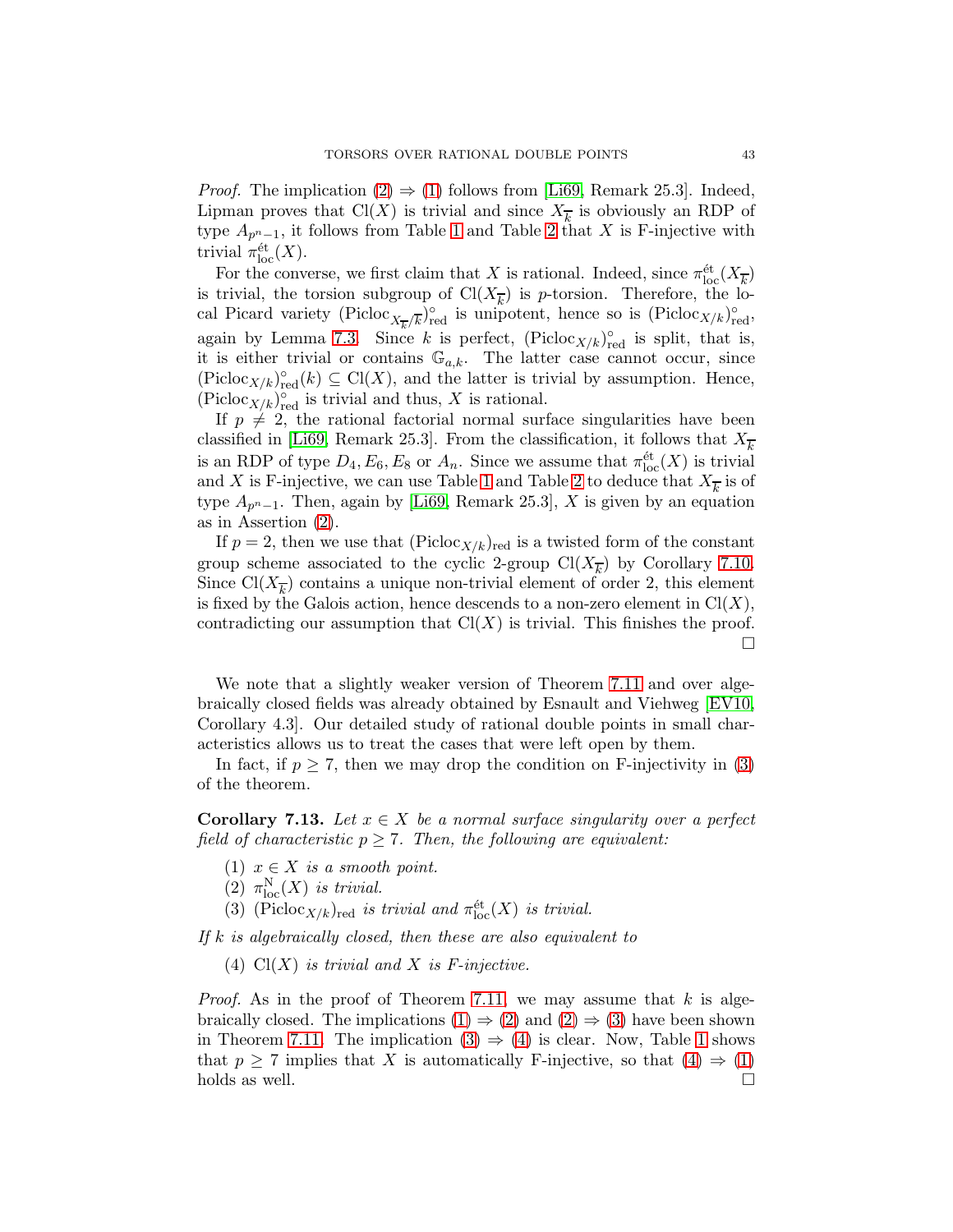*Proof.* The implication (2) ⇒ (1) follows from [Li69, Remark 25.3]. Indeed, Lipman proves that $\mathrm{Cl}(X)$ is trivial and since $X_{\overline{k}}$ is obviously an RDP of type $A_{p^n-1}$, it follows from Table 1 and Table 2 that $X$ is F-injective with trivial $\pi_{\mathrm{loc}}^{\text{ét}}(X)$.

For the converse, we first claim that $X$ is rational. Indeed, since $\pi_{\mathrm{loc}}^{\text{ét}}(X_{\overline{k}})$ is trivial, the torsion subgroup of $\mathrm{Cl}(X_{\overline{k}})$ is $p$-torsion. Therefore, the local Picard variety $(\mathrm{Picloc}_{X_{\overline{k}}/\overline{k}})^{\circ}_{\mathrm{red}}$ is unipotent, hence so is $(\mathrm{Picloc}_{X/k})^{\circ}_{\mathrm{red}}$, again by Lemma 7.3. Since $k$ is perfect, $(\mathrm{Picloc}_{X/k})^{\circ}_{\mathrm{red}}$ is split, that is, it is either trivial or contains $\mathbb{G}_{a,k}$. The latter case cannot occur, since $(\mathrm{Picloc}_{X/k})^{\circ}_{\mathrm{red}}(k) \subseteq \mathrm{Cl}(X)$, and the latter is trivial by assumption. Hence, $(\mathrm{Picloc}_{X/k})^{\circ}_{\mathrm{red}}$ is trivial and thus, $X$ is rational.

If $p \neq 2$, the rational factorial normal surface singularities have been classified in [Li69, Remark 25.3]. From the classification, it follows that $X_{\overline{k}}$ is an RDP of type $D_4, E_6, E_8$ or $A_n$. Since we assume that $\pi_{\mathrm{loc}}^{\text{ét}}(X)$ is trivial and $X$ is F-injective, we can use Table 1 and Table 2 to deduce that $X_{\overline{k}}$ is of type $A_{p^n-1}$. Then, again by [Li69, Remark 25.3], $X$ is given by an equation as in Assertion (2).

If $p = 2$, then we use that $(\mathrm{Picloc}_{X/k})_{\mathrm{red}}$ is a twisted form of the constant group scheme associated to the cyclic 2-group $\mathrm{Cl}(X_{\overline{k}})$ by Corollary 7.10. Since $\mathrm{Cl}(X_{\overline{k}})$ contains a unique non-trivial element of order 2, this element is fixed by the Galois action, hence descends to a non-zero element in $\mathrm{Cl}(X)$, contradicting our assumption that $\mathrm{Cl}(X)$ is trivial. This finishes the proof. □

We note that a slightly weaker version of Theorem 7.11 and over algebraically closed fields was already obtained by Esnault and Viehweg [EV10, Corollary 4.3]. Our detailed study of rational double points in small characteristics allows us to treat the cases that were left open by them.

In fact, if $p \geq 7$, then we may drop the condition on F-injectivity in (3) of the theorem.

**Corollary 7.13.** *Let $x \in X$ be a normal surface singularity over a perfect field of characteristic $p \geq 7$. Then, the following are equivalent:*

1. *$x \in X$ is a smooth point.*
2. *$\pi_{\mathrm{loc}}^{\mathrm{N}}(X)$ is trivial.*
3. *$(\mathrm{Picloc}_{X/k})_{\mathrm{red}}$ is trivial and $\pi_{\mathrm{loc}}^{\text{ét}}(X)$ is trivial.*

*If $k$ is algebraically closed, then these are also equivalent to*

4. *$\mathrm{Cl}(X)$ is trivial and $X$ is F-injective.*

*Proof.* As in the proof of Theorem 7.11, we may assume that $k$ is algebraically closed. The implications (1) ⇒ (2) and (2) ⇒ (3) have been shown in Theorem 7.11. The implication (3) ⇒ (4) is clear. Now, Table 1 shows that $p \geq 7$ implies that $X$ is automatically F-injective, so that (4) ⇒ (1) holds as well. □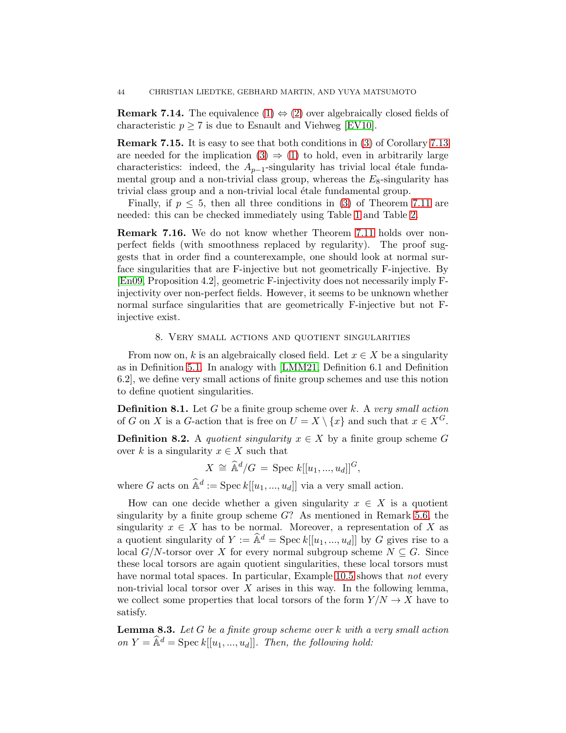**Remark 7.14.** The equivalence (1) $\Leftrightarrow$ (2) over algebraically closed fields of characteristic $p \geq 7$ is due to Esnault and Viehweg [EV10].

**Remark 7.15.** It is easy to see that both conditions in (3) of Corollary 7.13 are needed for the implication (3) $\Rightarrow$ (1) to hold, even in arbitrarily large characteristics: indeed, the $A_{p-1}$-singularity has trivial local étale fundamental group and a non-trivial class group, whereas the $E_8$-singularity has trivial class group and a non-trivial local étale fundamental group.

Finally, if $p \leq 5$, then all three conditions in (3) of Theorem 7.11 are needed: this can be checked immediately using Table 1 and Table 2.

**Remark 7.16.** We do not know whether Theorem 7.11 holds over non-perfect fields (with smoothness replaced by regularity). The proof suggests that in order find a counterexample, one should look at normal surface singularities that are F-injective but not geometrically F-injective. By [En09, Proposition 4.2], geometric F-injectivity does not necessarily imply F-injectivity over non-perfect fields. However, it seems to be unknown whether normal surface singularities that are geometrically F-injective but not F-injective exist.

## 8. Very small actions and quotient singularities

From now on, $k$ is an algebraically closed field. Let $x \in X$ be a singularity as in Definition 5.1. In analogy with [LMM21, Definition 6.1 and Definition 6.2], we define very small actions of finite group schemes and use this notion to define quotient singularities.

**Definition 8.1.** Let $G$ be a finite group scheme over $k$. A *very small action* of $G$ on $X$ is a $G$-action that is free on $U = X \setminus \{x\}$ and such that $x \in X^G$.

**Definition 8.2.** A *quotient singularity* $x \in X$ by a finite group scheme $G$ over $k$ is a singularity $x \in X$ such that

$$X \;\cong\; \widehat{\mathbb{A}}^d/G \;=\; \mathrm{Spec}\; k[[u_1, ..., u_d]]^G,$$

where $G$ acts on $\widehat{\mathbb{A}}^d := \mathrm{Spec}\; k[[u_1, ..., u_d]]$ via a very small action.

How can one decide whether a given singularity $x \in X$ is a quotient singularity by a finite group scheme $G$? As mentioned in Remark 5.6, the singularity $x \in X$ has to be normal. Moreover, a representation of $X$ as a quotient singularity of $Y := \widehat{\mathbb{A}}^d = \mathrm{Spec}\; k[[u_1, ..., u_d]]$ by $G$ gives rise to a local $G/N$-torsor over $X$ for every normal subgroup scheme $N \subseteq G$. Since these local torsors are again quotient singularities, these local torsors must have normal total spaces. In particular, Example 10.5 shows that *not* every non-trivial local torsor over $X$ arises in this way. In the following lemma, we collect some properties that local torsors of the form $Y/N \to X$ have to satisfy.

**Lemma 8.3.** *Let $G$ be a finite group scheme over $k$ with a very small action on $Y = \widehat{\mathbb{A}}^d = \mathrm{Spec}\; k[[u_1, ..., u_d]]$. Then, the following hold:*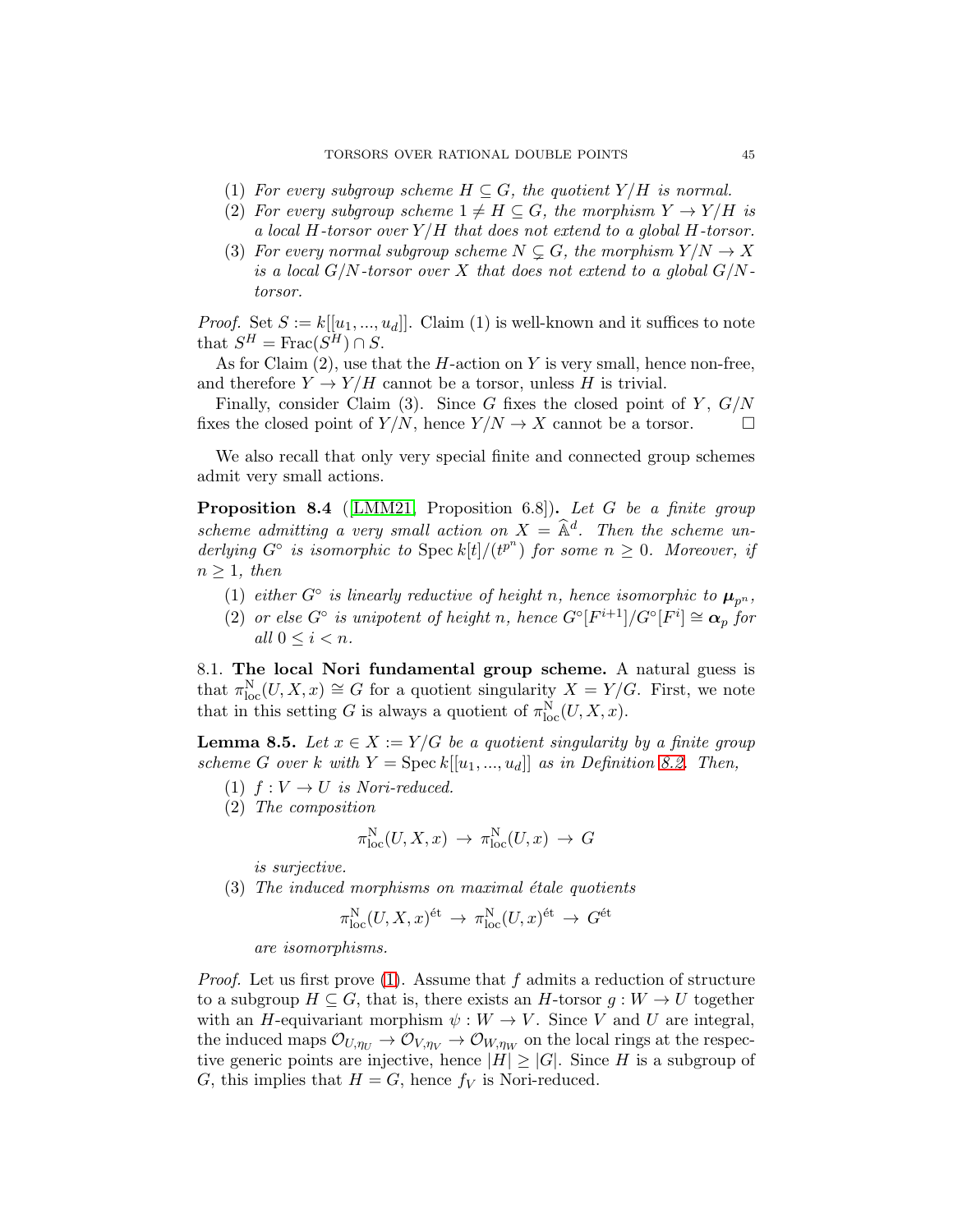(1) *For every subgroup scheme $H \subseteq G$, the quotient $Y/H$ is normal.*
(2) *For every subgroup scheme $1 \neq H \subseteq G$, the morphism $Y \to Y/H$ is a local $H$-torsor over $Y/H$ that does not extend to a global $H$-torsor.*
(3) *For every normal subgroup scheme $N \subsetneq G$, the morphism $Y/N \to X$ is a local $G/N$-torsor over $X$ that does not extend to a global $G/N$-torsor.*

*Proof.* Set $S := k[[u_1, ..., u_d]]$. Claim (1) is well-known and it suffices to note that $S^H = \mathrm{Frac}(S^H) \cap S$.

As for Claim (2), use that the $H$-action on $Y$ is very small, hence non-free, and therefore $Y \to Y/H$ cannot be a torsor, unless $H$ is trivial.

Finally, consider Claim (3). Since $G$ fixes the closed point of $Y$, $G/N$ fixes the closed point of $Y/N$, hence $Y/N \to X$ cannot be a torsor. $\square$

We also recall that only very special finite and connected group schemes admit very small actions.

**Proposition 8.4** ([LMM21, Proposition 6.8])**.** *Let $G$ be a finite group scheme admitting a very small action on $X = \widehat{\mathbb{A}}^d$. Then the scheme underlying $G^\circ$ is isomorphic to $\operatorname{Spec} k[t]/(t^{p^n})$ for some $n \geq 0$. Moreover, if $n \geq 1$, then*

(1) *either $G^\circ$ is linearly reductive of height $n$, hence isomorphic to $\boldsymbol{\mu}_{p^n}$,*
(2) *or else $G^\circ$ is unipotent of height $n$, hence $G^\circ[F^{i+1}]/G^\circ[F^i] \cong \boldsymbol{\alpha}_p$ for all $0 \leq i < n$.*

## 8.1. The local Nori fundamental group scheme.

A natural guess is that $\pi_{\mathrm{loc}}^{\mathrm{N}}(U, X, x) \cong G$ for a quotient singularity $X = Y/G$. First, we note that in this setting $G$ is always a quotient of $\pi_{\mathrm{loc}}^{\mathrm{N}}(U, X, x)$.

**Lemma 8.5.** *Let $x \in X := Y/G$ be a quotient singularity by a finite group scheme $G$ over $k$ with $Y = \operatorname{Spec} k[[u_1, ..., u_d]]$ as in Definition 8.2. Then,*

(1) *$f : V \to U$ is Nori-reduced.*
(2) *The composition*
$$\pi_{\mathrm{loc}}^{\mathrm{N}}(U, X, x) \to \pi_{\mathrm{loc}}^{\mathrm{N}}(U, x) \to G$$
*is surjective.*
(3) *The induced morphisms on maximal étale quotients*
$$\pi_{\mathrm{loc}}^{\mathrm{N}}(U, X, x)^{\text{ét}} \to \pi_{\mathrm{loc}}^{\mathrm{N}}(U, x)^{\text{ét}} \to G^{\text{ét}}$$
*are isomorphisms.*

*Proof.* Let us first prove (1). Assume that $f$ admits a reduction of structure to a subgroup $H \subseteq G$, that is, there exists an $H$-torsor $g : W \to U$ together with an $H$-equivariant morphism $\psi : W \to V$. Since $V$ and $U$ are integral, the induced maps $\mathcal{O}_{U,\eta_U} \to \mathcal{O}_{V,\eta_V} \to \mathcal{O}_{W,\eta_W}$ on the local rings at the respective generic points are injective, hence $|H| \geq |G|$. Since $H$ is a subgroup of $G$, this implies that $H = G$, hence $f_V$ is Nori-reduced.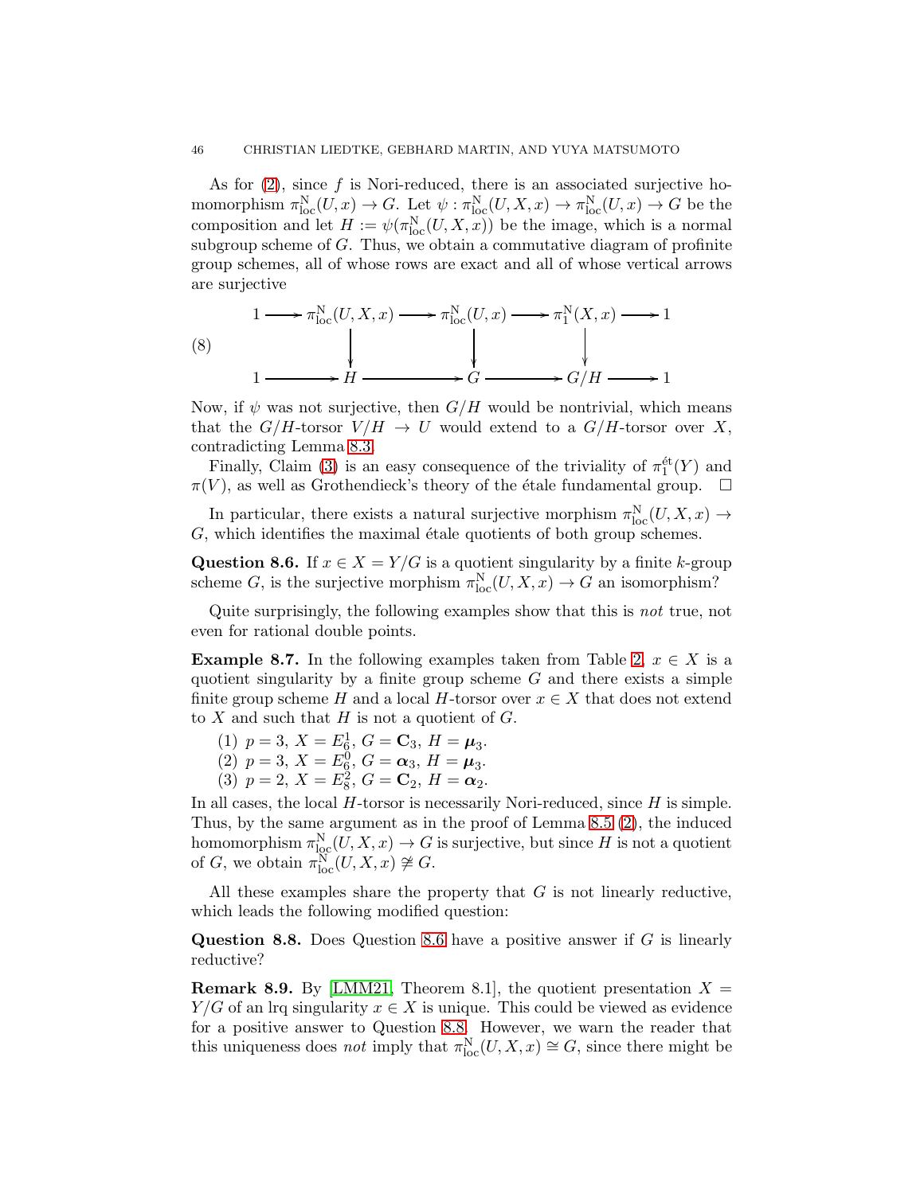As for (2), since $f$ is Nori-reduced, there is an associated surjective homomorphism $\pi_{\mathrm{loc}}^{\mathrm{N}}(U,x) \to G$. Let $\psi : \pi_{\mathrm{loc}}^{\mathrm{N}}(U,X,x) \to \pi_{\mathrm{loc}}^{\mathrm{N}}(U,x) \to G$ be the composition and let $H := \psi(\pi_{\mathrm{loc}}^{\mathrm{N}}(U,X,x))$ be the image, which is a normal subgroup scheme of $G$. Thus, we obtain a commutative diagram of profinite group schemes, all of whose rows are exact and all of whose vertical arrows are surjective

$$
(8) \qquad \begin{array}{ccccccccc}
1 & \longrightarrow & \pi_{\mathrm{loc}}^{\mathrm{N}}(U,X,x) & \longrightarrow & \pi_{\mathrm{loc}}^{\mathrm{N}}(U,x) & \longrightarrow & \pi_1^{\mathrm{N}}(X,x) & \longrightarrow & 1 \\
 & & \downarrow & & \downarrow & & \downarrow & & \\
1 & \longrightarrow & H & \longrightarrow & G & \longrightarrow & G/H & \longrightarrow & 1
\end{array}
$$

Now, if $\psi$ was not surjective, then $G/H$ would be nontrivial, which means that the $G/H$-torsor $V/H \to U$ would extend to a $G/H$-torsor over $X$, contradicting Lemma 8.3.

Finally, Claim (3) is an easy consequence of the triviality of $\pi_1^{\text{ét}}(Y)$ and $\pi(V)$, as well as Grothendieck's theory of the étale fundamental group. $\square$

In particular, there exists a natural surjective morphism $\pi_{\mathrm{loc}}^{\mathrm{N}}(U,X,x) \to G$, which identifies the maximal étale quotients of both group schemes.

**Question 8.6.** If $x \in X = Y/G$ is a quotient singularity by a finite $k$-group scheme $G$, is the surjective morphism $\pi_{\mathrm{loc}}^{\mathrm{N}}(U,X,x) \to G$ an isomorphism?

Quite surprisingly, the following examples show that this is *not* true, not even for rational double points.

**Example 8.7.** In the following examples taken from Table 2, $x \in X$ is a quotient singularity by a finite group scheme $G$ and there exists a simple finite group scheme $H$ and a local $H$-torsor over $x \in X$ that does not extend to $X$ and such that $H$ is not a quotient of $G$.

(1) $p = 3$, $X = E_6^1$, $G = \mathbf{C}_3$, $H = \boldsymbol{\mu}_3$.
(2) $p = 3$, $X = E_6^0$, $G = \boldsymbol{\alpha}_3$, $H = \boldsymbol{\mu}_3$.
(3) $p = 2$, $X = E_8^2$, $G = \mathbf{C}_2$, $H = \boldsymbol{\alpha}_2$.

In all cases, the local $H$-torsor is necessarily Nori-reduced, since $H$ is simple. Thus, by the same argument as in the proof of Lemma 8.5 (2), the induced homomorphism $\pi_{\mathrm{loc}}^{\mathrm{N}}(U,X,x) \to G$ is surjective, but since $H$ is not a quotient of $G$, we obtain $\pi_{\mathrm{loc}}^{\mathrm{N}}(U,X,x) \not\cong G$.

All these examples share the property that $G$ is not linearly reductive, which leads the following modified question:

**Question 8.8.** Does Question 8.6 have a positive answer if $G$ is linearly reductive?

**Remark 8.9.** By [LMM21, Theorem 8.1], the quotient presentation $X = Y/G$ of an lrq singularity $x \in X$ is unique. This could be viewed as evidence for a positive answer to Question 8.8. However, we warn the reader that this uniqueness does *not* imply that $\pi_{\mathrm{loc}}^{\mathrm{N}}(U,X,x) \cong G$, since there might be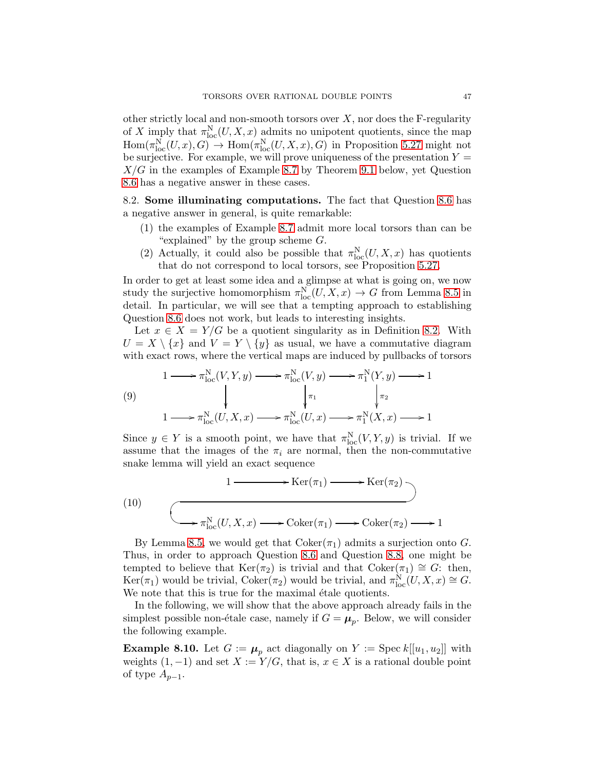other strictly local and non-smooth torsors over $X$, nor does the F-regularity of $X$ imply that $\pi_{\mathrm{loc}}^{\mathrm{N}}(U,X,x)$ admits no unipotent quotients, since the map $\mathrm{Hom}(\pi_{\mathrm{loc}}^{\mathrm{N}}(U,x),G) \to \mathrm{Hom}(\pi_{\mathrm{loc}}^{\mathrm{N}}(U,X,x),G)$ in Proposition 5.27 might not be surjective. For example, we will prove uniqueness of the presentation $Y = X/G$ in the examples of Example 8.7 by Theorem 9.1 below, yet Question 8.6 has a negative answer in these cases.

8.2. **Some illuminating computations.** The fact that Question 8.6 has a negative answer in general, is quite remarkable:

1. the examples of Example 8.7 admit more local torsors than can be "explained" by the group scheme $G$.
2. Actually, it could also be possible that $\pi_{\mathrm{loc}}^{\mathrm{N}}(U,X,x)$ has quotients that do not correspond to local torsors, see Proposition 5.27.

In order to get at least some idea and a glimpse at what is going on, we now study the surjective homomorphism $\pi_{\mathrm{loc}}^{\mathrm{N}}(U,X,x) \to G$ from Lemma 8.5 in detail. In particular, we will see that a tempting approach to establishing Question 8.6 does not work, but leads to interesting insights.

Let $x \in X = Y/G$ be a quotient singularity as in Definition 8.2. With $U = X \setminus \{x\}$ and $V = Y \setminus \{y\}$ as usual, we have a commutative diagram with exact rows, where the vertical maps are induced by pullbacks of torsors

$$
\begin{array}{ccccccccc}
1 & \longrightarrow & \pi_{\mathrm{loc}}^{\mathrm{N}}(V,Y,y) & \longrightarrow & \pi_{\mathrm{loc}}^{\mathrm{N}}(V,y) & \longrightarrow & \pi_1^{\mathrm{N}}(Y,y) & \longrightarrow & 1 \\
 & & \downarrow & & \downarrow{\scriptstyle \pi_1} & & \downarrow{\scriptstyle \pi_2} & & \\
1 & \longrightarrow & \pi_{\mathrm{loc}}^{\mathrm{N}}(U,X,x) & \longrightarrow & \pi_{\mathrm{loc}}^{\mathrm{N}}(U,x) & \longrightarrow & \pi_1^{\mathrm{N}}(X,x) & \longrightarrow & 1
\end{array}
\tag{9}
$$

Since $y \in Y$ is a smooth point, we have that $\pi_{\mathrm{loc}}^{\mathrm{N}}(V,Y,y)$ is trivial. If we assume that the images of the $\pi_i$ are normal, then the non-commutative snake lemma will yield an exact sequence

$$
1 \longrightarrow \mathrm{Ker}(\pi_1) \longrightarrow \mathrm{Ker}(\pi_2) \longrightarrow \pi_{\mathrm{loc}}^{\mathrm{N}}(U,X,x) \longrightarrow \mathrm{Coker}(\pi_1) \longrightarrow \mathrm{Coker}(\pi_2) \longrightarrow 1
\tag{10}
$$

By Lemma 8.5, we would get that $\mathrm{Coker}(\pi_1)$ admits a surjection onto $G$. Thus, in order to approach Question 8.6 and Question 8.8, one might be tempted to believe that $\mathrm{Ker}(\pi_2)$ is trivial and that $\mathrm{Coker}(\pi_1) \cong G$: then, $\mathrm{Ker}(\pi_1)$ would be trivial, $\mathrm{Coker}(\pi_2)$ would be trivial, and $\pi_{\mathrm{loc}}^{\mathrm{N}}(U,X,x) \cong G$. We note that this is true for the maximal étale quotients.

In the following, we will show that the above approach already fails in the simplest possible non-étale case, namely if $G = \boldsymbol{\mu}_p$. Below, we will consider the following example.

**Example 8.10.** Let $G := \boldsymbol{\mu}_p$ act diagonally on $Y := \operatorname{Spec} k[[u_1,u_2]]$ with weights $(1,-1)$ and set $X := Y/G$, that is, $x \in X$ is a rational double point of type $A_{p-1}$.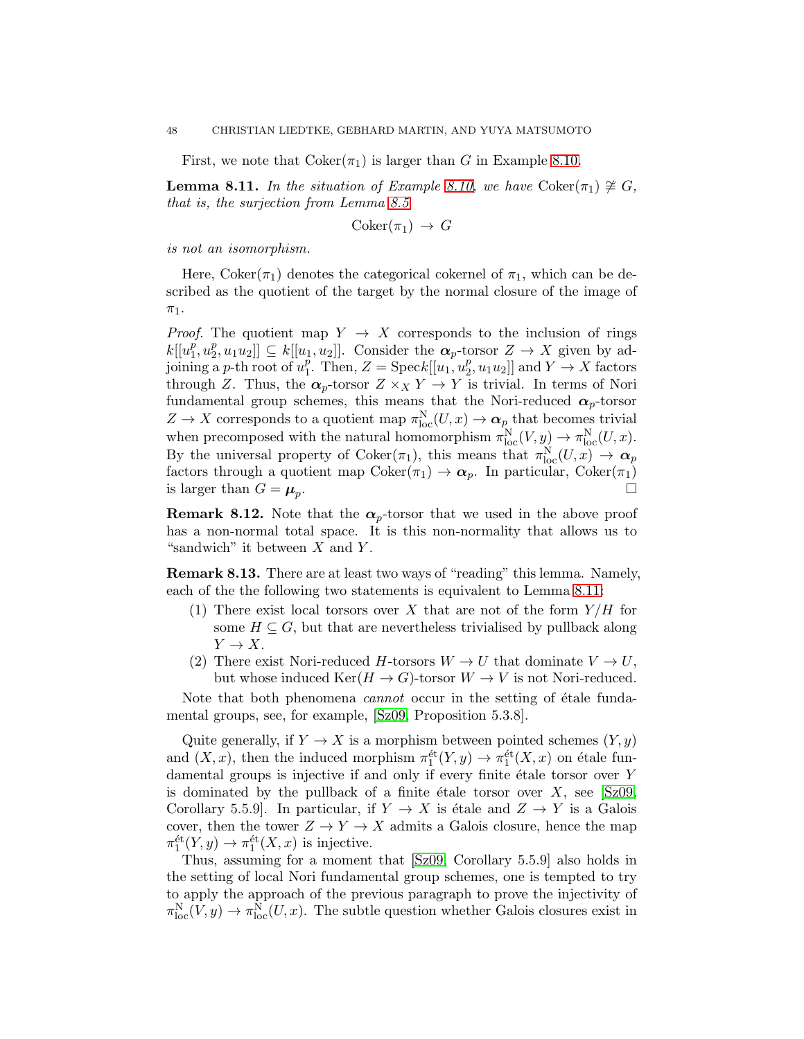First, we note that $\mathrm{Coker}(\pi_1)$ is larger than $G$ in Example 8.10.

**Lemma 8.11.** *In the situation of Example 8.10, we have* $\mathrm{Coker}(\pi_1) \not\cong G$, *that is, the surjection from Lemma 8.5*

$$\mathrm{Coker}(\pi_1) \to G$$

*is not an isomorphism.*

Here, $\mathrm{Coker}(\pi_1)$ denotes the categorical cokernel of $\pi_1$, which can be described as the quotient of the target by the normal closure of the image of $\pi_1$.

*Proof.* The quotient map $Y \to X$ corresponds to the inclusion of rings $k[[u_1^p, u_2^p, u_1u_2]] \subseteq k[[u_1, u_2]]$. Consider the $\boldsymbol{\alpha}_p$-torsor $Z \to X$ given by adjoining a $p$-th root of $u_1^p$. Then, $Z = \mathrm{Spec} k[[u_1, u_2^p, u_1u_2]]$ and $Y \to X$ factors through $Z$. Thus, the $\boldsymbol{\alpha}_p$-torsor $Z \times_X Y \to Y$ is trivial. In terms of Nori fundamental group schemes, this means that the Nori-reduced $\boldsymbol{\alpha}_p$-torsor $Z \to X$ corresponds to a quotient map $\pi_{\mathrm{loc}}^{\mathrm{N}}(U, x) \to \boldsymbol{\alpha}_p$ that becomes trivial when precomposed with the natural homomorphism $\pi_{\mathrm{loc}}^{\mathrm{N}}(V, y) \to \pi_{\mathrm{loc}}^{\mathrm{N}}(U, x)$. By the universal property of $\mathrm{Coker}(\pi_1)$, this means that $\pi_{\mathrm{loc}}^{\mathrm{N}}(U, x) \to \boldsymbol{\alpha}_p$ factors through a quotient map $\mathrm{Coker}(\pi_1) \to \boldsymbol{\alpha}_p$. In particular, $\mathrm{Coker}(\pi_1)$ is larger than $G = \boldsymbol{\mu}_p$. $\square$

**Remark 8.12.** Note that the $\boldsymbol{\alpha}_p$-torsor that we used in the above proof has a non-normal total space. It is this non-normality that allows us to "sandwich" it between $X$ and $Y$.

**Remark 8.13.** There are at least two ways of "reading" this lemma. Namely, each of the the following two statements is equivalent to Lemma 8.11:

1. There exist local torsors over $X$ that are not of the form $Y/H$ for some $H \subseteq G$, but that are nevertheless trivialised by pullback along $Y \to X$.
2. There exist Nori-reduced $H$-torsors $W \to U$ that dominate $V \to U$, but whose induced $\mathrm{Ker}(H \to G)$-torsor $W \to V$ is not Nori-reduced.

Note that both phenomena *cannot* occur in the setting of étale fundamental groups, see, for example, [Sz09, Proposition 5.3.8].

Quite generally, if $Y \to X$ is a morphism between pointed schemes $(Y, y)$ and $(X, x)$, then the induced morphism $\pi_1^{\text{ét}}(Y, y) \to \pi_1^{\text{ét}}(X, x)$ on étale fundamental groups is injective if and only if every finite étale torsor over $Y$ is dominated by the pullback of a finite étale torsor over $X$, see [Sz09, Corollary 5.5.9]. In particular, if $Y \to X$ is étale and $Z \to Y$ is a Galois cover, then the tower $Z \to Y \to X$ admits a Galois closure, hence the map $\pi_1^{\text{ét}}(Y, y) \to \pi_1^{\text{ét}}(X, x)$ is injective.

Thus, assuming for a moment that [Sz09, Corollary 5.5.9] also holds in the setting of local Nori fundamental group schemes, one is tempted to try to apply the approach of the previous paragraph to prove the injectivity of $\pi_{\mathrm{loc}}^{\mathrm{N}}(V, y) \to \pi_{\mathrm{loc}}^{\mathrm{N}}(U, x)$. The subtle question whether Galois closures exist in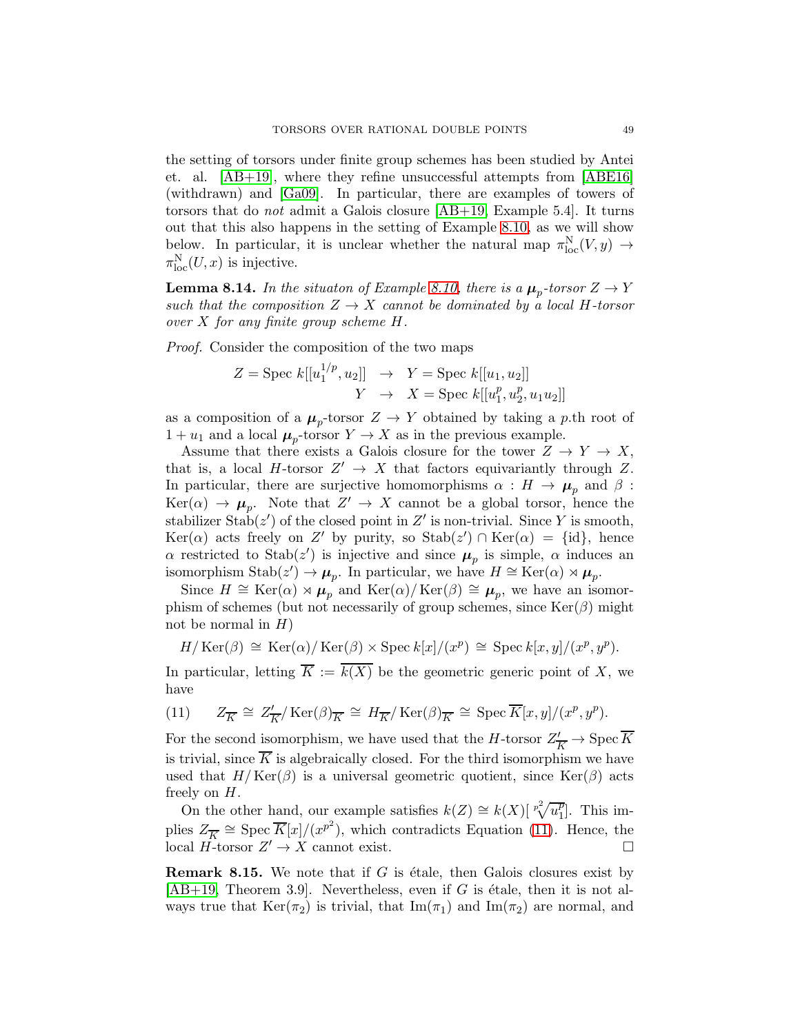the setting of torsors under finite group schemes has been studied by Antei et. al. [AB+19], where they refine unsuccessful attempts from [ABE16] (withdrawn) and [Ga09]. In particular, there are examples of towers of torsors that do *not* admit a Galois closure [AB+19, Example 5.4]. It turns out that this also happens in the setting of Example 8.10, as we will show below. In particular, it is unclear whether the natural map $\pi_{\mathrm{loc}}^{\mathrm{N}}(V, y) \to \pi_{\mathrm{loc}}^{\mathrm{N}}(U, x)$ is injective.

**Lemma 8.14.** *In the situaton of Example 8.10, there is a $\boldsymbol{\mu}_p$-torsor $Z \to Y$ such that the composition $Z \to X$ cannot be dominated by a local $H$-torsor over $X$ for any finite group scheme $H$.*

*Proof.* Consider the composition of the two maps

$$\begin{aligned} Z = \mathrm{Spec}\ k[[u_1^{1/p}, u_2]] &\to Y = \mathrm{Spec}\ k[[u_1, u_2]] \\ Y &\to X = \mathrm{Spec}\ k[[u_1^p, u_2^p, u_1 u_2]] \end{aligned}$$

as a composition of a $\boldsymbol{\mu}_p$-torsor $Z \to Y$ obtained by taking a $p$.th root of $1 + u_1$ and a local $\boldsymbol{\mu}_p$-torsor $Y \to X$ as in the previous example.

Assume that there exists a Galois closure for the tower $Z \to Y \to X$, that is, a local $H$-torsor $Z' \to X$ that factors equivariantly through $Z$. In particular, there are surjective homomorphisms $\alpha : H \to \boldsymbol{\mu}_p$ and $\beta : \mathrm{Ker}(\alpha) \to \boldsymbol{\mu}_p$. Note that $Z' \to X$ cannot be a global torsor, hence the stabilizer $\mathrm{Stab}(z')$ of the closed point in $Z'$ is non-trivial. Since $Y$ is smooth, $\mathrm{Ker}(\alpha)$ acts freely on $Z'$ by purity, so $\mathrm{Stab}(z') \cap \mathrm{Ker}(\alpha) = \{\mathrm{id}\}$, hence $\alpha$ restricted to $\mathrm{Stab}(z')$ is injective and since $\boldsymbol{\mu}_p$ is simple, $\alpha$ induces an isomorphism $\mathrm{Stab}(z') \to \boldsymbol{\mu}_p$. In particular, we have $H \cong \mathrm{Ker}(\alpha) \rtimes \boldsymbol{\mu}_p$.

Since $H \cong \mathrm{Ker}(\alpha) \rtimes \boldsymbol{\mu}_p$ and $\mathrm{Ker}(\alpha)/\mathrm{Ker}(\beta) \cong \boldsymbol{\mu}_p$, we have an isomorphism of schemes (but not necessarily of group schemes, since $\mathrm{Ker}(\beta)$ might not be normal in $H$)

$$H/\mathrm{Ker}(\beta) \cong \mathrm{Ker}(\alpha)/\mathrm{Ker}(\beta) \times \mathrm{Spec}\ k[x]/(x^p) \cong \mathrm{Spec}\ k[x,y]/(x^p, y^p).$$

In particular, letting $\overline{K} := \overline{k(X)}$ be the geometric generic point of $X$, we have

$$Z_{\overline{K}} \cong Z'_{\overline{K}}/\mathrm{Ker}(\beta)_{\overline{K}} \cong H_{\overline{K}}/\mathrm{Ker}(\beta)_{\overline{K}} \cong \mathrm{Spec}\ \overline{K}[x,y]/(x^p, y^p). \tag{11}$$

For the second isomorphism, we have used that the $H$-torsor $Z'_{\overline{K}} \to \mathrm{Spec}\ \overline{K}$ is trivial, since $\overline{K}$ is algebraically closed. For the third isomorphism we have used that $H/\mathrm{Ker}(\beta)$ is a universal geometric quotient, since $\mathrm{Ker}(\beta)$ acts freely on $H$.

On the other hand, our example satisfies $k(Z) \cong k(X)[\sqrt[p^2]{u_1^p}]$. This implies $Z_{\overline{K}} \cong \mathrm{Spec}\ \overline{K}[x]/(x^{p^2})$, which contradicts Equation (11). Hence, the local $H$-torsor $Z' \to X$ cannot exist. $\square$

**Remark 8.15.** We note that if $G$ is étale, then Galois closures exist by [AB+19, Theorem 3.9]. Nevertheless, even if $G$ is étale, then it is not always true that $\mathrm{Ker}(\pi_2)$ is trivial, that $\mathrm{Im}(\pi_1)$ and $\mathrm{Im}(\pi_2)$ are normal, and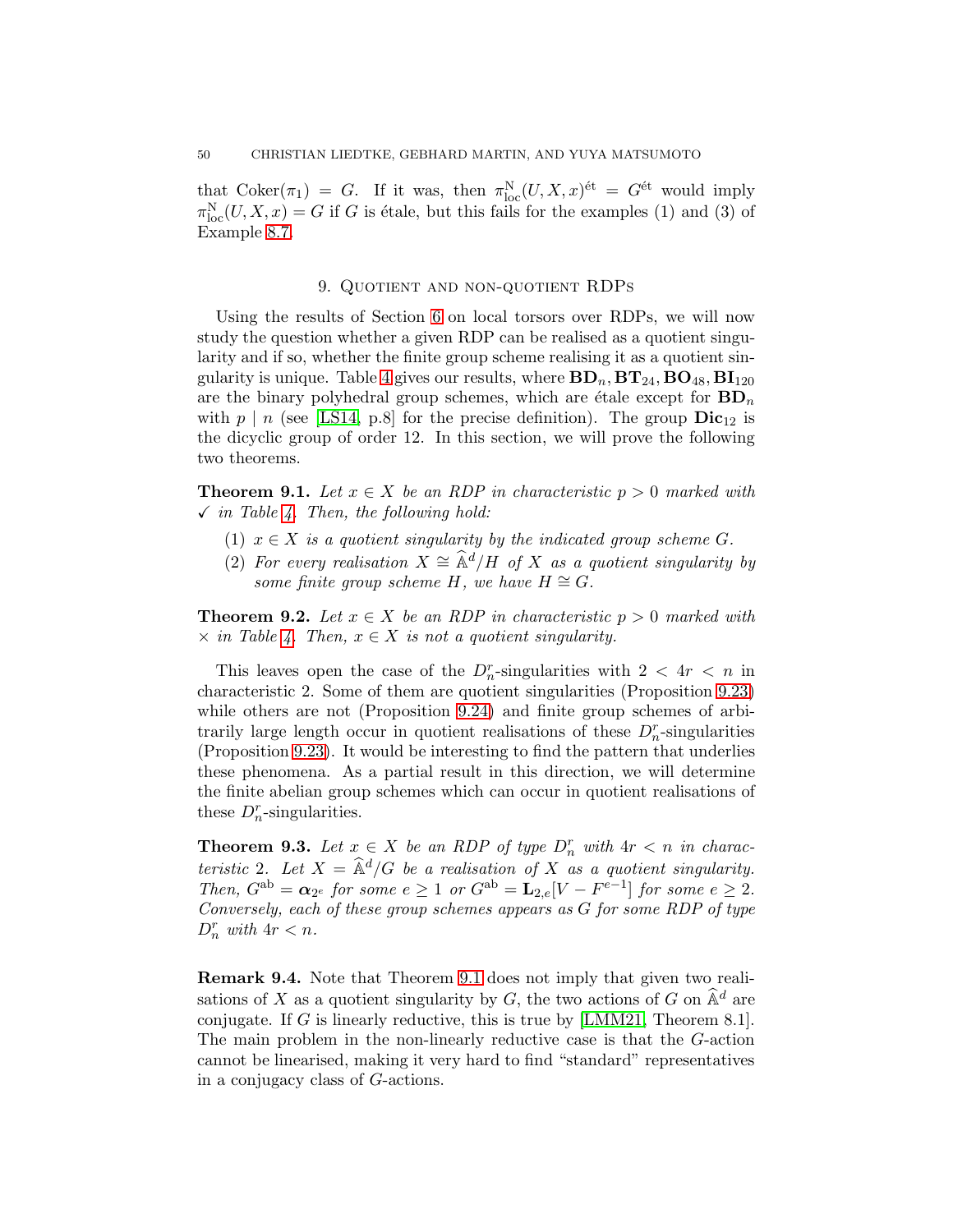that $\mathrm{Coker}(\pi_1) = G$. If it was, then $\pi_{\mathrm{loc}}^{\mathrm{N}}(U, X, x)^{\text{ét}} = G^{\text{ét}}$ would imply $\pi_{\mathrm{loc}}^{\mathrm{N}}(U, X, x) = G$ if $G$ is étale, but this fails for the examples (1) and (3) of Example 8.7.

## 9. Quotient and non-quotient RDPs

Using the results of Section 6 on local torsors over RDPs, we will now study the question whether a given RDP can be realised as a quotient singularity and if so, whether the finite group scheme realising it as a quotient singularity is unique. Table 4 gives our results, where $\mathbf{BD}_n, \mathbf{BT}_{24}, \mathbf{BO}_{48}, \mathbf{BI}_{120}$ are the binary polyhedral group schemes, which are étale except for $\mathbf{BD}_n$ with $p \mid n$ (see [LS14, p.8] for the precise definition). The group $\mathbf{Dic}_{12}$ is the dicyclic group of order 12. In this section, we will prove the following two theorems.

**Theorem 9.1.** *Let $x \in X$ be an RDP in characteristic $p > 0$ marked with ✓ in Table 4. Then, the following hold:*

1. *$x \in X$ is a quotient singularity by the indicated group scheme $G$.*
2. *For every realisation $X \cong \widehat{\mathbb{A}}^d/H$ of $X$ as a quotient singularity by some finite group scheme $H$, we have $H \cong G$.*

**Theorem 9.2.** *Let $x \in X$ be an RDP in characteristic $p > 0$ marked with $\times$ in Table 4. Then, $x \in X$ is not a quotient singularity.*

This leaves open the case of the $D_n^r$-singularities with $2 < 4r < n$ in characteristic 2. Some of them are quotient singularities (Proposition 9.23) while others are not (Proposition 9.24) and finite group schemes of arbitrarily large length occur in quotient realisations of these $D_n^r$-singularities (Proposition 9.23). It would be interesting to find the pattern that underlies these phenomena. As a partial result in this direction, we will determine the finite abelian group schemes which can occur in quotient realisations of these $D_n^r$-singularities.

**Theorem 9.3.** *Let $x \in X$ be an RDP of type $D_n^r$ with $4r < n$ in characteristic 2. Let $X = \widehat{\mathbb{A}}^d/G$ be a realisation of $X$ as a quotient singularity. Then, $G^{\mathrm{ab}} = \boldsymbol{\alpha}_{2^e}$ for some $e \geq 1$ or $G^{\mathrm{ab}} = \mathbf{L}_{2,e}[V - F^{e-1}]$ for some $e \geq 2$. Conversely, each of these group schemes appears as $G$ for some RDP of type $D_n^r$ with $4r < n$.*

**Remark 9.4.** Note that Theorem 9.1 does not imply that given two realisations of $X$ as a quotient singularity by $G$, the two actions of $G$ on $\widehat{\mathbb{A}}^d$ are conjugate. If $G$ is linearly reductive, this is true by [LMM21, Theorem 8.1]. The main problem in the non-linearly reductive case is that the $G$-action cannot be linearised, making it very hard to find "standard" representatives in a conjugacy class of $G$-actions.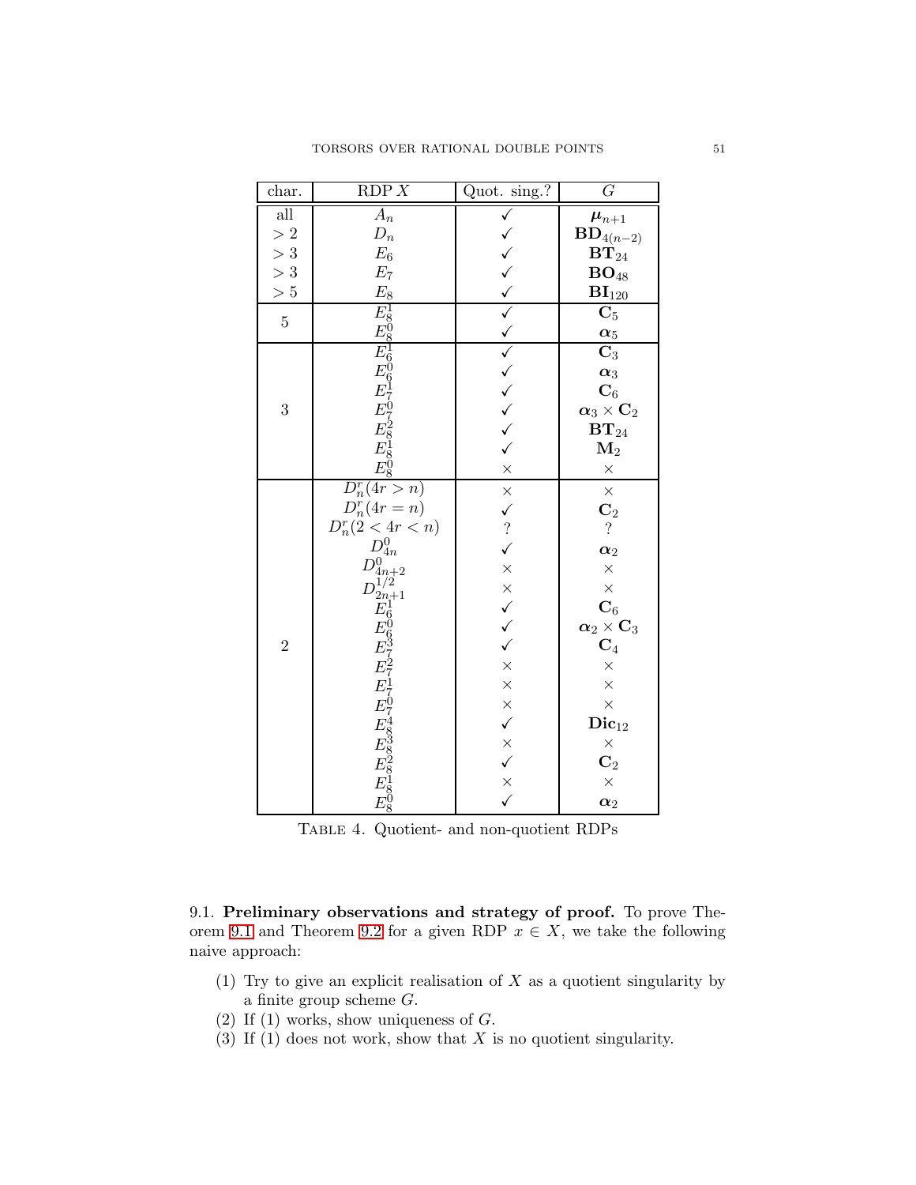| char. | RDP $X$ | Quot. sing.? | $G$ |
|---|---|---|---|
| all | $A_n$ | ✓ | $\boldsymbol{\mu}_{n+1}$ |
| $> 2$ | $D_n$ | ✓ | $\mathbf{BD}_{4(n-2)}$ |
| $> 3$ | $E_6$ | ✓ | $\mathbf{BT}_{24}$ |
| $> 3$ | $E_7$ | ✓ | $\mathbf{BO}_{48}$ |
| $> 5$ | $E_8$ | ✓ | $\mathbf{BI}_{120}$ |
| 5 | $E_8^1$ | ✓ | $\mathbf{C}_5$ |
| | $E_8^0$ | ✓ | $\boldsymbol{\alpha}_5$ |
| 3 | $E_6^1$ | ✓ | $\mathbf{C}_3$ |
| | $E_6^0$ | ✓ | $\boldsymbol{\alpha}_3$ |
| | $E_7^1$ | ✓ | $\mathbf{C}_6$ |
| | $E_7^0$ | ✓ | $\boldsymbol{\alpha}_3 \times \mathbf{C}_2$ |
| | $E_8^2$ | ✓ | $\mathbf{BT}_{24}$ |
| | $E_8^1$ | ✓ | $\mathbf{M}_2$ |
| | $E_8^0$ | × | × |
| 2 | $D_n^r(4r > n)$ | × | × |
| | $D_n^r(4r = n)$ | ✓ | $\mathbf{C}_2$ |
| | $D_n^r(2 < 4r < n)$ | ? | ? |
| | $D_{4n}^0$ | ✓ | $\boldsymbol{\alpha}_2$ |
| | $D_{4n+2}^0$ | × | × |
| | $D_{2n+1}^{1/2}$ | × | × |
| | $E_6^1$ | ✓ | $\mathbf{C}_6$ |
| | $E_6^0$ | ✓ | $\boldsymbol{\alpha}_2 \times \mathbf{C}_3$ |
| | $E_7^3$ | ✓ | $\mathbf{C}_4$ |
| | $E_7^2$ | × | × |
| | $E_7^1$ | × | × |
| | $E_7^0$ | × | × |
| | $E_8^4$ | ✓ | $\mathbf{Dic}_{12}$ |
| | $E_8^3$ | × | × |
| | $E_8^2$ | ✓ | $\mathbf{C}_2$ |
| | $E_8^1$ | × | × |
| | $E_8^0$ | ✓ | $\boldsymbol{\alpha}_2$ |

TABLE 4. Quotient- and non-quotient RDPs

9.1. **Preliminary observations and strategy of proof.** To prove Theorem 9.1 and Theorem 9.2 for a given RDP $x \in X$, we take the following naive approach:

(1) Try to give an explicit realisation of $X$ as a quotient singularity by a finite group scheme $G$.
(2) If (1) works, show uniqueness of $G$.
(3) If (1) does not work, show that $X$ is no quotient singularity.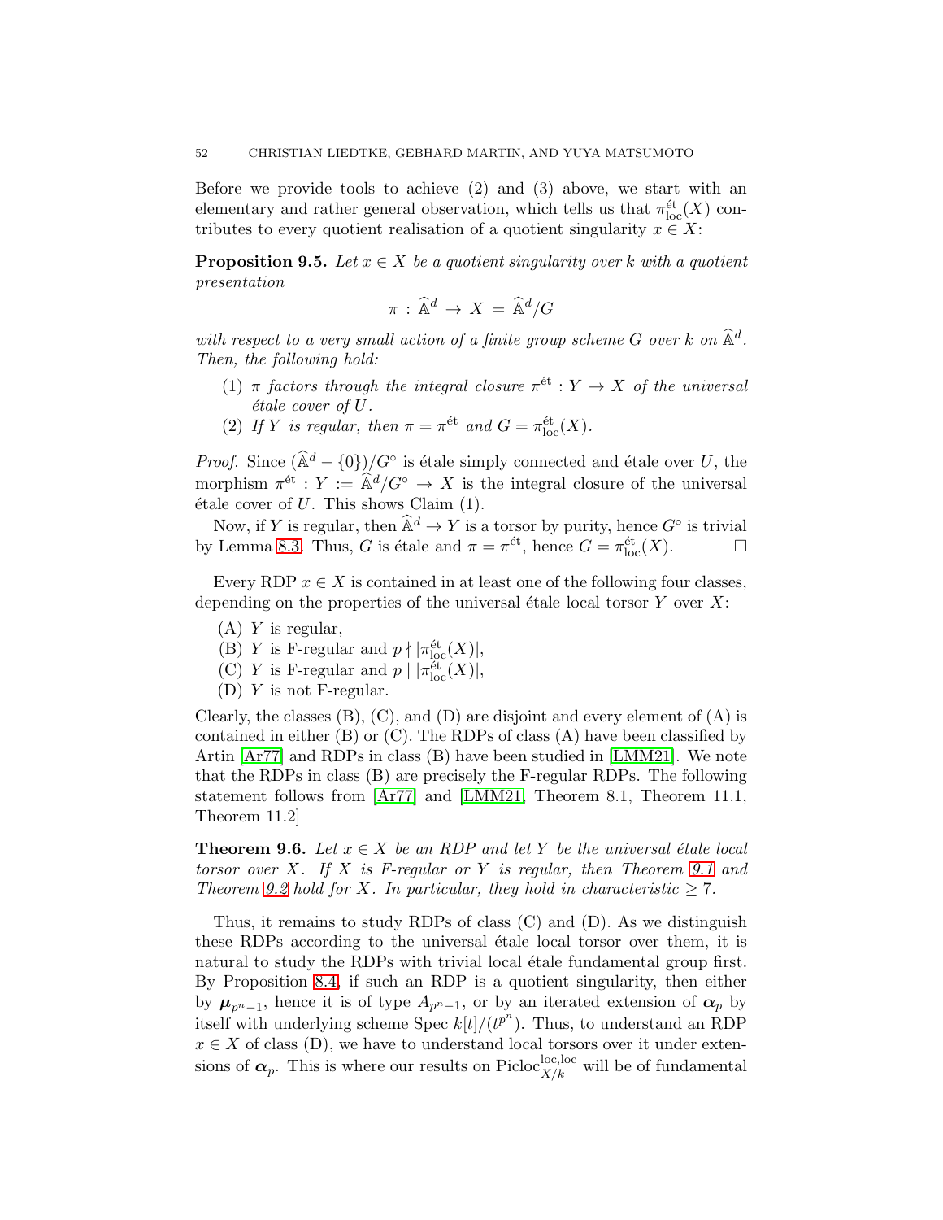Before we provide tools to achieve (2) and (3) above, we start with an elementary and rather general observation, which tells us that $\pi_{\mathrm{loc}}^{\text{ét}}(X)$ contributes to every quotient realisation of a quotient singularity $x \in X$:

**Proposition 9.5.** *Let $x \in X$ be a quotient singularity over $k$ with a quotient presentation*

$$\pi \,:\, \widehat{\mathbb{A}}^d \,\to\, X \,=\, \widehat{\mathbb{A}}^d/G$$

*with respect to a very small action of a finite group scheme $G$ over $k$ on $\widehat{\mathbb{A}}^d$. Then, the following hold:*

1. *$\pi$ factors through the integral closure $\pi^{\text{ét}} : Y \to X$ of the universal étale cover of $U$.*
2. *If $Y$ is regular, then $\pi = \pi^{\text{ét}}$ and $G = \pi_{\mathrm{loc}}^{\text{ét}}(X)$.*

*Proof.* Since $(\widehat{\mathbb{A}}^d - \{0\})/G^\circ$ is étale simply connected and étale over $U$, the morphism $\pi^{\text{ét}} : Y := \widehat{\mathbb{A}}^d/G^\circ \to X$ is the integral closure of the universal étale cover of $U$. This shows Claim (1).

Now, if $Y$ is regular, then $\widehat{\mathbb{A}}^d \to Y$ is a torsor by purity, hence $G^\circ$ is trivial by Lemma 8.3. Thus, $G$ is étale and $\pi = \pi^{\text{ét}}$, hence $G = \pi_{\mathrm{loc}}^{\text{ét}}(X)$. □

Every RDP $x \in X$ is contained in at least one of the following four classes, depending on the properties of the universal étale local torsor $Y$ over $X$:

(A) $Y$ is regular,
(B) $Y$ is F-regular and $p \nmid |\pi_{\mathrm{loc}}^{\text{ét}}(X)|$,
(C) $Y$ is F-regular and $p \mid |\pi_{\mathrm{loc}}^{\text{ét}}(X)|$,
(D) $Y$ is not F-regular.

Clearly, the classes (B), (C), and (D) are disjoint and every element of (A) is contained in either (B) or (C). The RDPs of class (A) have been classified by Artin [Ar77] and RDPs in class (B) have been studied in [LMM21]. We note that the RDPs in class (B) are precisely the F-regular RDPs. The following statement follows from [Ar77] and [LMM21, Theorem 8.1, Theorem 11.1, Theorem 11.2]

**Theorem 9.6.** *Let $x \in X$ be an RDP and let $Y$ be the universal étale local torsor over $X$. If $X$ is F-regular or $Y$ is regular, then Theorem 9.1 and Theorem 9.2 hold for $X$. In particular, they hold in characteristic $\geq 7$.*

Thus, it remains to study RDPs of class (C) and (D). As we distinguish these RDPs according to the universal étale local torsor over them, it is natural to study the RDPs with trivial local étale fundamental group first. By Proposition 8.4, if such an RDP is a quotient singularity, then either by $\boldsymbol{\mu}_{p^n-1}$, hence it is of type $A_{p^n-1}$, or by an iterated extension of $\boldsymbol{\alpha}_p$ by itself with underlying scheme $\operatorname{Spec} k[t]/(t^{p^n})$. Thus, to understand an RDP $x \in X$ of class (D), we have to understand local torsors over it under extensions of $\boldsymbol{\alpha}_p$. This is where our results on $\operatorname{Picloc}_{X/k}^{\mathrm{loc,loc}}$ will be of fundamental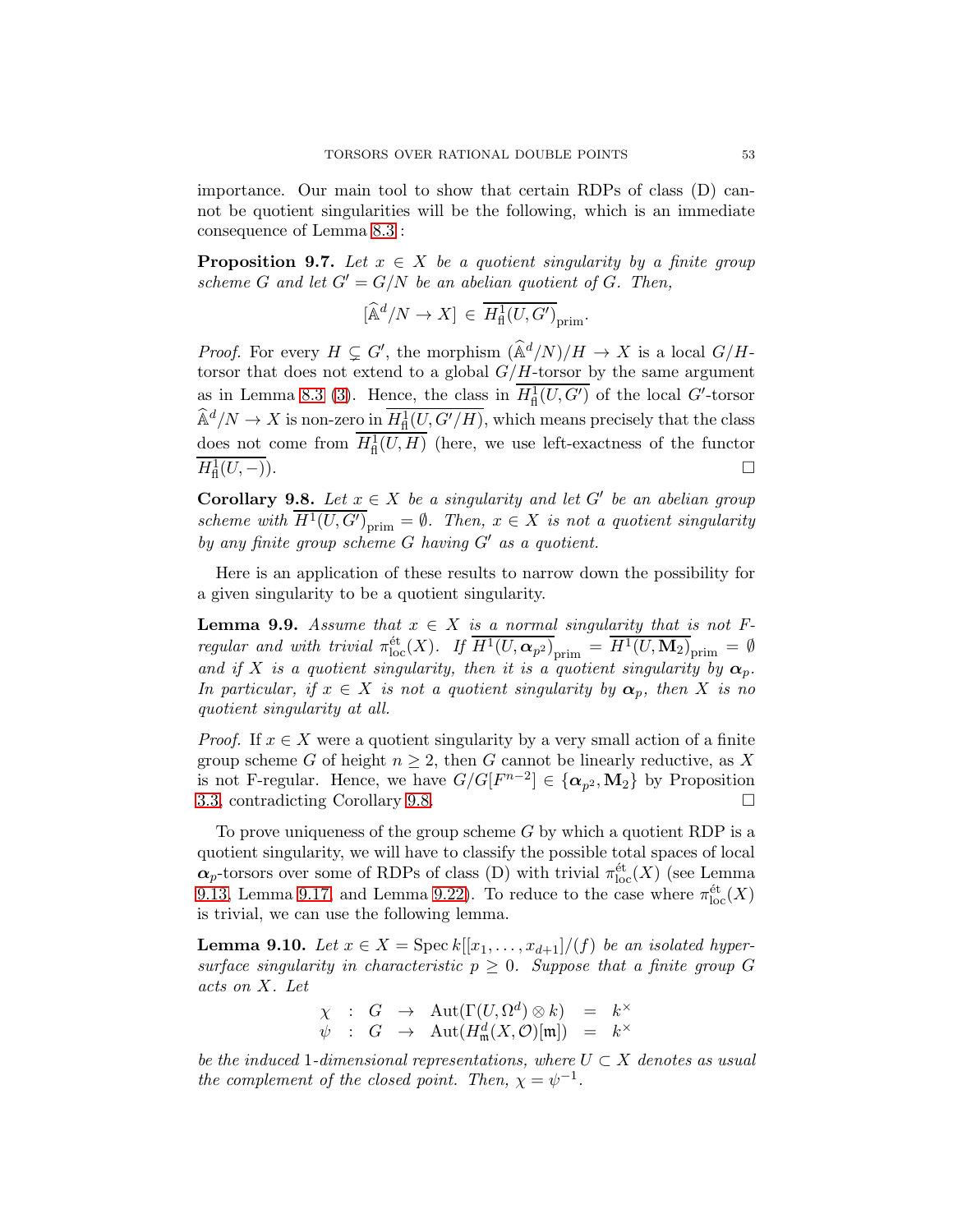importance. Our main tool to show that certain RDPs of class (D) cannot be quotient singularities will be the following, which is an immediate consequence of Lemma 8.3 :

**Proposition 9.7.** *Let $x \in X$ be a quotient singularity by a finite group scheme $G$ and let $G' = G/N$ be an abelian quotient of $G$. Then,*

$$[\widehat{\mathbb{A}}^d/N \to X] \in \overline{H^1_{\mathrm{fl}}(U, G')}_{\mathrm{prim}}.$$

*Proof.* For every $H \subsetneq G'$, the morphism $(\widehat{\mathbb{A}}^d/N)/H \to X$ is a local $G/H$-torsor that does not extend to a global $G/H$-torsor by the same argument as in Lemma 8.3 (3). Hence, the class in $\overline{H^1_{\mathrm{fl}}(U, G')}$ of the local $G'$-torsor $\widehat{\mathbb{A}}^d/N \to X$ is non-zero in $\overline{H^1_{\mathrm{fl}}(U, G'/H)}$, which means precisely that the class does not come from $\overline{H^1_{\mathrm{fl}}(U, H)}$ (here, we use left-exactness of the functor $\overline{H^1_{\mathrm{fl}}(U, -)}$). □

**Corollary 9.8.** *Let $x \in X$ be a singularity and let $G'$ be an abelian group scheme with $\overline{H^1(U, G')}_{\mathrm{prim}} = \emptyset$. Then, $x \in X$ is not a quotient singularity by any finite group scheme $G$ having $G'$ as a quotient.*

Here is an application of these results to narrow down the possibility for a given singularity to be a quotient singularity.

**Lemma 9.9.** *Assume that $x \in X$ is a normal singularity that is not F-regular and with trivial $\pi^{\text{ét}}_{\mathrm{loc}}(X)$. If $\overline{H^1(U, \boldsymbol{\alpha}_{p^2})}_{\mathrm{prim}} = \overline{H^1(U, \mathbf{M}_2)}_{\mathrm{prim}} = \emptyset$ and if $X$ is a quotient singularity, then it is a quotient singularity by $\boldsymbol{\alpha}_p$. In particular, if $x \in X$ is not a quotient singularity by $\boldsymbol{\alpha}_p$, then $X$ is no quotient singularity at all.*

*Proof.* If $x \in X$ were a quotient singularity by a very small action of a finite group scheme $G$ of height $n \geq 2$, then $G$ cannot be linearly reductive, as $X$ is not F-regular. Hence, we have $G/G[F^{n-2}] \in \{\boldsymbol{\alpha}_{p^2}, \mathbf{M}_2\}$ by Proposition 3.3, contradicting Corollary 9.8. □

To prove uniqueness of the group scheme $G$ by which a quotient RDP is a quotient singularity, we will have to classify the possible total spaces of local $\boldsymbol{\alpha}_p$-torsors over some of RDPs of class (D) with trivial $\pi^{\text{ét}}_{\mathrm{loc}}(X)$ (see Lemma 9.13, Lemma 9.17, and Lemma 9.22). To reduce to the case where $\pi^{\text{ét}}_{\mathrm{loc}}(X)$ is trivial, we can use the following lemma.

**Lemma 9.10.** *Let $x \in X = \operatorname{Spec} k[[x_1, \ldots, x_{d+1}]]/(f)$ be an isolated hypersurface singularity in characteristic $p \geq 0$. Suppose that a finite group $G$ acts on $X$. Let*

$$\begin{array}{ccccccc} \chi & : & G & \to & \operatorname{Aut}(\Gamma(U, \Omega^d) \otimes k) & = & k^\times \\ \psi & : & G & \to & \operatorname{Aut}(H^d_{\mathfrak{m}}(X, \mathcal{O})[\mathfrak{m}]) & = & k^\times \end{array}$$

*be the induced 1-dimensional representations, where $U \subset X$ denotes as usual the complement of the closed point. Then, $\chi = \psi^{-1}$.*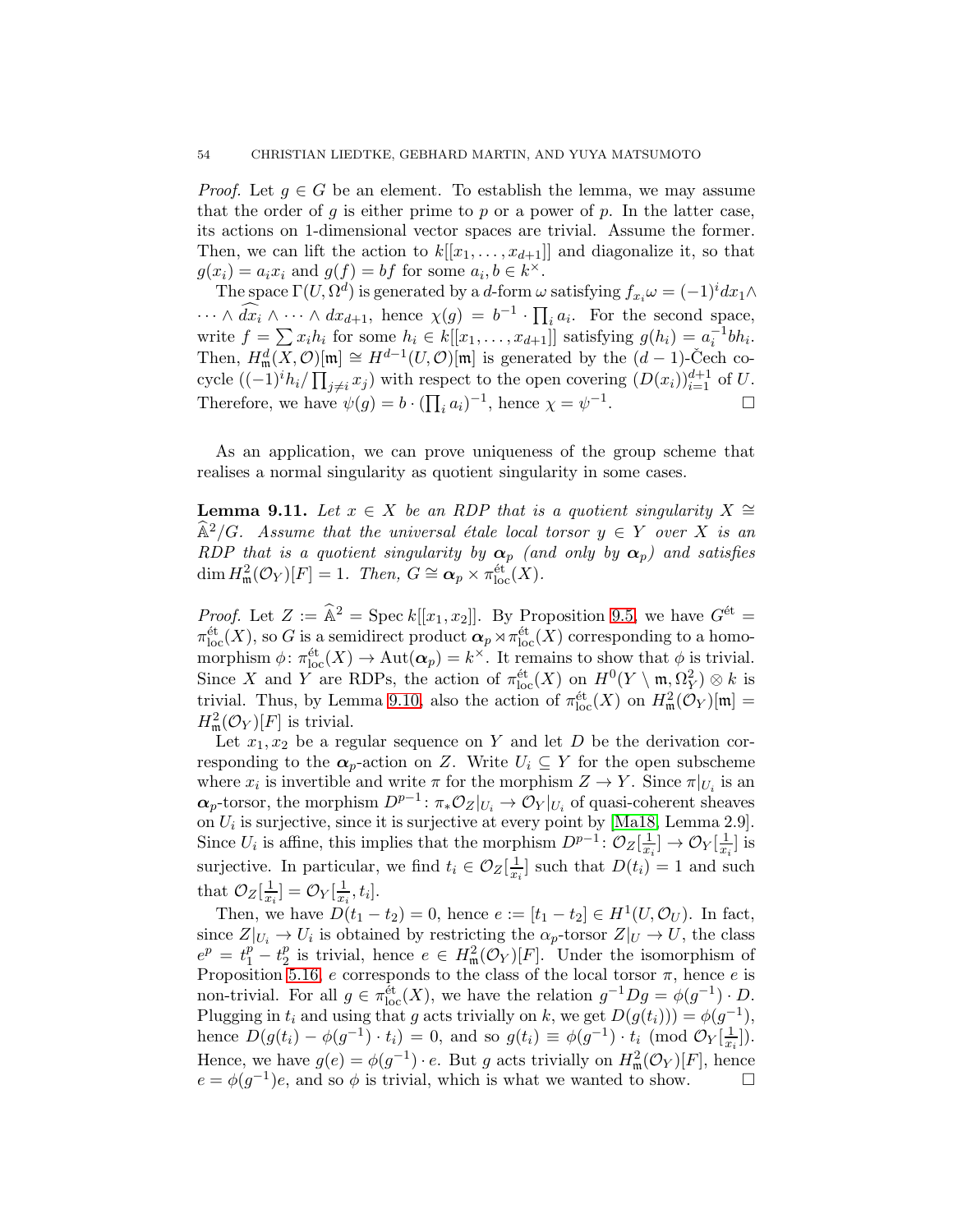*Proof.* Let $g \in G$ be an element. To establish the lemma, we may assume that the order of $g$ is either prime to $p$ or a power of $p$. In the latter case, its actions on 1-dimensional vector spaces are trivial. Assume the former. Then, we can lift the action to $k[[x_1, \ldots, x_{d+1}]]$ and diagonalize it, so that $g(x_i) = a_i x_i$ and $g(f) = bf$ for some $a_i, b \in k^\times$.

The space $\Gamma(U, \Omega^d)$ is generated by a $d$-form $\omega$ satisfying $f_{x_i}\omega = (-1)^i dx_1 \wedge \cdots \wedge \widehat{dx_i} \wedge \cdots \wedge dx_{d+1}$, hence $\chi(g) = b^{-1} \cdot \prod_i a_i$. For the second space, write $f = \sum x_i h_i$ for some $h_i \in k[[x_1, \ldots, x_{d+1}]]$ satisfying $g(h_i) = a_i^{-1} b h_i$. Then, $H^d_{\mathfrak{m}}(X, \mathcal{O})[\mathfrak{m}] \cong H^{d-1}(U, \mathcal{O})[\mathfrak{m}]$ is generated by the $(d-1)$-Čech cocycle $((-1)^i h_i / \prod_{j \neq i} x_j)$ with respect to the open covering $(D(x_i))_{i=1}^{d+1}$ of $U$. Therefore, we have $\psi(g) = b \cdot (\prod_i a_i)^{-1}$, hence $\chi = \psi^{-1}$. $\square$

As an application, we can prove uniqueness of the group scheme that realises a normal singularity as quotient singularity in some cases.

**Lemma 9.11.** *Let $x \in X$ be an RDP that is a quotient singularity $X \cong \widehat{\mathbb{A}}^2/G$. Assume that the universal étale local torsor $y \in Y$ over $X$ is an RDP that is a quotient singularity by $\boldsymbol{\alpha}_p$ (and only by $\boldsymbol{\alpha}_p$) and satisfies $\dim H^2_{\mathfrak{m}}(\mathcal{O}_Y)[F] = 1$. Then, $G \cong \boldsymbol{\alpha}_p \times \pi_{\mathrm{loc}}^{\mathrm{\acute{e}t}}(X)$.*

*Proof.* Let $Z := \widehat{\mathbb{A}}^2 = \operatorname{Spec} k[[x_1, x_2]]$. By Proposition 9.5, we have $G^{\mathrm{\acute{e}t}} = \pi_{\mathrm{loc}}^{\mathrm{\acute{e}t}}(X)$, so $G$ is a semidirect product $\boldsymbol{\alpha}_p \rtimes \pi_{\mathrm{loc}}^{\mathrm{\acute{e}t}}(X)$ corresponding to a homomorphism $\phi \colon \pi_{\mathrm{loc}}^{\mathrm{\acute{e}t}}(X) \to \operatorname{Aut}(\boldsymbol{\alpha}_p) = k^\times$. It remains to show that $\phi$ is trivial. Since $X$ and $Y$ are RDPs, the action of $\pi_{\mathrm{loc}}^{\mathrm{\acute{e}t}}(X)$ on $H^0(Y \setminus \mathfrak{m}, \Omega_Y^2) \otimes k$ is trivial. Thus, by Lemma 9.10, also the action of $\pi_{\mathrm{loc}}^{\mathrm{\acute{e}t}}(X)$ on $H^2_{\mathfrak{m}}(\mathcal{O}_Y)[\mathfrak{m}] = H^2_{\mathfrak{m}}(\mathcal{O}_Y)[F]$ is trivial.

Let $x_1, x_2$ be a regular sequence on $Y$ and let $D$ be the derivation corresponding to the $\boldsymbol{\alpha}_p$-action on $Z$. Write $U_i \subseteq Y$ for the open subscheme where $x_i$ is invertible and write $\pi$ for the morphism $Z \to Y$. Since $\pi|_{U_i}$ is an $\boldsymbol{\alpha}_p$-torsor, the morphism $D^{p-1} \colon \pi_* \mathcal{O}_Z|_{U_i} \to \mathcal{O}_Y|_{U_i}$ of quasi-coherent sheaves on $U_i$ is surjective, since it is surjective at every point by [Ma18, Lemma 2.9]. Since $U_i$ is affine, this implies that the morphism $D^{p-1} \colon \mathcal{O}_Z[\frac{1}{x_i}] \to \mathcal{O}_Y[\frac{1}{x_i}]$ is surjective. In particular, we find $t_i \in \mathcal{O}_Z[\frac{1}{x_i}]$ such that $D(t_i) = 1$ and such that $\mathcal{O}_Z[\frac{1}{x_i}] = \mathcal{O}_Y[\frac{1}{x_i}, t_i]$.

Then, we have $D(t_1 - t_2) = 0$, hence $e := [t_1 - t_2] \in H^1(U, \mathcal{O}_U)$. In fact, since $Z|_{U_i} \to U_i$ is obtained by restricting the $\alpha_p$-torsor $Z|_U \to U$, the class $e^p = t_1^p - t_2^p$ is trivial, hence $e \in H^2_{\mathfrak{m}}(\mathcal{O}_Y)[F]$. Under the isomorphism of Proposition 5.16, $e$ corresponds to the class of the local torsor $\pi$, hence $e$ is non-trivial. For all $g \in \pi_{\mathrm{loc}}^{\mathrm{\acute{e}t}}(X)$, we have the relation $g^{-1} D g = \phi(g^{-1}) \cdot D$. Plugging in $t_i$ and using that $g$ acts trivially on $k$, we get $D(g(t_i))) = \phi(g^{-1})$, hence $D(g(t_i) - \phi(g^{-1}) \cdot t_i) = 0$, and so $g(t_i) \equiv \phi(g^{-1}) \cdot t_i \pmod{\mathcal{O}_Y[\frac{1}{x_i}]}$. Hence, we have $g(e) = \phi(g^{-1}) \cdot e$. But $g$ acts trivially on $H^2_{\mathfrak{m}}(\mathcal{O}_Y)[F]$, hence $e = \phi(g^{-1}) e$, and so $\phi$ is trivial, which is what we wanted to show. $\square$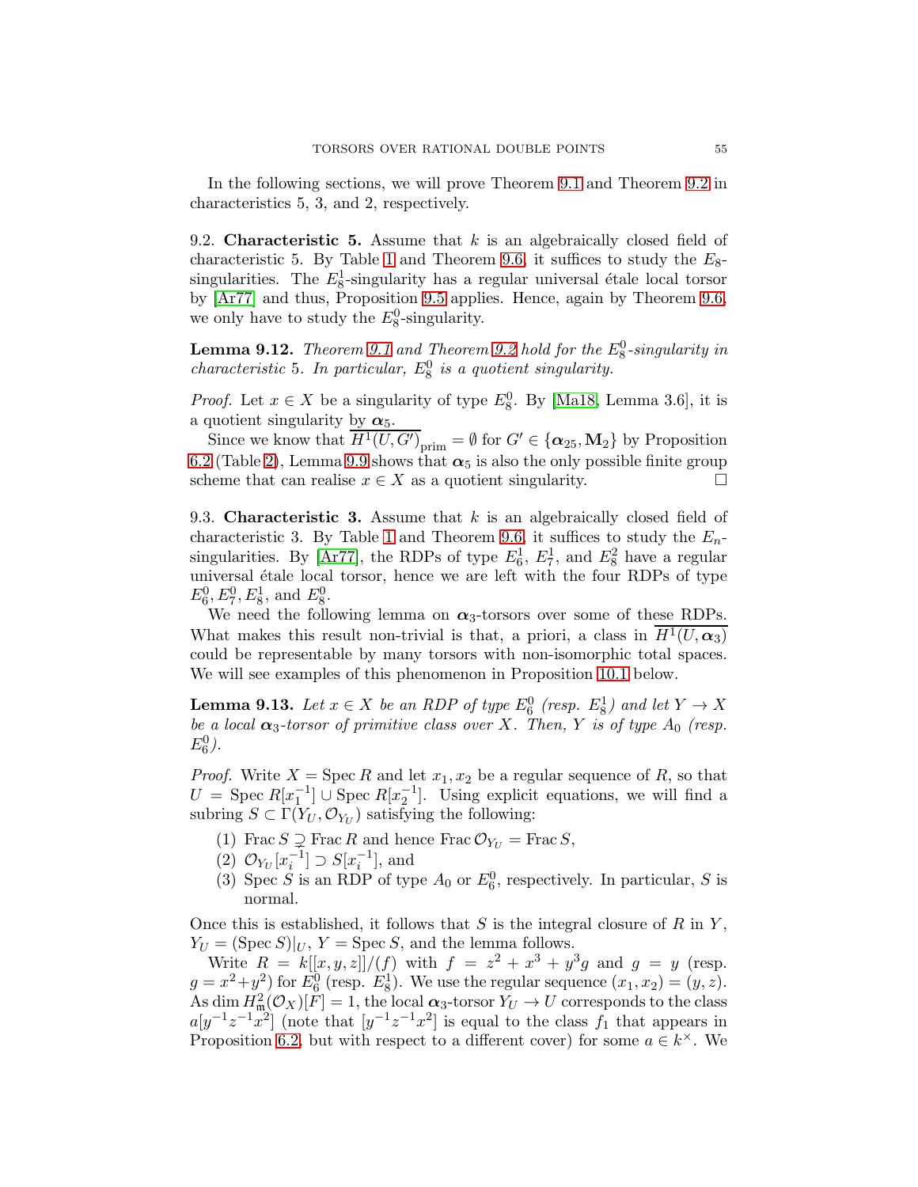In the following sections, we will prove Theorem 9.1 and Theorem 9.2 in characteristics 5, 3, and 2, respectively.

9.2. **Characteristic 5.** Assume that $k$ is an algebraically closed field of characteristic 5. By Table 1 and Theorem 9.6, it suffices to study the $E_8$-singularities. The $E_8^1$-singularity has a regular universal étale local torsor by [Ar77] and thus, Proposition 9.5 applies. Hence, again by Theorem 9.6, we only have to study the $E_8^0$-singularity.

**Lemma 9.12.** *Theorem 9.1 and Theorem 9.2 hold for the $E_8^0$-singularity in characteristic 5. In particular, $E_8^0$ is a quotient singularity.*

*Proof.* Let $x \in X$ be a singularity of type $E_8^0$. By [Ma18, Lemma 3.6], it is a quotient singularity by $\boldsymbol{\alpha}_5$.

Since we know that $\overline{H^1(U, G')}_{\text{prim}} = \emptyset$ for $G' \in \{\boldsymbol{\alpha}_{25}, \mathbf{M}_2\}$ by Proposition 6.2 (Table 2), Lemma 9.9 shows that $\boldsymbol{\alpha}_5$ is also the only possible finite group scheme that can realise $x \in X$ as a quotient singularity. □

9.3. **Characteristic 3.** Assume that $k$ is an algebraically closed field of characteristic 3. By Table 1 and Theorem 9.6, it suffices to study the $E_n$-singularities. By [Ar77], the RDPs of type $E_6^1$, $E_7^1$, and $E_8^2$ have a regular universal étale local torsor, hence we are left with the four RDPs of type $E_6^0, E_7^0, E_8^1$, and $E_8^0$.

We need the following lemma on $\boldsymbol{\alpha}_3$-torsors over some of these RDPs. What makes this result non-trivial is that, a priori, a class in $\overline{H^1(U, \boldsymbol{\alpha}_3)}$ could be representable by many torsors with non-isomorphic total spaces. We will see examples of this phenomenon in Proposition 10.1 below.

**Lemma 9.13.** *Let $x \in X$ be an RDP of type $E_6^0$ (resp. $E_8^1$) and let $Y \to X$ be a local $\boldsymbol{\alpha}_3$-torsor of primitive class over $X$. Then, $Y$ is of type $A_0$ (resp. $E_6^0$).*

*Proof.* Write $X = \operatorname{Spec} R$ and let $x_1, x_2$ be a regular sequence of $R$, so that $U = \operatorname{Spec} R[x_1^{-1}] \cup \operatorname{Spec} R[x_2^{-1}]$. Using explicit equations, we will find a subring $S \subset \Gamma(Y_U, \mathcal{O}_{Y_U})$ satisfying the following:

1. $\operatorname{Frac} S \supsetneq \operatorname{Frac} R$ and hence $\operatorname{Frac} \mathcal{O}_{Y_U} = \operatorname{Frac} S$,
2. $\mathcal{O}_{Y_U}[x_i^{-1}] \supset S[x_i^{-1}]$, and
3. $\operatorname{Spec} S$ is an RDP of type $A_0$ or $E_6^0$, respectively. In particular, $S$ is normal.

Once this is established, it follows that $S$ is the integral closure of $R$ in $Y$, $Y_U = (\operatorname{Spec} S)|_U$, $Y = \operatorname{Spec} S$, and the lemma follows.

Write $R = k[[x, y, z]]/(f)$ with $f = z^2 + x^3 + y^3 g$ and $g = y$ (resp. $g = x^2 + y^2$) for $E_6^0$ (resp. $E_8^1$). We use the regular sequence $(x_1, x_2) = (y, z)$. As $\dim H^2_{\mathfrak{m}}(\mathcal{O}_X)[F] = 1$, the local $\boldsymbol{\alpha}_3$-torsor $Y_U \to U$ corresponds to the class $a[y^{-1}z^{-1}x^2]$ (note that $[y^{-1}z^{-1}x^2]$ is equal to the class $f_1$ that appears in Proposition 6.2, but with respect to a different cover) for some $a \in k^\times$. We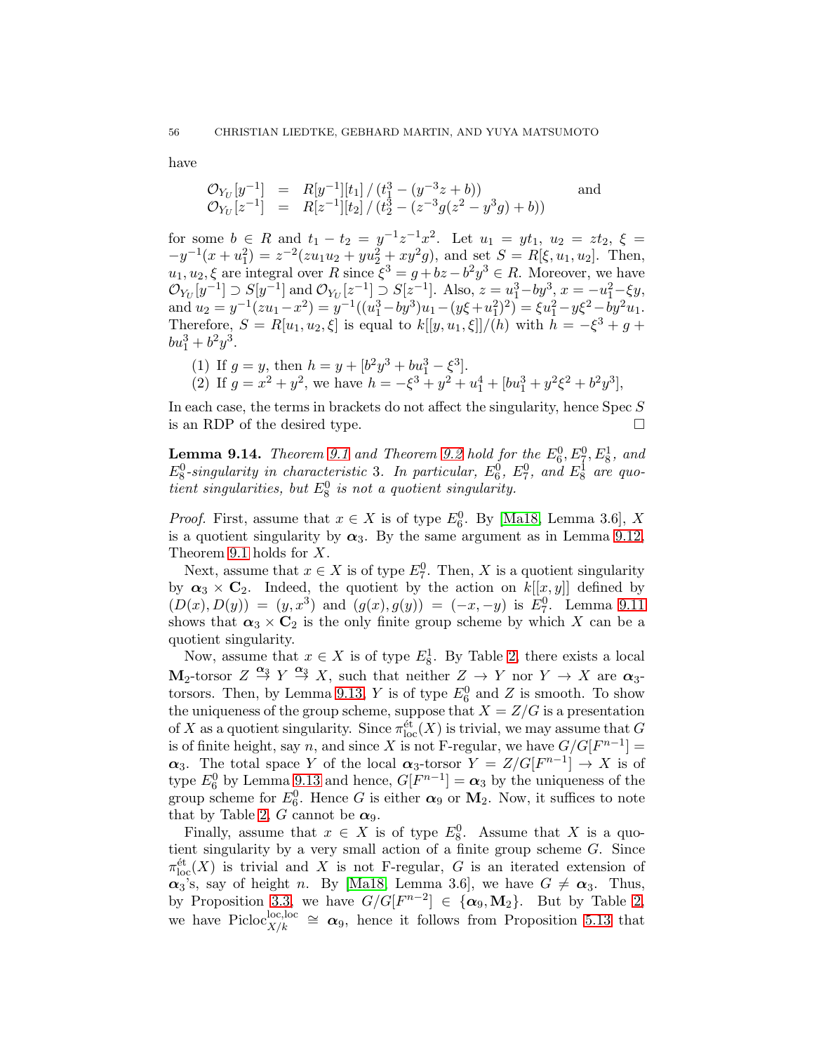have

$$\begin{array}{rcll}\mathcal{O}_{Y_U}[y^{-1}] & = & R[y^{-1}][t_1] \,/\, (t_1^3 - (y^{-3}z + b)) & \text{and} \\ \mathcal{O}_{Y_U}[z^{-1}] & = & R[z^{-1}][t_2] \,/\, (t_2^3 - (z^{-3}g(z^2 - y^3 g) + b)) & \end{array}$$

for some $b \in R$ and $t_1 - t_2 = y^{-1}z^{-1}x^2$. Let $u_1 = yt_1$, $u_2 = zt_2$, $\xi = -y^{-1}(x + u_1^2) = z^{-2}(zu_1u_2 + yu_2^2 + xy^2 g)$, and set $S = R[\xi, u_1, u_2]$. Then, $u_1, u_2, \xi$ are integral over $R$ since $\xi^3 = g + bz - b^2y^3 \in R$. Moreover, we have $\mathcal{O}_{Y_U}[y^{-1}] \supset S[y^{-1}]$ and $\mathcal{O}_{Y_U}[z^{-1}] \supset S[z^{-1}]$. Also, $z = u_1^3 - by^3$, $x = -u_1^2 - \xi y$, and $u_2 = y^{-1}(zu_1 - x^2) = y^{-1}((u_1^3 - by^3)u_1 - (y\xi + u_1^2)^2) = \xi u_1^2 - y\xi^2 - by^2 u_1$. Therefore, $S = R[u_1, u_2, \xi]$ is equal to $k[[y, u_1, \xi]]/(h)$ with $h = -\xi^3 + g + bu_1^3 + b^2y^3$.

(1) If $g = y$, then $h = y + [b^2y^3 + bu_1^3 - \xi^3]$.
(2) If $g = x^2 + y^2$, we have $h = -\xi^3 + y^2 + u_1^4 + [bu_1^3 + y^2\xi^2 + b^2y^3]$,

In each case, the terms in brackets do not affect the singularity, hence Spec $S$ is an RDP of the desired type. $\square$

**Lemma 9.14.** *Theorem 9.1 and Theorem 9.2 hold for the $E_6^0, E_7^0, E_8^1$, and $E_8^0$-singularity in characteristic 3. In particular, $E_6^0$, $E_7^0$, and $E_8^1$ are quotient singularities, but $E_8^0$ is not a quotient singularity.*

*Proof.* First, assume that $x \in X$ is of type $E_6^0$. By [Ma18, Lemma 3.6], $X$ is a quotient singularity by $\boldsymbol{\alpha}_3$. By the same argument as in Lemma 9.12, Theorem 9.1 holds for $X$.

Next, assume that $x \in X$ is of type $E_7^0$. Then, $X$ is a quotient singularity by $\boldsymbol{\alpha}_3 \times \mathbf{C}_2$. Indeed, the quotient by the action on $k[[x, y]]$ defined by $(D(x), D(y)) = (y, x^3)$ and $(g(x), g(y)) = (-x, -y)$ is $E_7^0$. Lemma 9.11 shows that $\boldsymbol{\alpha}_3 \times \mathbf{C}_2$ is the only finite group scheme by which $X$ can be a quotient singularity.

Now, assume that $x \in X$ is of type $E_8^1$. By Table 2, there exists a local $\mathbf{M}_2$-torsor $Z \overset{\boldsymbol{\alpha}_3}{\to} Y \overset{\boldsymbol{\alpha}_3}{\to} X$, such that neither $Z \to Y$ nor $Y \to X$ are $\boldsymbol{\alpha}_3$-torsors. Then, by Lemma 9.13, $Y$ is of type $E_6^0$ and $Z$ is smooth. To show the uniqueness of the group scheme, suppose that $X = Z/G$ is a presentation of $X$ as a quotient singularity. Since $\pi_{\mathrm{loc}}^{\mathrm{\acute{e}t}}(X)$ is trivial, we may assume that $G$ is of finite height, say $n$, and since $X$ is not F-regular, we have $G/G[F^{n-1}] = \boldsymbol{\alpha}_3$. The total space $Y$ of the local $\boldsymbol{\alpha}_3$-torsor $Y = Z/G[F^{n-1}] \to X$ is of type $E_6^0$ by Lemma 9.13 and hence, $G[F^{n-1}] = \boldsymbol{\alpha}_3$ by the uniqueness of the group scheme for $E_6^0$. Hence $G$ is either $\boldsymbol{\alpha}_9$ or $\mathbf{M}_2$. Now, it suffices to note that by Table 2, $G$ cannot be $\boldsymbol{\alpha}_9$.

Finally, assume that $x \in X$ is of type $E_8^0$. Assume that $X$ is a quotient singularity by a very small action of a finite group scheme $G$. Since $\pi_{\mathrm{loc}}^{\mathrm{\acute{e}t}}(X)$ is trivial and $X$ is not F-regular, $G$ is an iterated extension of $\boldsymbol{\alpha}_3$'s, say of height $n$. By [Ma18, Lemma 3.6], we have $G \neq \boldsymbol{\alpha}_3$. Thus, by Proposition 3.3, we have $G/G[F^{n-2}] \in \{\boldsymbol{\alpha}_9, \mathbf{M}_2\}$. But by Table 2, we have $\mathrm{Picloc}_{X/k}^{\mathrm{loc,loc}} \cong \boldsymbol{\alpha}_9$, hence it follows from Proposition 5.13 that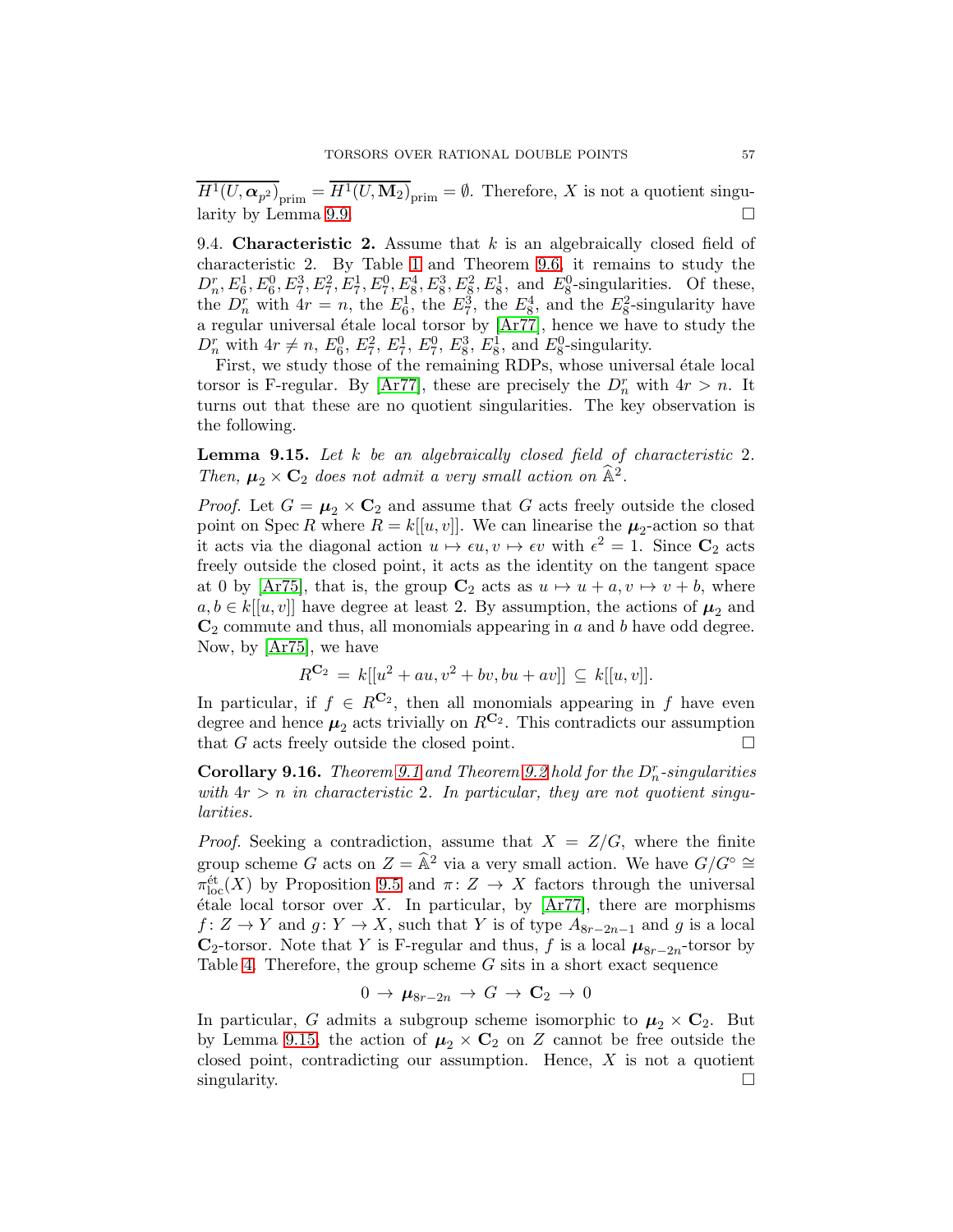$\overline{H^1(U, \boldsymbol{\alpha}_{p^2})}_{\mathrm{prim}} = \overline{H^1(U, \mathbf{M}_2)}_{\mathrm{prim}} = \emptyset$. Therefore, $X$ is not a quotient singularity by Lemma 9.9. $\square$

9.4. **Characteristic 2.** Assume that $k$ is an algebraically closed field of characteristic 2. By Table 1 and Theorem 9.6, it remains to study the $D_n^r, E_6^1, E_6^0, E_7^3, E_7^2, E_7^1, E_7^0, E_8^4, E_8^3, E_8^2, E_8^1$, and $E_8^0$-singularities. Of these, the $D_n^r$ with $4r = n$, the $E_6^1$, the $E_7^3$, the $E_8^4$, and the $E_8^2$-singularity have a regular universal étale local torsor by [Ar77], hence we have to study the $D_n^r$ with $4r \neq n$, $E_6^0$, $E_7^2$, $E_7^1$, $E_7^0$, $E_8^3$, $E_8^1$, and $E_8^0$-singularity.

First, we study those of the remaining RDPs, whose universal étale local torsor is F-regular. By [Ar77], these are precisely the $D_n^r$ with $4r > n$. It turns out that these are no quotient singularities. The key observation is the following.

**Lemma 9.15.** *Let $k$ be an algebraically closed field of characteristic 2. Then, $\boldsymbol{\mu}_2 \times \mathbf{C}_2$ does not admit a very small action on $\widehat{\mathbb{A}}^2$.*

*Proof.* Let $G = \boldsymbol{\mu}_2 \times \mathbf{C}_2$ and assume that $G$ acts freely outside the closed point on $\operatorname{Spec} R$ where $R = k[[u, v]]$. We can linearise the $\boldsymbol{\mu}_2$-action so that it acts via the diagonal action $u \mapsto \epsilon u, v \mapsto \epsilon v$ with $\epsilon^2 = 1$. Since $\mathbf{C}_2$ acts freely outside the closed point, it acts as the identity on the tangent space at 0 by [Ar75], that is, the group $\mathbf{C}_2$ acts as $u \mapsto u + a, v \mapsto v + b$, where $a, b \in k[[u, v]]$ have degree at least 2. By assumption, the actions of $\boldsymbol{\mu}_2$ and $\mathbf{C}_2$ commute and thus, all monomials appearing in $a$ and $b$ have odd degree. Now, by [Ar75], we have

$$R^{\mathbf{C}_2} \,=\, k[[u^2 + au, v^2 + bv, bu + av]] \,\subseteq\, k[[u, v]].$$

In particular, if $f \in R^{\mathbf{C}_2}$, then all monomials appearing in $f$ have even degree and hence $\boldsymbol{\mu}_2$ acts trivially on $R^{\mathbf{C}_2}$. This contradicts our assumption that $G$ acts freely outside the closed point. $\square$

**Corollary 9.16.** *Theorem 9.1 and Theorem 9.2 hold for the $D_n^r$-singularities with $4r > n$ in characteristic 2. In particular, they are not quotient singularities.*

*Proof.* Seeking a contradiction, assume that $X = Z/G$, where the finite group scheme $G$ acts on $Z = \widehat{\mathbb{A}}^2$ via a very small action. We have $G/G^\circ \cong \pi_{\mathrm{loc}}^{\mathrm{\acute{e}t}}(X)$ by Proposition 9.5 and $\pi \colon Z \to X$ factors through the universal étale local torsor over $X$. In particular, by [Ar77], there are morphisms $f \colon Z \to Y$ and $g \colon Y \to X$, such that $Y$ is of type $A_{8r-2n-1}$ and $g$ is a local $\mathbf{C}_2$-torsor. Note that $Y$ is F-regular and thus, $f$ is a local $\boldsymbol{\mu}_{8r-2n}$-torsor by Table 4. Therefore, the group scheme $G$ sits in a short exact sequence

$$0 \,\to\, \boldsymbol{\mu}_{8r-2n} \,\to\, G \,\to\, \mathbf{C}_2 \,\to\, 0$$

In particular, $G$ admits a subgroup scheme isomorphic to $\boldsymbol{\mu}_2 \times \mathbf{C}_2$. But by Lemma 9.15, the action of $\boldsymbol{\mu}_2 \times \mathbf{C}_2$ on $Z$ cannot be free outside the closed point, contradicting our assumption. Hence, $X$ is not a quotient singularity. $\square$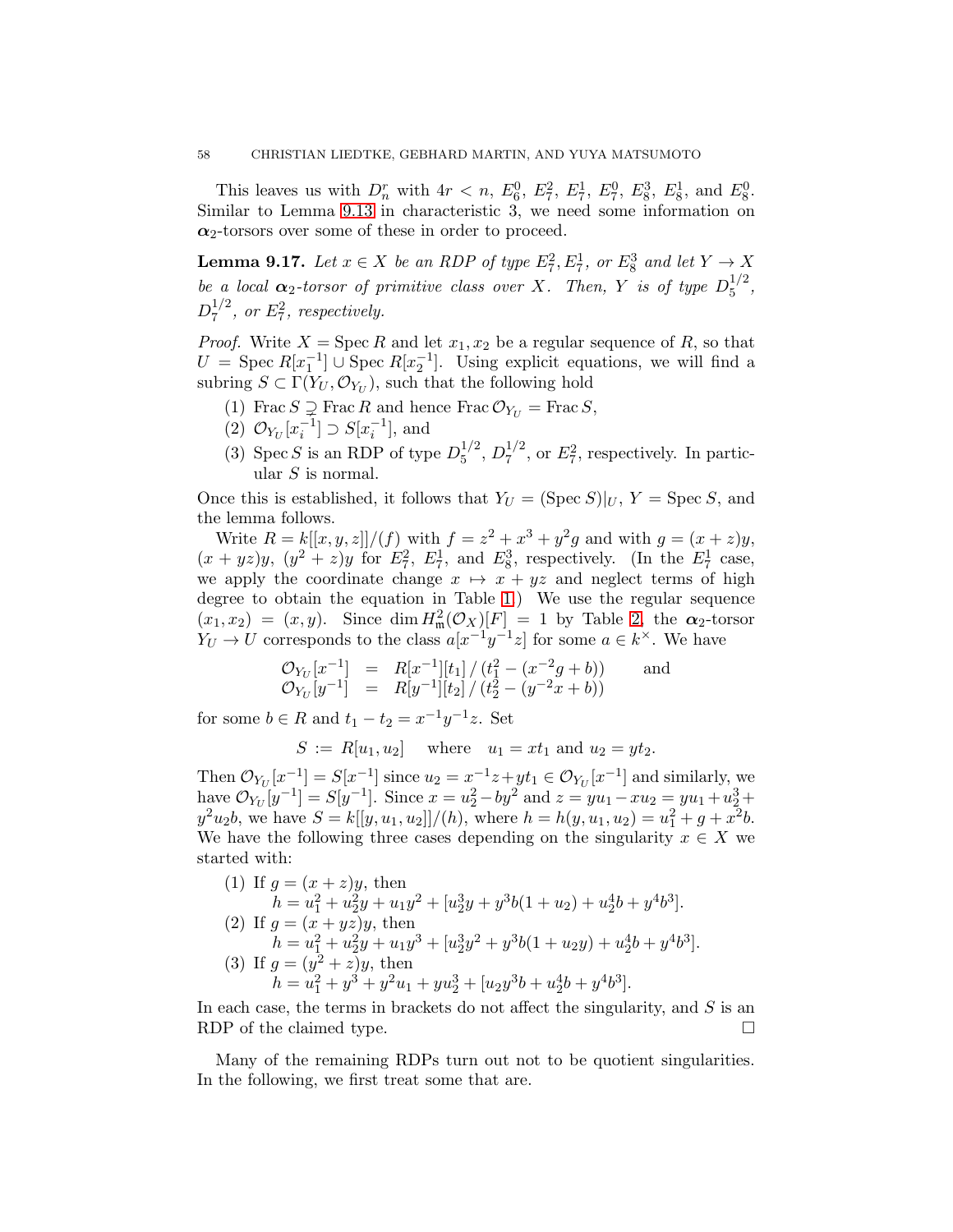This leaves us with $D_n^r$ with $4r < n$, $E_6^0$, $E_7^2$, $E_7^1$, $E_7^0$, $E_8^3$, $E_8^1$, and $E_8^0$. Similar to Lemma 9.13 in characteristic 3, we need some information on $\boldsymbol{\alpha}_2$-torsors over some of these in order to proceed.

**Lemma 9.17.** *Let $x \in X$ be an RDP of type $E_7^2, E_7^1$, or $E_8^3$ and let $Y \to X$ be a local $\boldsymbol{\alpha}_2$-torsor of primitive class over $X$. Then, $Y$ is of type $D_5^{1/2}$, $D_7^{1/2}$, or $E_7^2$, respectively.*

*Proof.* Write $X = \operatorname{Spec} R$ and let $x_1, x_2$ be a regular sequence of $R$, so that $U = \operatorname{Spec} R[x_1^{-1}] \cup \operatorname{Spec} R[x_2^{-1}]$. Using explicit equations, we will find a subring $S \subset \Gamma(Y_U, \mathcal{O}_{Y_U})$, such that the following hold

1. $\operatorname{Frac} S \supsetneq \operatorname{Frac} R$ and hence $\operatorname{Frac} \mathcal{O}_{Y_U} = \operatorname{Frac} S$,
2. $\mathcal{O}_{Y_U}[x_i^{-1}] \supset S[x_i^{-1}]$, and
3. $\operatorname{Spec} S$ is an RDP of type $D_5^{1/2}$, $D_7^{1/2}$, or $E_7^2$, respectively. In particular $S$ is normal.

Once this is established, it follows that $Y_U = (\operatorname{Spec} S)|_U$, $Y = \operatorname{Spec} S$, and the lemma follows.

Write $R = k[[x, y, z]]/(f)$ with $f = z^2 + x^3 + y^2 g$ and with $g = (x+z)y$, $(x+yz)y$, $(y^2+z)y$ for $E_7^2$, $E_7^1$, and $E_8^3$, respectively. (In the $E_7^1$ case, we apply the coordinate change $x \mapsto x + yz$ and neglect terms of high degree to obtain the equation in Table 1.) We use the regular sequence $(x_1, x_2) = (x, y)$. Since $\dim H^2_{\mathfrak{m}}(\mathcal{O}_X)[F] = 1$ by Table 2, the $\boldsymbol{\alpha}_2$-torsor $Y_U \to U$ corresponds to the class $a[x^{-1}y^{-1}z]$ for some $a \in k^\times$. We have

$$
\begin{array}{rcll}
\mathcal{O}_{Y_U}[x^{-1}] & = & R[x^{-1}][t_1] \,/\, (t_1^2 - (x^{-2}g + b)) & \quad\text{and} \\
\mathcal{O}_{Y_U}[y^{-1}] & = & R[y^{-1}][t_2] \,/\, (t_2^2 - (y^{-2}x + b)) &
\end{array}
$$

for some $b \in R$ and $t_1 - t_2 = x^{-1}y^{-1}z$. Set

$$
S := R[u_1, u_2] \quad \text{where} \quad u_1 = xt_1 \text{ and } u_2 = yt_2.
$$

Then $\mathcal{O}_{Y_U}[x^{-1}] = S[x^{-1}]$ since $u_2 = x^{-1}z + yt_1 \in \mathcal{O}_{Y_U}[x^{-1}]$ and similarly, we have $\mathcal{O}_{Y_U}[y^{-1}] = S[y^{-1}]$. Since $x = u_2^2 - by^2$ and $z = yu_1 - xu_2 = yu_1 + u_2^3 + y^2u_2b$, we have $S = k[[y, u_1, u_2]]/(h)$, where $h = h(y, u_1, u_2) = u_1^2 + g + x^2 b$. We have the following three cases depending on the singularity $x \in X$ we started with:

1. If $g = (x+z)y$, then
   $h = u_1^2 + u_2^2 y + u_1 y^2 + [u_2^3 y + y^3 b(1 + u_2) + u_2^4 b + y^4 b^3]$.
2. If $g = (x+yz)y$, then
   $h = u_1^2 + u_2^2 y + u_1 y^3 + [u_2^3 y^2 + y^3 b(1 + u_2 y) + u_2^4 b + y^4 b^3]$.
3. If $g = (y^2+z)y$, then
   $h = u_1^2 + y^3 + y^2 u_1 + y u_2^3 + [u_2 y^3 b + u_2^4 b + y^4 b^3]$.

In each case, the terms in brackets do not affect the singularity, and $S$ is an RDP of the claimed type. $\square$

Many of the remaining RDPs turn out not to be quotient singularities. In the following, we first treat some that are.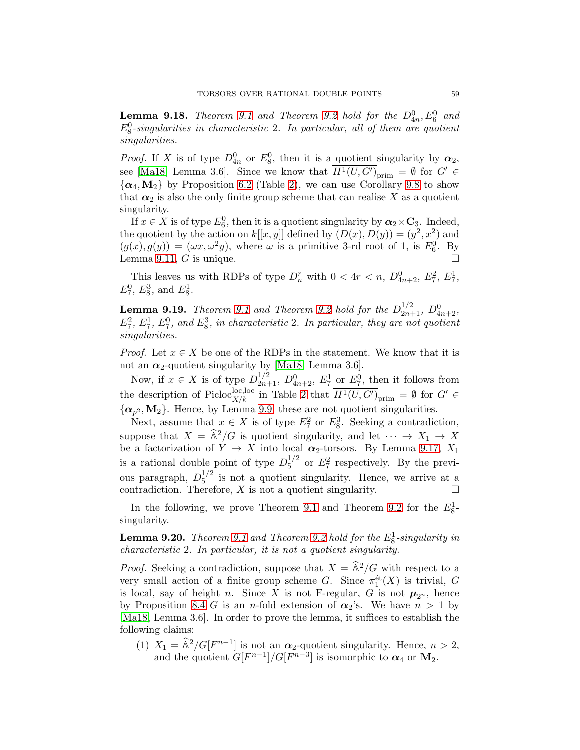**Lemma 9.18.** *Theorem 9.1 and Theorem 9.2 hold for the $D_{4n}^0, E_6^0$ and $E_8^0$-singularities in characteristic 2. In particular, all of them are quotient singularities.*

*Proof.* If $X$ is of type $D_{4n}^0$ or $E_8^0$, then it is a quotient singularity by $\boldsymbol{\alpha}_2$, see [Ma18, Lemma 3.6]. Since we know that $\overline{H^1(U, G')}_{\mathrm{prim}} = \emptyset$ for $G' \in \{\boldsymbol{\alpha}_4, \mathbf{M}_2\}$ by Proposition 6.2 (Table 2), we can use Corollary 9.8 to show that $\boldsymbol{\alpha}_2$ is also the only finite group scheme that can realise $X$ as a quotient singularity.

If $x \in X$ is of type $E_6^0$, then it is a quotient singularity by $\boldsymbol{\alpha}_2 \times \mathbf{C}_3$. Indeed, the quotient by the action on $k[[x,y]]$ defined by $(D(x), D(y)) = (y^2, x^2)$ and $(g(x), g(y)) = (\omega x, \omega^2 y)$, where $\omega$ is a primitive 3-rd root of 1, is $E_6^0$. By Lemma 9.11, $G$ is unique. $\square$

This leaves us with RDPs of type $D_n^r$ with $0 < 4r < n$, $D_{4n+2}^0$, $E_7^2$, $E_7^1$, $E_7^0$, $E_8^3$, and $E_8^1$.

**Lemma 9.19.** *Theorem 9.1 and Theorem 9.2 hold for the $D_{2n+1}^{1/2}$, $D_{4n+2}^0$, $E_7^2$, $E_7^1$, $E_7^0$, and $E_8^3$, in characteristic 2. In particular, they are not quotient singularities.*

*Proof.* Let $x \in X$ be one of the RDPs in the statement. We know that it is not an $\boldsymbol{\alpha}_2$-quotient singularity by [Ma18, Lemma 3.6].

Now, if $x \in X$ is of type $D_{2n+1}^{1/2}$, $D_{4n+2}^0$, $E_7^1$ or $E_7^0$, then it follows from the description of $\mathrm{Picloc}_{X/k}^{\mathrm{loc,loc}}$ in Table 2 that $\overline{H^1(U, G')}_{\mathrm{prim}} = \emptyset$ for $G' \in \{\boldsymbol{\alpha}_{p^2}, \mathbf{M}_2\}$. Hence, by Lemma 9.9, these are not quotient singularities.

Next, assume that $x \in X$ is of type $E_7^2$ or $E_8^3$. Seeking a contradiction, suppose that $X = \widehat{\mathbb{A}}^2/G$ is quotient singularity, and let $\cdots \to X_1 \to X$ be a factorization of $Y \to X$ into local $\boldsymbol{\alpha}_2$-torsors. By Lemma 9.17, $X_1$ is a rational double point of type $D_5^{1/2}$ or $E_7^2$ respectively. By the previous paragraph, $D_5^{1/2}$ is not a quotient singularity. Hence, we arrive at a contradiction. Therefore, $X$ is not a quotient singularity. $\square$

In the following, we prove Theorem 9.1 and Theorem 9.2 for the $E_8^1$-singularity.

**Lemma 9.20.** *Theorem 9.1 and Theorem 9.2 hold for the $E_8^1$-singularity in characteristic 2. In particular, it is not a quotient singularity.*

*Proof.* Seeking a contradiction, suppose that $X = \widehat{\mathbb{A}}^2/G$ with respect to a very small action of a finite group scheme $G$. Since $\pi_1^{\text{ét}}(X)$ is trivial, $G$ is local, say of height $n$. Since $X$ is not F-regular, $G$ is not $\boldsymbol{\mu}_{2^n}$, hence by Proposition 8.4 $G$ is an $n$-fold extension of $\boldsymbol{\alpha}_2$'s. We have $n > 1$ by [Ma18, Lemma 3.6]. In order to prove the lemma, it suffices to establish the following claims:

1. $X_1 = \widehat{\mathbb{A}}^2/G[F^{n-1}]$ is not an $\boldsymbol{\alpha}_2$-quotient singularity. Hence, $n > 2$, and the quotient $G[F^{n-1}]/G[F^{n-3}]$ is isomorphic to $\boldsymbol{\alpha}_4$ or $\mathbf{M}_2$.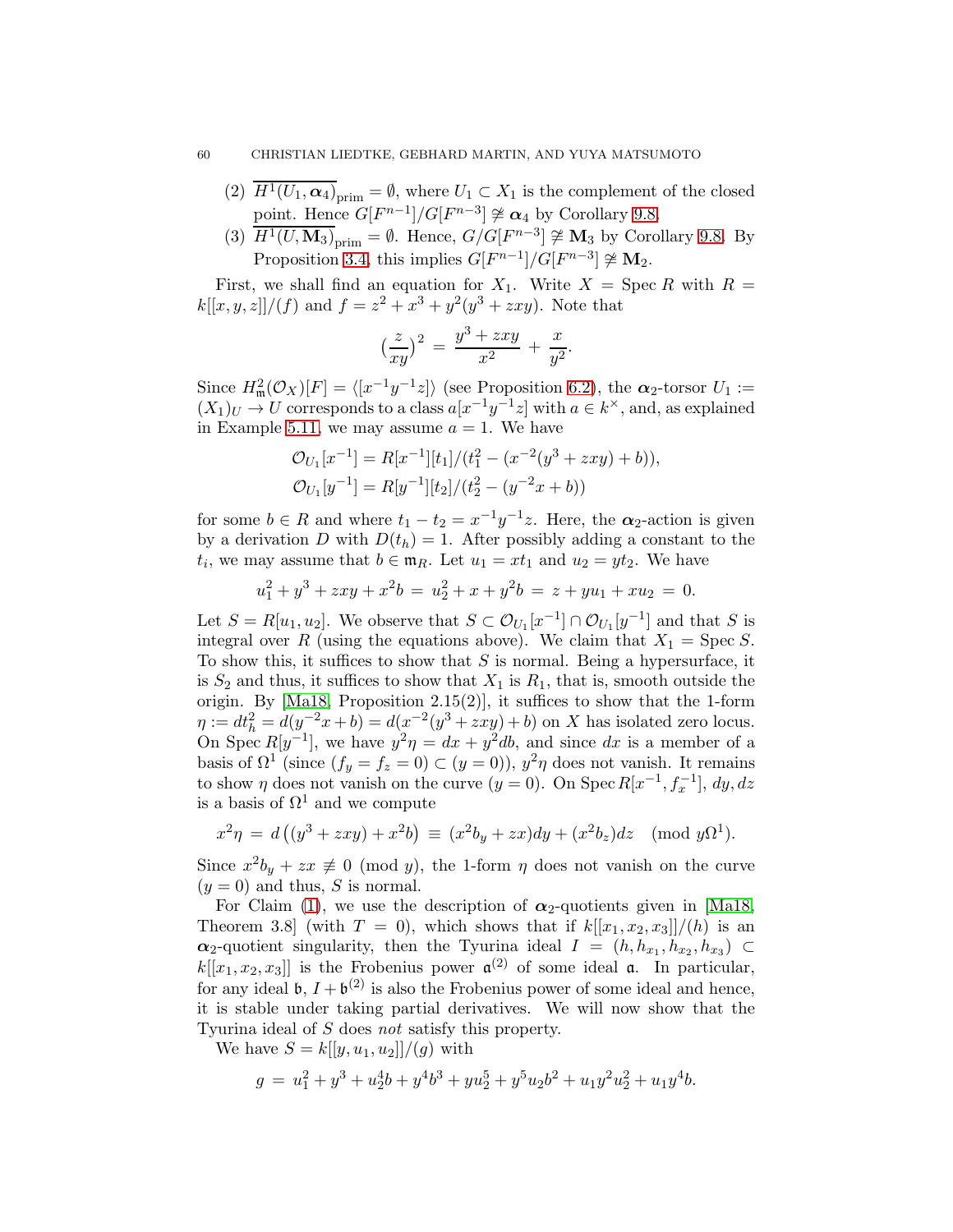(2) $\overline{H^1(U_1, \boldsymbol{\alpha}_4)}_{\mathrm{prim}} = \emptyset$, where $U_1 \subset X_1$ is the complement of the closed point. Hence $G[F^{n-1}]/G[F^{n-3}] \not\cong \boldsymbol{\alpha}_4$ by Corollary 9.8.

(3) $\overline{H^1(U, \mathbf{M}_3)}_{\mathrm{prim}} = \emptyset$. Hence, $G/G[F^{n-3}] \not\cong \mathbf{M}_3$ by Corollary 9.8. By Proposition 3.4, this implies $G[F^{n-1}]/G[F^{n-3}] \not\cong \mathbf{M}_2$.

First, we shall find an equation for $X_1$. Write $X = \operatorname{Spec} R$ with $R = k[[x, y, z]]/(f)$ and $f = z^2 + x^3 + y^2(y^3 + zxy)$. Note that

$$\left(\frac{z}{xy}\right)^2 = \frac{y^3 + zxy}{x^2} + \frac{x}{y^2}.$$

Since $H^2_{\mathfrak{m}}(\mathcal{O}_X)[F] = \langle [x^{-1}y^{-1}z] \rangle$ (see Proposition 6.2), the $\boldsymbol{\alpha}_2$-torsor $U_1 := (X_1)_U \to U$ corresponds to a class $a[x^{-1}y^{-1}z]$ with $a \in k^\times$, and, as explained in Example 5.11, we may assume $a = 1$. We have

$$\mathcal{O}_{U_1}[x^{-1}] = R[x^{-1}][t_1]/(t_1^2 - (x^{-2}(y^3 + zxy) + b)),$$
$$\mathcal{O}_{U_1}[y^{-1}] = R[y^{-1}][t_2]/(t_2^2 - (y^{-2}x + b))$$

for some $b \in R$ and where $t_1 - t_2 = x^{-1}y^{-1}z$. Here, the $\boldsymbol{\alpha}_2$-action is given by a derivation $D$ with $D(t_h) = 1$. After possibly adding a constant to the $t_i$, we may assume that $b \in \mathfrak{m}_R$. Let $u_1 = xt_1$ and $u_2 = yt_2$. We have

$$u_1^2 + y^3 + zxy + x^2 b = u_2^2 + x + y^2 b = z + yu_1 + xu_2 = 0.$$

Let $S = R[u_1, u_2]$. We observe that $S \subset \mathcal{O}_{U_1}[x^{-1}] \cap \mathcal{O}_{U_1}[y^{-1}]$ and that $S$ is integral over $R$ (using the equations above). We claim that $X_1 = \operatorname{Spec} S$. To show this, it suffices to show that $S$ is normal. Being a hypersurface, it is $S_2$ and thus, it suffices to show that $X_1$ is $R_1$, that is, smooth outside the origin. By [Ma18, Proposition 2.15(2)], it suffices to show that the 1-form $\eta := dt_h^2 = d(y^{-2}x + b) = d(x^{-2}(y^3 + zxy) + b)$ on $X$ has isolated zero locus. On $\operatorname{Spec} R[y^{-1}]$, we have $y^2\eta = dx + y^2 db$, and since $dx$ is a member of a basis of $\Omega^1$ (since $(f_y = f_z = 0) \subset (y = 0)$), $y^2\eta$ does not vanish. It remains to show $\eta$ does not vanish on the curve $(y = 0)$. On $\operatorname{Spec} R[x^{-1}, f_x^{-1}]$, $dy, dz$ is a basis of $\Omega^1$ and we compute

$$x^2\eta = d\left((y^3 + zxy) + x^2 b\right) \equiv (x^2 b_y + zx)dy + (x^2 b_z)dz \pmod{y\Omega^1}.$$

Since $x^2 b_y + zx \not\equiv 0 \pmod{y}$, the 1-form $\eta$ does not vanish on the curve $(y = 0)$ and thus, $S$ is normal.

For Claim (1), we use the description of $\boldsymbol{\alpha}_2$-quotients given in [Ma18, Theorem 3.8] (with $T = 0$), which shows that if $k[[x_1, x_2, x_3]]/(h)$ is an $\boldsymbol{\alpha}_2$-quotient singularity, then the Tyurina ideal $I = (h, h_{x_1}, h_{x_2}, h_{x_3}) \subset k[[x_1, x_2, x_3]]$ is the Frobenius power $\mathfrak{a}^{(2)}$ of some ideal $\mathfrak{a}$. In particular, for any ideal $\mathfrak{b}$, $I + \mathfrak{b}^{(2)}$ is also the Frobenius power of some ideal and hence, it is stable under taking partial derivatives. We will now show that the Tyurina ideal of $S$ does *not* satisfy this property.

We have $S = k[[y, u_1, u_2]]/(g)$ with

$$g = u_1^2 + y^3 + u_2^4 b + y^4 b^3 + yu_2^5 + y^5 u_2 b^2 + u_1 y^2 u_2^2 + u_1 y^4 b.$$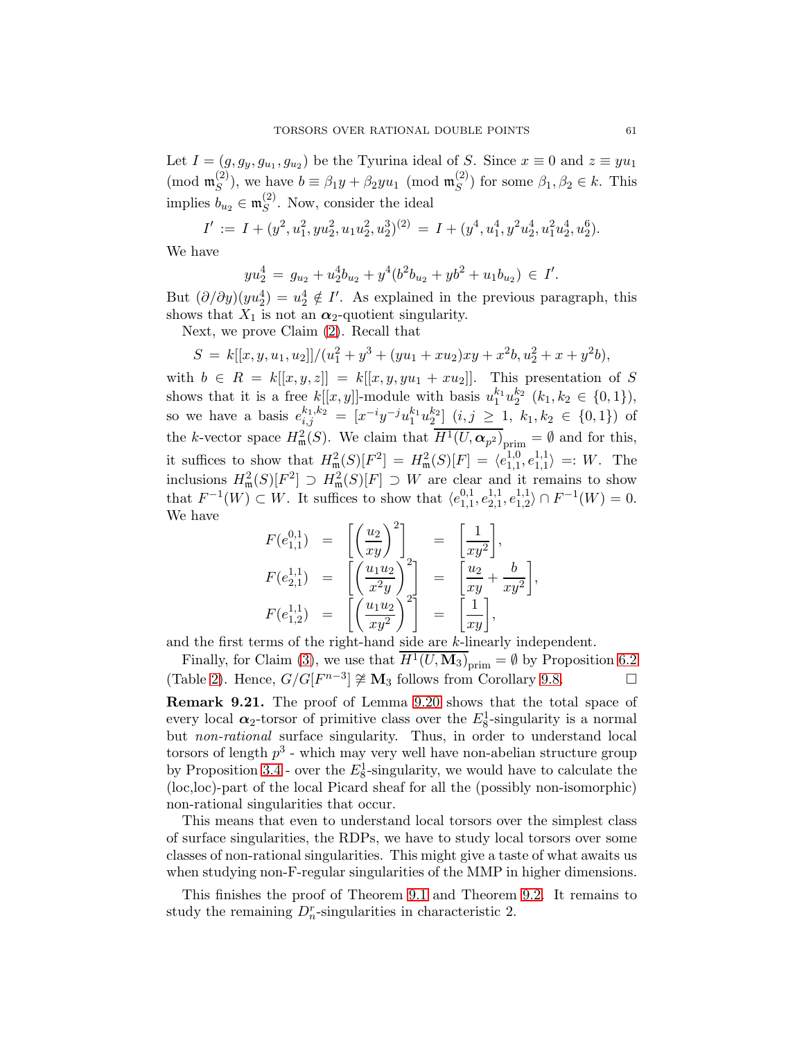Let $I = (g, g_y, g_{u_1}, g_{u_2})$ be the Tyurina ideal of $S$. Since $x \equiv 0$ and $z \equiv yu_1$ (mod $\mathfrak{m}_S^{(2)}$), we have $b \equiv \beta_1 y + \beta_2 y u_1$ (mod $\mathfrak{m}_S^{(2)}$) for some $\beta_1, \beta_2 \in k$. This implies $b_{u_2} \in \mathfrak{m}_S^{(2)}$. Now, consider the ideal

$$I' := I + (y^2, u_1^2, yu_2^2, u_1u_2^2, u_2^3)^{(2)} = I + (y^4, u_1^4, y^2u_2^4, u_1^2u_2^4, u_2^6).$$

We have

$$yu_2^4 = g_{u_2} + u_2^4 b_{u_2} + y^4(b^2 b_{u_2} + yb^2 + u_1 b_{u_2}) \in I'.$$

But $(\partial/\partial y)(yu_2^4) = u_2^4 \notin I'$. As explained in the previous paragraph, this shows that $X_1$ is not an $\boldsymbol{\alpha}_2$-quotient singularity.

Next, we prove Claim (2). Recall that

$$S = k[[x, y, u_1, u_2]]/(u_1^2 + y^3 + (yu_1 + xu_2)xy + x^2 b, u_2^2 + x + y^2 b),$$

with $b \in R = k[[x, y, z]] = k[[x, y, yu_1 + xu_2]]$. This presentation of $S$ shows that it is a free $k[[x, y]]$-module with basis $u_1^{k_1} u_2^{k_2}$ ($k_1, k_2 \in \{0, 1\}$), so we have a basis $e_{i,j}^{k_1,k_2} = [x^{-i} y^{-j} u_1^{k_1} u_2^{k_2}]$ ($i, j \geq 1$, $k_1, k_2 \in \{0, 1\}$) of the $k$-vector space $H^2_{\mathfrak{m}}(S)$. We claim that $\overline{H^1(U, \boldsymbol{\alpha}_{p^2})}_{\text{prim}} = \emptyset$ and for this, it suffices to show that $H^2_{\mathfrak{m}}(S)[F^2] = H^2_{\mathfrak{m}}(S)[F] = \langle e_{1,1}^{1,0}, e_{1,1}^{1,1} \rangle =: W$. The inclusions $H^2_{\mathfrak{m}}(S)[F^2] \supset H^2_{\mathfrak{m}}(S)[F] \supset W$ are clear and it remains to show that $F^{-1}(W) \subset W$. It suffices to show that $\langle e_{1,1}^{0,1}, e_{2,1}^{1,1}, e_{1,2}^{1,1} \rangle \cap F^{-1}(W) = 0$. We have

$$\begin{aligned}
F(e_{1,1}^{0,1}) &= \left[\left(\frac{u_2}{xy}\right)^2\right] &= \left[\frac{1}{xy^2}\right], \\
F(e_{2,1}^{1,1}) &= \left[\left(\frac{u_1 u_2}{x^2 y}\right)^2\right] &= \left[\frac{u_2}{xy} + \frac{b}{xy^2}\right], \\
F(e_{1,2}^{1,1}) &= \left[\left(\frac{u_1 u_2}{xy^2}\right)^2\right] &= \left[\frac{1}{xy}\right],
\end{aligned}$$

and the first terms of the right-hand side are $k$-linearly independent.

Finally, for Claim (3), we use that $\overline{H^1(U, \mathbf{M}_3)}_{\text{prim}} = \emptyset$ by Proposition 6.2 (Table 2). Hence, $G/G[F^{n-3}] \not\cong \mathbf{M}_3$ follows from Corollary 9.8. $\square$

**Remark 9.21.** The proof of Lemma 9.20 shows that the total space of every local $\boldsymbol{\alpha}_2$-torsor of primitive class over the $E_8^1$-singularity is a normal but *non-rational* surface singularity. Thus, in order to understand local torsors of length $p^3$ - which may very well have non-abelian structure group by Proposition 3.4 - over the $E_8^1$-singularity, we would have to calculate the (loc,loc)-part of the local Picard sheaf for all the (possibly non-isomorphic) non-rational singularities that occur.

This means that even to understand local torsors over the simplest class of surface singularities, the RDPs, we have to study local torsors over some classes of non-rational singularities. This might give a taste of what awaits us when studying non-F-regular singularities of the MMP in higher dimensions.

This finishes the proof of Theorem 9.1 and Theorem 9.2. It remains to study the remaining $D_n^r$-singularities in characteristic 2.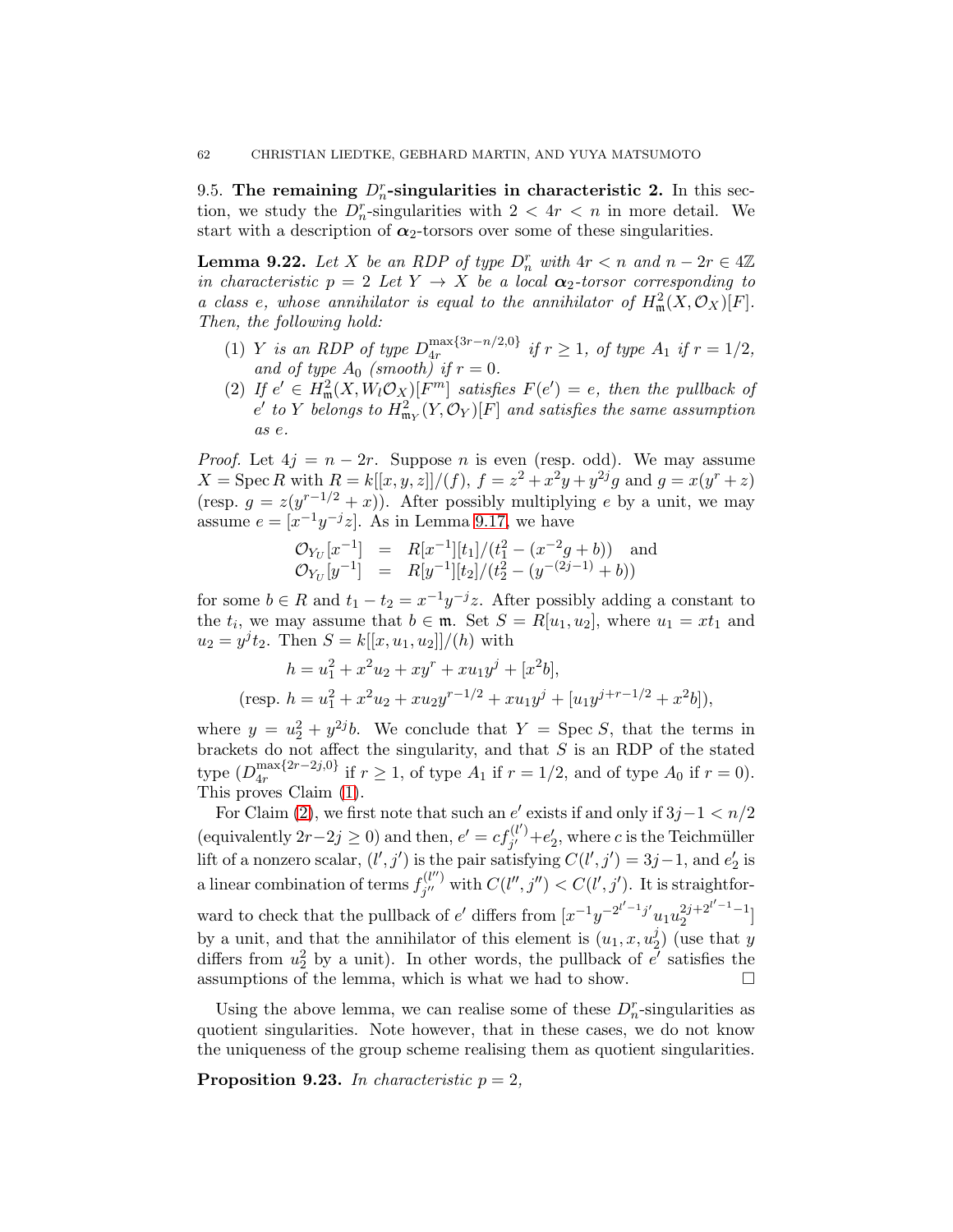9.5. **The remaining $D_n^r$-singularities in characteristic 2.** In this section, we study the $D_n^r$-singularities with $2 < 4r < n$ in more detail. We start with a description of $\boldsymbol{\alpha}_2$-torsors over some of these singularities.

**Lemma 9.22.** *Let $X$ be an RDP of type $D_n^r$ with $4r < n$ and $n - 2r \in 4\mathbb{Z}$ in characteristic $p = 2$ Let $Y \to X$ be a local $\boldsymbol{\alpha}_2$-torsor corresponding to a class $e$, whose annihilator is equal to the annihilator of $H^2_{\mathfrak{m}}(X, \mathcal{O}_X)[F]$. Then, the following hold:*

1. *$Y$ is an RDP of type $D_{4r}^{\max\{3r-n/2,0\}}$ if $r \geq 1$, of type $A_1$ if $r = 1/2$, and of type $A_0$ (smooth) if $r = 0$.*
2. *If $e' \in H^2_{\mathfrak{m}}(X, W_l\mathcal{O}_X)[F^m]$ satisfies $F(e') = e$, then the pullback of $e'$ to $Y$ belongs to $H^2_{\mathfrak{m}_Y}(Y, \mathcal{O}_Y)[F]$ and satisfies the same assumption as $e$.*

*Proof.* Let $4j = n - 2r$. Suppose $n$ is even (resp. odd). We may assume $X = \operatorname{Spec} R$ with $R = k[[x, y, z]]/(f)$, $f = z^2 + x^2y + y^{2j}g$ and $g = x(y^r + z)$ (resp. $g = z(y^{r-1/2} + x)$). After possibly multiplying $e$ by a unit, we may assume $e = [x^{-1}y^{-j}z]$. As in Lemma 9.17, we have

$$\begin{aligned}
\mathcal{O}_{Y_U}[x^{-1}] &= R[x^{-1}][t_1]/(t_1^2 - (x^{-2}g + b)) \quad \text{and} \\
\mathcal{O}_{Y_U}[y^{-1}] &= R[y^{-1}][t_2]/(t_2^2 - (y^{-(2j-1)} + b))
\end{aligned}$$

for some $b \in R$ and $t_1 - t_2 = x^{-1}y^{-j}z$. After possibly adding a constant to the $t_i$, we may assume that $b \in \mathfrak{m}$. Set $S = R[u_1, u_2]$, where $u_1 = xt_1$ and $u_2 = y^jt_2$. Then $S = k[[x, u_1, u_2]]/(h)$ with

$$h = u_1^2 + x^2u_2 + xy^r + xu_1y^j + [x^2b],$$

$$\text{(resp. } h = u_1^2 + x^2u_2 + xu_2y^{r-1/2} + xu_1y^j + [u_1y^{j+r-1/2} + x^2b]),$$

where $y = u_2^2 + y^{2j}b$. We conclude that $Y = \operatorname{Spec} S$, that the terms in brackets do not affect the singularity, and that $S$ is an RDP of the stated type ($D_{4r}^{\max\{2r-2j,0\}}$ if $r \geq 1$, of type $A_1$ if $r = 1/2$, and of type $A_0$ if $r = 0$). This proves Claim (1).

For Claim (2), we first note that such an $e'$ exists if and only if $3j - 1 < n/2$ (equivalently $2r - 2j \geq 0$) and then, $e' = cf_{j'}^{(l')} + e_2'$, where $c$ is the Teichmüller lift of a nonzero scalar, $(l', j')$ is the pair satisfying $C(l', j') = 3j - 1$, and $e_2'$ is a linear combination of terms $f_{j''}^{(l'')}$ with $C(l'', j'') < C(l', j')$. It is straightforward to check that the pullback of $e'$ differs from $[x^{-1}y^{-2^{l'-1}j'}u_1u_2^{2j+2^{l'-1}-1}]$ by a unit, and that the annihilator of this element is $(u_1, x, u_2^j)$ (use that $y$ differs from $u_2^2$ by a unit). In other words, the pullback of $e'$ satisfies the assumptions of the lemma, which is what we had to show. $\square$

Using the above lemma, we can realise some of these $D_n^r$-singularities as quotient singularities. Note however, that in these cases, we do not know the uniqueness of the group scheme realising them as quotient singularities.

**Proposition 9.23.** *In characteristic $p = 2$,*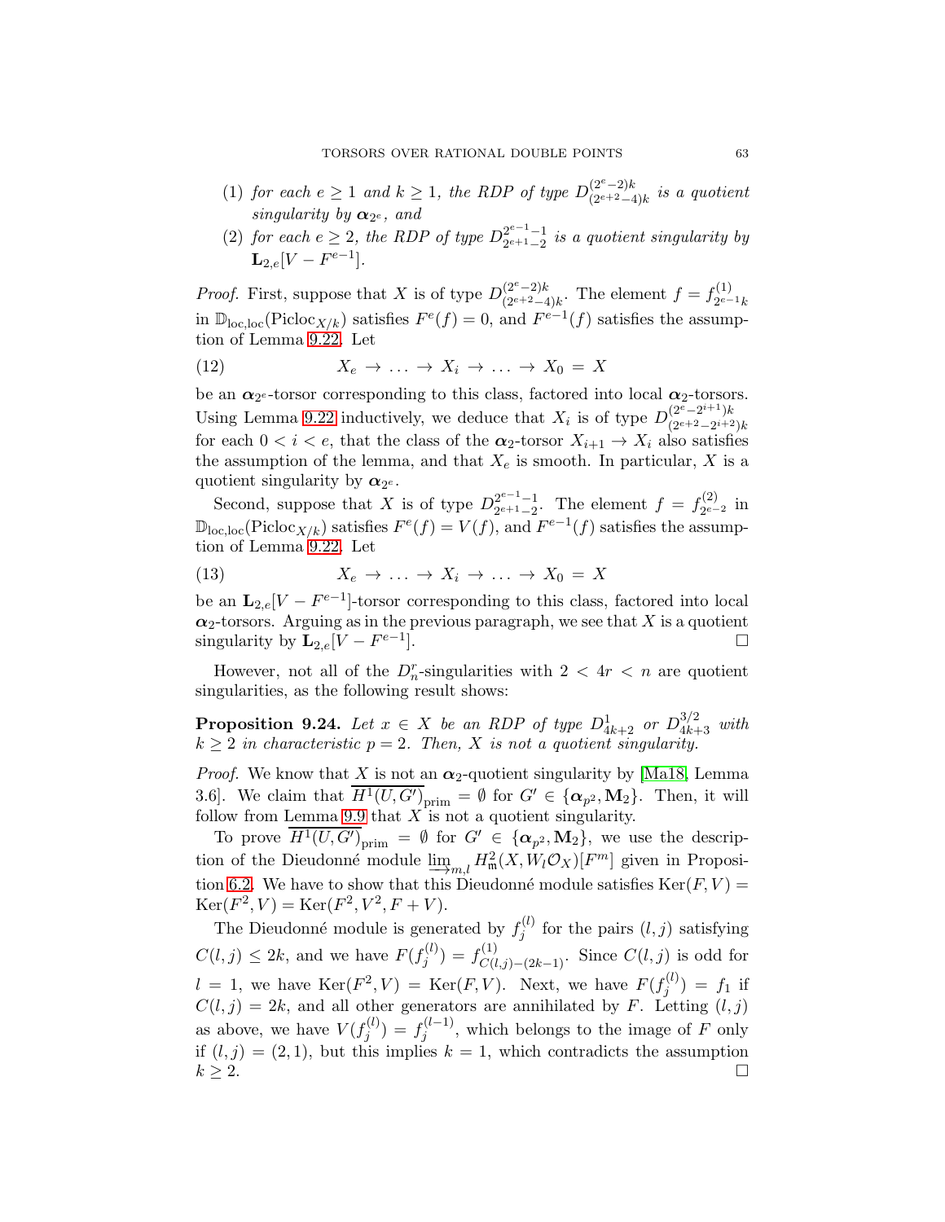(1) *for each $e \geq 1$ and $k \geq 1$, the RDP of type $D^{(2^e-2)k}_{(2^{e+2}-4)k}$ is a quotient singularity by $\boldsymbol{\alpha}_{2^e}$, and*

(2) *for each $e \geq 2$, the RDP of type $D^{2^{e-1}-1}_{2^{e+1}-2}$ is a quotient singularity by $\mathbf{L}_{2,e}[V - F^{e-1}]$.*

*Proof.* First, suppose that $X$ is of type $D^{(2^e-2)k}_{(2^{e+2}-4)k}$. The element $f = f^{(1)}_{2^{e-1}k}$ in $\mathbb{D}_{\mathrm{loc,loc}}(\mathrm{Picloc}_{X/k})$ satisfies $F^e(f) = 0$, and $F^{e-1}(f)$ satisfies the assumption of Lemma 9.22. Let

$$X_e \to \ldots \to X_i \to \ldots \to X_0 = X \tag{12}$$

be an $\boldsymbol{\alpha}_{2^e}$-torsor corresponding to this class, factored into local $\boldsymbol{\alpha}_2$-torsors. Using Lemma 9.22 inductively, we deduce that $X_i$ is of type $D^{(2^e-2^{i+1})k}_{(2^{e+2}-2^{i+2})k}$ for each $0 < i < e$, that the class of the $\boldsymbol{\alpha}_2$-torsor $X_{i+1} \to X_i$ also satisfies the assumption of the lemma, and that $X_e$ is smooth. In particular, $X$ is a quotient singularity by $\boldsymbol{\alpha}_{2^e}$.

Second, suppose that $X$ is of type $D^{2^{e-1}-1}_{2^{e+1}-2}$. The element $f = f^{(2)}_{2^{e}-2}$ in $\mathbb{D}_{\mathrm{loc,loc}}(\mathrm{Picloc}_{X/k})$ satisfies $F^e(f) = V(f)$, and $F^{e-1}(f)$ satisfies the assumption of Lemma 9.22. Let

$$X_e \to \ldots \to X_i \to \ldots \to X_0 = X \tag{13}$$

be an $\mathbf{L}_{2,e}[V - F^{e-1}]$-torsor corresponding to this class, factored into local $\boldsymbol{\alpha}_2$-torsors. Arguing as in the previous paragraph, we see that $X$ is a quotient singularity by $\mathbf{L}_{2,e}[V - F^{e-1}]$. $\square$

However, not all of the $D^r_n$-singularities with $2 < 4r < n$ are quotient singularities, as the following result shows:

**Proposition 9.24.** *Let $x \in X$ be an RDP of type $D^1_{4k+2}$ or $D^{3/2}_{4k+3}$ with $k \geq 2$ in characteristic $p = 2$. Then, $X$ is not a quotient singularity.*

*Proof.* We know that $X$ is not an $\boldsymbol{\alpha}_2$-quotient singularity by [Ma18, Lemma 3.6]. We claim that $\overline{H^1(U, G')}_{\mathrm{prim}} = \emptyset$ for $G' \in \{\boldsymbol{\alpha}_{p^2}, \mathbf{M}_2\}$. Then, it will follow from Lemma 9.9 that $X$ is not a quotient singularity.

To prove $\overline{H^1(U, G')}_{\mathrm{prim}} = \emptyset$ for $G' \in \{\boldsymbol{\alpha}_{p^2}, \mathbf{M}_2\}$, we use the description of the Dieudonné module $\varinjlim_{m,l} H^2_{\mathfrak{m}}(X, W_l\mathcal{O}_X)[F^m]$ given in Proposition 6.2. We have to show that this Dieudonné module satisfies $\mathrm{Ker}(F, V) = \mathrm{Ker}(F^2, V) = \mathrm{Ker}(F^2, V^2, F + V)$.

The Dieudonné module is generated by $f^{(l)}_j$ for the pairs $(l, j)$ satisfying $C(l, j) \leq 2k$, and we have $F(f^{(l)}_j) = f^{(1)}_{C(l,j)-(2k-1)}$. Since $C(l, j)$ is odd for $l = 1$, we have $\mathrm{Ker}(F^2, V) = \mathrm{Ker}(F, V)$. Next, we have $F(f^{(l)}_j) = f_1$ if $C(l, j) = 2k$, and all other generators are annihilated by $F$. Letting $(l, j)$ as above, we have $V(f^{(l)}_j) = f^{(l-1)}_j$, which belongs to the image of $F$ only if $(l, j) = (2, 1)$, but this implies $k = 1$, which contradicts the assumption $k \geq 2$. $\square$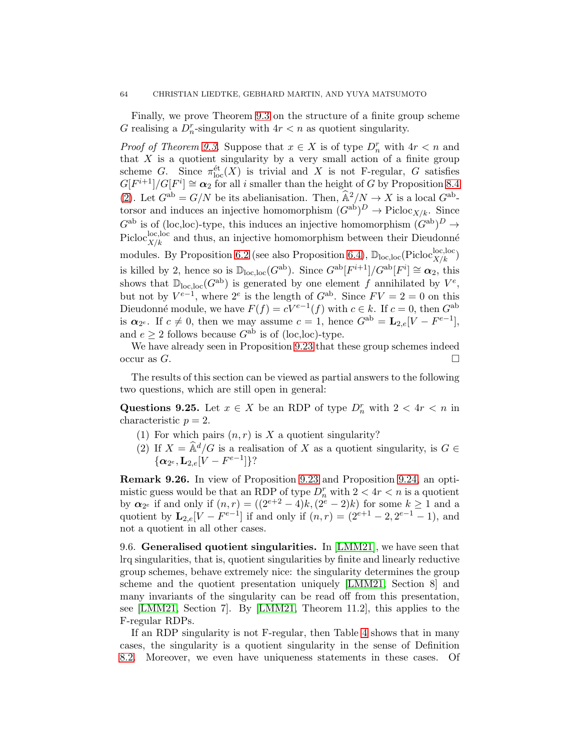Finally, we prove Theorem 9.3 on the structure of a finite group scheme $G$ realising a $D_n^r$-singularity with $4r < n$ as quotient singularity.

*Proof of Theorem 9.3.* Suppose that $x \in X$ is of type $D_n^r$ with $4r < n$ and that $X$ is a quotient singularity by a very small action of a finite group scheme $G$. Since $\pi_{\mathrm{loc}}^{\text{ét}}(X)$ is trivial and $X$ is not F-regular, $G$ satisfies $G[F^{i+1}]/G[F^i] \cong \boldsymbol{\alpha}_2$ for all $i$ smaller than the height of $G$ by Proposition 8.4 (2). Let $G^{\mathrm{ab}} = G/N$ be its abelianisation. Then, $\widehat{\mathbb{A}}^2/N \to X$ is a local $G^{\mathrm{ab}}$-torsor and induces an injective homomorphism $(G^{\mathrm{ab}})^D \to \mathrm{Picloc}_{X/k}$. Since $G^{\mathrm{ab}}$ is of (loc,loc)-type, this induces an injective homomorphism $(G^{\mathrm{ab}})^D \to \mathrm{Picloc}_{X/k}^{\mathrm{loc,loc}}$ and thus, an injective homomorphism between their Dieudonné modules. By Proposition 6.2 (see also Proposition 6.4), $\mathbb{D}_{\mathrm{loc,loc}}(\mathrm{Picloc}_{X/k}^{\mathrm{loc,loc}})$ is killed by 2, hence so is $\mathbb{D}_{\mathrm{loc,loc}}(G^{\mathrm{ab}})$. Since $G^{\mathrm{ab}}[F^{i+1}]/G^{\mathrm{ab}}[F^i] \cong \boldsymbol{\alpha}_2$, this shows that $\mathbb{D}_{\mathrm{loc,loc}}(G^{\mathrm{ab}})$ is generated by one element $f$ annihilated by $V^e$, but not by $V^{e-1}$, where $2^e$ is the length of $G^{\mathrm{ab}}$. Since $FV = 2 = 0$ on this Dieudonné module, we have $F(f) = cV^{e-1}(f)$ with $c \in k$. If $c = 0$, then $G^{\mathrm{ab}}$ is $\boldsymbol{\alpha}_{2^e}$. If $c \neq 0$, then we may assume $c = 1$, hence $G^{\mathrm{ab}} = \mathbf{L}_{2,e}[V - F^{e-1}]$, and $e \geq 2$ follows because $G^{\mathrm{ab}}$ is of (loc,loc)-type.

We have already seen in Proposition 9.23 that these group schemes indeed occur as $G$. $\square$

The results of this section can be viewed as partial answers to the following two questions, which are still open in general:

**Questions 9.25.** Let $x \in X$ be an RDP of type $D_n^r$ with $2 < 4r < n$ in characteristic $p = 2$.

1. For which pairs $(n, r)$ is $X$ a quotient singularity?
2. If $X = \widehat{\mathbb{A}}^d/G$ is a realisation of $X$ as a quotient singularity, is $G \in \{\boldsymbol{\alpha}_{2^e}, \mathbf{L}_{2,e}[V - F^{e-1}]\}$?

**Remark 9.26.** In view of Proposition 9.23 and Proposition 9.24, an optimistic guess would be that an RDP of type $D_n^r$ with $2 < 4r < n$ is a quotient by $\boldsymbol{\alpha}_{2^e}$ if and only if $(n, r) = ((2^{e+2} - 4)k, (2^e - 2)k)$ for some $k \geq 1$ and a quotient by $\mathbf{L}_{2,e}[V - F^{e-1}]$ if and only if $(n, r) = (2^{e+1} - 2, 2^{e-1} - 1)$, and not a quotient in all other cases.

9.6. **Generalised quotient singularities.** In [LMM21], we have seen that lrq singularities, that is, quotient singularities by finite and linearly reductive group schemes, behave extremely nice: the singularity determines the group scheme and the quotient presentation uniquely [LMM21, Section 8] and many invariants of the singularity can be read off from this presentation, see [LMM21, Section 7]. By [LMM21, Theorem 11.2], this applies to the F-regular RDPs.

If an RDP singularity is not F-regular, then Table 4 shows that in many cases, the singularity is a quotient singularity in the sense of Definition 8.2. Moreover, we even have uniqueness statements in these cases. Of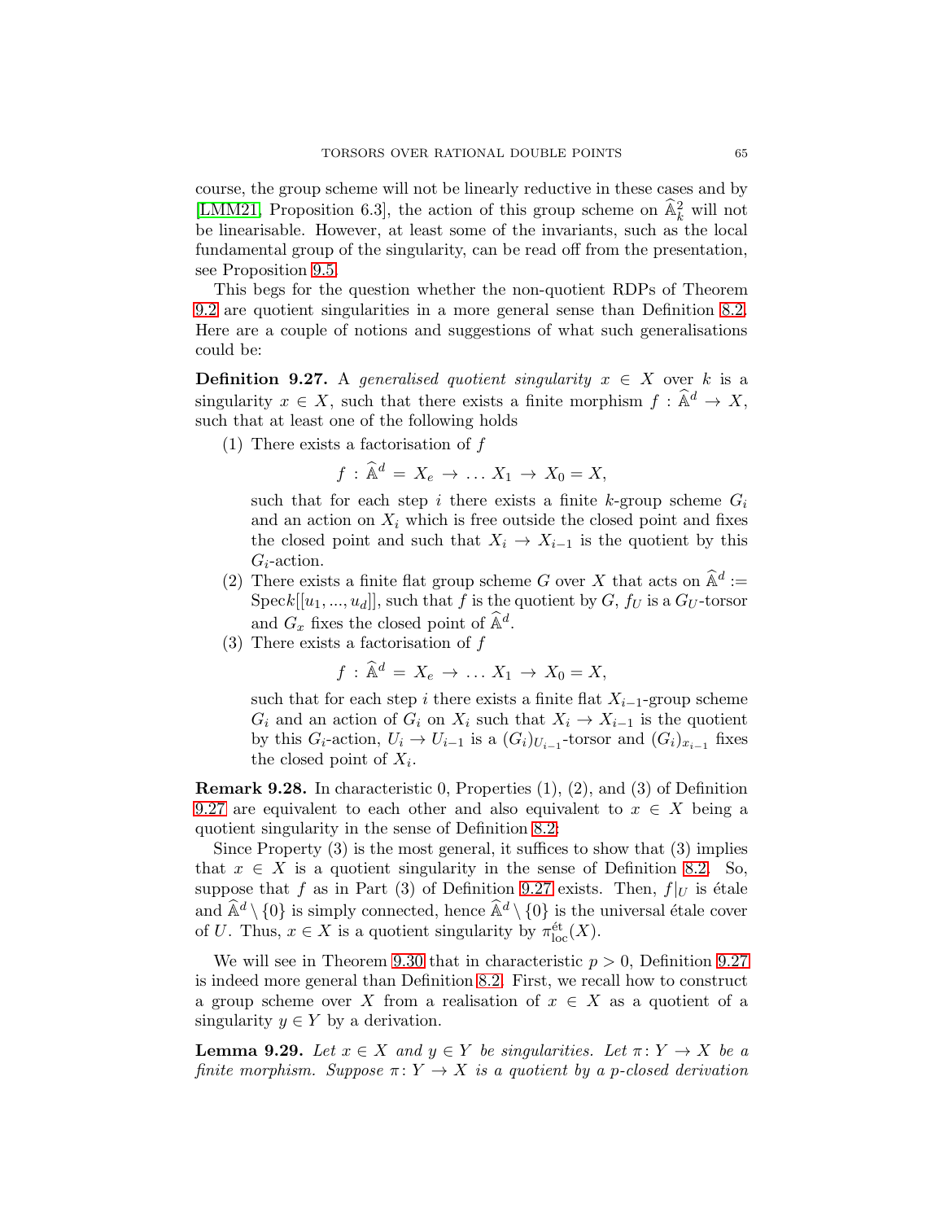course, the group scheme will not be linearly reductive in these cases and by [LMM21, Proposition 6.3], the action of this group scheme on $\widehat{\mathbb{A}}^2_k$ will not be linearisable. However, at least some of the invariants, such as the local fundamental group of the singularity, can be read off from the presentation, see Proposition 9.5.

This begs for the question whether the non-quotient RDPs of Theorem 9.2 are quotient singularities in a more general sense than Definition 8.2. Here are a couple of notions and suggestions of what such generalisations could be:

**Definition 9.27.** A *generalised quotient singularity* $x \in X$ over $k$ is a singularity $x \in X$, such that there exists a finite morphism $f : \widehat{\mathbb{A}}^d \to X$, such that at least one of the following holds

(1) There exists a factorisation of $f$
$$f : \widehat{\mathbb{A}}^d = X_e \to \ldots X_1 \to X_0 = X,$$
such that for each step $i$ there exists a finite $k$-group scheme $G_i$ and an action on $X_i$ which is free outside the closed point and fixes the closed point and such that $X_i \to X_{i-1}$ is the quotient by this $G_i$-action.

(2) There exists a finite flat group scheme $G$ over $X$ that acts on $\widehat{\mathbb{A}}^d := \mathrm{Spec} k[[u_1, ..., u_d]]$, such that $f$ is the quotient by $G$, $f_U$ is a $G_U$-torsor and $G_x$ fixes the closed point of $\widehat{\mathbb{A}}^d$.

(3) There exists a factorisation of $f$
$$f : \widehat{\mathbb{A}}^d = X_e \to \ldots X_1 \to X_0 = X,$$
such that for each step $i$ there exists a finite flat $X_{i-1}$-group scheme $G_i$ and an action of $G_i$ on $X_i$ such that $X_i \to X_{i-1}$ is the quotient by this $G_i$-action, $U_i \to U_{i-1}$ is a $(G_i)_{U_{i-1}}$-torsor and $(G_i)_{x_{i-1}}$ fixes the closed point of $X_i$.

**Remark 9.28.** In characteristic 0, Properties (1), (2), and (3) of Definition 9.27 are equivalent to each other and also equivalent to $x \in X$ being a quotient singularity in the sense of Definition 8.2:

Since Property (3) is the most general, it suffices to show that (3) implies that $x \in X$ is a quotient singularity in the sense of Definition 8.2. So, suppose that $f$ as in Part (3) of Definition 9.27 exists. Then, $f|_U$ is étale and $\widehat{\mathbb{A}}^d \setminus \{0\}$ is simply connected, hence $\widehat{\mathbb{A}}^d \setminus \{0\}$ is the universal étale cover of $U$. Thus, $x \in X$ is a quotient singularity by $\pi_{\mathrm{loc}}^{\mathrm{\acute{e}t}}(X)$.

We will see in Theorem 9.30 that in characteristic $p > 0$, Definition 9.27 is indeed more general than Definition 8.2. First, we recall how to construct a group scheme over $X$ from a realisation of $x \in X$ as a quotient of a singularity $y \in Y$ by a derivation.

**Lemma 9.29.** *Let $x \in X$ and $y \in Y$ be singularities. Let $\pi \colon Y \to X$ be a finite morphism. Suppose $\pi \colon Y \to X$ is a quotient by a $p$-closed derivation*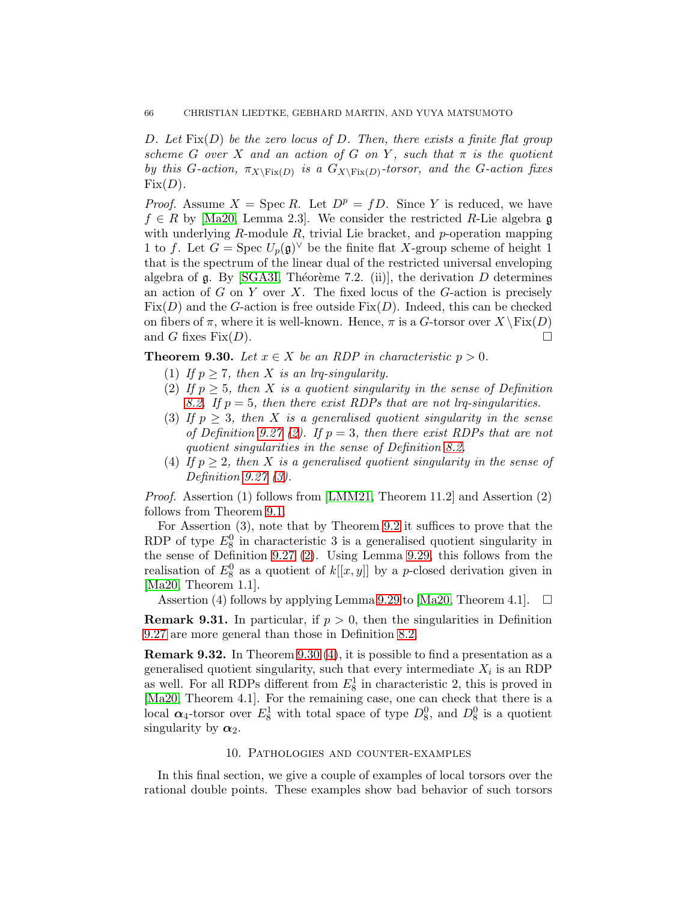*$D$. Let $\mathrm{Fix}(D)$ be the zero locus of $D$. Then, there exists a finite flat group scheme $G$ over $X$ and an action of $G$ on $Y$, such that $\pi$ is the quotient by this $G$-action, $\pi_{X\setminus \mathrm{Fix}(D)}$ is a $G_{X\setminus \mathrm{Fix}(D)}$-torsor, and the $G$-action fixes $\mathrm{Fix}(D)$.*

*Proof.* Assume $X = \operatorname{Spec} R$. Let $D^p = fD$. Since $Y$ is reduced, we have $f \in R$ by [Ma20, Lemma 2.3]. We consider the restricted $R$-Lie algebra $\mathfrak{g}$ with underlying $R$-module $R$, trivial Lie bracket, and $p$-operation mapping 1 to $f$. Let $G = \operatorname{Spec} U_p(\mathfrak{g})^\vee$ be the finite flat $X$-group scheme of height 1 that is the spectrum of the linear dual of the restricted universal enveloping algebra of $\mathfrak{g}$. By [SGA3I, Théorème 7.2. (ii)], the derivation $D$ determines an action of $G$ on $Y$ over $X$. The fixed locus of the $G$-action is precisely $\mathrm{Fix}(D)$ and the $G$-action is free outside $\mathrm{Fix}(D)$. Indeed, this can be checked on fibers of $\pi$, where it is well-known. Hence, $\pi$ is a $G$-torsor over $X\setminus\mathrm{Fix}(D)$ and $G$ fixes $\mathrm{Fix}(D)$. □

**Theorem 9.30.** *Let $x \in X$ be an RDP in characteristic $p > 0$.*

1. *If $p \geq 7$, then $X$ is an lrq-singularity.*
2. *If $p \geq 5$, then $X$ is a quotient singularity in the sense of Definition 8.2. If $p = 5$, then there exist RDPs that are not lrq-singularities.*
3. *If $p \geq 3$, then $X$ is a generalised quotient singularity in the sense of Definition 9.27 (2). If $p = 3$, then there exist RDPs that are not quotient singularities in the sense of Definition 8.2.*
4. *If $p \geq 2$, then $X$ is a generalised quotient singularity in the sense of Definition 9.27 (3).*

*Proof.* Assertion (1) follows from [LMM21, Theorem 11.2] and Assertion (2) follows from Theorem 9.1.

For Assertion (3), note that by Theorem 9.2 it suffices to prove that the RDP of type $E_8^0$ in characteristic 3 is a generalised quotient singularity in the sense of Definition 9.27 (2). Using Lemma 9.29, this follows from the realisation of $E_8^0$ as a quotient of $k[[x,y]]$ by a $p$-closed derivation given in [Ma20, Theorem 1.1].

Assertion (4) follows by applying Lemma 9.29 to [Ma20, Theorem 4.1]. □

**Remark 9.31.** In particular, if $p > 0$, then the singularities in Definition 9.27 are more general than those in Definition 8.2.

**Remark 9.32.** In Theorem 9.30 (4), it is possible to find a presentation as a generalised quotient singularity, such that every intermediate $X_i$ is an RDP as well. For all RDPs different from $E_8^1$ in characteristic 2, this is proved in [Ma20, Theorem 4.1]. For the remaining case, one can check that there is a local $\boldsymbol{\alpha}_4$-torsor over $E_8^1$ with total space of type $D_8^0$, and $D_8^0$ is a quotient singularity by $\boldsymbol{\alpha}_2$.

## 10. Pathologies and counter-examples

In this final section, we give a couple of examples of local torsors over the rational double points. These examples show bad behavior of such torsors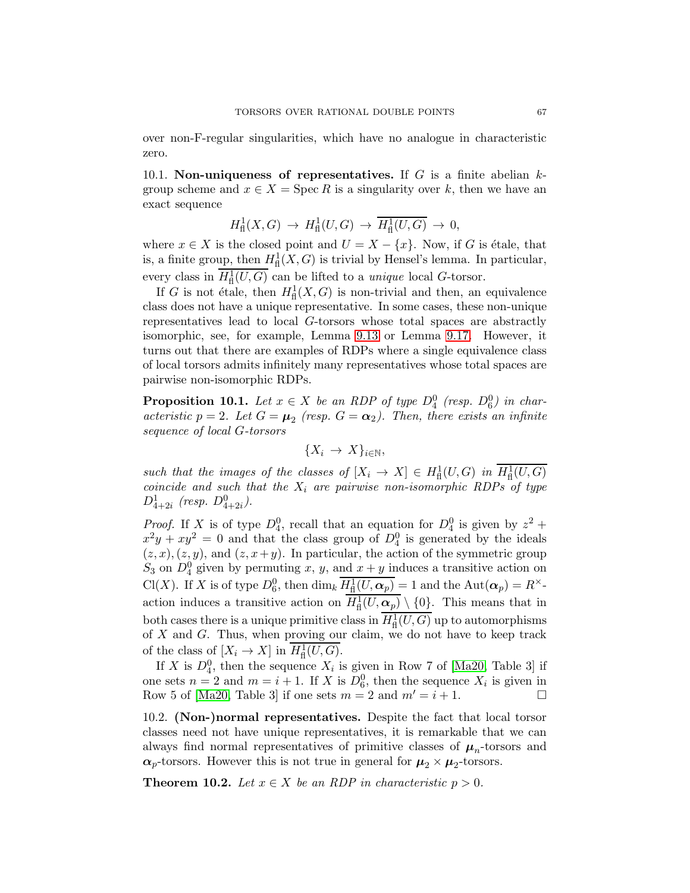over non-F-regular singularities, which have no analogue in characteristic zero.

10.1. **Non-uniqueness of representatives.** If $G$ is a finite abelian $k$-group scheme and $x \in X = \operatorname{Spec} R$ is a singularity over $k$, then we have an exact sequence

$$H^1_{\mathrm{fl}}(X, G) \to H^1_{\mathrm{fl}}(U, G) \to \overline{H^1_{\mathrm{fl}}(U, G)} \to 0,$$

where $x \in X$ is the closed point and $U = X - \{x\}$. Now, if $G$ is étale, that is, a finite group, then $H^1_{\mathrm{fl}}(X, G)$ is trivial by Hensel's lemma. In particular, every class in $\overline{H^1_{\mathrm{fl}}(U, G)}$ can be lifted to a *unique* local $G$-torsor.

If $G$ is not étale, then $H^1_{\mathrm{fl}}(X, G)$ is non-trivial and then, an equivalence class does not have a unique representative. In some cases, these non-unique representatives lead to local $G$-torsors whose total spaces are abstractly isomorphic, see, for example, Lemma 9.13 or Lemma 9.17. However, it turns out that there are examples of RDPs where a single equivalence class of local torsors admits infinitely many representatives whose total spaces are pairwise non-isomorphic RDPs.

**Proposition 10.1.** *Let $x \in X$ be an RDP of type $D_4^0$ (resp. $D_6^0$) in characteristic $p = 2$. Let $G = \boldsymbol{\mu}_2$ (resp. $G = \boldsymbol{\alpha}_2$). Then, there exists an infinite sequence of local $G$-torsors*

$$\{X_i \to X\}_{i \in \mathbb{N}},$$

*such that the images of the classes of $[X_i \to X] \in H^1_{\mathrm{fl}}(U, G)$ in $\overline{H^1_{\mathrm{fl}}(U, G)}$ coincide and such that the $X_i$ are pairwise non-isomorphic RDPs of type $D^1_{4+2i}$ (resp. $D^0_{4+2i}$).*

*Proof.* If $X$ is of type $D_4^0$, recall that an equation for $D_4^0$ is given by $z^2 + x^2y + xy^2 = 0$ and that the class group of $D_4^0$ is generated by the ideals $(z, x), (z, y)$, and $(z, x+y)$. In particular, the action of the symmetric group $S_3$ on $D_4^0$ given by permuting $x$, $y$, and $x + y$ induces a transitive action on $\mathrm{Cl}(X)$. If $X$ is of type $D_6^0$, then $\dim_k \overline{H^1_{\mathrm{fl}}(U, \boldsymbol{\alpha}_p)} = 1$ and the $\mathrm{Aut}(\boldsymbol{\alpha}_p) = R^\times$-action induces a transitive action on $\overline{H^1_{\mathrm{fl}}(U, \boldsymbol{\alpha}_p)} \setminus \{0\}$. This means that in both cases there is a unique primitive class in $\overline{H^1_{\mathrm{fl}}(U, G)}$ up to automorphisms of $X$ and $G$. Thus, when proving our claim, we do not have to keep track of the class of $[X_i \to X]$ in $\overline{H^1_{\mathrm{fl}}(U, G)}$.

If $X$ is $D_4^0$, then the sequence $X_i$ is given in Row 7 of [Ma20, Table 3] if one sets $n = 2$ and $m = i + 1$. If $X$ is $D_6^0$, then the sequence $X_i$ is given in Row 5 of [Ma20, Table 3] if one sets $m = 2$ and $m' = i + 1$. $\square$

10.2. **(Non-)normal representatives.** Despite the fact that local torsor classes need not have unique representatives, it is remarkable that we can always find normal representatives of primitive classes of $\boldsymbol{\mu}_n$-torsors and $\boldsymbol{\alpha}_p$-torsors. However this is not true in general for $\boldsymbol{\mu}_2 \times \boldsymbol{\mu}_2$-torsors.

**Theorem 10.2.** *Let $x \in X$ be an RDP in characteristic $p > 0$.*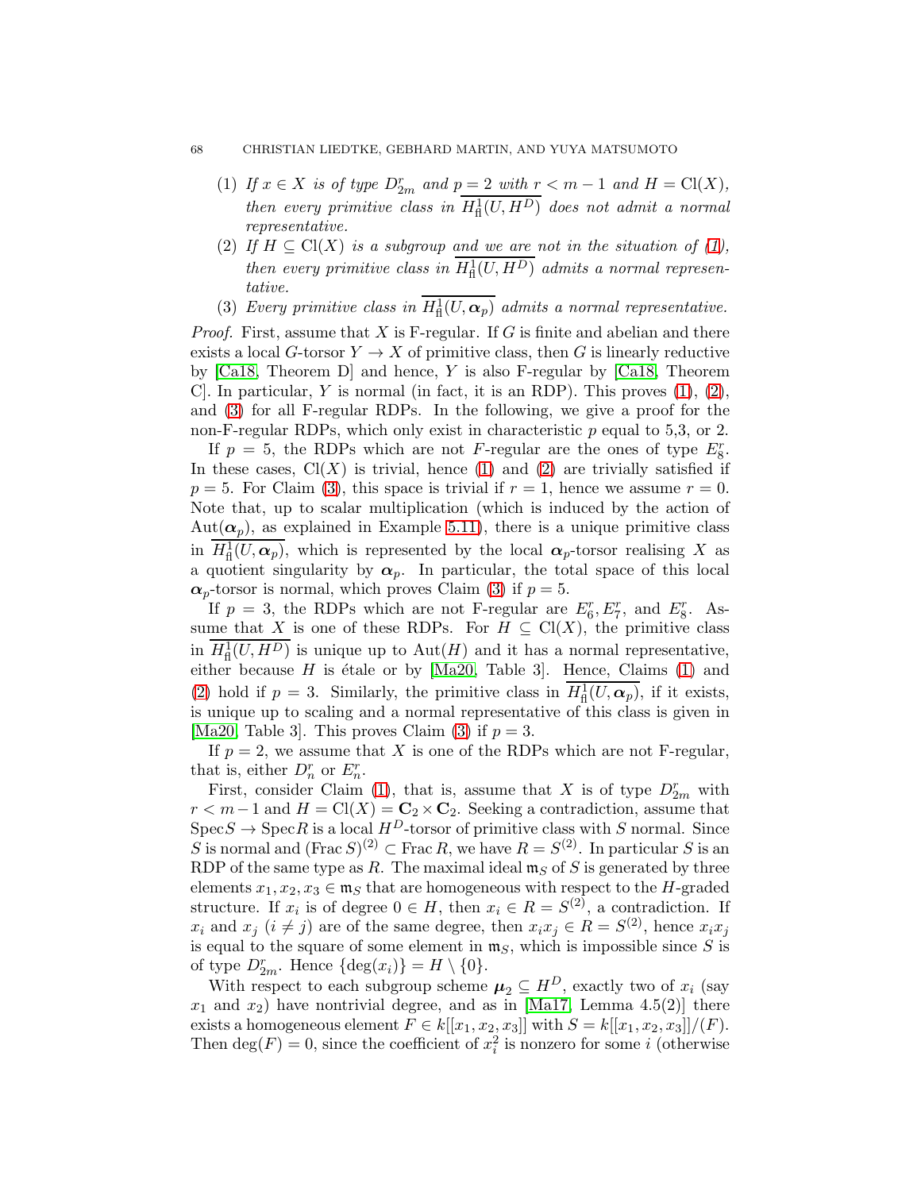(1) *If $x \in X$ is of type $D_{2m}^r$ and $p = 2$ with $r < m-1$ and $H = \mathrm{Cl}(X)$, then every primitive class in $\overline{H^1_{\mathrm{fl}}(U, H^D)}$ does not admit a normal representative.*

(2) *If $H \subseteq \mathrm{Cl}(X)$ is a subgroup and we are not in the situation of (1), then every primitive class in $\overline{H^1_{\mathrm{fl}}(U, H^D)}$ admits a normal representative.*

(3) *Every primitive class in $\overline{H^1_{\mathrm{fl}}(U, \boldsymbol{\alpha}_p)}$ admits a normal representative.*

*Proof.* First, assume that $X$ is F-regular. If $G$ is finite and abelian and there exists a local $G$-torsor $Y \to X$ of primitive class, then $G$ is linearly reductive by [Ca18, Theorem D] and hence, $Y$ is also F-regular by [Ca18, Theorem C]. In particular, $Y$ is normal (in fact, it is an RDP). This proves (1), (2), and (3) for all F-regular RDPs. In the following, we give a proof for the non-F-regular RDPs, which only exist in characteristic $p$ equal to 5,3, or 2.

If $p = 5$, the RDPs which are not $F$-regular are the ones of type $E_8^r$. In these cases, $\mathrm{Cl}(X)$ is trivial, hence (1) and (2) are trivially satisfied if $p = 5$. For Claim (3), this space is trivial if $r = 1$, hence we assume $r = 0$. Note that, up to scalar multiplication (which is induced by the action of $\mathrm{Aut}(\boldsymbol{\alpha}_p)$, as explained in Example 5.11), there is a unique primitive class in $\overline{H^1_{\mathrm{fl}}(U, \boldsymbol{\alpha}_p)}$, which is represented by the local $\boldsymbol{\alpha}_p$-torsor realising $X$ as a quotient singularity by $\boldsymbol{\alpha}_p$. In particular, the total space of this local $\boldsymbol{\alpha}_p$-torsor is normal, which proves Claim (3) if $p = 5$.

If $p = 3$, the RDPs which are not F-regular are $E_6^r, E_7^r$, and $E_8^r$. Assume that $X$ is one of these RDPs. For $H \subseteq \mathrm{Cl}(X)$, the primitive class in $\overline{H^1_{\mathrm{fl}}(U, H^D)}$ is unique up to $\mathrm{Aut}(H)$ and it has a normal representative, either because $H$ is étale or by [Ma20, Table 3]. Hence, Claims (1) and (2) hold if $p = 3$. Similarly, the primitive class in $\overline{H^1_{\mathrm{fl}}(U, \boldsymbol{\alpha}_p)}$, if it exists, is unique up to scaling and a normal representative of this class is given in [Ma20, Table 3]. This proves Claim (3) if $p = 3$.

If $p = 2$, we assume that $X$ is one of the RDPs which are not F-regular, that is, either $D_n^r$ or $E_n^r$.

First, consider Claim (1), that is, assume that $X$ is of type $D_{2m}^r$ with $r < m-1$ and $H = \mathrm{Cl}(X) = \mathbf{C}_2 \times \mathbf{C}_2$. Seeking a contradiction, assume that $\mathrm{Spec} S \to \mathrm{Spec} R$ is a local $H^D$-torsor of primitive class with $S$ normal. Since $S$ is normal and $(\mathrm{Frac}\, S)^{(2)} \subset \mathrm{Frac}\, R$, we have $R = S^{(2)}$. In particular $S$ is an RDP of the same type as $R$. The maximal ideal $\mathfrak{m}_S$ of $S$ is generated by three elements $x_1, x_2, x_3 \in \mathfrak{m}_S$ that are homogeneous with respect to the $H$-graded structure. If $x_i$ is of degree $0 \in H$, then $x_i \in R = S^{(2)}$, a contradiction. If $x_i$ and $x_j$ ($i \neq j$) are of the same degree, then $x_i x_j \in R = S^{(2)}$, hence $x_i x_j$ is equal to the square of some element in $\mathfrak{m}_S$, which is impossible since $S$ is of type $D_{2m}^r$. Hence $\{\deg(x_i)\} = H \setminus \{0\}$.

With respect to each subgroup scheme $\boldsymbol{\mu}_2 \subseteq H^D$, exactly two of $x_i$ (say $x_1$ and $x_2$) have nontrivial degree, and as in [Ma17, Lemma 4.5(2)] there exists a homogeneous element $F \in k[[x_1, x_2, x_3]]$ with $S = k[[x_1, x_2, x_3]]/(F)$. Then $\deg(F) = 0$, since the coefficient of $x_i^2$ is nonzero for some $i$ (otherwise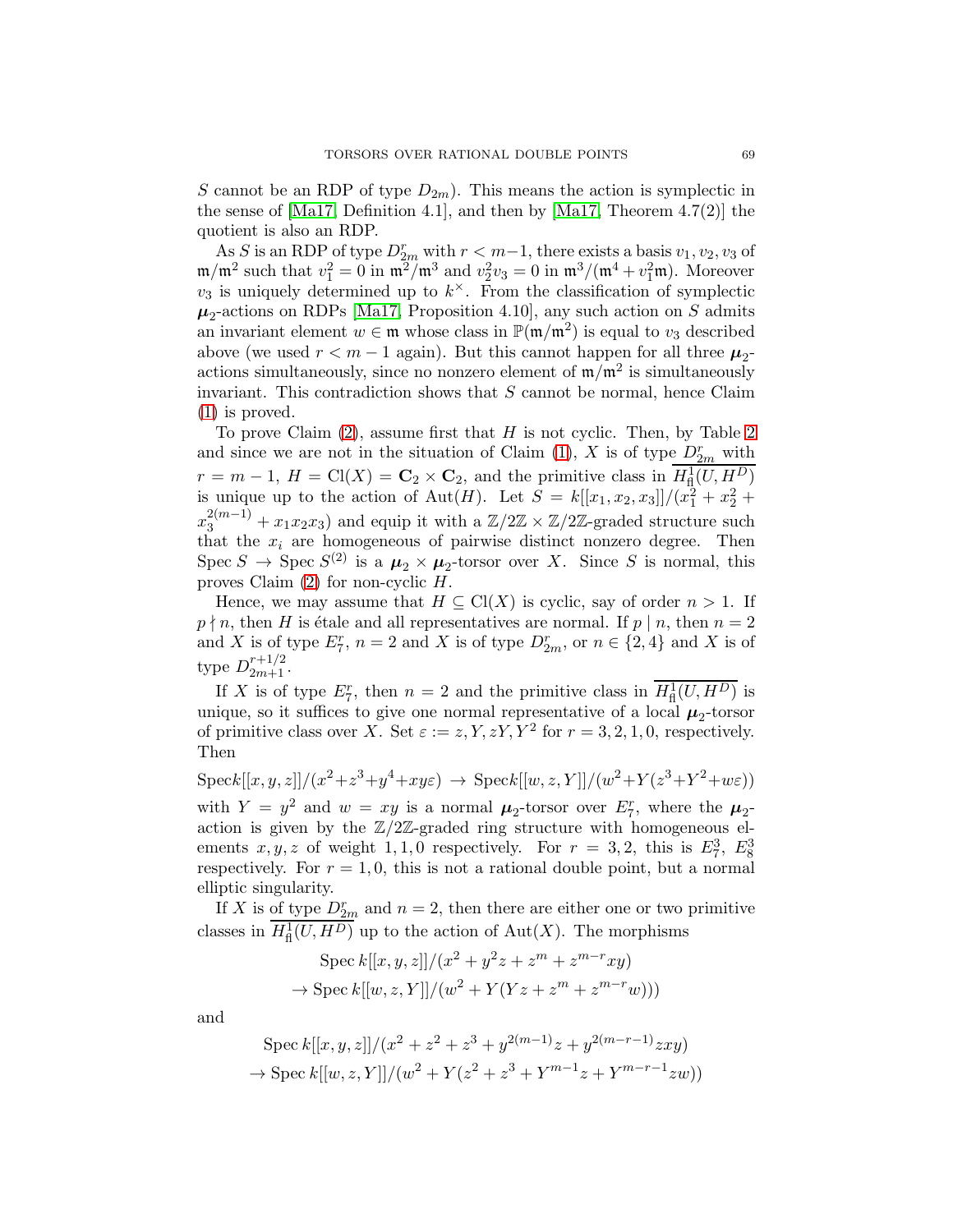$S$ cannot be an RDP of type $D_{2m}$). This means the action is symplectic in the sense of [Ma17, Definition 4.1], and then by [Ma17, Theorem 4.7(2)] the quotient is also an RDP.

As $S$ is an RDP of type $D_{2m}^r$ with $r < m-1$, there exists a basis $v_1, v_2, v_3$ of $\mathfrak{m}/\mathfrak{m}^2$ such that $v_1^2 = 0$ in $\mathfrak{m}^2/\mathfrak{m}^3$ and $v_2^2 v_3 = 0$ in $\mathfrak{m}^3/(\mathfrak{m}^4 + v_1^2\mathfrak{m})$. Moreover $v_3$ is uniquely determined up to $k^\times$. From the classification of symplectic $\boldsymbol{\mu}_2$-actions on RDPs [Ma17, Proposition 4.10], any such action on $S$ admits an invariant element $w \in \mathfrak{m}$ whose class in $\mathbb{P}(\mathfrak{m}/\mathfrak{m}^2)$ is equal to $v_3$ described above (we used $r < m-1$ again). But this cannot happen for all three $\boldsymbol{\mu}_2$-actions simultaneously, since no nonzero element of $\mathfrak{m}/\mathfrak{m}^2$ is simultaneously invariant. This contradiction shows that $S$ cannot be normal, hence Claim (1) is proved.

To prove Claim (2), assume first that $H$ is not cyclic. Then, by Table 2 and since we are not in the situation of Claim (1), $X$ is of type $D_{2m}^r$ with $r = m-1$, $H = \mathrm{Cl}(X) = \mathbf{C}_2 \times \mathbf{C}_2$, and the primitive class in $\overline{H^1_{\mathrm{fl}}(U, H^D)}$ is unique up to the action of $\mathrm{Aut}(H)$. Let $S = k[[x_1, x_2, x_3]]/(x_1^2 + x_2^2 + x_3^{2(m-1)} + x_1x_2x_3)$ and equip it with a $\mathbb{Z}/2\mathbb{Z} \times \mathbb{Z}/2\mathbb{Z}$-graded structure such that the $x_i$ are homogeneous of pairwise distinct nonzero degree. Then $\mathrm{Spec}\, S \to \mathrm{Spec}\, S^{(2)}$ is a $\boldsymbol{\mu}_2 \times \boldsymbol{\mu}_2$-torsor over $X$. Since $S$ is normal, this proves Claim (2) for non-cyclic $H$.

Hence, we may assume that $H \subseteq \mathrm{Cl}(X)$ is cyclic, say of order $n > 1$. If $p \nmid n$, then $H$ is étale and all representatives are normal. If $p \mid n$, then $n = 2$ and $X$ is of type $E_7^r$, $n = 2$ and $X$ is of type $D_{2m}^r$, or $n \in \{2, 4\}$ and $X$ is of type $D_{2m+1}^{r+1/2}$.

If $X$ is of type $E_7^r$, then $n = 2$ and the primitive class in $\overline{H^1_{\mathrm{fl}}(U, H^D)}$ is unique, so it suffices to give one normal representative of a local $\boldsymbol{\mu}_2$-torsor of primitive class over $X$. Set $\varepsilon := z, Y, zY, Y^2$ for $r = 3, 2, 1, 0$, respectively. Then

$$\mathrm{Spec} k[[x,y,z]]/(x^2+z^3+y^4+xy\varepsilon) \to \mathrm{Spec} k[[w,z,Y]]/(w^2+Y(z^3+Y^2+w\varepsilon))$$

with $Y = y^2$ and $w = xy$ is a normal $\boldsymbol{\mu}_2$-torsor over $E_7^r$, where the $\boldsymbol{\mu}_2$-action is given by the $\mathbb{Z}/2\mathbb{Z}$-graded ring structure with homogeneous elements $x, y, z$ of weight $1, 1, 0$ respectively. For $r = 3, 2$, this is $E_7^3$, $E_8^3$ respectively. For $r = 1, 0$, this is not a rational double point, but a normal elliptic singularity.

If $X$ is of type $D_{2m}^r$ and $n = 2$, then there are either one or two primitive classes in $\overline{H^1_{\mathrm{fl}}(U, H^D)}$ up to the action of $\mathrm{Aut}(X)$. The morphisms

$$\begin{aligned}&\mathrm{Spec}\, k[[x,y,z]]/(x^2 + y^2z + z^m + z^{m-r}xy) \\ &\to \mathrm{Spec}\, k[[w,z,Y]]/(w^2 + Y(Yz + z^m + z^{m-r}w)))\end{aligned}$$

and

$$\begin{aligned}&\mathrm{Spec}\, k[[x,y,z]]/(x^2 + z^2 + z^3 + y^{2(m-1)}z + y^{2(m-r-1)}zxy) \\ &\to \mathrm{Spec}\, k[[w,z,Y]]/(w^2 + Y(z^2 + z^3 + Y^{m-1}z + Y^{m-r-1}zw))\end{aligned}$$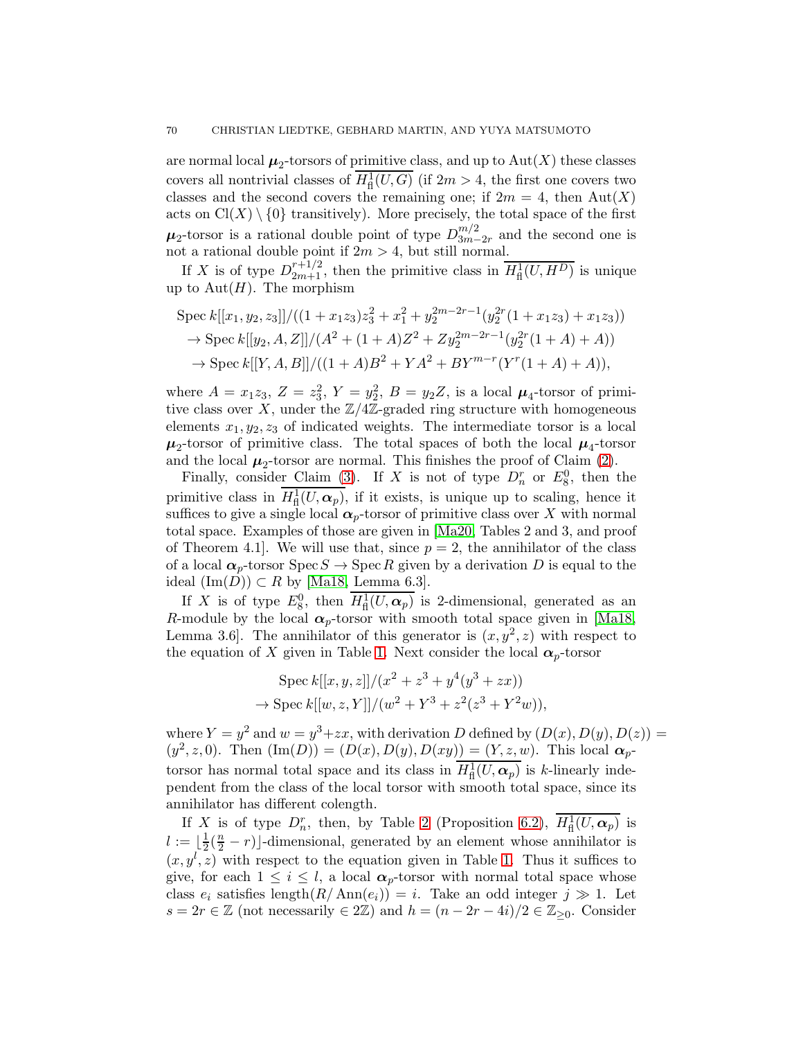are normal local $\boldsymbol{\mu}_2$-torsors of primitive class, and up to $\mathrm{Aut}(X)$ these classes covers all nontrivial classes of $\overline{H^1_{\mathrm{fl}}(U,G)}$ (if $2m > 4$, the first one covers two classes and the second covers the remaining one; if $2m = 4$, then $\mathrm{Aut}(X)$ acts on $\mathrm{Cl}(X) \setminus \{0\}$ transitively). More precisely, the total space of the first $\boldsymbol{\mu}_2$-torsor is a rational double point of type $D^{m/2}_{3m-2r}$ and the second one is not a rational double point if $2m > 4$, but still normal.

If $X$ is of type $D^{r+1/2}_{2m+1}$, then the primitive class in $\overline{H^1_{\mathrm{fl}}(U,H^D)}$ is unique up to $\mathrm{Aut}(H)$. The morphism

$$
\begin{aligned}
&\mathrm{Spec}\, k[[x_1,y_2,z_3]]/((1+x_1z_3)z_3^2 + x_1^2 + y_2^{2m-2r-1}(y_2^{2r}(1+x_1z_3)+x_1z_3)) \\
&\quad\to \mathrm{Spec}\, k[[y_2,A,Z]]/(A^2 + (1+A)Z^2 + Zy_2^{2m-2r-1}(y_2^{2r}(1+A)+A)) \\
&\quad\to \mathrm{Spec}\, k[[Y,A,B]]/((1+A)B^2 + YA^2 + BY^{m-r}(Y^r(1+A)+A)),
\end{aligned}
$$

where $A = x_1z_3$, $Z = z_3^2$, $Y = y_2^2$, $B = y_2Z$, is a local $\boldsymbol{\mu}_4$-torsor of primitive class over $X$, under the $\mathbb{Z}/4\mathbb{Z}$-graded ring structure with homogeneous elements $x_1, y_2, z_3$ of indicated weights. The intermediate torsor is a local $\boldsymbol{\mu}_2$-torsor of primitive class. The total spaces of both the local $\boldsymbol{\mu}_4$-torsor and the local $\boldsymbol{\mu}_2$-torsor are normal. This finishes the proof of Claim (2).

Finally, consider Claim (3). If $X$ is not of type $D^r_n$ or $E^0_8$, then the primitive class in $\overline{H^1_{\mathrm{fl}}(U,\boldsymbol{\alpha}_p)}$, if it exists, is unique up to scaling, hence it suffices to give a single local $\boldsymbol{\alpha}_p$-torsor of primitive class over $X$ with normal total space. Examples of those are given in [Ma20, Tables 2 and 3, and proof of Theorem 4.1]. We will use that, since $p = 2$, the annihilator of the class of a local $\boldsymbol{\alpha}_p$-torsor $\mathrm{Spec}\, S \to \mathrm{Spec}\, R$ given by a derivation $D$ is equal to the ideal $(\mathrm{Im}(D)) \subset R$ by [Ma18, Lemma 6.3].

If $X$ is of type $E^0_8$, then $\overline{H^1_{\mathrm{fl}}(U,\boldsymbol{\alpha}_p)}$ is 2-dimensional, generated as an $R$-module by the local $\boldsymbol{\alpha}_p$-torsor with smooth total space given in [Ma18, Lemma 3.6]. The annihilator of this generator is $(x, y^2, z)$ with respect to the equation of $X$ given in Table 1. Next consider the local $\boldsymbol{\alpha}_p$-torsor

$$
\begin{aligned}
&\mathrm{Spec}\, k[[x,y,z]]/(x^2 + z^3 + y^4(y^3 + zx)) \\
&\quad\to \mathrm{Spec}\, k[[w,z,Y]]/(w^2 + Y^3 + z^2(z^3 + Y^2w)),
\end{aligned}
$$

where $Y = y^2$ and $w = y^3 + zx$, with derivation $D$ defined by $(D(x), D(y), D(z)) = (y^2, z, 0)$. Then $(\mathrm{Im}(D)) = (D(x), D(y), D(xy)) = (Y, z, w)$. This local $\boldsymbol{\alpha}_p$-torsor has normal total space and its class in $\overline{H^1_{\mathrm{fl}}(U,\boldsymbol{\alpha}_p)}$ is $k$-linearly independent from the class of the local torsor with smooth total space, since its annihilator has different colength.

If $X$ is of type $D^r_n$, then, by Table 2 (Proposition 6.2), $\overline{H^1_{\mathrm{fl}}(U,\boldsymbol{\alpha}_p)}$ is $l := \lfloor \frac{1}{2}(\frac{n}{2} - r) \rfloor$-dimensional, generated by an element whose annihilator is $(x, y^l, z)$ with respect to the equation given in Table 1. Thus it suffices to give, for each $1 \le i \le l$, a local $\boldsymbol{\alpha}_p$-torsor with normal total space whose class $e_i$ satisfies $\mathrm{length}(R/\mathrm{Ann}(e_i)) = i$. Take an odd integer $j \gg 1$. Let $s = 2r \in \mathbb{Z}$ (not necessarily $\in 2\mathbb{Z}$) and $h = (n - 2r - 4i)/2 \in \mathbb{Z}_{\ge 0}$. Consider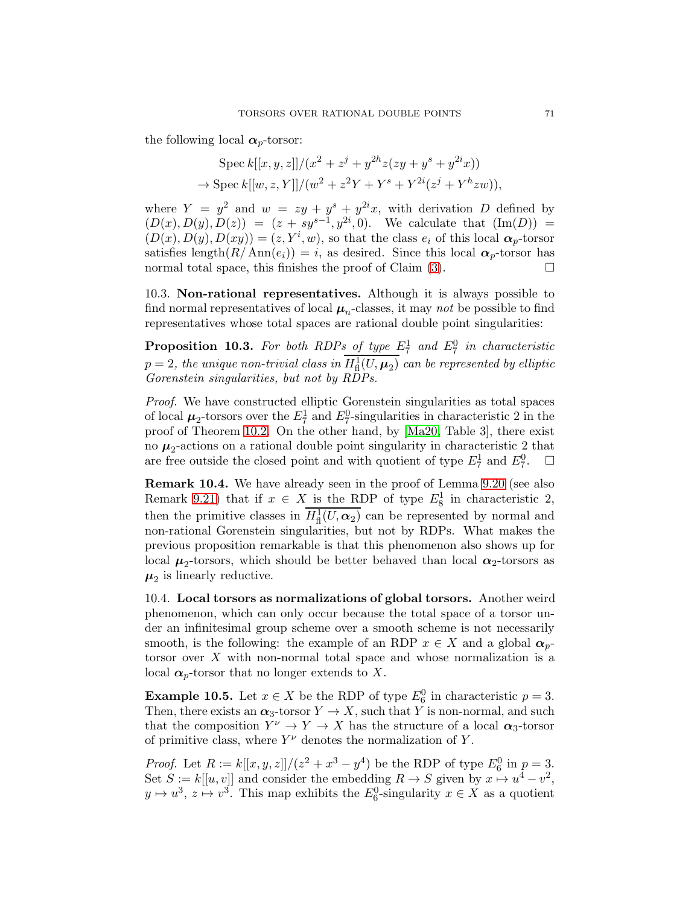the following local $\boldsymbol{\alpha}_p$-torsor:

$$\begin{aligned}
&\operatorname{Spec} k[[x,y,z]]/(x^2+z^j+y^{2h}z(zy+y^s+y^{2i}x))\\
&\to \operatorname{Spec} k[[w,z,Y]]/(w^2+z^2Y+Y^s+Y^{2i}(z^j+Y^hzw)),
\end{aligned}$$

where $Y = y^2$ and $w = zy + y^s + y^{2i}x$, with derivation $D$ defined by $(D(x), D(y), D(z)) = (z + sy^{s-1}, y^{2i}, 0)$. We calculate that $(\mathrm{Im}(D)) = (D(x), D(y), D(xy)) = (z, Y^i, w)$, so that the class $e_i$ of this local $\boldsymbol{\alpha}_p$-torsor satisfies $\mathrm{length}(R/\operatorname{Ann}(e_i)) = i$, as desired. Since this local $\boldsymbol{\alpha}_p$-torsor has normal total space, this finishes the proof of Claim (3). $\square$

10.3. **Non-rational representatives.** Although it is always possible to find normal representatives of local $\boldsymbol{\mu}_n$-classes, it may *not* be possible to find representatives whose total spaces are rational double point singularities:

**Proposition 10.3.** *For both RDPs of type $E_7^1$ and $E_7^0$ in characteristic $p = 2$, the unique non-trivial class in $\overline{H^1_{\mathrm{fl}}(U, \boldsymbol{\mu}_2)}$ can be represented by elliptic Gorenstein singularities, but not by RDPs.*

*Proof.* We have constructed elliptic Gorenstein singularities as total spaces of local $\boldsymbol{\mu}_2$-torsors over the $E_7^1$ and $E_7^0$-singularities in characteristic 2 in the proof of Theorem 10.2. On the other hand, by [Ma20, Table 3], there exist no $\boldsymbol{\mu}_2$-actions on a rational double point singularity in characteristic 2 that are free outside the closed point and with quotient of type $E_7^1$ and $E_7^0$. $\square$

**Remark 10.4.** We have already seen in the proof of Lemma 9.20 (see also Remark 9.21) that if $x \in X$ is the RDP of type $E_8^1$ in characteristic 2, then the primitive classes in $\overline{H^1_{\mathrm{fl}}(U, \boldsymbol{\alpha}_2)}$ can be represented by normal and non-rational Gorenstein singularities, but not by RDPs. What makes the previous proposition remarkable is that this phenomenon also shows up for local $\boldsymbol{\mu}_2$-torsors, which should be better behaved than local $\boldsymbol{\alpha}_2$-torsors as $\boldsymbol{\mu}_2$ is linearly reductive.

10.4. **Local torsors as normalizations of global torsors.** Another weird phenomenon, which can only occur because the total space of a torsor under an infinitesimal group scheme over a smooth scheme is not necessarily smooth, is the following: the example of an RDP $x \in X$ and a global $\boldsymbol{\alpha}_p$-torsor over $X$ with non-normal total space and whose normalization is a local $\boldsymbol{\alpha}_p$-torsor that no longer extends to $X$.

**Example 10.5.** Let $x \in X$ be the RDP of type $E_6^0$ in characteristic $p = 3$. Then, there exists an $\boldsymbol{\alpha}_3$-torsor $Y \to X$, such that $Y$ is non-normal, and such that the composition $Y^\nu \to Y \to X$ has the structure of a local $\boldsymbol{\alpha}_3$-torsor of primitive class, where $Y^\nu$ denotes the normalization of $Y$.

*Proof.* Let $R := k[[x,y,z]]/(z^2 + x^3 - y^4)$ be the RDP of type $E_6^0$ in $p = 3$. Set $S := k[[u,v]]$ and consider the embedding $R \to S$ given by $x \mapsto u^4 - v^2$, $y \mapsto u^3$, $z \mapsto v^3$. This map exhibits the $E_6^0$-singularity $x \in X$ as a quotient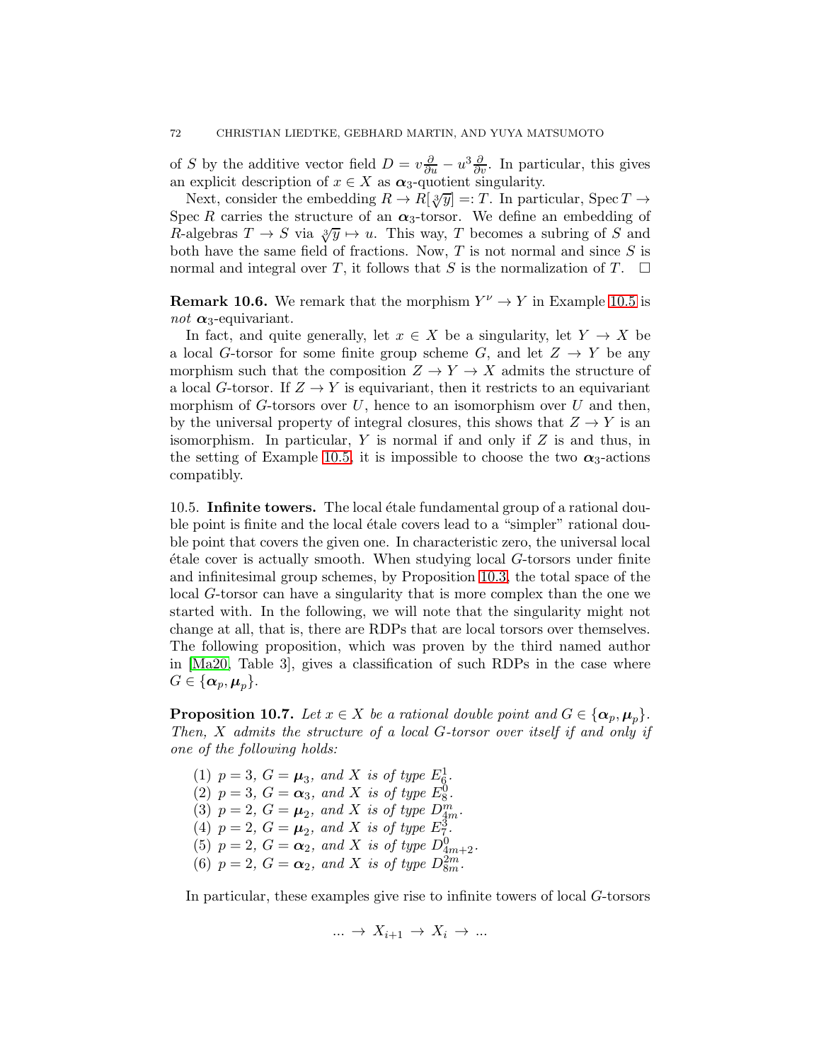of $S$ by the additive vector field $D = v\frac{\partial}{\partial u} - u^3\frac{\partial}{\partial v}$. In particular, this gives an explicit description of $x \in X$ as $\boldsymbol{\alpha}_3$-quotient singularity.

Next, consider the embedding $R \to R[\sqrt[3]{y}] =: T$. In particular, $\operatorname{Spec} T \to \operatorname{Spec} R$ carries the structure of an $\boldsymbol{\alpha}_3$-torsor. We define an embedding of $R$-algebras $T \to S$ via $\sqrt[3]{y} \mapsto u$. This way, $T$ becomes a subring of $S$ and both have the same field of fractions. Now, $T$ is not normal and since $S$ is normal and integral over $T$, it follows that $S$ is the normalization of $T$. $\square$

**Remark 10.6.** We remark that the morphism $Y^\nu \to Y$ in Example 10.5 is *not* $\boldsymbol{\alpha}_3$-equivariant.

In fact, and quite generally, let $x \in X$ be a singularity, let $Y \to X$ be a local $G$-torsor for some finite group scheme $G$, and let $Z \to Y$ be any morphism such that the composition $Z \to Y \to X$ admits the structure of a local $G$-torsor. If $Z \to Y$ is equivariant, then it restricts to an equivariant morphism of $G$-torsors over $U$, hence to an isomorphism over $U$ and then, by the universal property of integral closures, this shows that $Z \to Y$ is an isomorphism. In particular, $Y$ is normal if and only if $Z$ is and thus, in the setting of Example 10.5, it is impossible to choose the two $\boldsymbol{\alpha}_3$-actions compatibly.

10.5. **Infinite towers.** The local étale fundamental group of a rational double point is finite and the local étale covers lead to a "simpler" rational double point that covers the given one. In characteristic zero, the universal local étale cover is actually smooth. When studying local $G$-torsors under finite and infinitesimal group schemes, by Proposition 10.3, the total space of the local $G$-torsor can have a singularity that is more complex than the one we started with. In the following, we will note that the singularity might not change at all, that is, there are RDPs that are local torsors over themselves. The following proposition, which was proven by the third named author in [Ma20, Table 3], gives a classification of such RDPs in the case where $G \in \{\boldsymbol{\alpha}_p, \boldsymbol{\mu}_p\}$.

**Proposition 10.7.** *Let $x \in X$ be a rational double point and $G \in \{\boldsymbol{\alpha}_p, \boldsymbol{\mu}_p\}$. Then, $X$ admits the structure of a local $G$-torsor over itself if and only if one of the following holds:*

1. *$p = 3$, $G = \boldsymbol{\mu}_3$, and $X$ is of type $E_6^1$.*
2. *$p = 3$, $G = \boldsymbol{\alpha}_3$, and $X$ is of type $E_8^0$.*
3. *$p = 2$, $G = \boldsymbol{\mu}_2$, and $X$ is of type $D_{4m}^m$.*
4. *$p = 2$, $G = \boldsymbol{\mu}_2$, and $X$ is of type $E_7^3$.*
5. *$p = 2$, $G = \boldsymbol{\alpha}_2$, and $X$ is of type $D_{4m+2}^0$.*
6. *$p = 2$, $G = \boldsymbol{\alpha}_2$, and $X$ is of type $D_{8m}^{2m}$.*

In particular, these examples give rise to infinite towers of local $G$-torsors

$$\ldots \to X_{i+1} \to X_i \to \ldots$$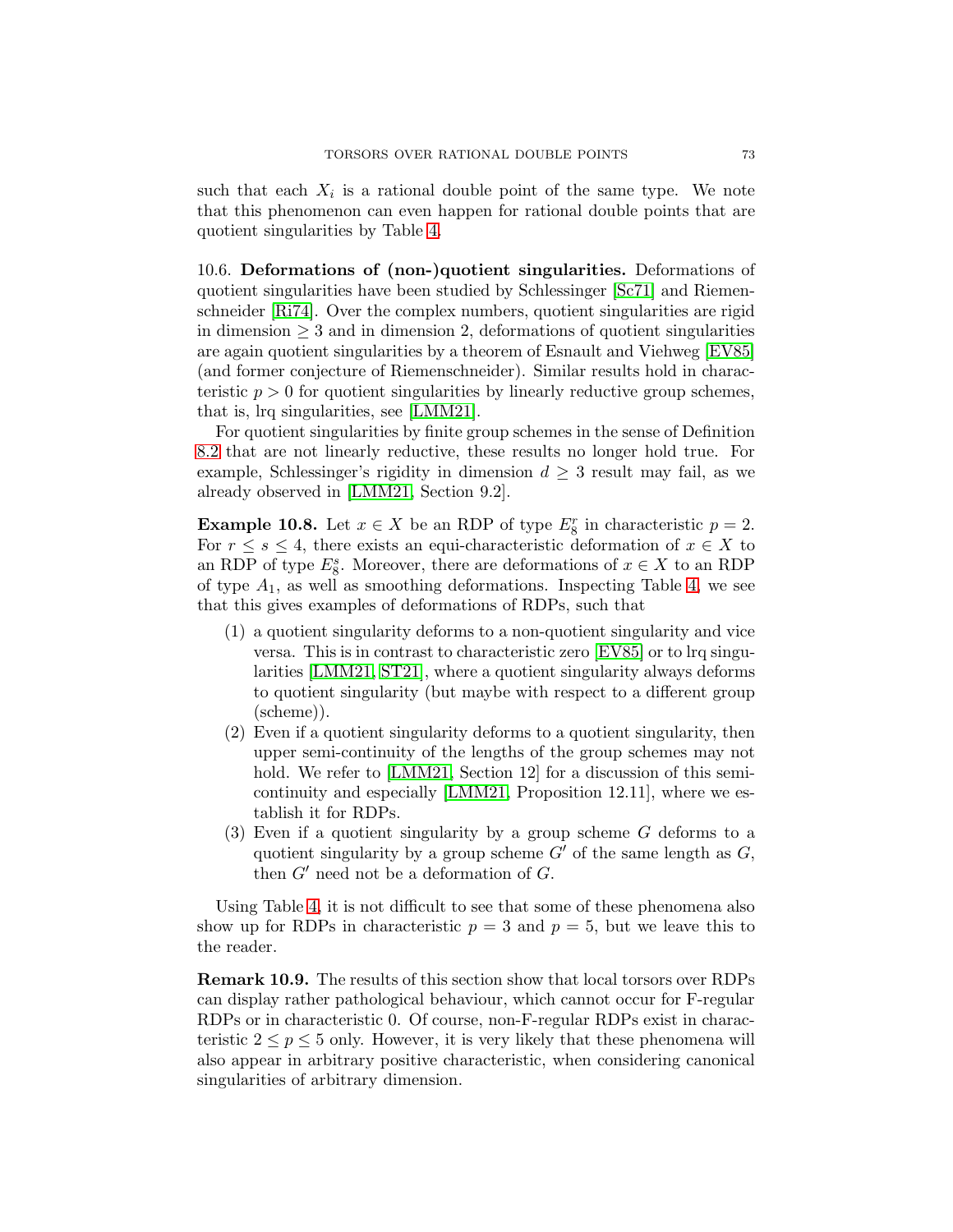such that each $X_i$ is a rational double point of the same type. We note that this phenomenon can even happen for rational double points that are quotient singularities by Table 4.

10.6. **Deformations of (non-)quotient singularities.** Deformations of quotient singularities have been studied by Schlessinger [Sc71] and Riemenschneider [Ri74]. Over the complex numbers, quotient singularities are rigid in dimension $\geq 3$ and in dimension 2, deformations of quotient singularities are again quotient singularities by a theorem of Esnault and Viehweg [EV85] (and former conjecture of Riemenschneider). Similar results hold in characteristic $p > 0$ for quotient singularities by linearly reductive group schemes, that is, lrq singularities, see [LMM21].

For quotient singularities by finite group schemes in the sense of Definition 8.2 that are not linearly reductive, these results no longer hold true. For example, Schlessinger's rigidity in dimension $d \geq 3$ result may fail, as we already observed in [LMM21, Section 9.2].

**Example 10.8.** Let $x \in X$ be an RDP of type $E_8^r$ in characteristic $p = 2$. For $r \leq s \leq 4$, there exists an equi-characteristic deformation of $x \in X$ to an RDP of type $E_8^s$. Moreover, there are deformations of $x \in X$ to an RDP of type $A_1$, as well as smoothing deformations. Inspecting Table 4, we see that this gives examples of deformations of RDPs, such that

1. a quotient singularity deforms to a non-quotient singularity and vice versa. This is in contrast to characteristic zero [EV85] or to lrq singularities [LMM21, ST21], where a quotient singularity always deforms to quotient singularity (but maybe with respect to a different group (scheme)).
2. Even if a quotient singularity deforms to a quotient singularity, then upper semi-continuity of the lengths of the group schemes may not hold. We refer to [LMM21, Section 12] for a discussion of this semi-continuity and especially [LMM21, Proposition 12.11], where we establish it for RDPs.
3. Even if a quotient singularity by a group scheme $G$ deforms to a quotient singularity by a group scheme $G'$ of the same length as $G$, then $G'$ need not be a deformation of $G$.

Using Table 4, it is not difficult to see that some of these phenomena also show up for RDPs in characteristic $p = 3$ and $p = 5$, but we leave this to the reader.

**Remark 10.9.** The results of this section show that local torsors over RDPs can display rather pathological behaviour, which cannot occur for F-regular RDPs or in characteristic 0. Of course, non-F-regular RDPs exist in characteristic $2 \leq p \leq 5$ only. However, it is very likely that these phenomena will also appear in arbitrary positive characteristic, when considering canonical singularities of arbitrary dimension.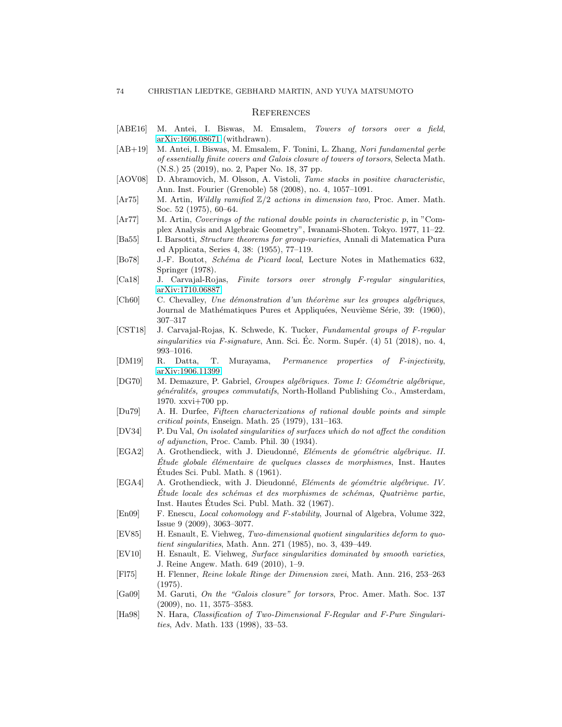## References

- [ABE16] M. Antei, I. Biswas, M. Emsalem, *Towers of torsors over a field*, arXiv:1606.08671 (withdrawn).
- [AB+19] M. Antei, I. Biswas, M. Emsalem, F. Tonini, L. Zhang, *Nori fundamental gerbe of essentially finite covers and Galois closure of towers of torsors*, Selecta Math. (N.S.) 25 (2019), no. 2, Paper No. 18, 37 pp.
- [AOV08] D. Abramovich, M. Olsson, A. Vistoli, *Tame stacks in positive characteristic*, Ann. Inst. Fourier (Grenoble) 58 (2008), no. 4, 1057–1091.
- [Ar75] M. Artin, *Wildly ramified $\mathbb{Z}/2$ actions in dimension two*, Proc. Amer. Math. Soc. 52 (1975), 60–64.
- [Ar77] M. Artin, *Coverings of the rational double points in characteristic p*, in "Complex Analysis and Algebraic Geometry", Iwanami-Shoten. Tokyo. 1977, 11–22.
- [Ba55] I. Barsotti, *Structure theorems for group-varieties*, Annali di Matematica Pura ed Applicata, Series 4, 38: (1955), 77–119.
- [Bo78] J.-F. Boutot, *Schéma de Picard local*, Lecture Notes in Mathematics 632, Springer (1978).
- [Ca18] J. Carvajal-Rojas, *Finite torsors over strongly F-regular singularities*, arXiv:1710.06887
- [Ch60] C. Chevalley, *Une démonstration d'un théorème sur les groupes algébriques*, Journal de Mathématiques Pures et Appliquées, Neuvième Série, 39: (1960), 307–317
- [CST18] J. Carvajal-Rojas, K. Schwede, K. Tucker, *Fundamental groups of F-regular singularities via F-signature*, Ann. Sci. Éc. Norm. Supér. (4) 51 (2018), no. 4, 993–1016.
- [DM19] R. Datta, T. Murayama, *Permanence properties of F-injectivity*, arXiv:1906.11399
- [DG70] M. Demazure, P. Gabriel, *Groupes algébriques. Tome I: Géométrie algébrique, généralités, groupes commutatifs*, North-Holland Publishing Co., Amsterdam, 1970. xxvi+700 pp.
- [Du79] A. H. Durfee, *Fifteen characterizations of rational double points and simple critical points*, Enseign. Math. 25 (1979), 131–163.
- [DV34] P. Du Val, *On isolated singularities of surfaces which do not affect the condition of adjunction*, Proc. Camb. Phil. 30 (1934).
- [EGA2] A. Grothendieck, with J. Dieudonné, *Eléments de géométrie algébrique. II. Étude globale élémentaire de quelques classes de morphismes*, Inst. Hautes Études Sci. Publ. Math. 8 (1961).
- [EGA4] A. Grothendieck, with J. Dieudonné, *Eléments de géométrie algébrique. IV. Étude locale des schémas et des morphismes de schémas, Quatrième partie*, Inst. Hautes Études Sci. Publ. Math. 32 (1967).
- [En09] F. Enescu, *Local cohomology and F-stability*, Journal of Algebra, Volume 322, Issue 9 (2009), 3063–3077.
- [EV85] H. Esnault, E. Viehweg, *Two-dimensional quotient singularities deform to quotient singularities*, Math. Ann. 271 (1985), no. 3, 439–449.
- [EV10] H. Esnault, E. Viehweg, *Surface singularities dominated by smooth varieties*, J. Reine Angew. Math. 649 (2010), 1–9.
- [Fl75] H. Flenner, *Reine lokale Ringe der Dimension zwei*, Math. Ann. 216, 253–263 (1975).
- [Ga09] M. Garuti, *On the "Galois closure" for torsors*, Proc. Amer. Math. Soc. 137 (2009), no. 11, 3575–3583.
- [Ha98] N. Hara, *Classification of Two-Dimensional F-Regular and F-Pure Singularities*, Adv. Math. 133 (1998), 33–53.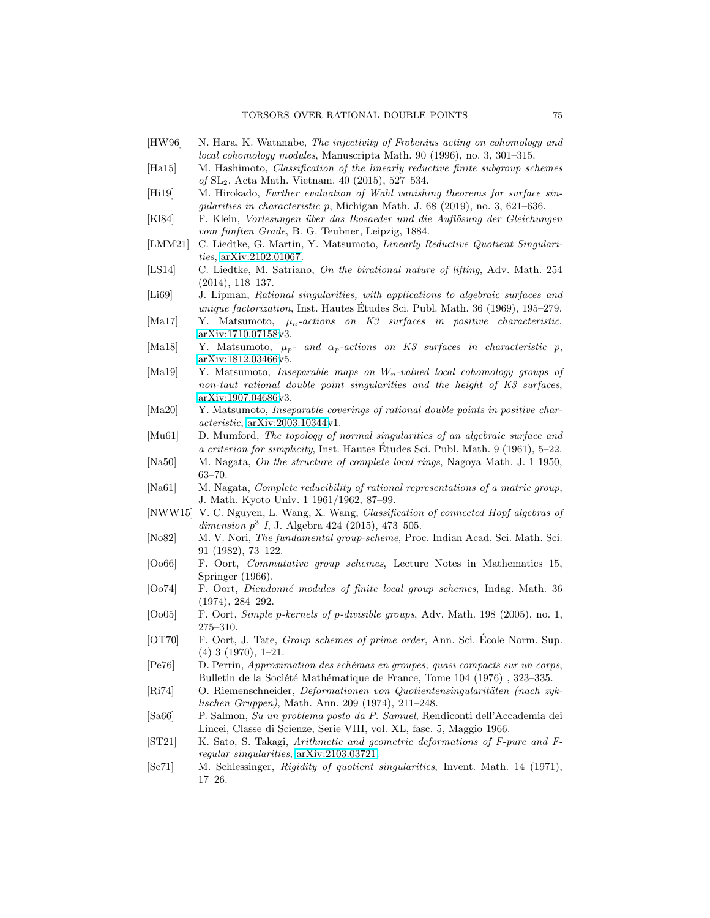- [HW96] N. Hara, K. Watanabe, *The injectivity of Frobenius acting on cohomology and local cohomology modules*, Manuscripta Math. 90 (1996), no. 3, 301–315.
- [Ha15] M. Hashimoto, *Classification of the linearly reductive finite subgroup schemes of* $\mathrm{SL}_2$, Acta Math. Vietnam. 40 (2015), 527–534.
- [Hi19] M. Hirokado, *Further evaluation of Wahl vanishing theorems for surface singularities in characteristic p*, Michigan Math. J. 68 (2019), no. 3, 621–636.
- [Kl84] F. Klein, *Vorlesungen über das Ikosaeder und die Auflösung der Gleichungen vom fünften Grade*, B. G. Teubner, Leipzig, 1884.
- [LMM21] C. Liedtke, G. Martin, Y. Matsumoto, *Linearly Reductive Quotient Singularities*, arXiv:2102.01067.
- [LS14] C. Liedtke, M. Satriano, *On the birational nature of lifting*, Adv. Math. 254 (2014), 118–137.
- [Li69] J. Lipman, *Rational singularities, with applications to algebraic surfaces and unique factorization*, Inst. Hautes Études Sci. Publ. Math. 36 (1969), 195–279.
- [Ma17] Y. Matsumoto, *$\mu_n$-actions on K3 surfaces in positive characteristic*, arXiv:1710.07158v3.
- [Ma18] Y. Matsumoto, *$\mu_p$- and $\alpha_p$-actions on K3 surfaces in characteristic p*, arXiv:1812.03466v5.
- [Ma19] Y. Matsumoto, *Inseparable maps on $W_n$-valued local cohomology groups of non-taut rational double point singularities and the height of K3 surfaces*, arXiv:1907.04686v3.
- [Ma20] Y. Matsumoto, *Inseparable coverings of rational double points in positive characteristic*, arXiv:2003.10344v1.
- [Mu61] D. Mumford, *The topology of normal singularities of an algebraic surface and a criterion for simplicity*, Inst. Hautes Études Sci. Publ. Math. 9 (1961), 5–22.
- [Na50] M. Nagata, *On the structure of complete local rings*, Nagoya Math. J. 1 1950, 63–70.
- [Na61] M. Nagata, *Complete reducibility of rational representations of a matric group*, J. Math. Kyoto Univ. 1 1961/1962, 87–99.
- [NWW15] V. C. Nguyen, L. Wang, X. Wang, *Classification of connected Hopf algebras of dimension $p^3$ I*, J. Algebra 424 (2015), 473–505.
- [No82] M. V. Nori, *The fundamental group-scheme*, Proc. Indian Acad. Sci. Math. Sci. 91 (1982), 73–122.
- [Oo66] F. Oort, *Commutative group schemes*, Lecture Notes in Mathematics 15, Springer (1966).
- [Oo74] F. Oort, *Dieudonné modules of finite local group schemes*, Indag. Math. 36 (1974), 284–292.
- [Oo05] F. Oort, *Simple p-kernels of p-divisible groups*, Adv. Math. 198 (2005), no. 1, 275–310.
- [OT70] F. Oort, J. Tate, *Group schemes of prime order*, Ann. Sci. École Norm. Sup. (4) 3 (1970), 1–21.
- [Pe76] D. Perrin, *Approximation des schémas en groupes, quasi compacts sur un corps*, Bulletin de la Société Mathématique de France, Tome 104 (1976) , 323–335.
- [Ri74] O. Riemenschneider, *Deformationen von Quotientensingularitäten (nach zyklischen Gruppen)*, Math. Ann. 209 (1974), 211–248.
- [Sa66] P. Salmon, *Su un problema posto da P. Samuel*, Rendiconti dell'Accademia dei Lincei, Classe di Scienze, Serie VIII, vol. XL, fasc. 5, Maggio 1966.
- [ST21] K. Sato, S. Takagi, *Arithmetic and geometric deformations of F-pure and F-regular singularities*, arXiv:2103.03721.
- [Sc71] M. Schlessinger, *Rigidity of quotient singularities*, Invent. Math. 14 (1971), 17–26.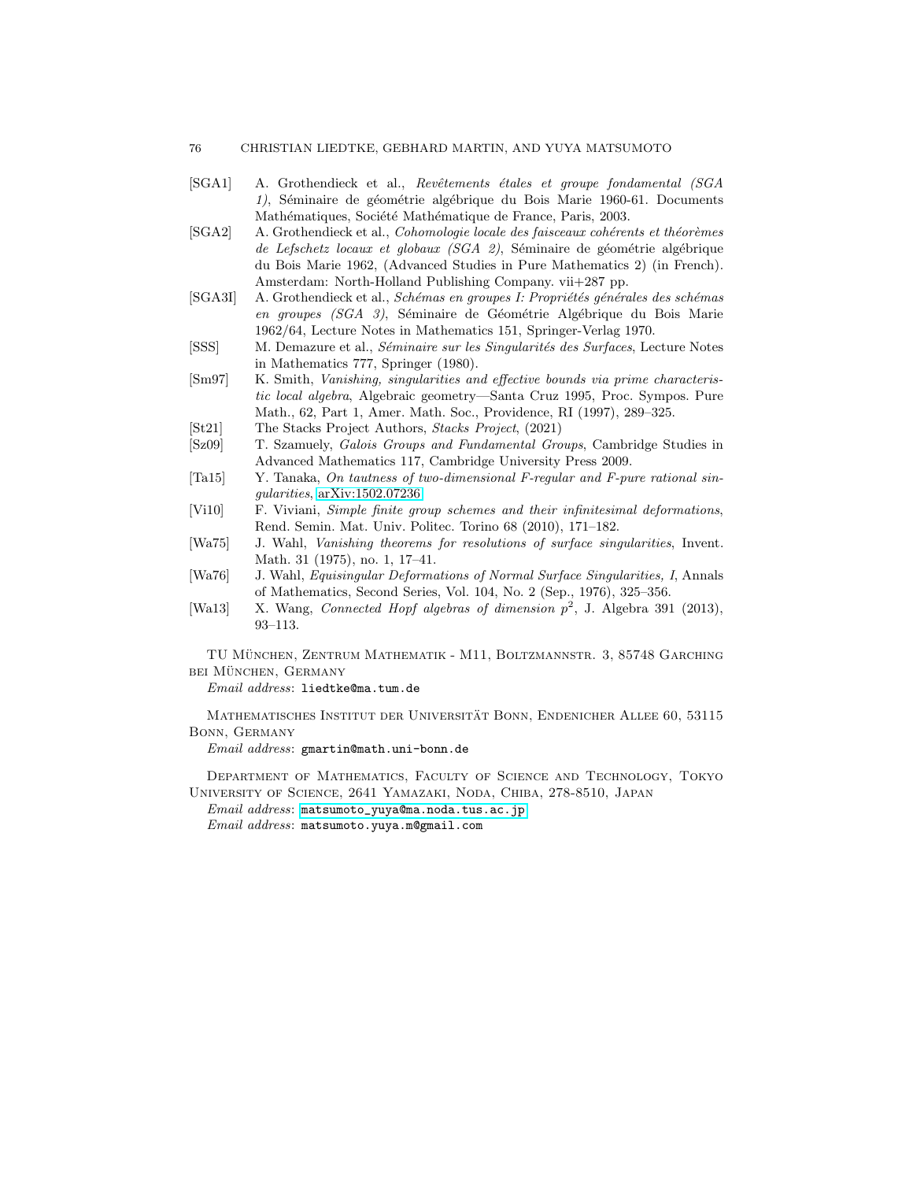[SGA1] A. Grothendieck et al., *Revêtements étales et groupe fondamental (SGA 1)*, Séminaire de géométrie algébrique du Bois Marie 1960-61. Documents Mathématiques, Société Mathématique de France, Paris, 2003.

[SGA2] A. Grothendieck et al., *Cohomologie locale des faisceaux cohérents et théorèmes de Lefschetz locaux et globaux (SGA 2)*, Séminaire de géométrie algébrique du Bois Marie 1962, (Advanced Studies in Pure Mathematics 2) (in French). Amsterdam: North-Holland Publishing Company. vii+287 pp.

[SGA3I] A. Grothendieck et al., *Schémas en groupes I: Propriétés générales des schémas en groupes (SGA 3)*, Séminaire de Géométrie Algébrique du Bois Marie 1962/64, Lecture Notes in Mathematics 151, Springer-Verlag 1970.

[SSS] M. Demazure et al., *Séminaire sur les Singularités des Surfaces*, Lecture Notes in Mathematics 777, Springer (1980).

[Sm97] K. Smith, *Vanishing, singularities and effective bounds via prime characteristic local algebra*, Algebraic geometry—Santa Cruz 1995, Proc. Sympos. Pure Math., 62, Part 1, Amer. Math. Soc., Providence, RI (1997), 289–325.

[St21] The Stacks Project Authors, *Stacks Project*, (2021)

[Sz09] T. Szamuely, *Galois Groups and Fundamental Groups*, Cambridge Studies in Advanced Mathematics 117, Cambridge University Press 2009.

[Ta15] Y. Tanaka, *On tautness of two-dimensional F-regular and F-pure rational singularities*, arXiv:1502.07236

[Vi10] F. Viviani, *Simple finite group schemes and their infinitesimal deformations*, Rend. Semin. Mat. Univ. Politec. Torino 68 (2010), 171–182.

[Wa75] J. Wahl, *Vanishing theorems for resolutions of surface singularities*, Invent. Math. 31 (1975), no. 1, 17–41.

[Wa76] J. Wahl, *Equisingular Deformations of Normal Surface Singularities, I*, Annals of Mathematics, Second Series, Vol. 104, No. 2 (Sep., 1976), 325–356.

[Wa13] X. Wang, *Connected Hopf algebras of dimension $p^2$*, J. Algebra 391 (2013), 93–113.

TU München, Zentrum Mathematik - M11, Boltzmannstr. 3, 85748 Garching bei München, Germany

*Email address*: liedtke@ma.tum.de

Mathematisches Institut der Universität Bonn, Endenicher Allee 60, 53115 Bonn, Germany

*Email address*: gmartin@math.uni-bonn.de

Department of Mathematics, Faculty of Science and Technology, Tokyo University of Science, 2641 Yamazaki, Noda, Chiba, 278-8510, Japan

*Email address*: matsumoto_yuya@ma.noda.tus.ac.jp

*Email address*: matsumoto.yuya.m@gmail.com